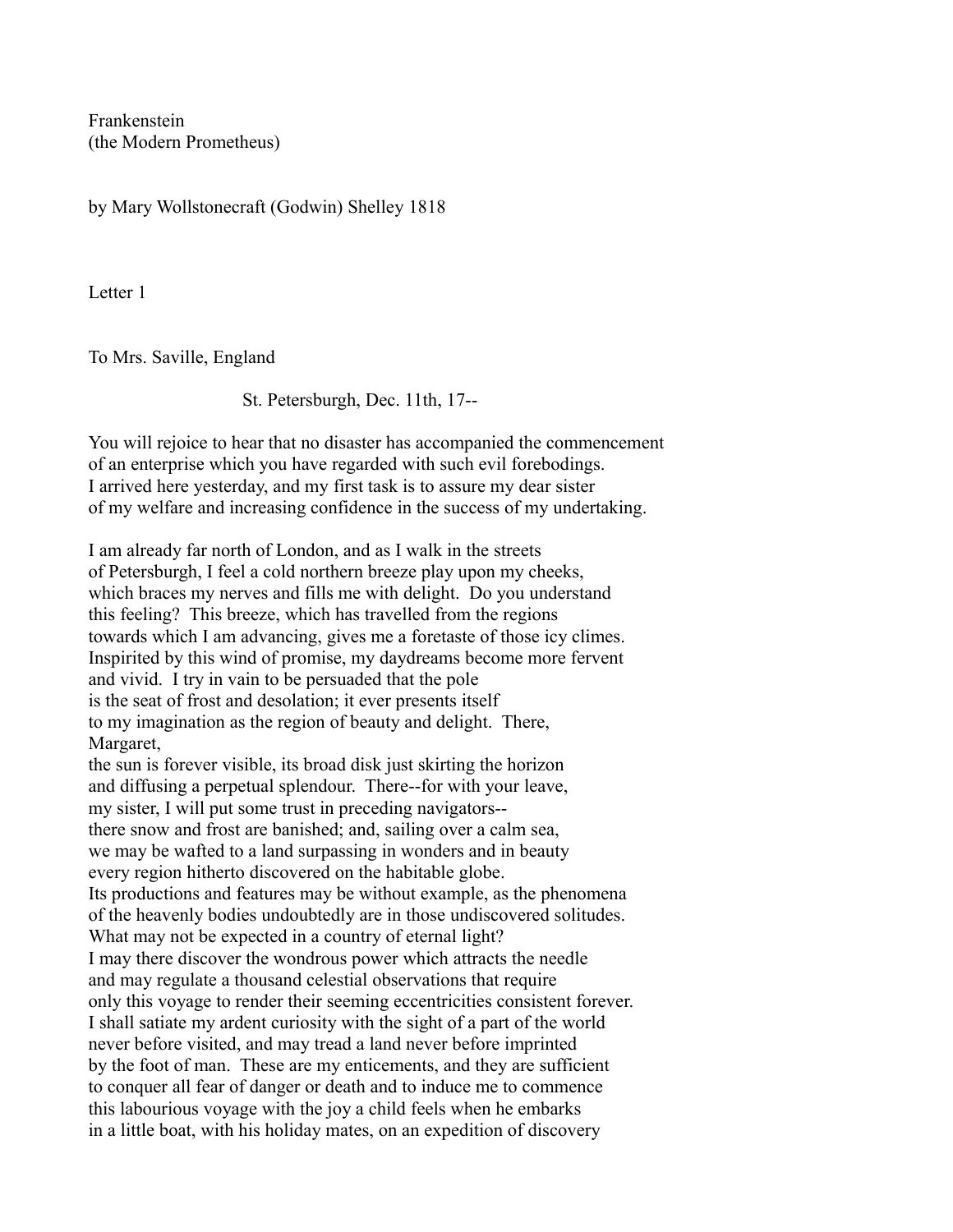# Frankenstein
(the Modern Prometheus)

by Mary Wollstonecraft (Godwin) Shelley 1818

## Letter 1

To Mrs. Saville, England

St. Petersburgh, Dec. 11th, 17--

You will rejoice to hear that no disaster has accompanied the commencement of an enterprise which you have regarded with such evil forebodings. I arrived here yesterday, and my first task is to assure my dear sister of my welfare and increasing confidence in the success of my undertaking.

I am already far north of London, and as I walk in the streets of Petersburgh, I feel a cold northern breeze play upon my cheeks, which braces my nerves and fills me with delight. Do you understand this feeling? This breeze, which has travelled from the regions towards which I am advancing, gives me a foretaste of those icy climes. Inspirited by this wind of promise, my daydreams become more fervent and vivid. I try in vain to be persuaded that the pole is the seat of frost and desolation; it ever presents itself to my imagination as the region of beauty and delight. There, Margaret, the sun is forever visible, its broad disk just skirting the horizon and diffusing a perpetual splendour. There--for with your leave, my sister, I will put some trust in preceding navigators-- there snow and frost are banished; and, sailing over a calm sea, we may be wafted to a land surpassing in wonders and in beauty every region hitherto discovered on the habitable globe. Its productions and features may be without example, as the phenomena of the heavenly bodies undoubtedly are in those undiscovered solitudes. What may not be expected in a country of eternal light? I may there discover the wondrous power which attracts the needle and may regulate a thousand celestial observations that require only this voyage to render their seeming eccentricities consistent forever. I shall satiate my ardent curiosity with the sight of a part of the world never before visited, and may tread a land never before imprinted by the foot of man. These are my enticements, and they are sufficient to conquer all fear of danger or death and to induce me to commence this labourious voyage with the joy a child feels when he embarks in a little boat, with his holiday mates, on an expedition of discovery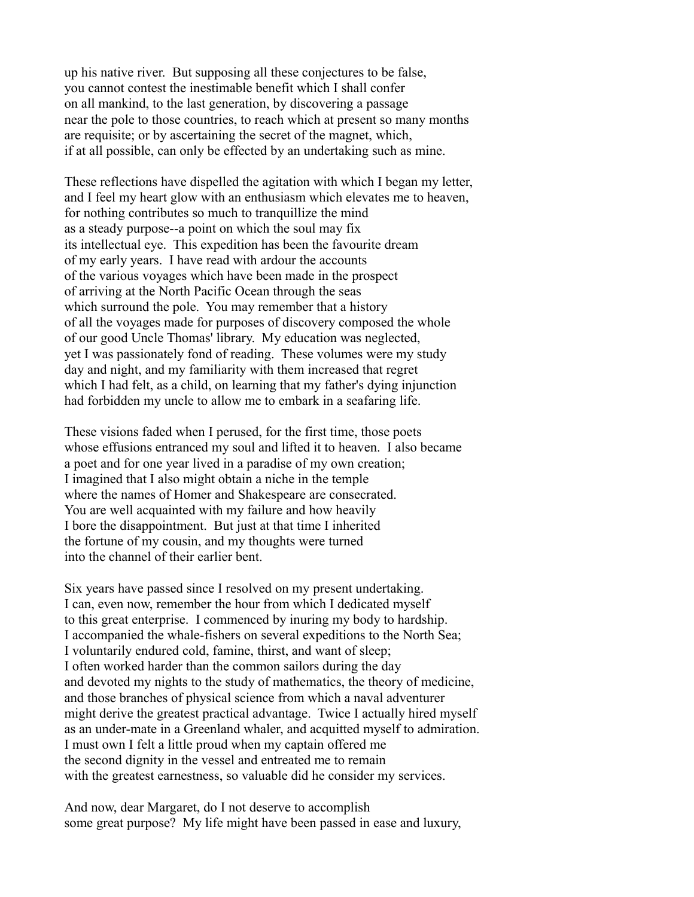up his native river. But supposing all these conjectures to be false, you cannot contest the inestimable benefit which I shall confer on all mankind, to the last generation, by discovering a passage near the pole to those countries, to reach which at present so many months are requisite; or by ascertaining the secret of the magnet, which, if at all possible, can only be effected by an undertaking such as mine.

These reflections have dispelled the agitation with which I began my letter, and I feel my heart glow with an enthusiasm which elevates me to heaven, for nothing contributes so much to tranquillize the mind as a steady purpose--a point on which the soul may fix its intellectual eye. This expedition has been the favourite dream of my early years. I have read with ardour the accounts of the various voyages which have been made in the prospect of arriving at the North Pacific Ocean through the seas which surround the pole. You may remember that a history of all the voyages made for purposes of discovery composed the whole of our good Uncle Thomas' library. My education was neglected, yet I was passionately fond of reading. These volumes were my study day and night, and my familiarity with them increased that regret which I had felt, as a child, on learning that my father's dying injunction had forbidden my uncle to allow me to embark in a seafaring life.

These visions faded when I perused, for the first time, those poets whose effusions entranced my soul and lifted it to heaven. I also became a poet and for one year lived in a paradise of my own creation; I imagined that I also might obtain a niche in the temple where the names of Homer and Shakespeare are consecrated. You are well acquainted with my failure and how heavily I bore the disappointment. But just at that time I inherited the fortune of my cousin, and my thoughts were turned into the channel of their earlier bent.

Six years have passed since I resolved on my present undertaking. I can, even now, remember the hour from which I dedicated myself to this great enterprise. I commenced by inuring my body to hardship. I accompanied the whale-fishers on several expeditions to the North Sea; I voluntarily endured cold, famine, thirst, and want of sleep; I often worked harder than the common sailors during the day and devoted my nights to the study of mathematics, the theory of medicine, and those branches of physical science from which a naval adventurer might derive the greatest practical advantage. Twice I actually hired myself as an under-mate in a Greenland whaler, and acquitted myself to admiration. I must own I felt a little proud when my captain offered me the second dignity in the vessel and entreated me to remain with the greatest earnestness, so valuable did he consider my services.

And now, dear Margaret, do I not deserve to accomplish some great purpose? My life might have been passed in ease and luxury,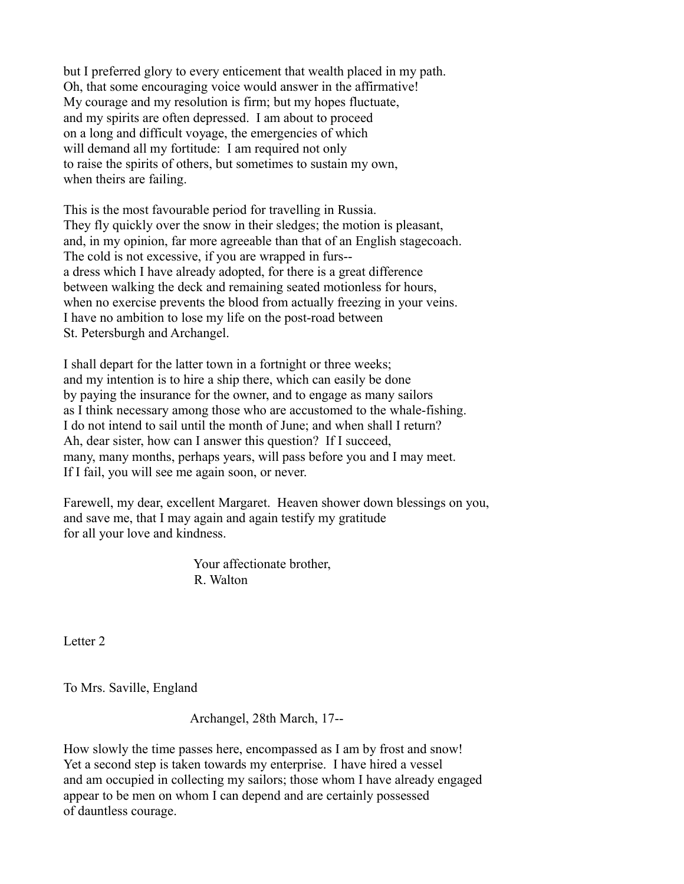but I preferred glory to every enticement that wealth placed in my path.
Oh, that some encouraging voice would answer in the affirmative!
My courage and my resolution is firm; but my hopes fluctuate,
and my spirits are often depressed. I am about to proceed
on a long and difficult voyage, the emergencies of which
will demand all my fortitude: I am required not only
to raise the spirits of others, but sometimes to sustain my own,
when theirs are failing.

This is the most favourable period for travelling in Russia.
They fly quickly over the snow in their sledges; the motion is pleasant,
and, in my opinion, far more agreeable than that of an English stagecoach.
The cold is not excessive, if you are wrapped in furs--
a dress which I have already adopted, for there is a great difference
between walking the deck and remaining seated motionless for hours,
when no exercise prevents the blood from actually freezing in your veins.
I have no ambition to lose my life on the post-road between
St. Petersburgh and Archangel.

I shall depart for the latter town in a fortnight or three weeks;
and my intention is to hire a ship there, which can easily be done
by paying the insurance for the owner, and to engage as many sailors
as I think necessary among those who are accustomed to the whale-fishing.
I do not intend to sail until the month of June; and when shall I return?
Ah, dear sister, how can I answer this question? If I succeed,
many, many months, perhaps years, will pass before you and I may meet.
If I fail, you will see me again soon, or never.

Farewell, my dear, excellent Margaret. Heaven shower down blessings on you,
and save me, that I may again and again testify my gratitude
for all your love and kindness.

Your affectionate brother,
R. Walton

## Letter 2

To Mrs. Saville, England

Archangel, 28th March, 17--

How slowly the time passes here, encompassed as I am by frost and snow!
Yet a second step is taken towards my enterprise. I have hired a vessel
and am occupied in collecting my sailors; those whom I have already engaged
appear to be men on whom I can depend and are certainly possessed
of dauntless courage.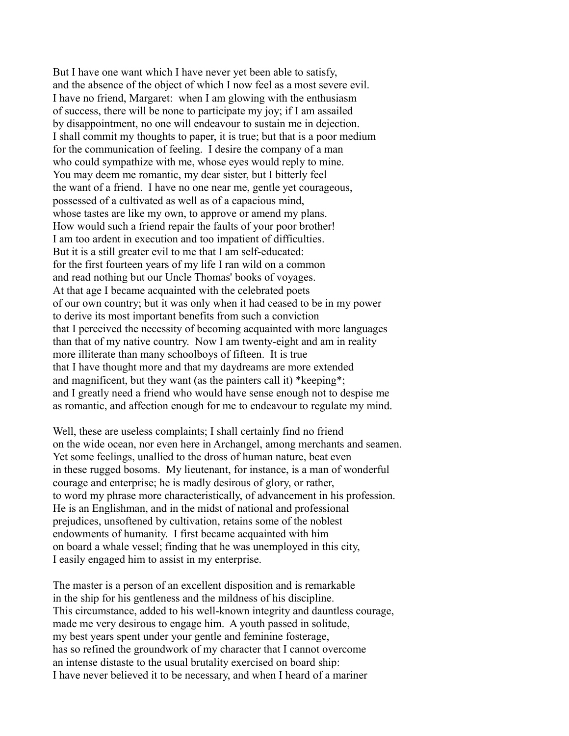But I have one want which I have never yet been able to satisfy,
and the absence of the object of which I now feel as a most severe evil.
I have no friend, Margaret: when I am glowing with the enthusiasm
of success, there will be none to participate my joy; if I am assailed
by disappointment, no one will endeavour to sustain me in dejection.
I shall commit my thoughts to paper, it is true; but that is a poor medium
for the communication of feeling. I desire the company of a man
who could sympathize with me, whose eyes would reply to mine.
You may deem me romantic, my dear sister, but I bitterly feel
the want of a friend. I have no one near me, gentle yet courageous,
possessed of a cultivated as well as of a capacious mind,
whose tastes are like my own, to approve or amend my plans.
How would such a friend repair the faults of your poor brother!
I am too ardent in execution and too impatient of difficulties.
But it is a still greater evil to me that I am self-educated:
for the first fourteen years of my life I ran wild on a common
and read nothing but our Uncle Thomas' books of voyages.
At that age I became acquainted with the celebrated poets
of our own country; but it was only when it had ceased to be in my power
to derive its most important benefits from such a conviction
that I perceived the necessity of becoming acquainted with more languages
than that of my native country. Now I am twenty-eight and am in reality
more illiterate than many schoolboys of fifteen. It is true
that I have thought more and that my daydreams are more extended
and magnificent, but they want (as the painters call it) *keeping*;
and I greatly need a friend who would have sense enough not to despise me
as romantic, and affection enough for me to endeavour to regulate my mind.

Well, these are useless complaints; I shall certainly find no friend
on the wide ocean, nor even here in Archangel, among merchants and seamen.
Yet some feelings, unallied to the dross of human nature, beat even
in these rugged bosoms. My lieutenant, for instance, is a man of wonderful
courage and enterprise; he is madly desirous of glory, or rather,
to word my phrase more characteristically, of advancement in his profession.
He is an Englishman, and in the midst of national and professional
prejudices, unsoftened by cultivation, retains some of the noblest
endowments of humanity. I first became acquainted with him
on board a whale vessel; finding that he was unemployed in this city,
I easily engaged him to assist in my enterprise.

The master is a person of an excellent disposition and is remarkable
in the ship for his gentleness and the mildness of his discipline.
This circumstance, added to his well-known integrity and dauntless courage,
made me very desirous to engage him. A youth passed in solitude,
my best years spent under your gentle and feminine fosterage,
has so refined the groundwork of my character that I cannot overcome
an intense distaste to the usual brutality exercised on board ship:
I have never believed it to be necessary, and when I heard of a mariner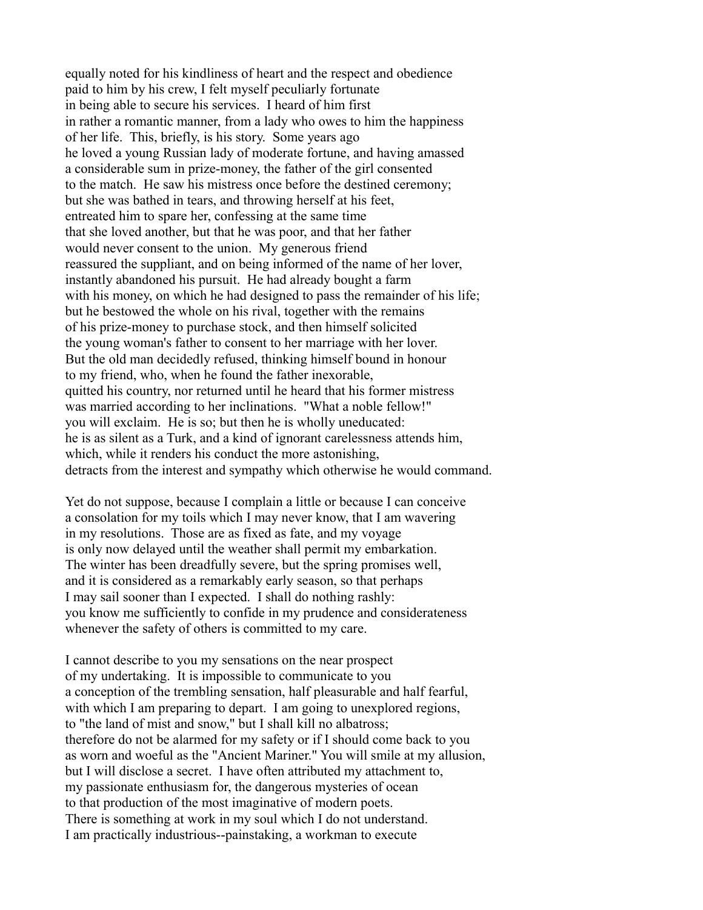equally noted for his kindliness of heart and the respect and obedience paid to him by his crew, I felt myself peculiarly fortunate in being able to secure his services. I heard of him first in rather a romantic manner, from a lady who owes to him the happiness of her life. This, briefly, is his story. Some years ago he loved a young Russian lady of moderate fortune, and having amassed a considerable sum in prize-money, the father of the girl consented to the match. He saw his mistress once before the destined ceremony; but she was bathed in tears, and throwing herself at his feet, entreated him to spare her, confessing at the same time that she loved another, but that he was poor, and that her father would never consent to the union. My generous friend reassured the suppliant, and on being informed of the name of her lover, instantly abandoned his pursuit. He had already bought a farm with his money, on which he had designed to pass the remainder of his life; but he bestowed the whole on his rival, together with the remains of his prize-money to purchase stock, and then himself solicited the young woman's father to consent to her marriage with her lover. But the old man decidedly refused, thinking himself bound in honour to my friend, who, when he found the father inexorable, quitted his country, nor returned until he heard that his former mistress was married according to her inclinations. "What a noble fellow!" you will exclaim. He is so; but then he is wholly uneducated: he is as silent as a Turk, and a kind of ignorant carelessness attends him, which, while it renders his conduct the more astonishing, detracts from the interest and sympathy which otherwise he would command.

Yet do not suppose, because I complain a little or because I can conceive a consolation for my toils which I may never know, that I am wavering in my resolutions. Those are as fixed as fate, and my voyage is only now delayed until the weather shall permit my embarkation. The winter has been dreadfully severe, but the spring promises well, and it is considered as a remarkably early season, so that perhaps I may sail sooner than I expected. I shall do nothing rashly: you know me sufficiently to confide in my prudence and considerateness whenever the safety of others is committed to my care.

I cannot describe to you my sensations on the near prospect of my undertaking. It is impossible to communicate to you a conception of the trembling sensation, half pleasurable and half fearful, with which I am preparing to depart. I am going to unexplored regions, to "the land of mist and snow," but I shall kill no albatross; therefore do not be alarmed for my safety or if I should come back to you as worn and woeful as the "Ancient Mariner." You will smile at my allusion, but I will disclose a secret. I have often attributed my attachment to, my passionate enthusiasm for, the dangerous mysteries of ocean to that production of the most imaginative of modern poets. There is something at work in my soul which I do not understand. I am practically industrious--painstaking, a workman to execute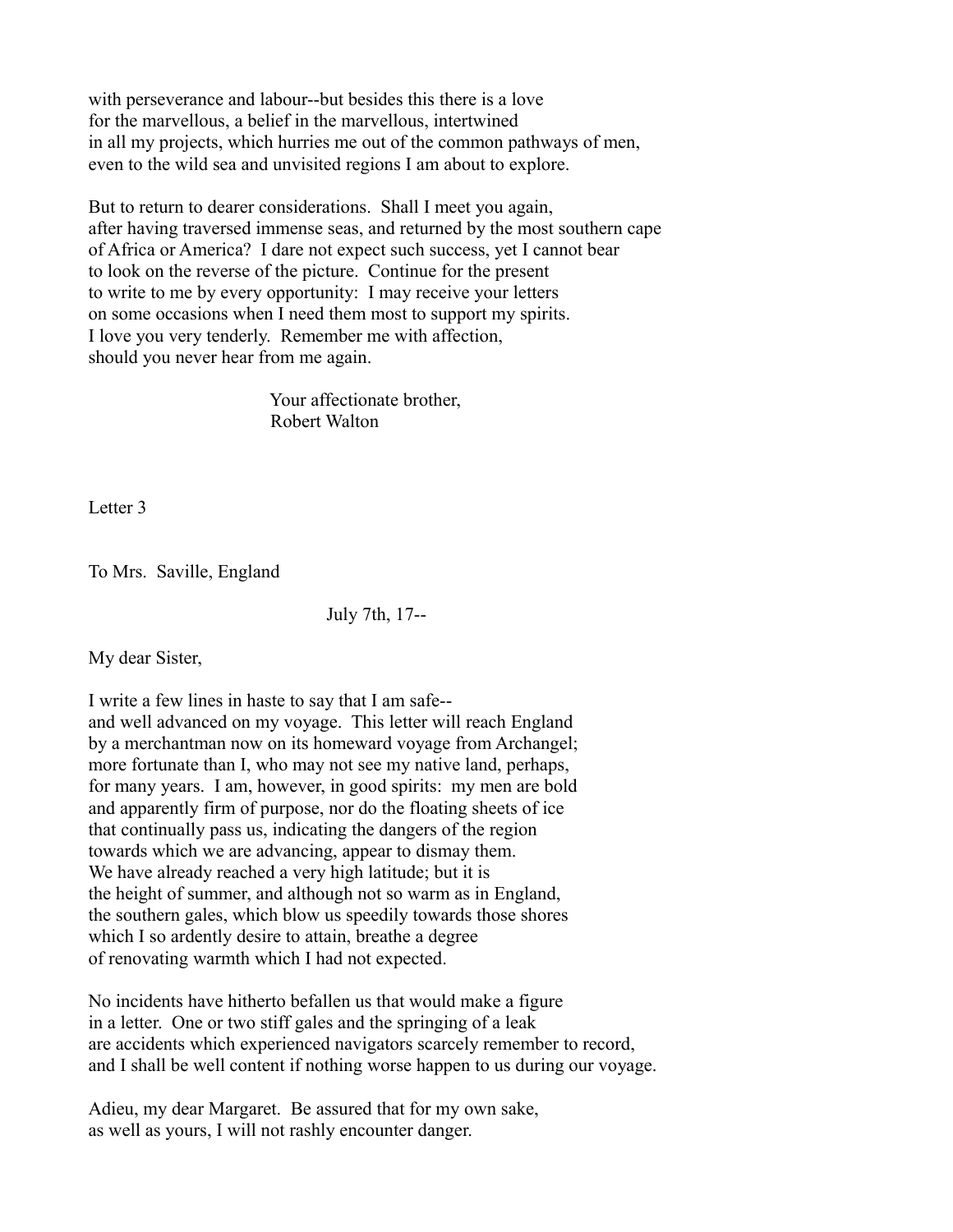with perseverance and labour--but besides this there is a love for the marvellous, a belief in the marvellous, intertwined in all my projects, which hurries me out of the common pathways of men, even to the wild sea and unvisited regions I am about to explore.

But to return to dearer considerations. Shall I meet you again, after having traversed immense seas, and returned by the most southern cape of Africa or America? I dare not expect such success, yet I cannot bear to look on the reverse of the picture. Continue for the present to write to me by every opportunity: I may receive your letters on some occasions when I need them most to support my spirits. I love you very tenderly. Remember me with affection, should you never hear from me again.

Your affectionate brother,
Robert Walton

## Letter 3

To Mrs. Saville, England

July 7th, 17--

My dear Sister,

I write a few lines in haste to say that I am safe-- and well advanced on my voyage. This letter will reach England by a merchantman now on its homeward voyage from Archangel; more fortunate than I, who may not see my native land, perhaps, for many years. I am, however, in good spirits: my men are bold and apparently firm of purpose, nor do the floating sheets of ice that continually pass us, indicating the dangers of the region towards which we are advancing, appear to dismay them. We have already reached a very high latitude; but it is the height of summer, and although not so warm as in England, the southern gales, which blow us speedily towards those shores which I so ardently desire to attain, breathe a degree of renovating warmth which I had not expected.

No incidents have hitherto befallen us that would make a figure in a letter. One or two stiff gales and the springing of a leak are accidents which experienced navigators scarcely remember to record, and I shall be well content if nothing worse happen to us during our voyage.

Adieu, my dear Margaret. Be assured that for my own sake, as well as yours, I will not rashly encounter danger.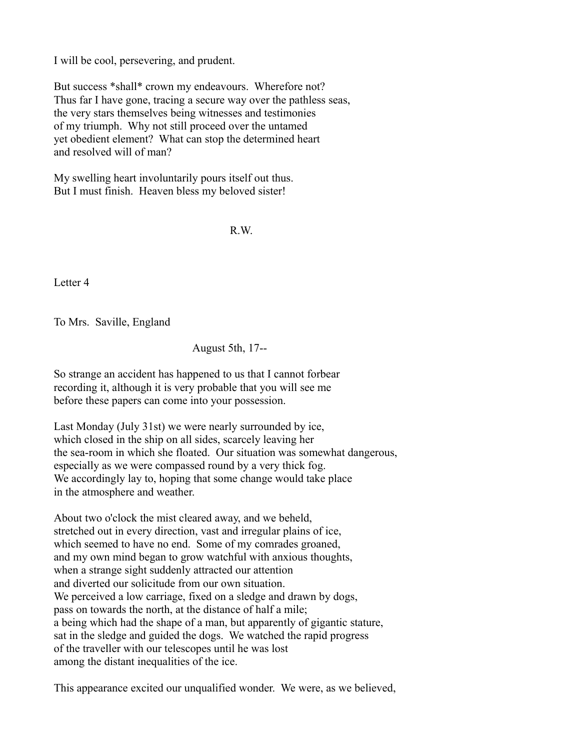I will be cool, persevering, and prudent.

But success *shall* crown my endeavours. Wherefore not? Thus far I have gone, tracing a secure way over the pathless seas, the very stars themselves being witnesses and testimonies of my triumph. Why not still proceed over the untamed yet obedient element? What can stop the determined heart and resolved will of man?

My swelling heart involuntarily pours itself out thus. But I must finish. Heaven bless my beloved sister!

R.W.

## Letter 4

To Mrs. Saville, England

August 5th, 17--

So strange an accident has happened to us that I cannot forbear recording it, although it is very probable that you will see me before these papers can come into your possession.

Last Monday (July 31st) we were nearly surrounded by ice, which closed in the ship on all sides, scarcely leaving her the sea-room in which she floated. Our situation was somewhat dangerous, especially as we were compassed round by a very thick fog. We accordingly lay to, hoping that some change would take place in the atmosphere and weather.

About two o'clock the mist cleared away, and we beheld, stretched out in every direction, vast and irregular plains of ice, which seemed to have no end. Some of my comrades groaned, and my own mind began to grow watchful with anxious thoughts, when a strange sight suddenly attracted our attention and diverted our solicitude from our own situation. We perceived a low carriage, fixed on a sledge and drawn by dogs, pass on towards the north, at the distance of half a mile; a being which had the shape of a man, but apparently of gigantic stature, sat in the sledge and guided the dogs. We watched the rapid progress of the traveller with our telescopes until he was lost among the distant inequalities of the ice.

This appearance excited our unqualified wonder. We were, as we believed,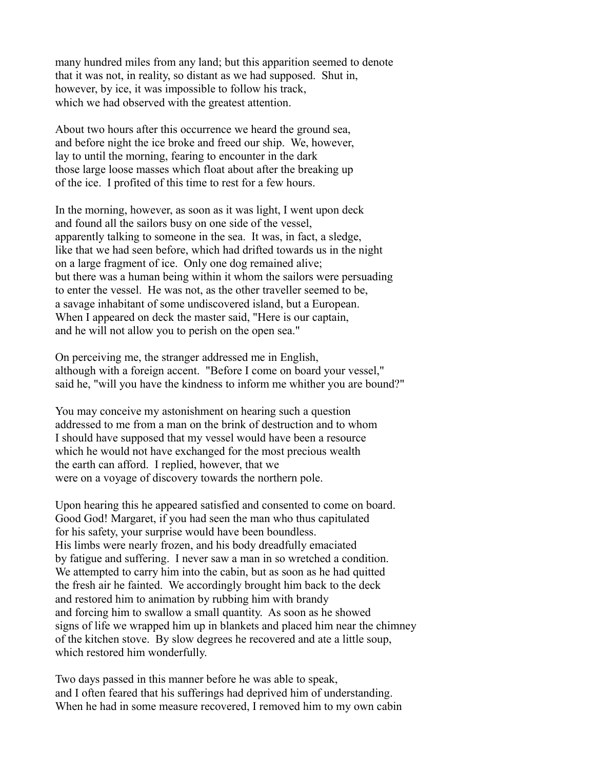many hundred miles from any land; but this apparition seemed to denote that it was not, in reality, so distant as we had supposed. Shut in, however, by ice, it was impossible to follow his track, which we had observed with the greatest attention.

About two hours after this occurrence we heard the ground sea, and before night the ice broke and freed our ship. We, however, lay to until the morning, fearing to encounter in the dark those large loose masses which float about after the breaking up of the ice. I profited of this time to rest for a few hours.

In the morning, however, as soon as it was light, I went upon deck and found all the sailors busy on one side of the vessel, apparently talking to someone in the sea. It was, in fact, a sledge, like that we had seen before, which had drifted towards us in the night on a large fragment of ice. Only one dog remained alive; but there was a human being within it whom the sailors were persuading to enter the vessel. He was not, as the other traveller seemed to be, a savage inhabitant of some undiscovered island, but a European. When I appeared on deck the master said, "Here is our captain, and he will not allow you to perish on the open sea."

On perceiving me, the stranger addressed me in English, although with a foreign accent. "Before I come on board your vessel," said he, "will you have the kindness to inform me whither you are bound?"

You may conceive my astonishment on hearing such a question addressed to me from a man on the brink of destruction and to whom I should have supposed that my vessel would have been a resource which he would not have exchanged for the most precious wealth the earth can afford. I replied, however, that we were on a voyage of discovery towards the northern pole.

Upon hearing this he appeared satisfied and consented to come on board. Good God! Margaret, if you had seen the man who thus capitulated for his safety, your surprise would have been boundless. His limbs were nearly frozen, and his body dreadfully emaciated by fatigue and suffering. I never saw a man in so wretched a condition. We attempted to carry him into the cabin, but as soon as he had quitted the fresh air he fainted. We accordingly brought him back to the deck and restored him to animation by rubbing him with brandy and forcing him to swallow a small quantity. As soon as he showed signs of life we wrapped him up in blankets and placed him near the chimney of the kitchen stove. By slow degrees he recovered and ate a little soup, which restored him wonderfully.

Two days passed in this manner before he was able to speak, and I often feared that his sufferings had deprived him of understanding. When he had in some measure recovered, I removed him to my own cabin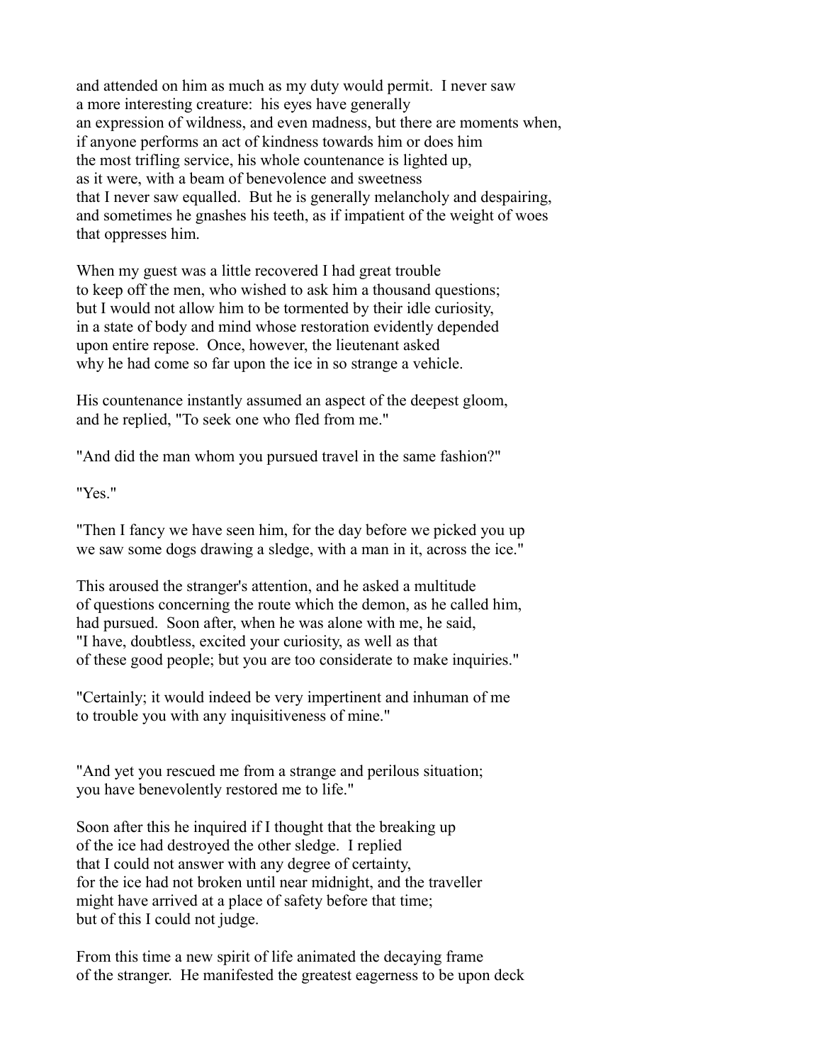and attended on him as much as my duty would permit. I never saw a more interesting creature: his eyes have generally an expression of wildness, and even madness, but there are moments when, if anyone performs an act of kindness towards him or does him the most trifling service, his whole countenance is lighted up, as it were, with a beam of benevolence and sweetness that I never saw equalled. But he is generally melancholy and despairing, and sometimes he gnashes his teeth, as if impatient of the weight of woes that oppresses him.

When my guest was a little recovered I had great trouble to keep off the men, who wished to ask him a thousand questions; but I would not allow him to be tormented by their idle curiosity, in a state of body and mind whose restoration evidently depended upon entire repose. Once, however, the lieutenant asked why he had come so far upon the ice in so strange a vehicle.

His countenance instantly assumed an aspect of the deepest gloom, and he replied, "To seek one who fled from me."

"And did the man whom you pursued travel in the same fashion?"

"Yes."

"Then I fancy we have seen him, for the day before we picked you up we saw some dogs drawing a sledge, with a man in it, across the ice."

This aroused the stranger's attention, and he asked a multitude of questions concerning the route which the demon, as he called him, had pursued. Soon after, when he was alone with me, he said, "I have, doubtless, excited your curiosity, as well as that of these good people; but you are too considerate to make inquiries."

"Certainly; it would indeed be very impertinent and inhuman of me to trouble you with any inquisitiveness of mine."

"And yet you rescued me from a strange and perilous situation; you have benevolently restored me to life."

Soon after this he inquired if I thought that the breaking up of the ice had destroyed the other sledge. I replied that I could not answer with any degree of certainty, for the ice had not broken until near midnight, and the traveller might have arrived at a place of safety before that time; but of this I could not judge.

From this time a new spirit of life animated the decaying frame of the stranger. He manifested the greatest eagerness to be upon deck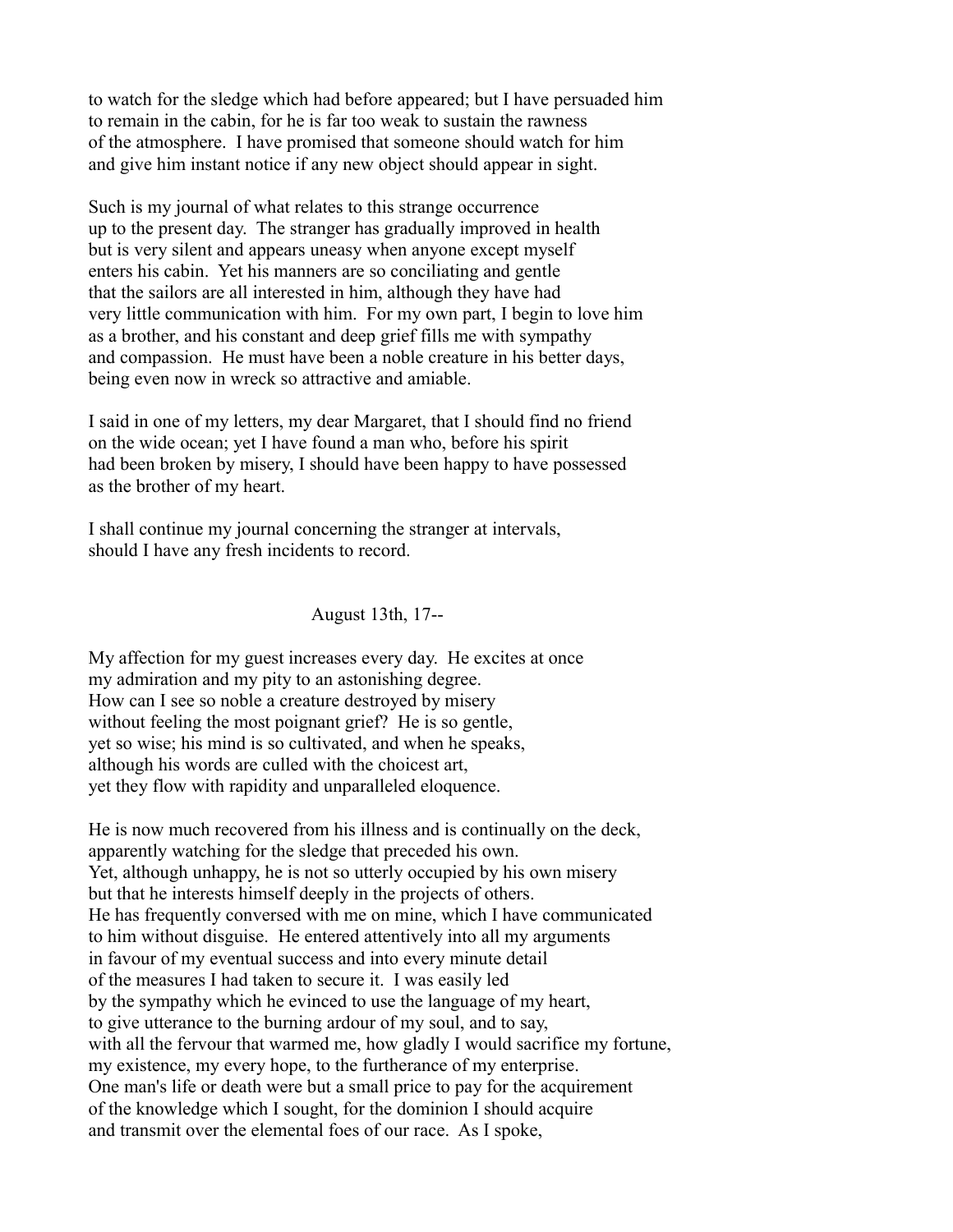to watch for the sledge which had before appeared; but I have persuaded him to remain in the cabin, for he is far too weak to sustain the rawness of the atmosphere. I have promised that someone should watch for him and give him instant notice if any new object should appear in sight.

Such is my journal of what relates to this strange occurrence up to the present day. The stranger has gradually improved in health but is very silent and appears uneasy when anyone except myself enters his cabin. Yet his manners are so conciliating and gentle that the sailors are all interested in him, although they have had very little communication with him. For my own part, I begin to love him as a brother, and his constant and deep grief fills me with sympathy and compassion. He must have been a noble creature in his better days, being even now in wreck so attractive and amiable.

I said in one of my letters, my dear Margaret, that I should find no friend on the wide ocean; yet I have found a man who, before his spirit had been broken by misery, I should have been happy to have possessed as the brother of my heart.

I shall continue my journal concerning the stranger at intervals, should I have any fresh incidents to record.

August 13th, 17--

My affection for my guest increases every day. He excites at once my admiration and my pity to an astonishing degree. How can I see so noble a creature destroyed by misery without feeling the most poignant grief? He is so gentle, yet so wise; his mind is so cultivated, and when he speaks, although his words are culled with the choicest art, yet they flow with rapidity and unparalleled eloquence.

He is now much recovered from his illness and is continually on the deck, apparently watching for the sledge that preceded his own. Yet, although unhappy, he is not so utterly occupied by his own misery but that he interests himself deeply in the projects of others. He has frequently conversed with me on mine, which I have communicated to him without disguise. He entered attentively into all my arguments in favour of my eventual success and into every minute detail of the measures I had taken to secure it. I was easily led by the sympathy which he evinced to use the language of my heart, to give utterance to the burning ardour of my soul, and to say, with all the fervour that warmed me, how gladly I would sacrifice my fortune, my existence, my every hope, to the furtherance of my enterprise. One man's life or death were but a small price to pay for the acquirement of the knowledge which I sought, for the dominion I should acquire and transmit over the elemental foes of our race. As I spoke,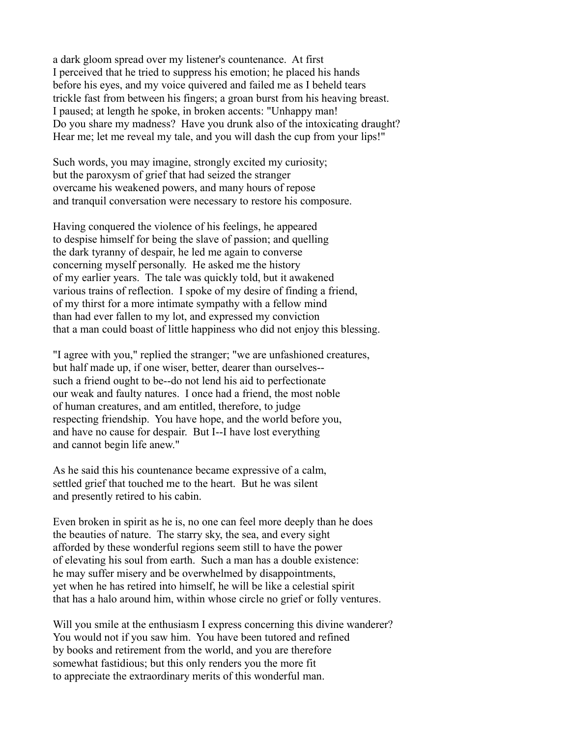a dark gloom spread over my listener's countenance. At first I perceived that he tried to suppress his emotion; he placed his hands before his eyes, and my voice quivered and failed me as I beheld tears trickle fast from between his fingers; a groan burst from his heaving breast. I paused; at length he spoke, in broken accents: "Unhappy man! Do you share my madness? Have you drunk also of the intoxicating draught? Hear me; let me reveal my tale, and you will dash the cup from your lips!"

Such words, you may imagine, strongly excited my curiosity; but the paroxysm of grief that had seized the stranger overcame his weakened powers, and many hours of repose and tranquil conversation were necessary to restore his composure.

Having conquered the violence of his feelings, he appeared to despise himself for being the slave of passion; and quelling the dark tyranny of despair, he led me again to converse concerning myself personally. He asked me the history of my earlier years. The tale was quickly told, but it awakened various trains of reflection. I spoke of my desire of finding a friend, of my thirst for a more intimate sympathy with a fellow mind than had ever fallen to my lot, and expressed my conviction that a man could boast of little happiness who did not enjoy this blessing.

"I agree with you," replied the stranger; "we are unfashioned creatures, but half made up, if one wiser, better, dearer than ourselves-- such a friend ought to be--do not lend his aid to perfectionate our weak and faulty natures. I once had a friend, the most noble of human creatures, and am entitled, therefore, to judge respecting friendship. You have hope, and the world before you, and have no cause for despair. But I--I have lost everything and cannot begin life anew."

As he said this his countenance became expressive of a calm, settled grief that touched me to the heart. But he was silent and presently retired to his cabin.

Even broken in spirit as he is, no one can feel more deeply than he does the beauties of nature. The starry sky, the sea, and every sight afforded by these wonderful regions seem still to have the power of elevating his soul from earth. Such a man has a double existence: he may suffer misery and be overwhelmed by disappointments, yet when he has retired into himself, he will be like a celestial spirit that has a halo around him, within whose circle no grief or folly ventures.

Will you smile at the enthusiasm I express concerning this divine wanderer? You would not if you saw him. You have been tutored and refined by books and retirement from the world, and you are therefore somewhat fastidious; but this only renders you the more fit to appreciate the extraordinary merits of this wonderful man.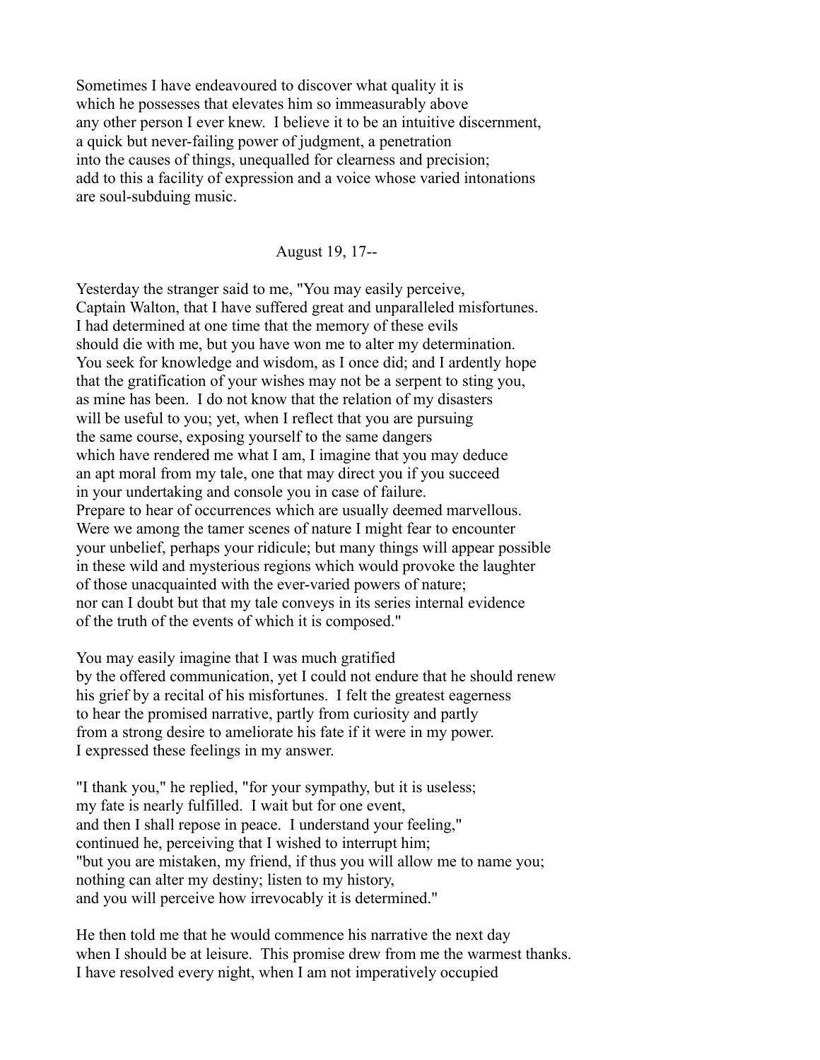Sometimes I have endeavoured to discover what quality it is which he possesses that elevates him so immeasurably above any other person I ever knew. I believe it to be an intuitive discernment, a quick but never-failing power of judgment, a penetration into the causes of things, unequalled for clearness and precision; add to this a facility of expression and a voice whose varied intonations are soul-subduing music.

August 19, 17--

Yesterday the stranger said to me, "You may easily perceive, Captain Walton, that I have suffered great and unparalleled misfortunes. I had determined at one time that the memory of these evils should die with me, but you have won me to alter my determination. You seek for knowledge and wisdom, as I once did; and I ardently hope that the gratification of your wishes may not be a serpent to sting you, as mine has been. I do not know that the relation of my disasters will be useful to you; yet, when I reflect that you are pursuing the same course, exposing yourself to the same dangers which have rendered me what I am, I imagine that you may deduce an apt moral from my tale, one that may direct you if you succeed in your undertaking and console you in case of failure. Prepare to hear of occurrences which are usually deemed marvellous. Were we among the tamer scenes of nature I might fear to encounter your unbelief, perhaps your ridicule; but many things will appear possible in these wild and mysterious regions which would provoke the laughter of those unacquainted with the ever-varied powers of nature; nor can I doubt but that my tale conveys in its series internal evidence of the truth of the events of which it is composed."

You may easily imagine that I was much gratified by the offered communication, yet I could not endure that he should renew his grief by a recital of his misfortunes. I felt the greatest eagerness to hear the promised narrative, partly from curiosity and partly from a strong desire to ameliorate his fate if it were in my power. I expressed these feelings in my answer.

"I thank you," he replied, "for your sympathy, but it is useless; my fate is nearly fulfilled. I wait but for one event, and then I shall repose in peace. I understand your feeling," continued he, perceiving that I wished to interrupt him; "but you are mistaken, my friend, if thus you will allow me to name you; nothing can alter my destiny; listen to my history, and you will perceive how irrevocably it is determined."

He then told me that he would commence his narrative the next day when I should be at leisure. This promise drew from me the warmest thanks. I have resolved every night, when I am not imperatively occupied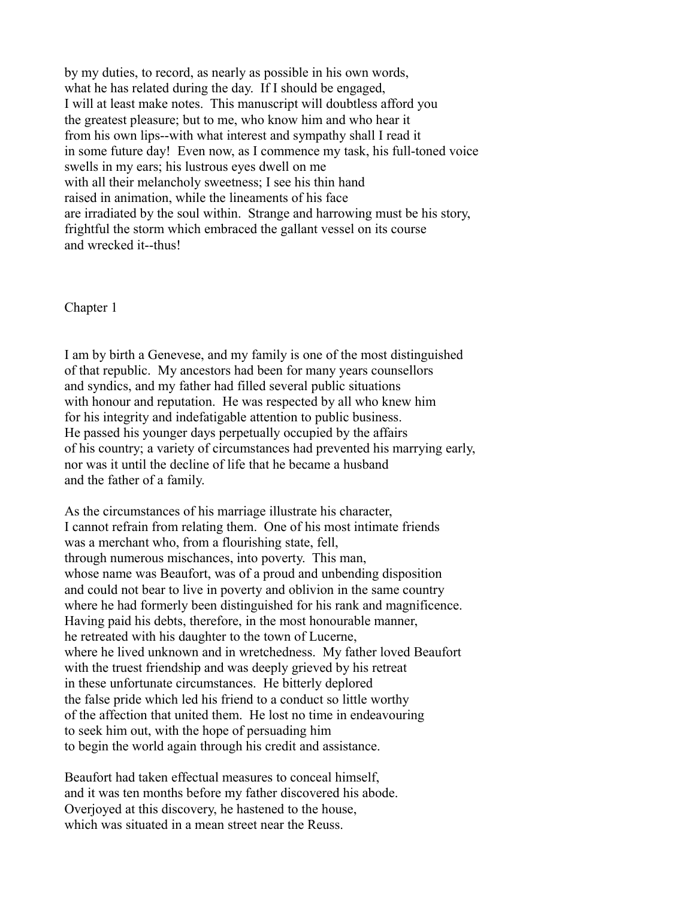by my duties, to record, as nearly as possible in his own words, what he has related during the day. If I should be engaged, I will at least make notes. This manuscript will doubtless afford you the greatest pleasure; but to me, who know him and who hear it from his own lips--with what interest and sympathy shall I read it in some future day! Even now, as I commence my task, his full-toned voice swells in my ears; his lustrous eyes dwell on me with all their melancholy sweetness; I see his thin hand raised in animation, while the lineaments of his face are irradiated by the soul within. Strange and harrowing must be his story, frightful the storm which embraced the gallant vessel on its course and wrecked it--thus!

## Chapter 1

I am by birth a Genevese, and my family is one of the most distinguished of that republic. My ancestors had been for many years counsellors and syndics, and my father had filled several public situations with honour and reputation. He was respected by all who knew him for his integrity and indefatigable attention to public business. He passed his younger days perpetually occupied by the affairs of his country; a variety of circumstances had prevented his marrying early, nor was it until the decline of life that he became a husband and the father of a family.

As the circumstances of his marriage illustrate his character, I cannot refrain from relating them. One of his most intimate friends was a merchant who, from a flourishing state, fell, through numerous mischances, into poverty. This man, whose name was Beaufort, was of a proud and unbending disposition and could not bear to live in poverty and oblivion in the same country where he had formerly been distinguished for his rank and magnificence. Having paid his debts, therefore, in the most honourable manner, he retreated with his daughter to the town of Lucerne, where he lived unknown and in wretchedness. My father loved Beaufort with the truest friendship and was deeply grieved by his retreat in these unfortunate circumstances. He bitterly deplored the false pride which led his friend to a conduct so little worthy of the affection that united them. He lost no time in endeavouring to seek him out, with the hope of persuading him to begin the world again through his credit and assistance.

Beaufort had taken effectual measures to conceal himself, and it was ten months before my father discovered his abode. Overjoyed at this discovery, he hastened to the house, which was situated in a mean street near the Reuss.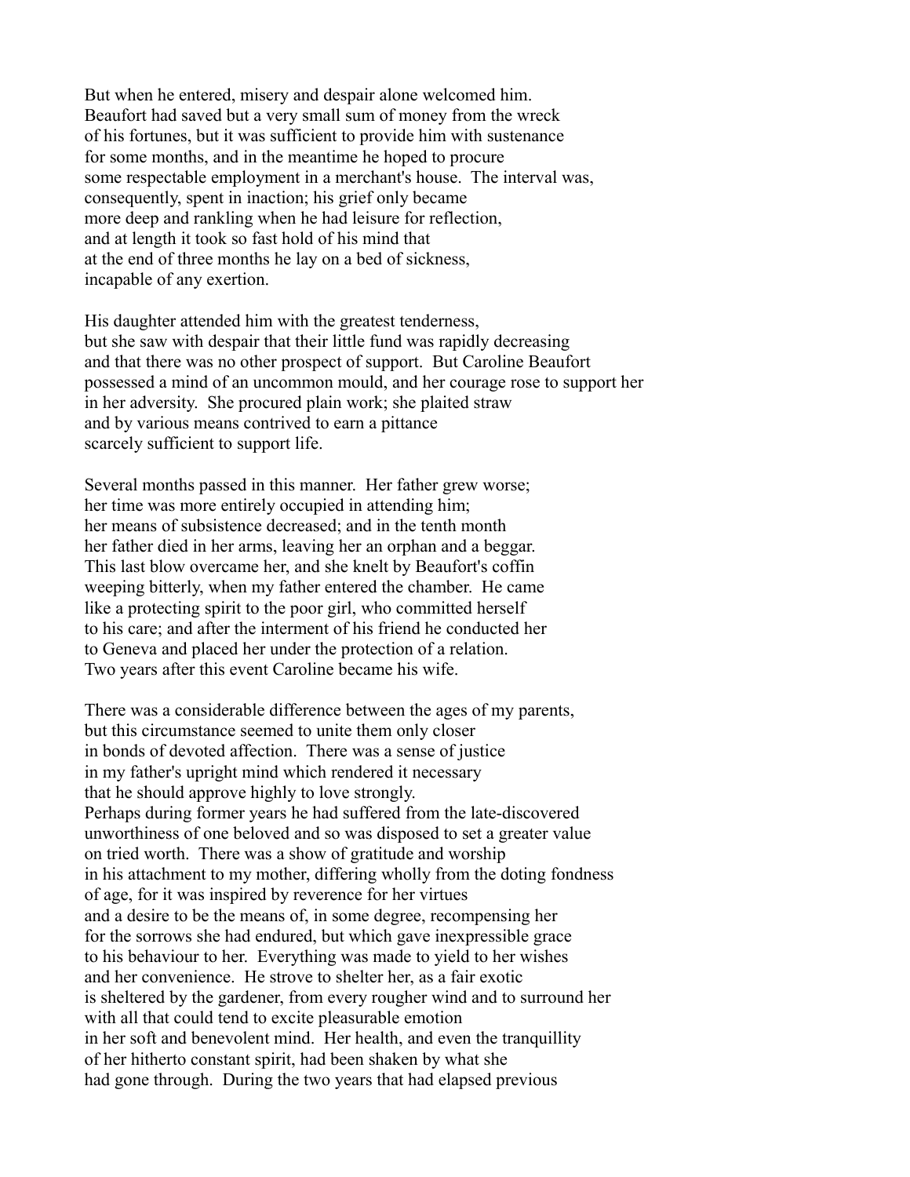But when he entered, misery and despair alone welcomed him. Beaufort had saved but a very small sum of money from the wreck of his fortunes, but it was sufficient to provide him with sustenance for some months, and in the meantime he hoped to procure some respectable employment in a merchant's house. The interval was, consequently, spent in inaction; his grief only became more deep and rankling when he had leisure for reflection, and at length it took so fast hold of his mind that at the end of three months he lay on a bed of sickness, incapable of any exertion.

His daughter attended him with the greatest tenderness, but she saw with despair that their little fund was rapidly decreasing and that there was no other prospect of support. But Caroline Beaufort possessed a mind of an uncommon mould, and her courage rose to support her in her adversity. She procured plain work; she plaited straw and by various means contrived to earn a pittance scarcely sufficient to support life.

Several months passed in this manner. Her father grew worse; her time was more entirely occupied in attending him; her means of subsistence decreased; and in the tenth month her father died in her arms, leaving her an orphan and a beggar. This last blow overcame her, and she knelt by Beaufort's coffin weeping bitterly, when my father entered the chamber. He came like a protecting spirit to the poor girl, who committed herself to his care; and after the interment of his friend he conducted her to Geneva and placed her under the protection of a relation. Two years after this event Caroline became his wife.

There was a considerable difference between the ages of my parents, but this circumstance seemed to unite them only closer in bonds of devoted affection. There was a sense of justice in my father's upright mind which rendered it necessary that he should approve highly to love strongly. Perhaps during former years he had suffered from the late-discovered unworthiness of one beloved and so was disposed to set a greater value on tried worth. There was a show of gratitude and worship in his attachment to my mother, differing wholly from the doting fondness of age, for it was inspired by reverence for her virtues and a desire to be the means of, in some degree, recompensing her for the sorrows she had endured, but which gave inexpressible grace to his behaviour to her. Everything was made to yield to her wishes and her convenience. He strove to shelter her, as a fair exotic is sheltered by the gardener, from every rougher wind and to surround her with all that could tend to excite pleasurable emotion in her soft and benevolent mind. Her health, and even the tranquillity of her hitherto constant spirit, had been shaken by what she had gone through. During the two years that had elapsed previous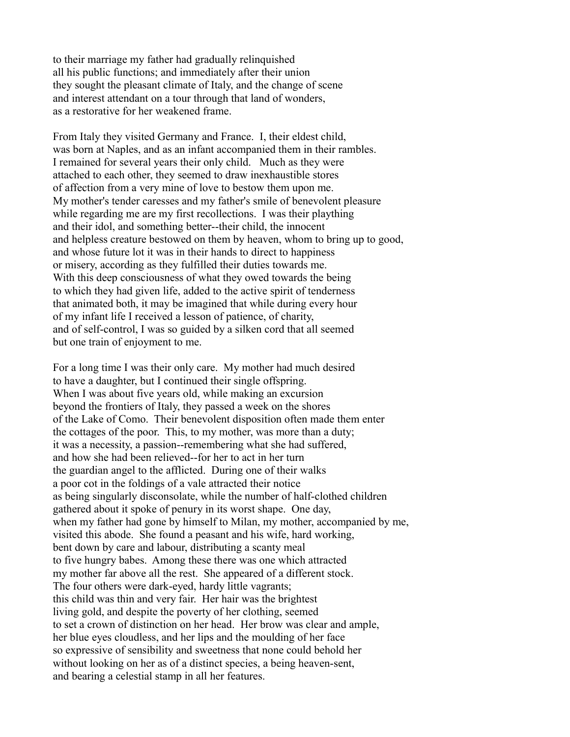to their marriage my father had gradually relinquished
all his public functions; and immediately after their union
they sought the pleasant climate of Italy, and the change of scene
and interest attendant on a tour through that land of wonders,
as a restorative for her weakened frame.

From Italy they visited Germany and France. I, their eldest child,
was born at Naples, and as an infant accompanied them in their rambles.
I remained for several years their only child. Much as they were
attached to each other, they seemed to draw inexhaustible stores
of affection from a very mine of love to bestow them upon me.
My mother's tender caresses and my father's smile of benevolent pleasure
while regarding me are my first recollections. I was their plaything
and their idol, and something better--their child, the innocent
and helpless creature bestowed on them by heaven, whom to bring up to good,
and whose future lot it was in their hands to direct to happiness
or misery, according as they fulfilled their duties towards me.
With this deep consciousness of what they owed towards the being
to which they had given life, added to the active spirit of tenderness
that animated both, it may be imagined that while during every hour
of my infant life I received a lesson of patience, of charity,
and of self-control, I was so guided by a silken cord that all seemed
but one train of enjoyment to me.

For a long time I was their only care. My mother had much desired
to have a daughter, but I continued their single offspring.
When I was about five years old, while making an excursion
beyond the frontiers of Italy, they passed a week on the shores
of the Lake of Como. Their benevolent disposition often made them enter
the cottages of the poor. This, to my mother, was more than a duty;
it was a necessity, a passion--remembering what she had suffered,
and how she had been relieved--for her to act in her turn
the guardian angel to the afflicted. During one of their walks
a poor cot in the foldings of a vale attracted their notice
as being singularly disconsolate, while the number of half-clothed children
gathered about it spoke of penury in its worst shape. One day,
when my father had gone by himself to Milan, my mother, accompanied by me,
visited this abode. She found a peasant and his wife, hard working,
bent down by care and labour, distributing a scanty meal
to five hungry babes. Among these there was one which attracted
my mother far above all the rest. She appeared of a different stock.
The four others were dark-eyed, hardy little vagrants;
this child was thin and very fair. Her hair was the brightest
living gold, and despite the poverty of her clothing, seemed
to set a crown of distinction on her head. Her brow was clear and ample,
her blue eyes cloudless, and her lips and the moulding of her face
so expressive of sensibility and sweetness that none could behold her
without looking on her as of a distinct species, a being heaven-sent,
and bearing a celestial stamp in all her features.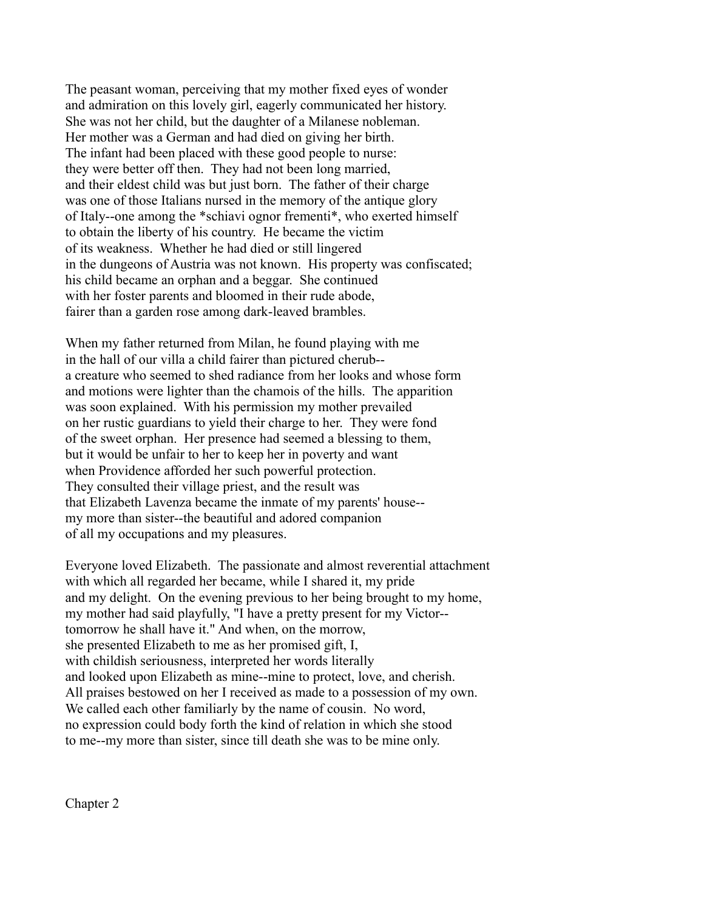The peasant woman, perceiving that my mother fixed eyes of wonder and admiration on this lovely girl, eagerly communicated her history. She was not her child, but the daughter of a Milanese nobleman. Her mother was a German and had died on giving her birth. The infant had been placed with these good people to nurse: they were better off then. They had not been long married, and their eldest child was but just born. The father of their charge was one of those Italians nursed in the memory of the antique glory of Italy--one among the *schiavi ognor frementi*, who exerted himself to obtain the liberty of his country. He became the victim of its weakness. Whether he had died or still lingered in the dungeons of Austria was not known. His property was confiscated; his child became an orphan and a beggar. She continued with her foster parents and bloomed in their rude abode, fairer than a garden rose among dark-leaved brambles.

When my father returned from Milan, he found playing with me in the hall of our villa a child fairer than pictured cherub-- a creature who seemed to shed radiance from her looks and whose form and motions were lighter than the chamois of the hills. The apparition was soon explained. With his permission my mother prevailed on her rustic guardians to yield their charge to her. They were fond of the sweet orphan. Her presence had seemed a blessing to them, but it would be unfair to her to keep her in poverty and want when Providence afforded her such powerful protection. They consulted their village priest, and the result was that Elizabeth Lavenza became the inmate of my parents' house-- my more than sister--the beautiful and adored companion of all my occupations and my pleasures.

Everyone loved Elizabeth. The passionate and almost reverential attachment with which all regarded her became, while I shared it, my pride and my delight. On the evening previous to her being brought to my home, my mother had said playfully, "I have a pretty present for my Victor-- tomorrow he shall have it." And when, on the morrow, she presented Elizabeth to me as her promised gift, I, with childish seriousness, interpreted her words literally and looked upon Elizabeth as mine--mine to protect, love, and cherish. All praises bestowed on her I received as made to a possession of my own. We called each other familiarly by the name of cousin. No word, no expression could body forth the kind of relation in which she stood to me--my more than sister, since till death she was to be mine only.

## Chapter 2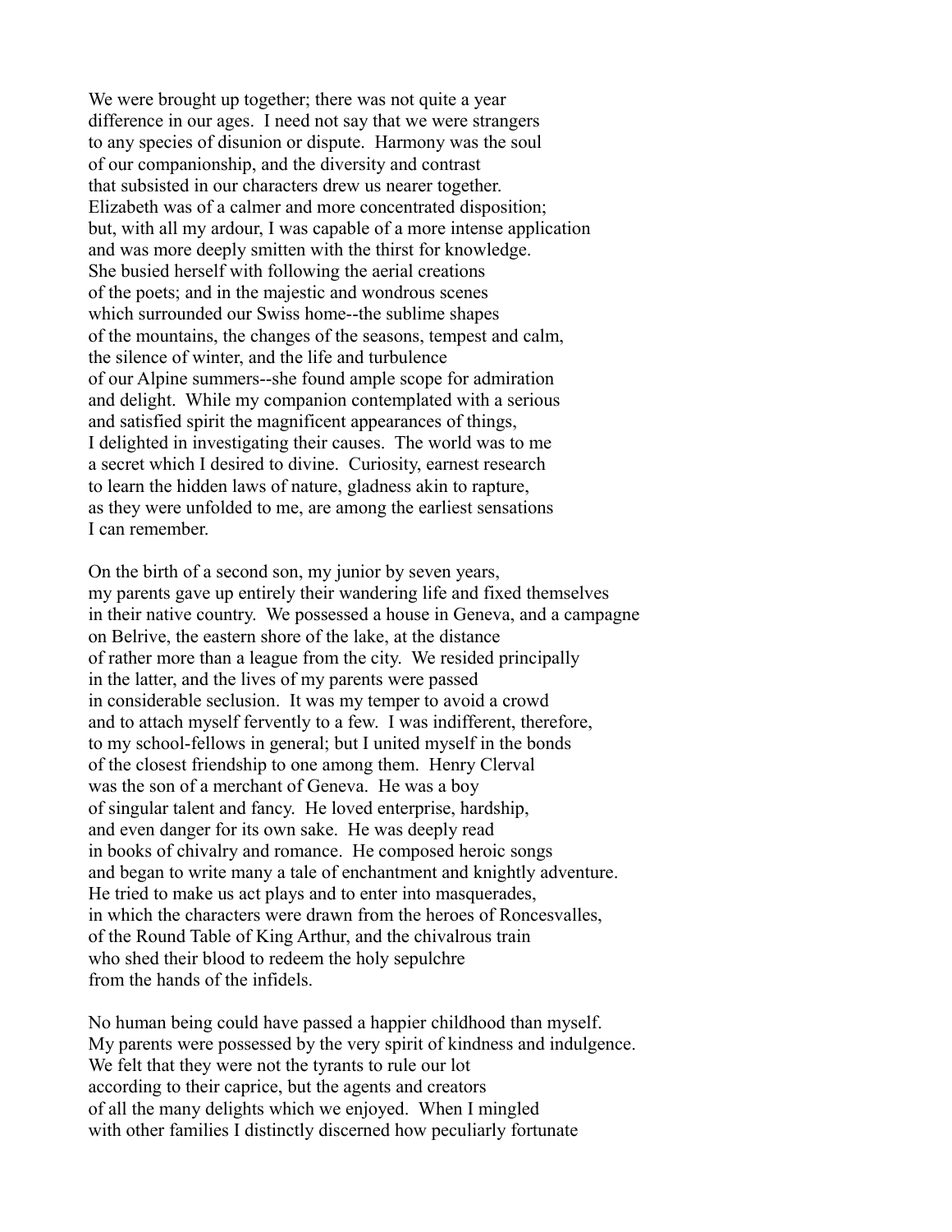We were brought up together; there was not quite a year
difference in our ages. I need not say that we were strangers
to any species of disunion or dispute. Harmony was the soul
of our companionship, and the diversity and contrast
that subsisted in our characters drew us nearer together.
Elizabeth was of a calmer and more concentrated disposition;
but, with all my ardour, I was capable of a more intense application
and was more deeply smitten with the thirst for knowledge.
She busied herself with following the aerial creations
of the poets; and in the majestic and wondrous scenes
which surrounded our Swiss home--the sublime shapes
of the mountains, the changes of the seasons, tempest and calm,
the silence of winter, and the life and turbulence
of our Alpine summers--she found ample scope for admiration
and delight. While my companion contemplated with a serious
and satisfied spirit the magnificent appearances of things,
I delighted in investigating their causes. The world was to me
a secret which I desired to divine. Curiosity, earnest research
to learn the hidden laws of nature, gladness akin to rapture,
as they were unfolded to me, are among the earliest sensations
I can remember.

On the birth of a second son, my junior by seven years,
my parents gave up entirely their wandering life and fixed themselves
in their native country. We possessed a house in Geneva, and a campagne
on Belrive, the eastern shore of the lake, at the distance
of rather more than a league from the city. We resided principally
in the latter, and the lives of my parents were passed
in considerable seclusion. It was my temper to avoid a crowd
and to attach myself fervently to a few. I was indifferent, therefore,
to my school-fellows in general; but I united myself in the bonds
of the closest friendship to one among them. Henry Clerval
was the son of a merchant of Geneva. He was a boy
of singular talent and fancy. He loved enterprise, hardship,
and even danger for its own sake. He was deeply read
in books of chivalry and romance. He composed heroic songs
and began to write many a tale of enchantment and knightly adventure.
He tried to make us act plays and to enter into masquerades,
in which the characters were drawn from the heroes of Roncesvalles,
of the Round Table of King Arthur, and the chivalrous train
who shed their blood to redeem the holy sepulchre
from the hands of the infidels.

No human being could have passed a happier childhood than myself.
My parents were possessed by the very spirit of kindness and indulgence.
We felt that they were not the tyrants to rule our lot
according to their caprice, but the agents and creators
of all the many delights which we enjoyed. When I mingled
with other families I distinctly discerned how peculiarly fortunate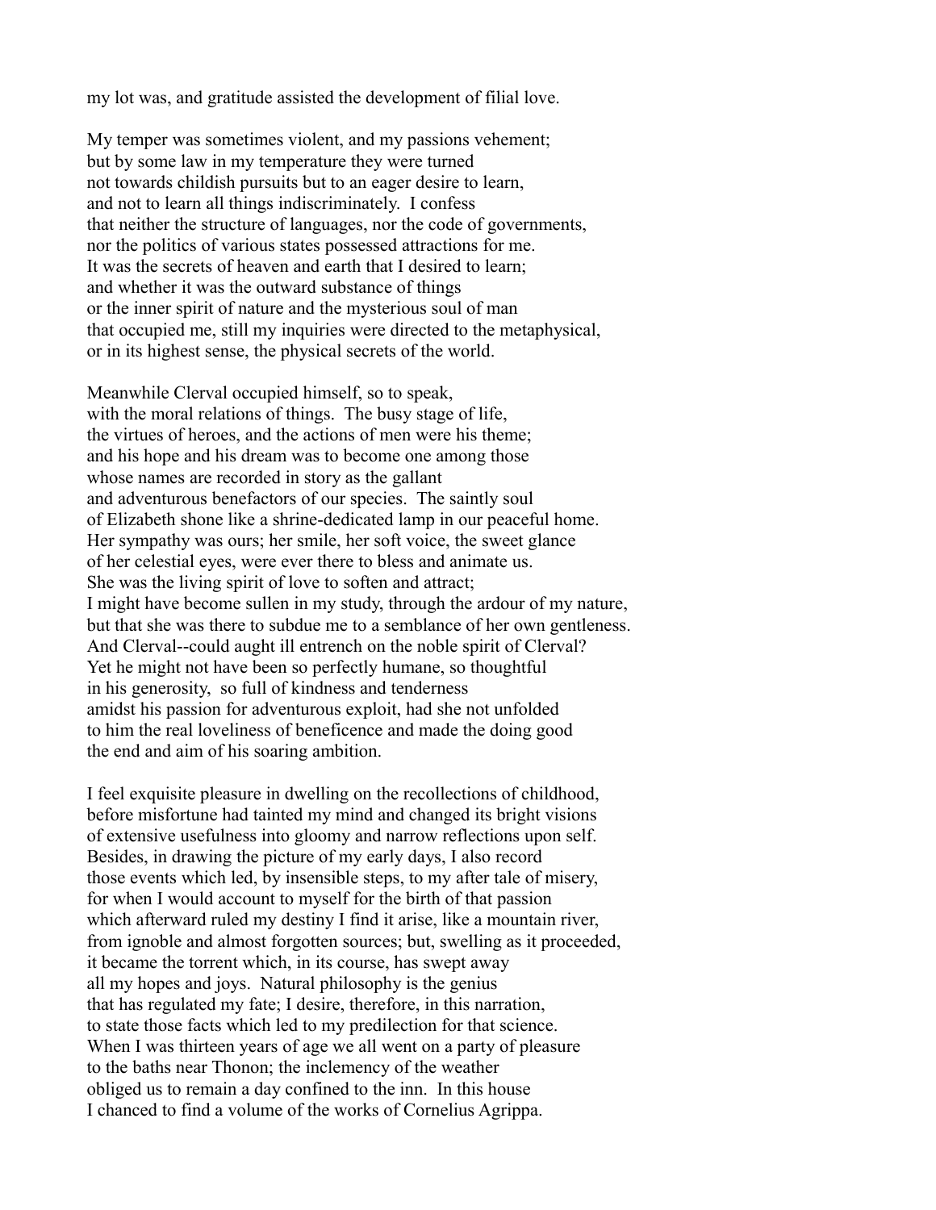my lot was, and gratitude assisted the development of filial love.

My temper was sometimes violent, and my passions vehement;
but by some law in my temperature they were turned
not towards childish pursuits but to an eager desire to learn,
and not to learn all things indiscriminately. I confess
that neither the structure of languages, nor the code of governments,
nor the politics of various states possessed attractions for me.
It was the secrets of heaven and earth that I desired to learn;
and whether it was the outward substance of things
or the inner spirit of nature and the mysterious soul of man
that occupied me, still my inquiries were directed to the metaphysical,
or in its highest sense, the physical secrets of the world.

Meanwhile Clerval occupied himself, so to speak,
with the moral relations of things. The busy stage of life,
the virtues of heroes, and the actions of men were his theme;
and his hope and his dream was to become one among those
whose names are recorded in story as the gallant
and adventurous benefactors of our species. The saintly soul
of Elizabeth shone like a shrine-dedicated lamp in our peaceful home.
Her sympathy was ours; her smile, her soft voice, the sweet glance
of her celestial eyes, were ever there to bless and animate us.
She was the living spirit of love to soften and attract;
I might have become sullen in my study, through the ardour of my nature,
but that she was there to subdue me to a semblance of her own gentleness.
And Clerval--could aught ill entrench on the noble spirit of Clerval?
Yet he might not have been so perfectly humane, so thoughtful
in his generosity, so full of kindness and tenderness
amidst his passion for adventurous exploit, had she not unfolded
to him the real loveliness of beneficence and made the doing good
the end and aim of his soaring ambition.

I feel exquisite pleasure in dwelling on the recollections of childhood,
before misfortune had tainted my mind and changed its bright visions
of extensive usefulness into gloomy and narrow reflections upon self.
Besides, in drawing the picture of my early days, I also record
those events which led, by insensible steps, to my after tale of misery,
for when I would account to myself for the birth of that passion
which afterward ruled my destiny I find it arise, like a mountain river,
from ignoble and almost forgotten sources; but, swelling as it proceeded,
it became the torrent which, in its course, has swept away
all my hopes and joys. Natural philosophy is the genius
that has regulated my fate; I desire, therefore, in this narration,
to state those facts which led to my predilection for that science.
When I was thirteen years of age we all went on a party of pleasure
to the baths near Thonon; the inclemency of the weather
obliged us to remain a day confined to the inn. In this house
I chanced to find a volume of the works of Cornelius Agrippa.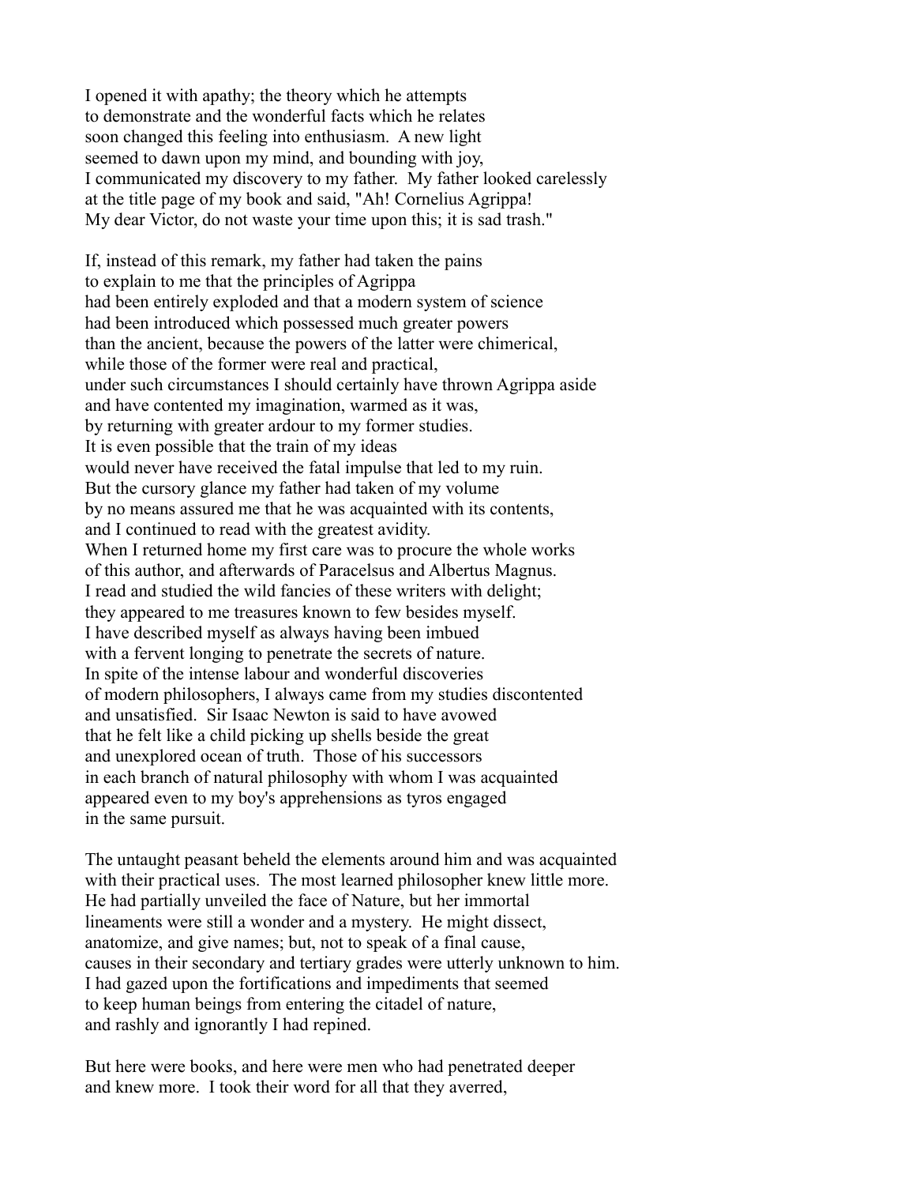I opened it with apathy; the theory which he attempts
to demonstrate and the wonderful facts which he relates
soon changed this feeling into enthusiasm. A new light
seemed to dawn upon my mind, and bounding with joy,
I communicated my discovery to my father. My father looked carelessly
at the title page of my book and said, "Ah! Cornelius Agrippa!
My dear Victor, do not waste your time upon this; it is sad trash."

If, instead of this remark, my father had taken the pains
to explain to me that the principles of Agrippa
had been entirely exploded and that a modern system of science
had been introduced which possessed much greater powers
than the ancient, because the powers of the latter were chimerical,
while those of the former were real and practical,
under such circumstances I should certainly have thrown Agrippa aside
and have contented my imagination, warmed as it was,
by returning with greater ardour to my former studies.
It is even possible that the train of my ideas
would never have received the fatal impulse that led to my ruin.
But the cursory glance my father had taken of my volume
by no means assured me that he was acquainted with its contents,
and I continued to read with the greatest avidity.
When I returned home my first care was to procure the whole works
of this author, and afterwards of Paracelsus and Albertus Magnus.
I read and studied the wild fancies of these writers with delight;
they appeared to me treasures known to few besides myself.
I have described myself as always having been imbued
with a fervent longing to penetrate the secrets of nature.
In spite of the intense labour and wonderful discoveries
of modern philosophers, I always came from my studies discontented
and unsatisfied. Sir Isaac Newton is said to have avowed
that he felt like a child picking up shells beside the great
and unexplored ocean of truth. Those of his successors
in each branch of natural philosophy with whom I was acquainted
appeared even to my boy's apprehensions as tyros engaged
in the same pursuit.

The untaught peasant beheld the elements around him and was acquainted
with their practical uses. The most learned philosopher knew little more.
He had partially unveiled the face of Nature, but her immortal
lineaments were still a wonder and a mystery. He might dissect,
anatomize, and give names; but, not to speak of a final cause,
causes in their secondary and tertiary grades were utterly unknown to him.
I had gazed upon the fortifications and impediments that seemed
to keep human beings from entering the citadel of nature,
and rashly and ignorantly I had repined.

But here were books, and here were men who had penetrated deeper
and knew more. I took their word for all that they averred,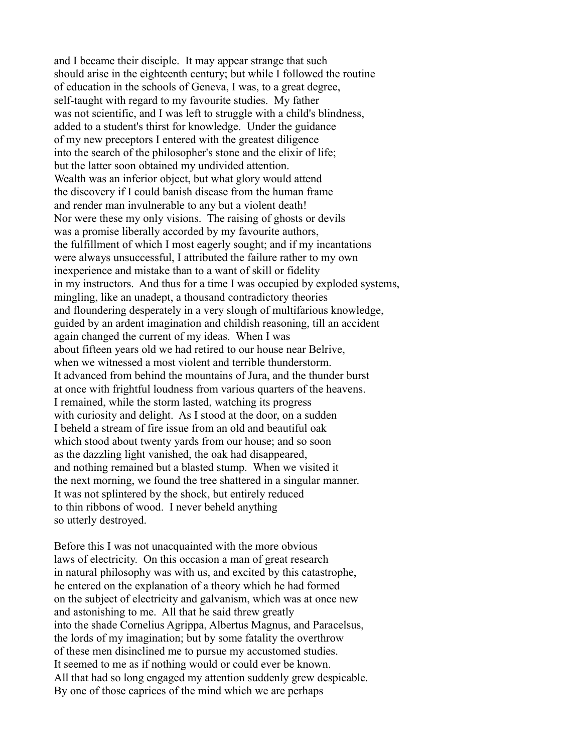and I became their disciple. It may appear strange that such should arise in the eighteenth century; but while I followed the routine of education in the schools of Geneva, I was, to a great degree, self-taught with regard to my favourite studies. My father was not scientific, and I was left to struggle with a child's blindness, added to a student's thirst for knowledge. Under the guidance of my new preceptors I entered with the greatest diligence into the search of the philosopher's stone and the elixir of life; but the latter soon obtained my undivided attention. Wealth was an inferior object, but what glory would attend the discovery if I could banish disease from the human frame and render man invulnerable to any but a violent death! Nor were these my only visions. The raising of ghosts or devils was a promise liberally accorded by my favourite authors, the fulfillment of which I most eagerly sought; and if my incantations were always unsuccessful, I attributed the failure rather to my own inexperience and mistake than to a want of skill or fidelity in my instructors. And thus for a time I was occupied by exploded systems, mingling, like an unadept, a thousand contradictory theories and floundering desperately in a very slough of multifarious knowledge, guided by an ardent imagination and childish reasoning, till an accident again changed the current of my ideas. When I was about fifteen years old we had retired to our house near Belrive, when we witnessed a most violent and terrible thunderstorm. It advanced from behind the mountains of Jura, and the thunder burst at once with frightful loudness from various quarters of the heavens. I remained, while the storm lasted, watching its progress with curiosity and delight. As I stood at the door, on a sudden I beheld a stream of fire issue from an old and beautiful oak which stood about twenty yards from our house; and so soon as the dazzling light vanished, the oak had disappeared, and nothing remained but a blasted stump. When we visited it the next morning, we found the tree shattered in a singular manner. It was not splintered by the shock, but entirely reduced to thin ribbons of wood. I never beheld anything so utterly destroyed.

Before this I was not unacquainted with the more obvious laws of electricity. On this occasion a man of great research in natural philosophy was with us, and excited by this catastrophe, he entered on the explanation of a theory which he had formed on the subject of electricity and galvanism, which was at once new and astonishing to me. All that he said threw greatly into the shade Cornelius Agrippa, Albertus Magnus, and Paracelsus, the lords of my imagination; but by some fatality the overthrow of these men disinclined me to pursue my accustomed studies. It seemed to me as if nothing would or could ever be known. All that had so long engaged my attention suddenly grew despicable. By one of those caprices of the mind which we are perhaps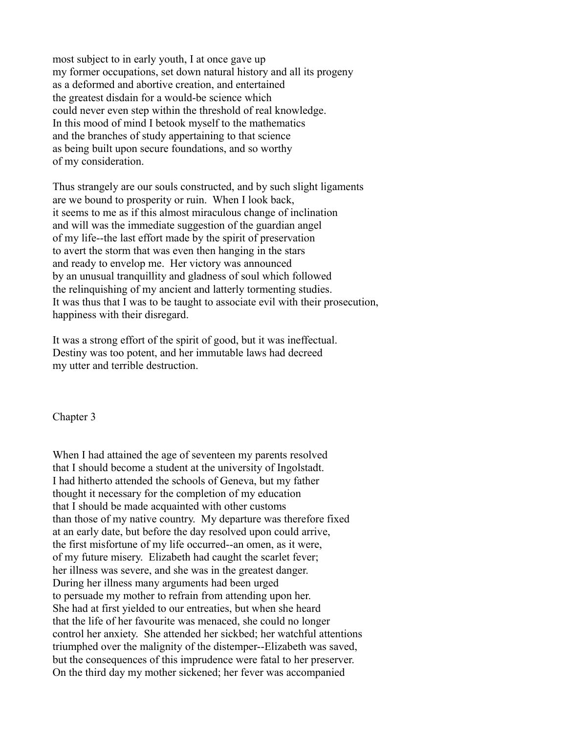most subject to in early youth, I at once gave up my former occupations, set down natural history and all its progeny as a deformed and abortive creation, and entertained the greatest disdain for a would-be science which could never even step within the threshold of real knowledge. In this mood of mind I betook myself to the mathematics and the branches of study appertaining to that science as being built upon secure foundations, and so worthy of my consideration.

Thus strangely are our souls constructed, and by such slight ligaments are we bound to prosperity or ruin. When I look back, it seems to me as if this almost miraculous change of inclination and will was the immediate suggestion of the guardian angel of my life--the last effort made by the spirit of preservation to avert the storm that was even then hanging in the stars and ready to envelop me. Her victory was announced by an unusual tranquillity and gladness of soul which followed the relinquishing of my ancient and latterly tormenting studies. It was thus that I was to be taught to associate evil with their prosecution, happiness with their disregard.

It was a strong effort of the spirit of good, but it was ineffectual. Destiny was too potent, and her immutable laws had decreed my utter and terrible destruction.

## Chapter 3

When I had attained the age of seventeen my parents resolved that I should become a student at the university of Ingolstadt. I had hitherto attended the schools of Geneva, but my father thought it necessary for the completion of my education that I should be made acquainted with other customs than those of my native country. My departure was therefore fixed at an early date, but before the day resolved upon could arrive, the first misfortune of my life occurred--an omen, as it were, of my future misery. Elizabeth had caught the scarlet fever; her illness was severe, and she was in the greatest danger. During her illness many arguments had been urged to persuade my mother to refrain from attending upon her. She had at first yielded to our entreaties, but when she heard that the life of her favourite was menaced, she could no longer control her anxiety. She attended her sickbed; her watchful attentions triumphed over the malignity of the distemper--Elizabeth was saved, but the consequences of this imprudence were fatal to her preserver. On the third day my mother sickened; her fever was accompanied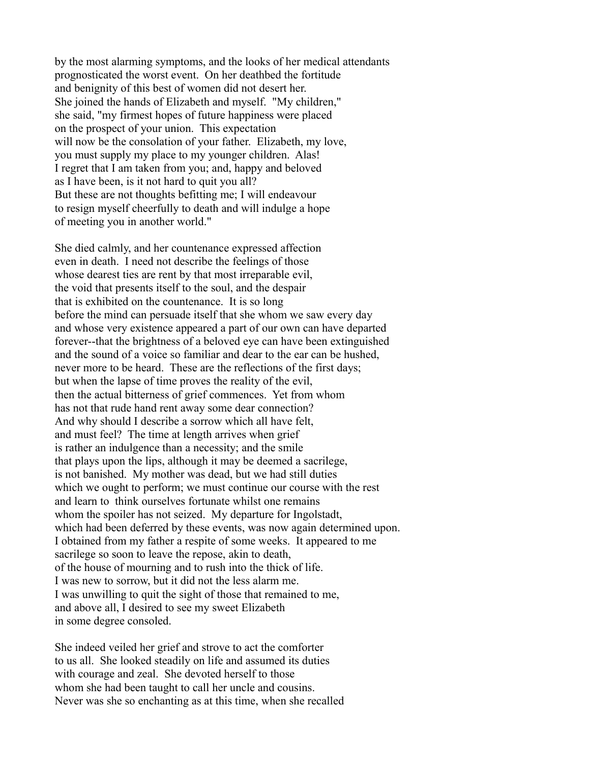by the most alarming symptoms, and the looks of her medical attendants
prognosticated the worst event. On her deathbed the fortitude
and benignity of this best of women did not desert her.
She joined the hands of Elizabeth and myself. "My children,"
she said, "my firmest hopes of future happiness were placed
on the prospect of your union. This expectation
will now be the consolation of your father. Elizabeth, my love,
you must supply my place to my younger children. Alas!
I regret that I am taken from you; and, happy and beloved
as I have been, is it not hard to quit you all?
But these are not thoughts befitting me; I will endeavour
to resign myself cheerfully to death and will indulge a hope
of meeting you in another world."

She died calmly, and her countenance expressed affection
even in death. I need not describe the feelings of those
whose dearest ties are rent by that most irreparable evil,
the void that presents itself to the soul, and the despair
that is exhibited on the countenance. It is so long
before the mind can persuade itself that she whom we saw every day
and whose very existence appeared a part of our own can have departed
forever--that the brightness of a beloved eye can have been extinguished
and the sound of a voice so familiar and dear to the ear can be hushed,
never more to be heard. These are the reflections of the first days;
but when the lapse of time proves the reality of the evil,
then the actual bitterness of grief commences. Yet from whom
has not that rude hand rent away some dear connection?
And why should I describe a sorrow which all have felt,
and must feel? The time at length arrives when grief
is rather an indulgence than a necessity; and the smile
that plays upon the lips, although it may be deemed a sacrilege,
is not banished. My mother was dead, but we had still duties
which we ought to perform; we must continue our course with the rest
and learn to think ourselves fortunate whilst one remains
whom the spoiler has not seized. My departure for Ingolstadt,
which had been deferred by these events, was now again determined upon.
I obtained from my father a respite of some weeks. It appeared to me
sacrilege so soon to leave the repose, akin to death,
of the house of mourning and to rush into the thick of life.
I was new to sorrow, but it did not the less alarm me.
I was unwilling to quit the sight of those that remained to me,
and above all, I desired to see my sweet Elizabeth
in some degree consoled.

She indeed veiled her grief and strove to act the comforter
to us all. She looked steadily on life and assumed its duties
with courage and zeal. She devoted herself to those
whom she had been taught to call her uncle and cousins.
Never was she so enchanting as at this time, when she recalled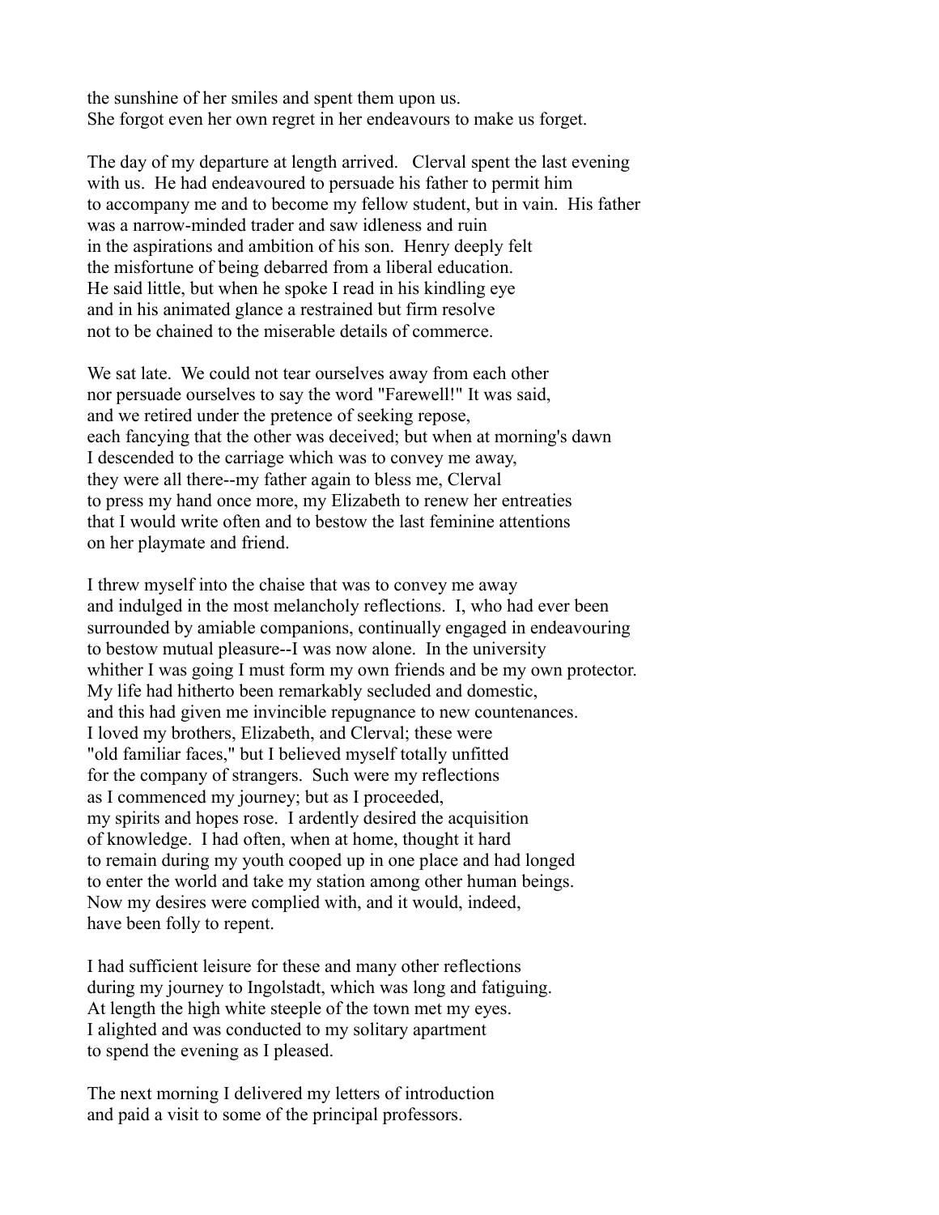the sunshine of her smiles and spent them upon us.
She forgot even her own regret in her endeavours to make us forget.

The day of my departure at length arrived. Clerval spent the last evening with us. He had endeavoured to persuade his father to permit him to accompany me and to become my fellow student, but in vain. His father was a narrow-minded trader and saw idleness and ruin in the aspirations and ambition of his son. Henry deeply felt the misfortune of being debarred from a liberal education. He said little, but when he spoke I read in his kindling eye and in his animated glance a restrained but firm resolve not to be chained to the miserable details of commerce.

We sat late. We could not tear ourselves away from each other nor persuade ourselves to say the word "Farewell!" It was said, and we retired under the pretence of seeking repose, each fancying that the other was deceived; but when at morning's dawn I descended to the carriage which was to convey me away, they were all there--my father again to bless me, Clerval to press my hand once more, my Elizabeth to renew her entreaties that I would write often and to bestow the last feminine attentions on her playmate and friend.

I threw myself into the chaise that was to convey me away and indulged in the most melancholy reflections. I, who had ever been surrounded by amiable companions, continually engaged in endeavouring to bestow mutual pleasure--I was now alone. In the university whither I was going I must form my own friends and be my own protector. My life had hitherto been remarkably secluded and domestic, and this had given me invincible repugnance to new countenances. I loved my brothers, Elizabeth, and Clerval; these were "old familiar faces," but I believed myself totally unfitted for the company of strangers. Such were my reflections as I commenced my journey; but as I proceeded, my spirits and hopes rose. I ardently desired the acquisition of knowledge. I had often, when at home, thought it hard to remain during my youth cooped up in one place and had longed to enter the world and take my station among other human beings. Now my desires were complied with, and it would, indeed, have been folly to repent.

I had sufficient leisure for these and many other reflections during my journey to Ingolstadt, which was long and fatiguing. At length the high white steeple of the town met my eyes. I alighted and was conducted to my solitary apartment to spend the evening as I pleased.

The next morning I delivered my letters of introduction and paid a visit to some of the principal professors.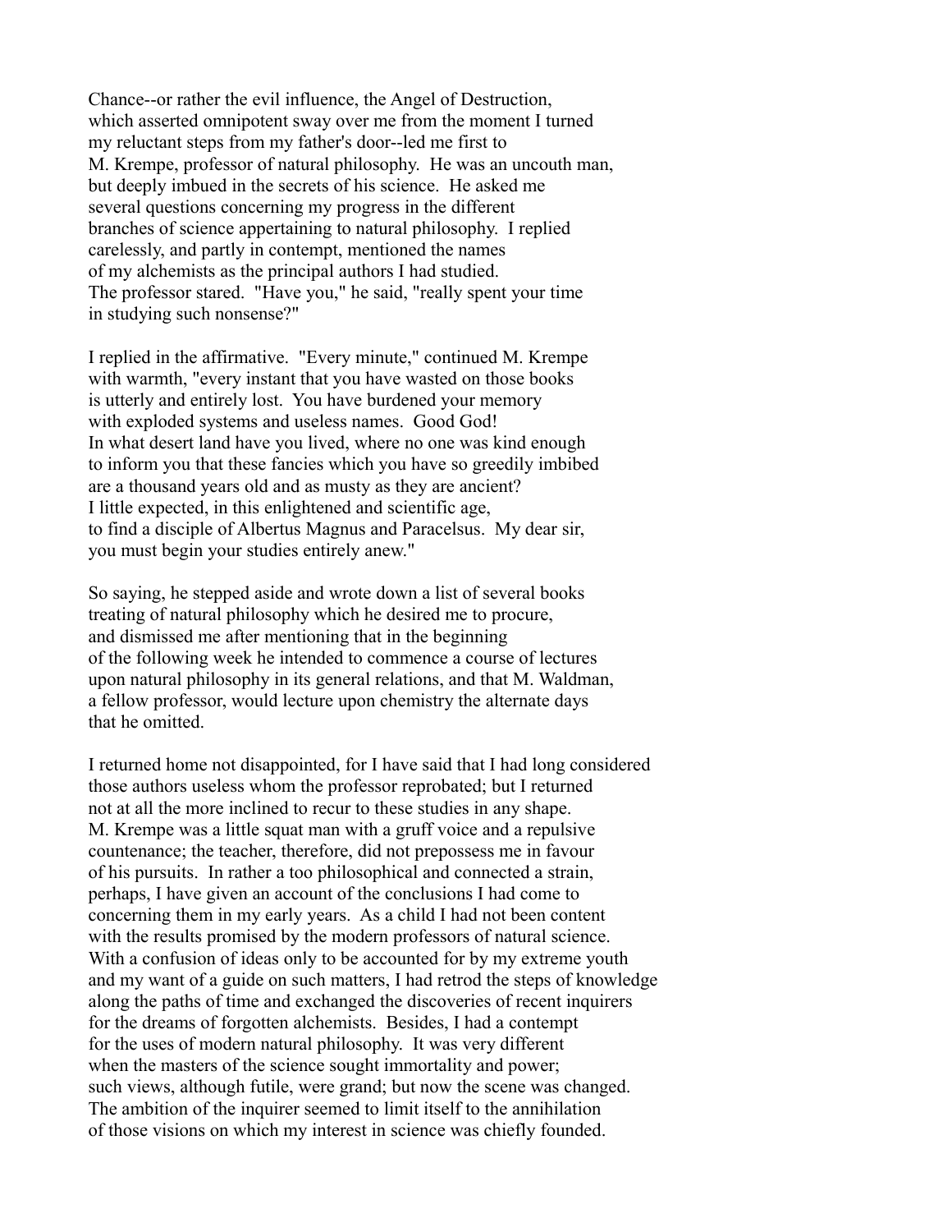Chance--or rather the evil influence, the Angel of Destruction, which asserted omnipotent sway over me from the moment I turned my reluctant steps from my father's door--led me first to M. Krempe, professor of natural philosophy. He was an uncouth man, but deeply imbued in the secrets of his science. He asked me several questions concerning my progress in the different branches of science appertaining to natural philosophy. I replied carelessly, and partly in contempt, mentioned the names of my alchemists as the principal authors I had studied. The professor stared. "Have you," he said, "really spent your time in studying such nonsense?"

I replied in the affirmative. "Every minute," continued M. Krempe with warmth, "every instant that you have wasted on those books is utterly and entirely lost. You have burdened your memory with exploded systems and useless names. Good God! In what desert land have you lived, where no one was kind enough to inform you that these fancies which you have so greedily imbibed are a thousand years old and as musty as they are ancient? I little expected, in this enlightened and scientific age, to find a disciple of Albertus Magnus and Paracelsus. My dear sir, you must begin your studies entirely anew."

So saying, he stepped aside and wrote down a list of several books treating of natural philosophy which he desired me to procure, and dismissed me after mentioning that in the beginning of the following week he intended to commence a course of lectures upon natural philosophy in its general relations, and that M. Waldman, a fellow professor, would lecture upon chemistry the alternate days that he omitted.

I returned home not disappointed, for I have said that I had long considered those authors useless whom the professor reprobated; but I returned not at all the more inclined to recur to these studies in any shape. M. Krempe was a little squat man with a gruff voice and a repulsive countenance; the teacher, therefore, did not prepossess me in favour of his pursuits. In rather a too philosophical and connected a strain, perhaps, I have given an account of the conclusions I had come to concerning them in my early years. As a child I had not been content with the results promised by the modern professors of natural science. With a confusion of ideas only to be accounted for by my extreme youth and my want of a guide on such matters, I had retrod the steps of knowledge along the paths of time and exchanged the discoveries of recent inquirers for the dreams of forgotten alchemists. Besides, I had a contempt for the uses of modern natural philosophy. It was very different when the masters of the science sought immortality and power; such views, although futile, were grand; but now the scene was changed. The ambition of the inquirer seemed to limit itself to the annihilation of those visions on which my interest in science was chiefly founded.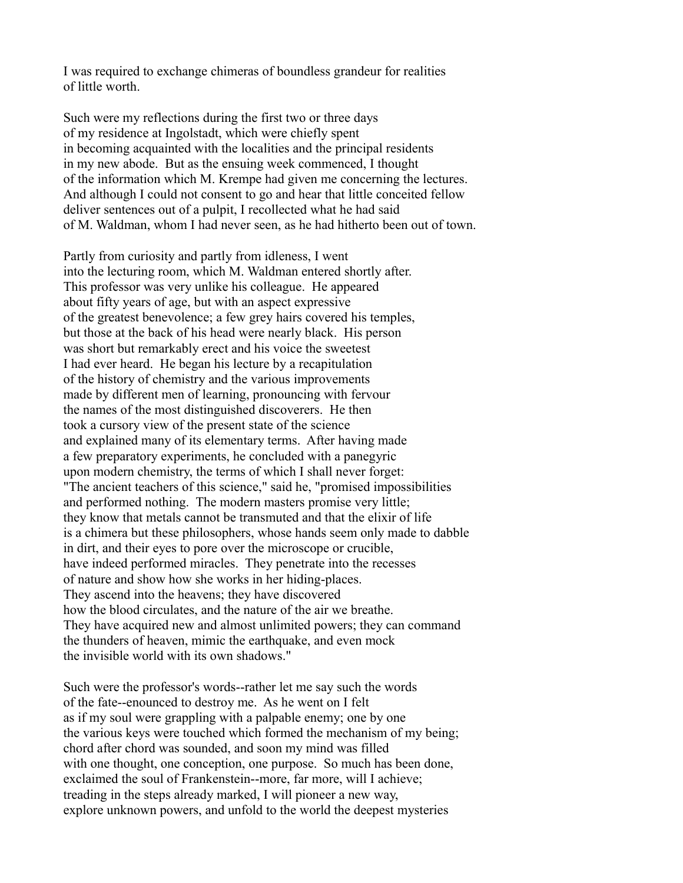I was required to exchange chimeras of boundless grandeur for realities of little worth.

Such were my reflections during the first two or three days of my residence at Ingolstadt, which were chiefly spent in becoming acquainted with the localities and the principal residents in my new abode. But as the ensuing week commenced, I thought of the information which M. Krempe had given me concerning the lectures. And although I could not consent to go and hear that little conceited fellow deliver sentences out of a pulpit, I recollected what he had said of M. Waldman, whom I had never seen, as he had hitherto been out of town.

Partly from curiosity and partly from idleness, I went into the lecturing room, which M. Waldman entered shortly after. This professor was very unlike his colleague. He appeared about fifty years of age, but with an aspect expressive of the greatest benevolence; a few grey hairs covered his temples, but those at the back of his head were nearly black. His person was short but remarkably erect and his voice the sweetest I had ever heard. He began his lecture by a recapitulation of the history of chemistry and the various improvements made by different men of learning, pronouncing with fervour the names of the most distinguished discoverers. He then took a cursory view of the present state of the science and explained many of its elementary terms. After having made a few preparatory experiments, he concluded with a panegyric upon modern chemistry, the terms of which I shall never forget: "The ancient teachers of this science," said he, "promised impossibilities and performed nothing. The modern masters promise very little; they know that metals cannot be transmuted and that the elixir of life is a chimera but these philosophers, whose hands seem only made to dabble in dirt, and their eyes to pore over the microscope or crucible, have indeed performed miracles. They penetrate into the recesses of nature and show how she works in her hiding-places. They ascend into the heavens; they have discovered how the blood circulates, and the nature of the air we breathe. They have acquired new and almost unlimited powers; they can command the thunders of heaven, mimic the earthquake, and even mock the invisible world with its own shadows."

Such were the professor's words--rather let me say such the words of the fate--enounced to destroy me. As he went on I felt as if my soul were grappling with a palpable enemy; one by one the various keys were touched which formed the mechanism of my being; chord after chord was sounded, and soon my mind was filled with one thought, one conception, one purpose. So much has been done, exclaimed the soul of Frankenstein--more, far more, will I achieve; treading in the steps already marked, I will pioneer a new way, explore unknown powers, and unfold to the world the deepest mysteries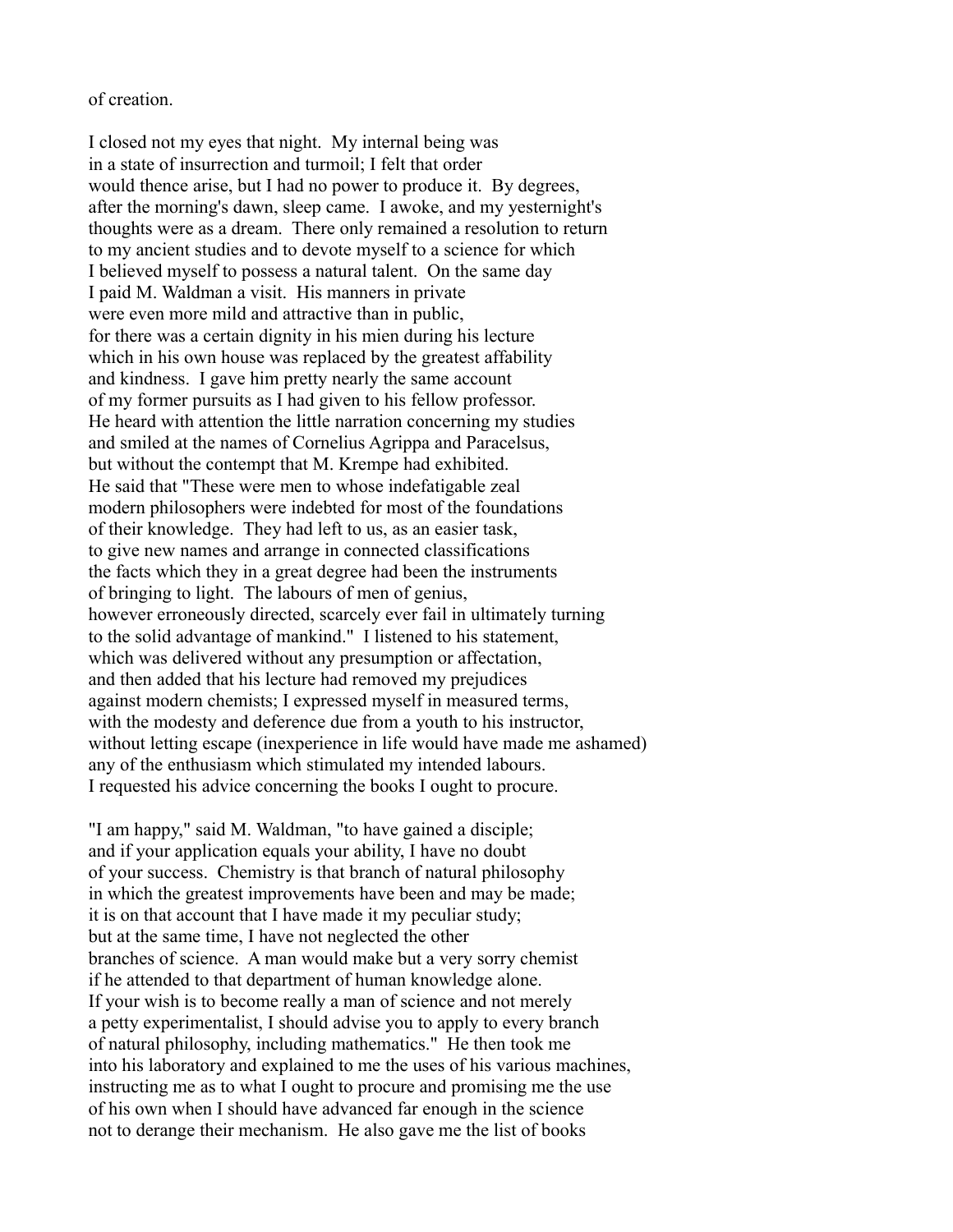of creation.

I closed not my eyes that night. My internal being was in a state of insurrection and turmoil; I felt that order would thence arise, but I had no power to produce it. By degrees, after the morning's dawn, sleep came. I awoke, and my yesternight's thoughts were as a dream. There only remained a resolution to return to my ancient studies and to devote myself to a science for which I believed myself to possess a natural talent. On the same day I paid M. Waldman a visit. His manners in private were even more mild and attractive than in public, for there was a certain dignity in his mien during his lecture which in his own house was replaced by the greatest affability and kindness. I gave him pretty nearly the same account of my former pursuits as I had given to his fellow professor. He heard with attention the little narration concerning my studies and smiled at the names of Cornelius Agrippa and Paracelsus, but without the contempt that M. Krempe had exhibited. He said that "These were men to whose indefatigable zeal modern philosophers were indebted for most of the foundations of their knowledge. They had left to us, as an easier task, to give new names and arrange in connected classifications the facts which they in a great degree had been the instruments of bringing to light. The labours of men of genius, however erroneously directed, scarcely ever fail in ultimately turning to the solid advantage of mankind." I listened to his statement, which was delivered without any presumption or affectation, and then added that his lecture had removed my prejudices against modern chemists; I expressed myself in measured terms, with the modesty and deference due from a youth to his instructor, without letting escape (inexperience in life would have made me ashamed) any of the enthusiasm which stimulated my intended labours. I requested his advice concerning the books I ought to procure.

"I am happy," said M. Waldman, "to have gained a disciple; and if your application equals your ability, I have no doubt of your success. Chemistry is that branch of natural philosophy in which the greatest improvements have been and may be made; it is on that account that I have made it my peculiar study; but at the same time, I have not neglected the other branches of science. A man would make but a very sorry chemist if he attended to that department of human knowledge alone. If your wish is to become really a man of science and not merely a petty experimentalist, I should advise you to apply to every branch of natural philosophy, including mathematics." He then took me into his laboratory and explained to me the uses of his various machines, instructing me as to what I ought to procure and promising me the use of his own when I should have advanced far enough in the science not to derange their mechanism. He also gave me the list of books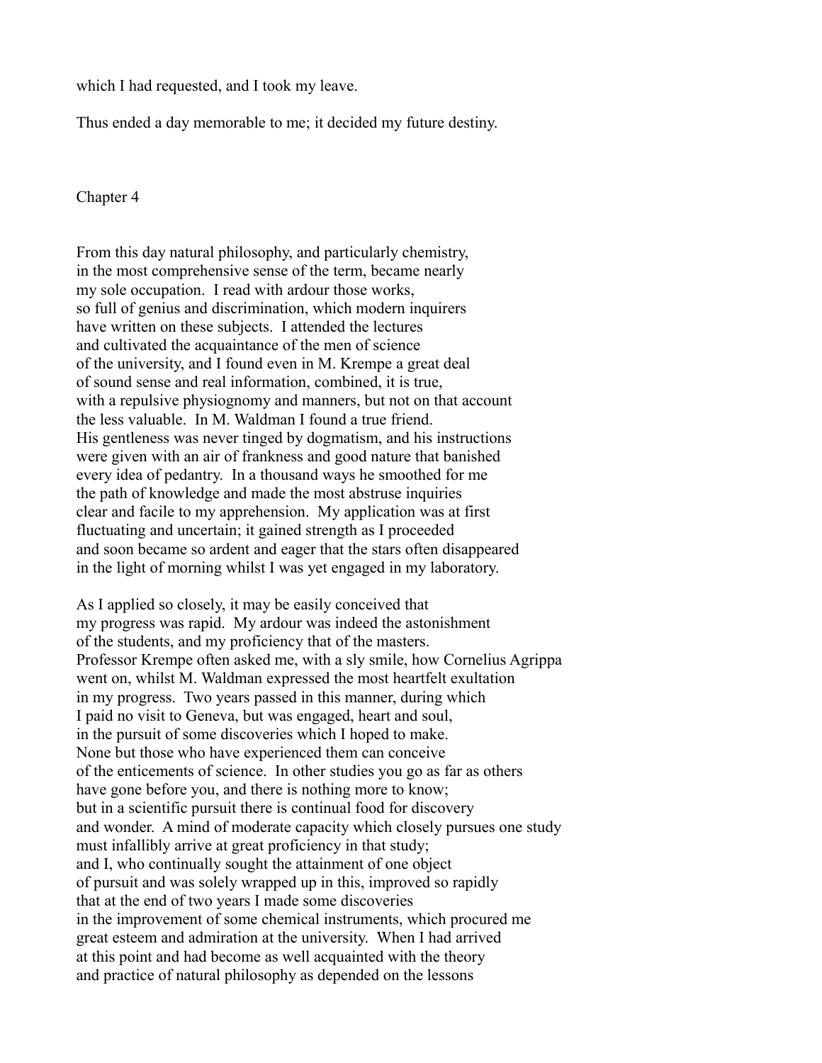which I had requested, and I took my leave.

Thus ended a day memorable to me; it decided my future destiny.

## Chapter 4

From this day natural philosophy, and particularly chemistry, in the most comprehensive sense of the term, became nearly my sole occupation. I read with ardour those works, so full of genius and discrimination, which modern inquirers have written on these subjects. I attended the lectures and cultivated the acquaintance of the men of science of the university, and I found even in M. Krempe a great deal of sound sense and real information, combined, it is true, with a repulsive physiognomy and manners, but not on that account the less valuable. In M. Waldman I found a true friend. His gentleness was never tinged by dogmatism, and his instructions were given with an air of frankness and good nature that banished every idea of pedantry. In a thousand ways he smoothed for me the path of knowledge and made the most abstruse inquiries clear and facile to my apprehension. My application was at first fluctuating and uncertain; it gained strength as I proceeded and soon became so ardent and eager that the stars often disappeared in the light of morning whilst I was yet engaged in my laboratory.

As I applied so closely, it may be easily conceived that my progress was rapid. My ardour was indeed the astonishment of the students, and my proficiency that of the masters. Professor Krempe often asked me, with a sly smile, how Cornelius Agrippa went on, whilst M. Waldman expressed the most heartfelt exultation in my progress. Two years passed in this manner, during which I paid no visit to Geneva, but was engaged, heart and soul, in the pursuit of some discoveries which I hoped to make. None but those who have experienced them can conceive of the enticements of science. In other studies you go as far as others have gone before you, and there is nothing more to know; but in a scientific pursuit there is continual food for discovery and wonder. A mind of moderate capacity which closely pursues one study must infallibly arrive at great proficiency in that study; and I, who continually sought the attainment of one object of pursuit and was solely wrapped up in this, improved so rapidly that at the end of two years I made some discoveries in the improvement of some chemical instruments, which procured me great esteem and admiration at the university. When I had arrived at this point and had become as well acquainted with the theory and practice of natural philosophy as depended on the lessons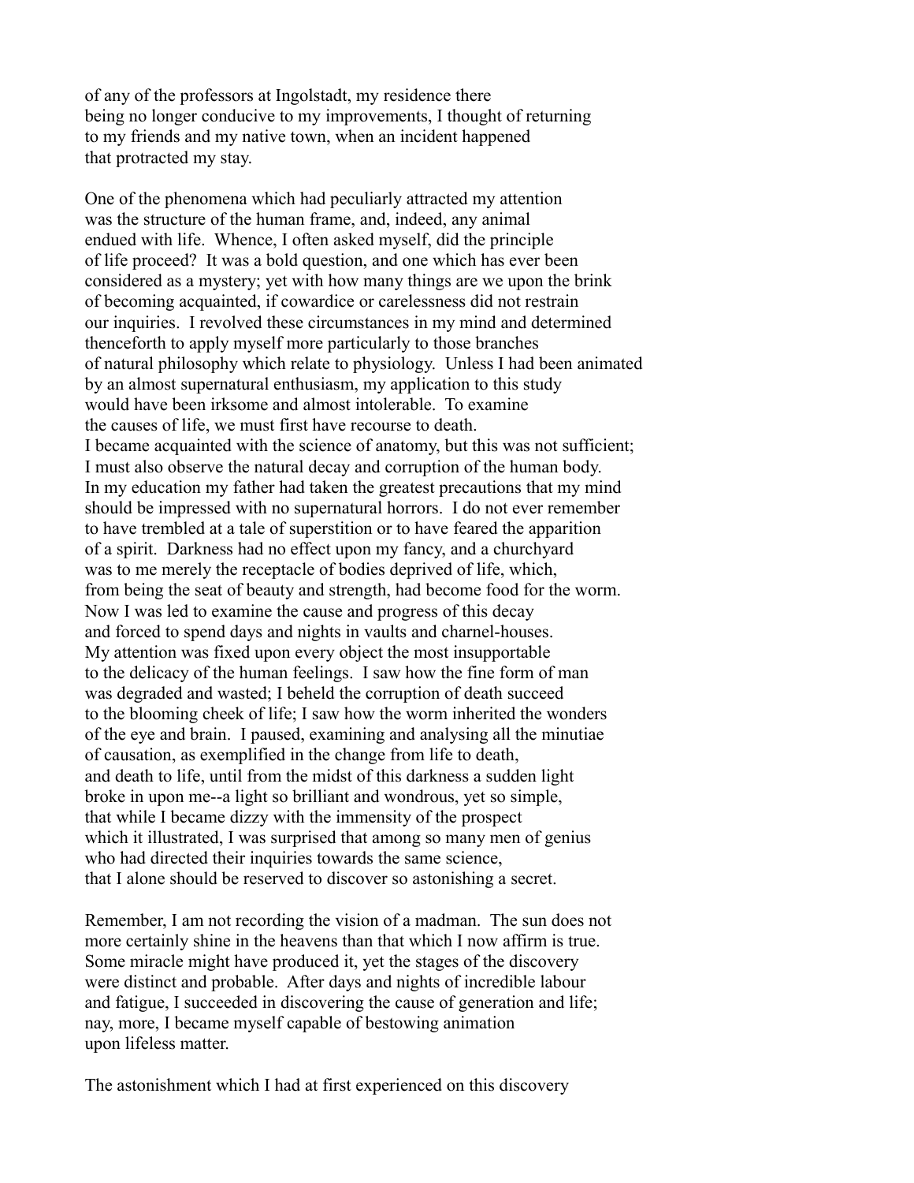of any of the professors at Ingolstadt, my residence there being no longer conducive to my improvements, I thought of returning to my friends and my native town, when an incident happened that protracted my stay.

One of the phenomena which had peculiarly attracted my attention was the structure of the human frame, and, indeed, any animal endued with life. Whence, I often asked myself, did the principle of life proceed? It was a bold question, and one which has ever been considered as a mystery; yet with how many things are we upon the brink of becoming acquainted, if cowardice or carelessness did not restrain our inquiries. I revolved these circumstances in my mind and determined thenceforth to apply myself more particularly to those branches of natural philosophy which relate to physiology. Unless I had been animated by an almost supernatural enthusiasm, my application to this study would have been irksome and almost intolerable. To examine the causes of life, we must first have recourse to death. I became acquainted with the science of anatomy, but this was not sufficient; I must also observe the natural decay and corruption of the human body. In my education my father had taken the greatest precautions that my mind should be impressed with no supernatural horrors. I do not ever remember to have trembled at a tale of superstition or to have feared the apparition of a spirit. Darkness had no effect upon my fancy, and a churchyard was to me merely the receptacle of bodies deprived of life, which, from being the seat of beauty and strength, had become food for the worm. Now I was led to examine the cause and progress of this decay and forced to spend days and nights in vaults and charnel-houses. My attention was fixed upon every object the most insupportable to the delicacy of the human feelings. I saw how the fine form of man was degraded and wasted; I beheld the corruption of death succeed to the blooming cheek of life; I saw how the worm inherited the wonders of the eye and brain. I paused, examining and analysing all the minutiae of causation, as exemplified in the change from life to death, and death to life, until from the midst of this darkness a sudden light broke in upon me--a light so brilliant and wondrous, yet so simple, that while I became dizzy with the immensity of the prospect which it illustrated, I was surprised that among so many men of genius who had directed their inquiries towards the same science, that I alone should be reserved to discover so astonishing a secret.

Remember, I am not recording the vision of a madman. The sun does not more certainly shine in the heavens than that which I now affirm is true. Some miracle might have produced it, yet the stages of the discovery were distinct and probable. After days and nights of incredible labour and fatigue, I succeeded in discovering the cause of generation and life; nay, more, I became myself capable of bestowing animation upon lifeless matter.

The astonishment which I had at first experienced on this discovery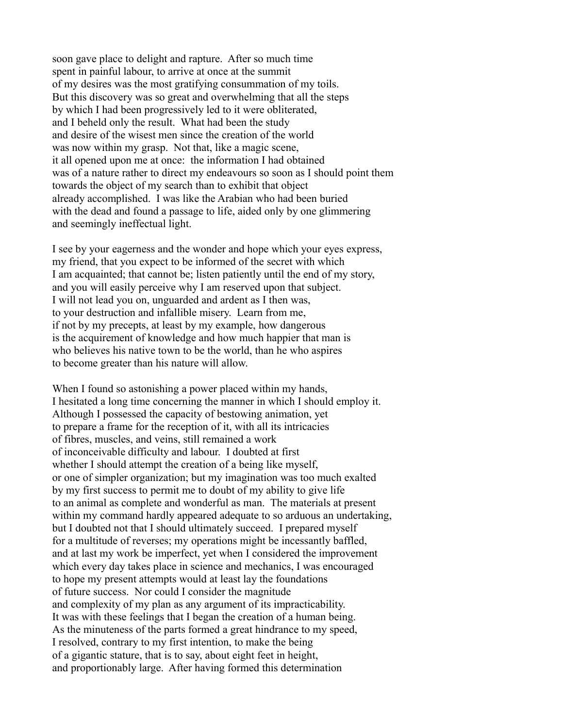soon gave place to delight and rapture. After so much time spent in painful labour, to arrive at once at the summit of my desires was the most gratifying consummation of my toils. But this discovery was so great and overwhelming that all the steps by which I had been progressively led to it were obliterated, and I beheld only the result. What had been the study and desire of the wisest men since the creation of the world was now within my grasp. Not that, like a magic scene, it all opened upon me at once: the information I had obtained was of a nature rather to direct my endeavours so soon as I should point them towards the object of my search than to exhibit that object already accomplished. I was like the Arabian who had been buried with the dead and found a passage to life, aided only by one glimmering and seemingly ineffectual light.

I see by your eagerness and the wonder and hope which your eyes express, my friend, that you expect to be informed of the secret with which I am acquainted; that cannot be; listen patiently until the end of my story, and you will easily perceive why I am reserved upon that subject. I will not lead you on, unguarded and ardent as I then was, to your destruction and infallible misery. Learn from me, if not by my precepts, at least by my example, how dangerous is the acquirement of knowledge and how much happier that man is who believes his native town to be the world, than he who aspires to become greater than his nature will allow.

When I found so astonishing a power placed within my hands, I hesitated a long time concerning the manner in which I should employ it. Although I possessed the capacity of bestowing animation, yet to prepare a frame for the reception of it, with all its intricacies of fibres, muscles, and veins, still remained a work of inconceivable difficulty and labour. I doubted at first whether I should attempt the creation of a being like myself, or one of simpler organization; but my imagination was too much exalted by my first success to permit me to doubt of my ability to give life to an animal as complete and wonderful as man. The materials at present within my command hardly appeared adequate to so arduous an undertaking, but I doubted not that I should ultimately succeed. I prepared myself for a multitude of reverses; my operations might be incessantly baffled, and at last my work be imperfect, yet when I considered the improvement which every day takes place in science and mechanics, I was encouraged to hope my present attempts would at least lay the foundations of future success. Nor could I consider the magnitude and complexity of my plan as any argument of its impracticability. It was with these feelings that I began the creation of a human being. As the minuteness of the parts formed a great hindrance to my speed, I resolved, contrary to my first intention, to make the being of a gigantic stature, that is to say, about eight feet in height, and proportionably large. After having formed this determination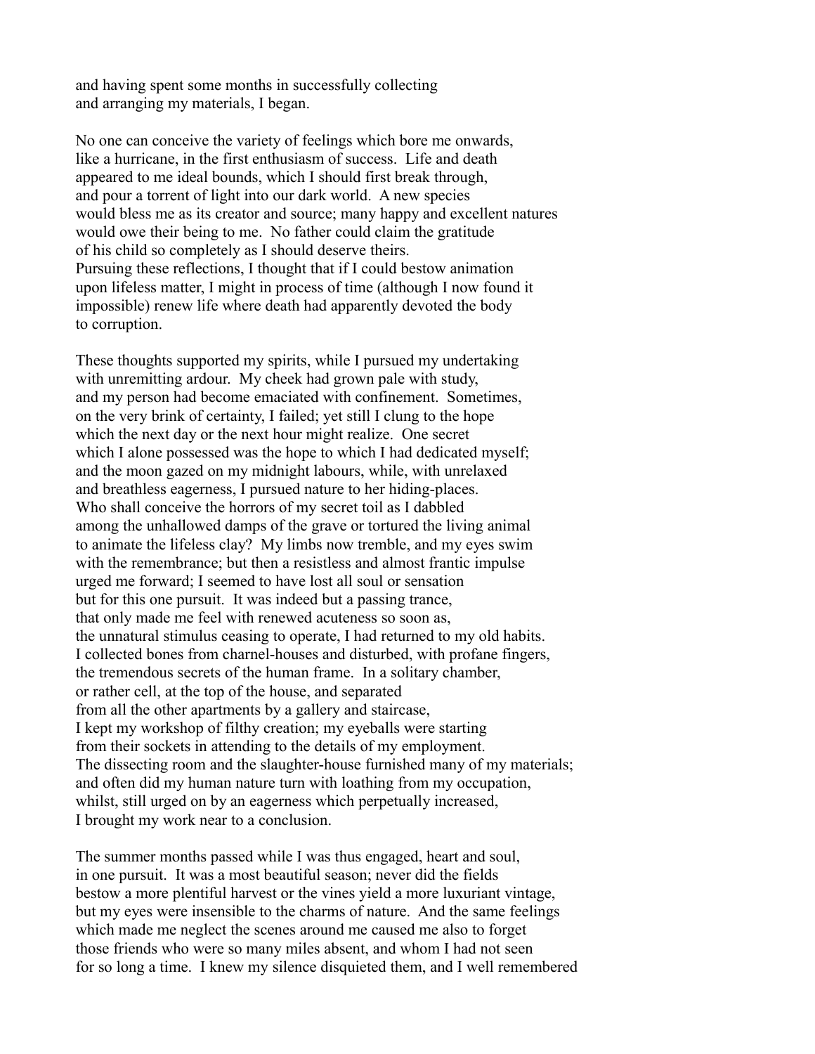and having spent some months in successfully collecting
and arranging my materials, I began.

No one can conceive the variety of feelings which bore me onwards,
like a hurricane, in the first enthusiasm of success. Life and death
appeared to me ideal bounds, which I should first break through,
and pour a torrent of light into our dark world. A new species
would bless me as its creator and source; many happy and excellent natures
would owe their being to me. No father could claim the gratitude
of his child so completely as I should deserve theirs.
Pursuing these reflections, I thought that if I could bestow animation
upon lifeless matter, I might in process of time (although I now found it
impossible) renew life where death had apparently devoted the body
to corruption.

These thoughts supported my spirits, while I pursued my undertaking
with unremitting ardour. My cheek had grown pale with study,
and my person had become emaciated with confinement. Sometimes,
on the very brink of certainty, I failed; yet still I clung to the hope
which the next day or the next hour might realize. One secret
which I alone possessed was the hope to which I had dedicated myself;
and the moon gazed on my midnight labours, while, with unrelaxed
and breathless eagerness, I pursued nature to her hiding-places.
Who shall conceive the horrors of my secret toil as I dabbled
among the unhallowed damps of the grave or tortured the living animal
to animate the lifeless clay? My limbs now tremble, and my eyes swim
with the remembrance; but then a resistless and almost frantic impulse
urged me forward; I seemed to have lost all soul or sensation
but for this one pursuit. It was indeed but a passing trance,
that only made me feel with renewed acuteness so soon as,
the unnatural stimulus ceasing to operate, I had returned to my old habits.
I collected bones from charnel-houses and disturbed, with profane fingers,
the tremendous secrets of the human frame. In a solitary chamber,
or rather cell, at the top of the house, and separated
from all the other apartments by a gallery and staircase,
I kept my workshop of filthy creation; my eyeballs were starting
from their sockets in attending to the details of my employment.
The dissecting room and the slaughter-house furnished many of my materials;
and often did my human nature turn with loathing from my occupation,
whilst, still urged on by an eagerness which perpetually increased,
I brought my work near to a conclusion.

The summer months passed while I was thus engaged, heart and soul,
in one pursuit. It was a most beautiful season; never did the fields
bestow a more plentiful harvest or the vines yield a more luxuriant vintage,
but my eyes were insensible to the charms of nature. And the same feelings
which made me neglect the scenes around me caused me also to forget
those friends who were so many miles absent, and whom I had not seen
for so long a time. I knew my silence disquieted them, and I well remembered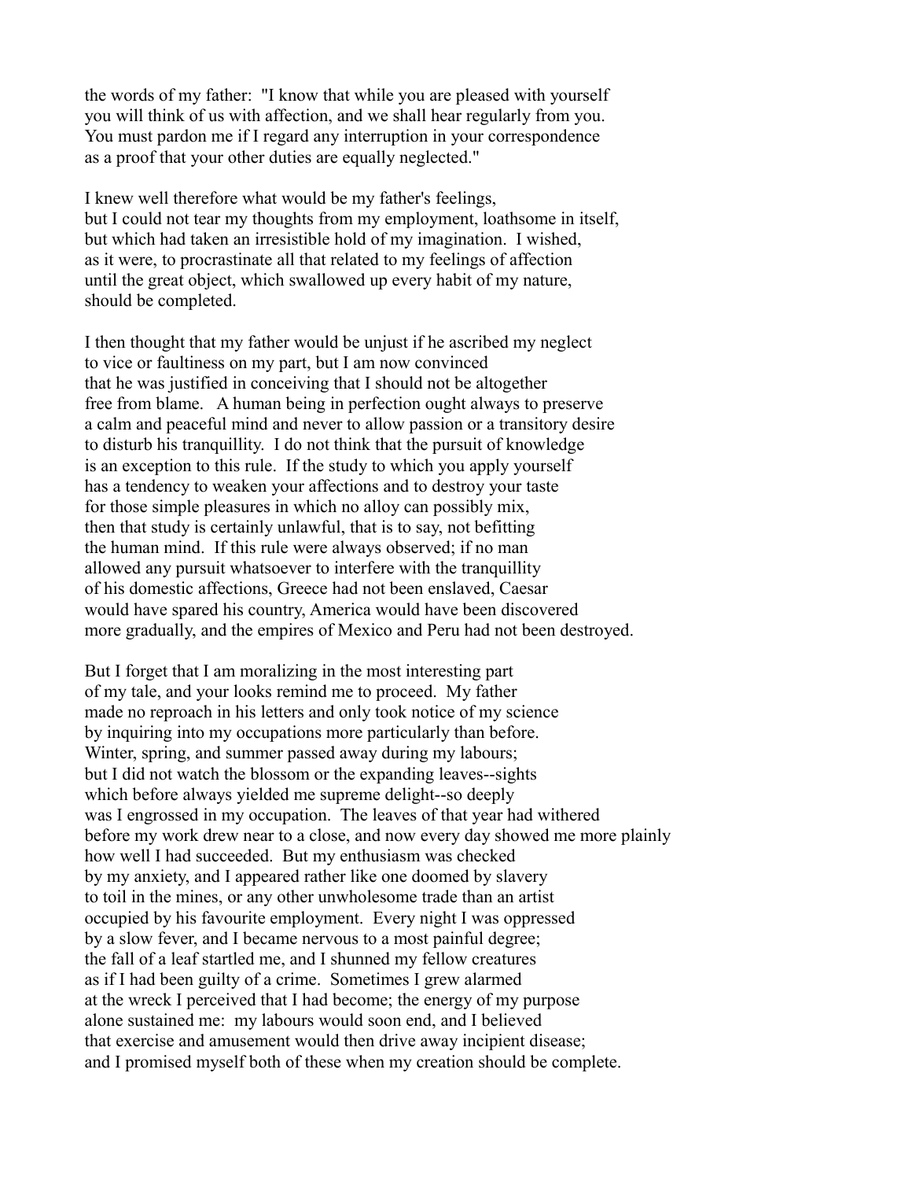the words of my father: "I know that while you are pleased with yourself you will think of us with affection, and we shall hear regularly from you. You must pardon me if I regard any interruption in your correspondence as a proof that your other duties are equally neglected."

I knew well therefore what would be my father's feelings, but I could not tear my thoughts from my employment, loathsome in itself, but which had taken an irresistible hold of my imagination. I wished, as it were, to procrastinate all that related to my feelings of affection until the great object, which swallowed up every habit of my nature, should be completed.

I then thought that my father would be unjust if he ascribed my neglect to vice or faultiness on my part, but I am now convinced that he was justified in conceiving that I should not be altogether free from blame. A human being in perfection ought always to preserve a calm and peaceful mind and never to allow passion or a transitory desire to disturb his tranquillity. I do not think that the pursuit of knowledge is an exception to this rule. If the study to which you apply yourself has a tendency to weaken your affections and to destroy your taste for those simple pleasures in which no alloy can possibly mix, then that study is certainly unlawful, that is to say, not befitting the human mind. If this rule were always observed; if no man allowed any pursuit whatsoever to interfere with the tranquillity of his domestic affections, Greece had not been enslaved, Caesar would have spared his country, America would have been discovered more gradually, and the empires of Mexico and Peru had not been destroyed.

But I forget that I am moralizing in the most interesting part of my tale, and your looks remind me to proceed. My father made no reproach in his letters and only took notice of my science by inquiring into my occupations more particularly than before. Winter, spring, and summer passed away during my labours; but I did not watch the blossom or the expanding leaves--sights which before always yielded me supreme delight--so deeply was I engrossed in my occupation. The leaves of that year had withered before my work drew near to a close, and now every day showed me more plainly how well I had succeeded. But my enthusiasm was checked by my anxiety, and I appeared rather like one doomed by slavery to toil in the mines, or any other unwholesome trade than an artist occupied by his favourite employment. Every night I was oppressed by a slow fever, and I became nervous to a most painful degree; the fall of a leaf startled me, and I shunned my fellow creatures as if I had been guilty of a crime. Sometimes I grew alarmed at the wreck I perceived that I had become; the energy of my purpose alone sustained me: my labours would soon end, and I believed that exercise and amusement would then drive away incipient disease; and I promised myself both of these when my creation should be complete.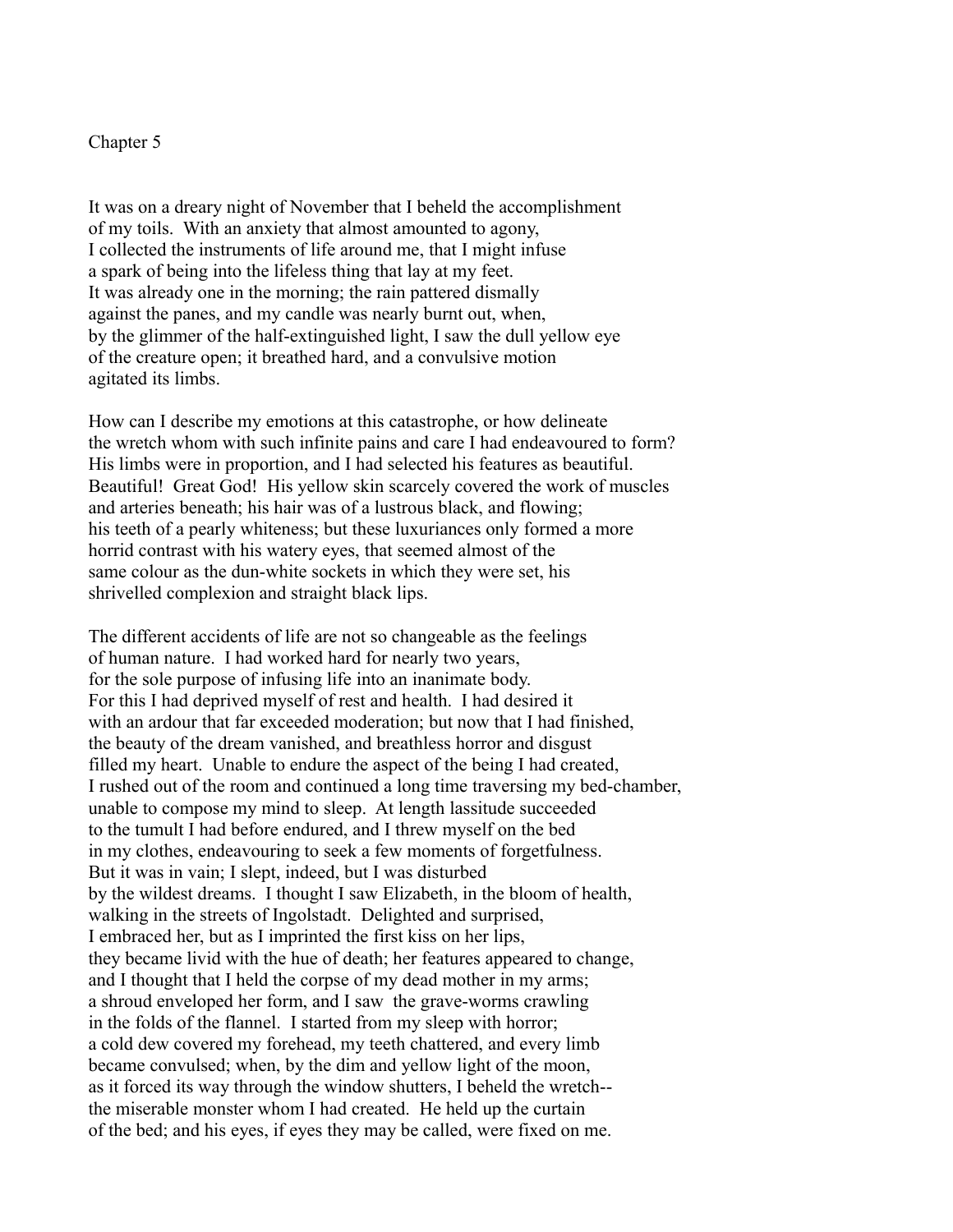## Chapter 5

It was on a dreary night of November that I beheld the accomplishment of my toils. With an anxiety that almost amounted to agony, I collected the instruments of life around me, that I might infuse a spark of being into the lifeless thing that lay at my feet. It was already one in the morning; the rain pattered dismally against the panes, and my candle was nearly burnt out, when, by the glimmer of the half-extinguished light, I saw the dull yellow eye of the creature open; it breathed hard, and a convulsive motion agitated its limbs.

How can I describe my emotions at this catastrophe, or how delineate the wretch whom with such infinite pains and care I had endeavoured to form? His limbs were in proportion, and I had selected his features as beautiful. Beautiful! Great God! His yellow skin scarcely covered the work of muscles and arteries beneath; his hair was of a lustrous black, and flowing; his teeth of a pearly whiteness; but these luxuriances only formed a more horrid contrast with his watery eyes, that seemed almost of the same colour as the dun-white sockets in which they were set, his shrivelled complexion and straight black lips.

The different accidents of life are not so changeable as the feelings of human nature. I had worked hard for nearly two years, for the sole purpose of infusing life into an inanimate body. For this I had deprived myself of rest and health. I had desired it with an ardour that far exceeded moderation; but now that I had finished, the beauty of the dream vanished, and breathless horror and disgust filled my heart. Unable to endure the aspect of the being I had created, I rushed out of the room and continued a long time traversing my bed-chamber, unable to compose my mind to sleep. At length lassitude succeeded to the tumult I had before endured, and I threw myself on the bed in my clothes, endeavouring to seek a few moments of forgetfulness. But it was in vain; I slept, indeed, but I was disturbed by the wildest dreams. I thought I saw Elizabeth, in the bloom of health, walking in the streets of Ingolstadt. Delighted and surprised, I embraced her, but as I imprinted the first kiss on her lips, they became livid with the hue of death; her features appeared to change, and I thought that I held the corpse of my dead mother in my arms; a shroud enveloped her form, and I saw the grave-worms crawling in the folds of the flannel. I started from my sleep with horror; a cold dew covered my forehead, my teeth chattered, and every limb became convulsed; when, by the dim and yellow light of the moon, as it forced its way through the window shutters, I beheld the wretch-- the miserable monster whom I had created. He held up the curtain of the bed; and his eyes, if eyes they may be called, were fixed on me.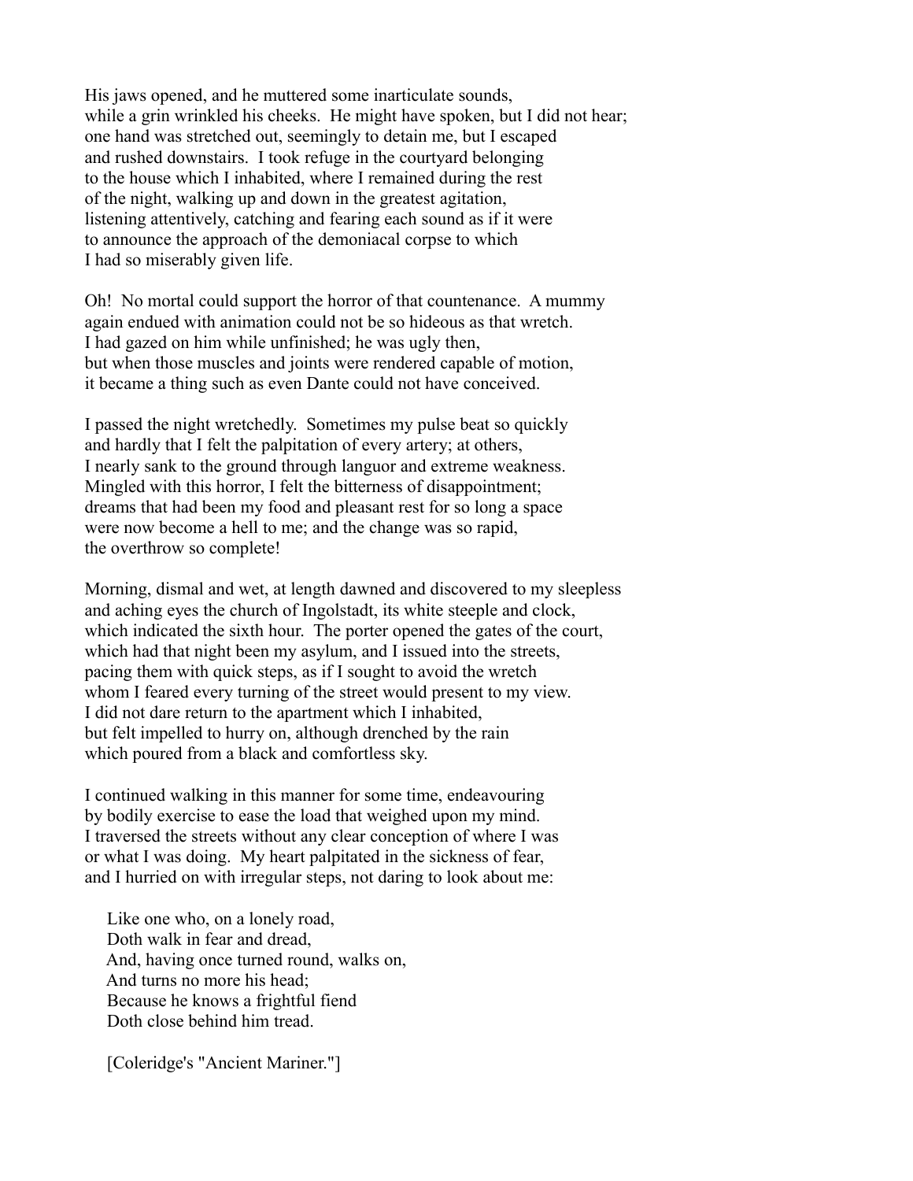His jaws opened, and he muttered some inarticulate sounds, while a grin wrinkled his cheeks. He might have spoken, but I did not hear; one hand was stretched out, seemingly to detain me, but I escaped and rushed downstairs. I took refuge in the courtyard belonging to the house which I inhabited, where I remained during the rest of the night, walking up and down in the greatest agitation, listening attentively, catching and fearing each sound as if it were to announce the approach of the demoniacal corpse to which I had so miserably given life.

Oh! No mortal could support the horror of that countenance. A mummy again endued with animation could not be so hideous as that wretch. I had gazed on him while unfinished; he was ugly then, but when those muscles and joints were rendered capable of motion, it became a thing such as even Dante could not have conceived.

I passed the night wretchedly. Sometimes my pulse beat so quickly and hardly that I felt the palpitation of every artery; at others, I nearly sank to the ground through languor and extreme weakness. Mingled with this horror, I felt the bitterness of disappointment; dreams that had been my food and pleasant rest for so long a space were now become a hell to me; and the change was so rapid, the overthrow so complete!

Morning, dismal and wet, at length dawned and discovered to my sleepless and aching eyes the church of Ingolstadt, its white steeple and clock, which indicated the sixth hour. The porter opened the gates of the court, which had that night been my asylum, and I issued into the streets, pacing them with quick steps, as if I sought to avoid the wretch whom I feared every turning of the street would present to my view. I did not dare return to the apartment which I inhabited, but felt impelled to hurry on, although drenched by the rain which poured from a black and comfortless sky.

I continued walking in this manner for some time, endeavouring by bodily exercise to ease the load that weighed upon my mind. I traversed the streets without any clear conception of where I was or what I was doing. My heart palpitated in the sickness of fear, and I hurried on with irregular steps, not daring to look about me:

> Like one who, on a lonely road,
> Doth walk in fear and dread,
> And, having once turned round, walks on,
> And turns no more his head;
> Because he knows a frightful fiend
> Doth close behind him tread.
>
> [Coleridge's "Ancient Mariner."]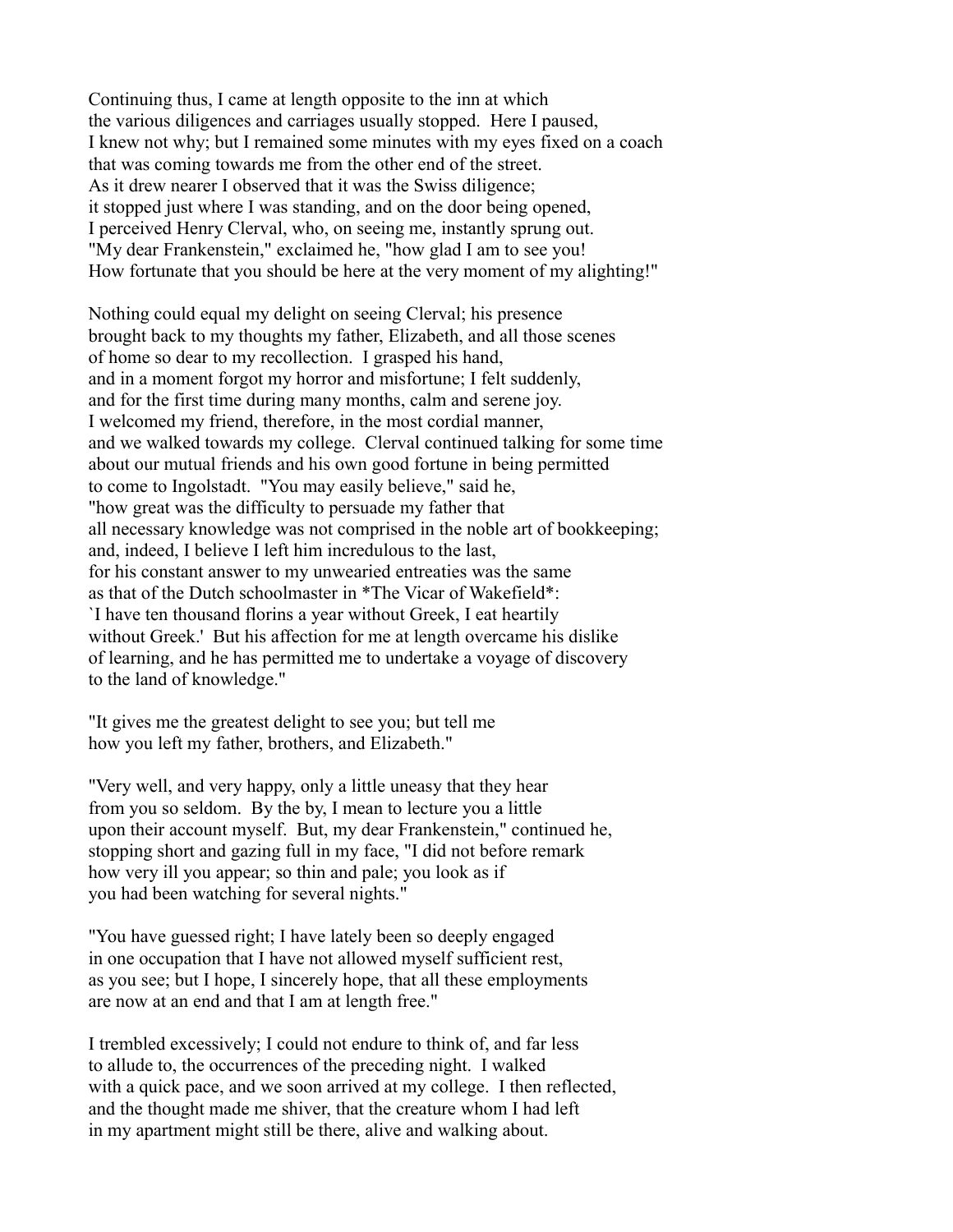Continuing thus, I came at length opposite to the inn at which the various diligences and carriages usually stopped. Here I paused, I knew not why; but I remained some minutes with my eyes fixed on a coach that was coming towards me from the other end of the street. As it drew nearer I observed that it was the Swiss diligence; it stopped just where I was standing, and on the door being opened, I perceived Henry Clerval, who, on seeing me, instantly sprung out. "My dear Frankenstein," exclaimed he, "how glad I am to see you! How fortunate that you should be here at the very moment of my alighting!"

Nothing could equal my delight on seeing Clerval; his presence brought back to my thoughts my father, Elizabeth, and all those scenes of home so dear to my recollection. I grasped his hand, and in a moment forgot my horror and misfortune; I felt suddenly, and for the first time during many months, calm and serene joy. I welcomed my friend, therefore, in the most cordial manner, and we walked towards my college. Clerval continued talking for some time about our mutual friends and his own good fortune in being permitted to come to Ingolstadt. "You may easily believe," said he, "how great was the difficulty to persuade my father that all necessary knowledge was not comprised in the noble art of bookkeeping; and, indeed, I believe I left him incredulous to the last, for his constant answer to my unwearied entreaties was the same as that of the Dutch schoolmaster in *The Vicar of Wakefield*: `I have ten thousand florins a year without Greek, I eat heartily without Greek.' But his affection for me at length overcame his dislike of learning, and he has permitted me to undertake a voyage of discovery to the land of knowledge."

"It gives me the greatest delight to see you; but tell me how you left my father, brothers, and Elizabeth."

"Very well, and very happy, only a little uneasy that they hear from you so seldom. By the by, I mean to lecture you a little upon their account myself. But, my dear Frankenstein," continued he, stopping short and gazing full in my face, "I did not before remark how very ill you appear; so thin and pale; you look as if you had been watching for several nights."

"You have guessed right; I have lately been so deeply engaged in one occupation that I have not allowed myself sufficient rest, as you see; but I hope, I sincerely hope, that all these employments are now at an end and that I am at length free."

I trembled excessively; I could not endure to think of, and far less to allude to, the occurrences of the preceding night. I walked with a quick pace, and we soon arrived at my college. I then reflected, and the thought made me shiver, that the creature whom I had left in my apartment might still be there, alive and walking about.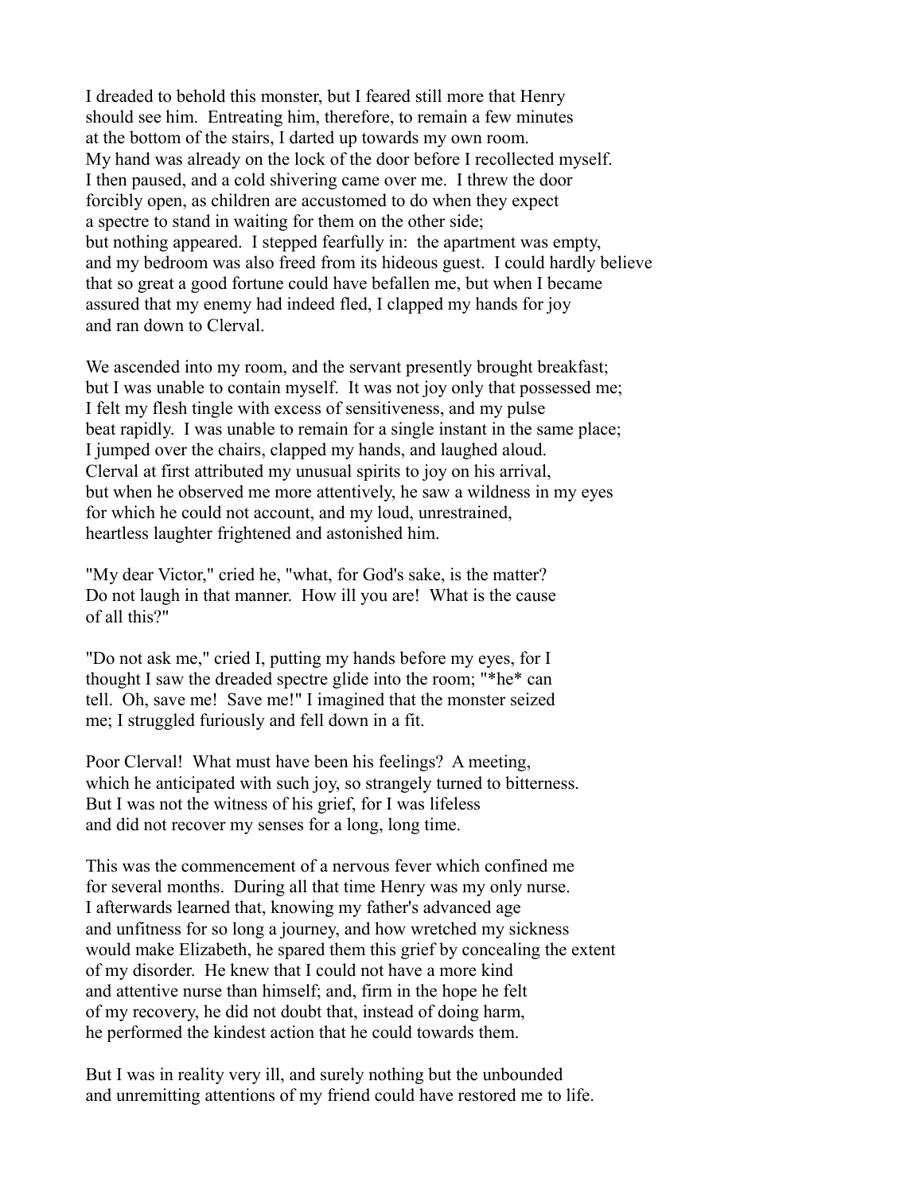I dreaded to behold this monster, but I feared still more that Henry should see him. Entreating him, therefore, to remain a few minutes at the bottom of the stairs, I darted up towards my own room. My hand was already on the lock of the door before I recollected myself. I then paused, and a cold shivering came over me. I threw the door forcibly open, as children are accustomed to do when they expect a spectre to stand in waiting for them on the other side; but nothing appeared. I stepped fearfully in: the apartment was empty, and my bedroom was also freed from its hideous guest. I could hardly believe that so great a good fortune could have befallen me, but when I became assured that my enemy had indeed fled, I clapped my hands for joy and ran down to Clerval.

We ascended into my room, and the servant presently brought breakfast; but I was unable to contain myself. It was not joy only that possessed me; I felt my flesh tingle with excess of sensitiveness, and my pulse beat rapidly. I was unable to remain for a single instant in the same place; I jumped over the chairs, clapped my hands, and laughed aloud. Clerval at first attributed my unusual spirits to joy on his arrival, but when he observed me more attentively, he saw a wildness in my eyes for which he could not account, and my loud, unrestrained, heartless laughter frightened and astonished him.

"My dear Victor," cried he, "what, for God's sake, is the matter? Do not laugh in that manner. How ill you are! What is the cause of all this?"

"Do not ask me," cried I, putting my hands before my eyes, for I thought I saw the dreaded spectre glide into the room; "*he* can tell. Oh, save me! Save me!" I imagined that the monster seized me; I struggled furiously and fell down in a fit.

Poor Clerval! What must have been his feelings? A meeting, which he anticipated with such joy, so strangely turned to bitterness. But I was not the witness of his grief, for I was lifeless and did not recover my senses for a long, long time.

This was the commencement of a nervous fever which confined me for several months. During all that time Henry was my only nurse. I afterwards learned that, knowing my father's advanced age and unfitness for so long a journey, and how wretched my sickness would make Elizabeth, he spared them this grief by concealing the extent of my disorder. He knew that I could not have a more kind and attentive nurse than himself; and, firm in the hope he felt of my recovery, he did not doubt that, instead of doing harm, he performed the kindest action that he could towards them.

But I was in reality very ill, and surely nothing but the unbounded and unremitting attentions of my friend could have restored me to life.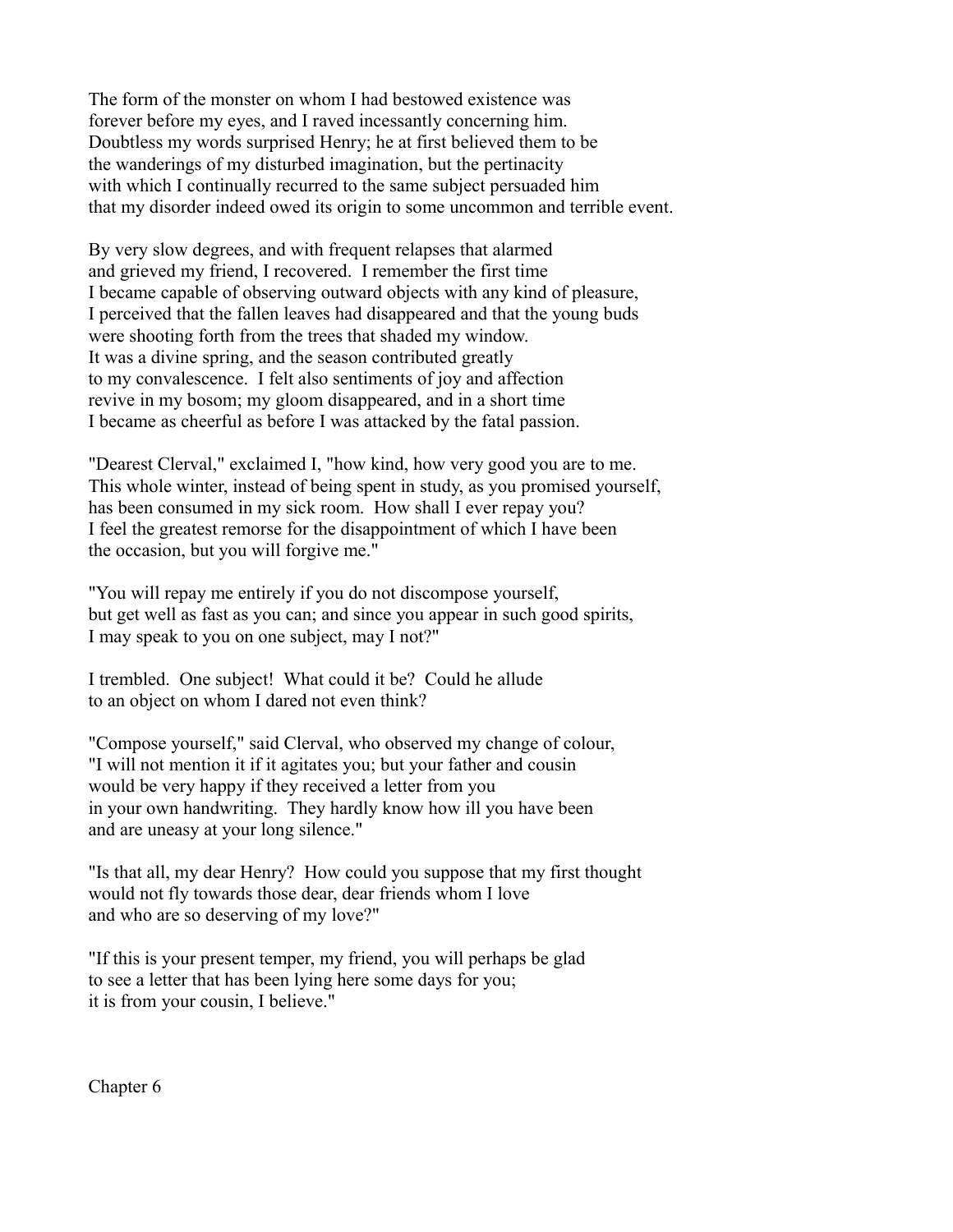The form of the monster on whom I had bestowed existence was forever before my eyes, and I raved incessantly concerning him. Doubtless my words surprised Henry; he at first believed them to be the wanderings of my disturbed imagination, but the pertinacity with which I continually recurred to the same subject persuaded him that my disorder indeed owed its origin to some uncommon and terrible event.

By very slow degrees, and with frequent relapses that alarmed and grieved my friend, I recovered. I remember the first time I became capable of observing outward objects with any kind of pleasure, I perceived that the fallen leaves had disappeared and that the young buds were shooting forth from the trees that shaded my window. It was a divine spring, and the season contributed greatly to my convalescence. I felt also sentiments of joy and affection revive in my bosom; my gloom disappeared, and in a short time I became as cheerful as before I was attacked by the fatal passion.

"Dearest Clerval," exclaimed I, "how kind, how very good you are to me. This whole winter, instead of being spent in study, as you promised yourself, has been consumed in my sick room. How shall I ever repay you? I feel the greatest remorse for the disappointment of which I have been the occasion, but you will forgive me."

"You will repay me entirely if you do not discompose yourself, but get well as fast as you can; and since you appear in such good spirits, I may speak to you on one subject, may I not?"

I trembled. One subject! What could it be? Could he allude to an object on whom I dared not even think?

"Compose yourself," said Clerval, who observed my change of colour, "I will not mention it if it agitates you; but your father and cousin would be very happy if they received a letter from you in your own handwriting. They hardly know how ill you have been and are uneasy at your long silence."

"Is that all, my dear Henry? How could you suppose that my first thought would not fly towards those dear, dear friends whom I love and who are so deserving of my love?"

"If this is your present temper, my friend, you will perhaps be glad to see a letter that has been lying here some days for you; it is from your cousin, I believe."

## Chapter 6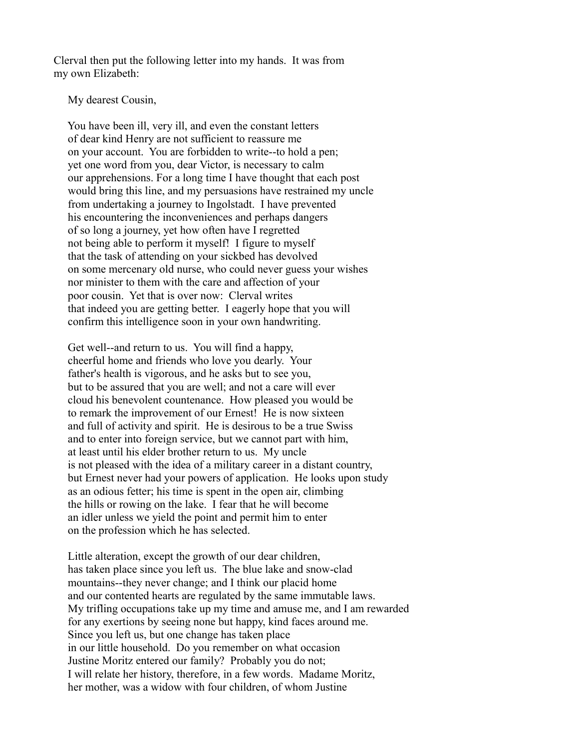Clerval then put the following letter into my hands. It was from my own Elizabeth:

My dearest Cousin,

You have been ill, very ill, and even the constant letters of dear kind Henry are not sufficient to reassure me on your account. You are forbidden to write--to hold a pen; yet one word from you, dear Victor, is necessary to calm our apprehensions. For a long time I have thought that each post would bring this line, and my persuasions have restrained my uncle from undertaking a journey to Ingolstadt. I have prevented his encountering the inconveniences and perhaps dangers of so long a journey, yet how often have I regretted not being able to perform it myself! I figure to myself that the task of attending on your sickbed has devolved on some mercenary old nurse, who could never guess your wishes nor minister to them with the care and affection of your poor cousin. Yet that is over now: Clerval writes that indeed you are getting better. I eagerly hope that you will confirm this intelligence soon in your own handwriting.

Get well--and return to us. You will find a happy, cheerful home and friends who love you dearly. Your father's health is vigorous, and he asks but to see you, but to be assured that you are well; and not a care will ever cloud his benevolent countenance. How pleased you would be to remark the improvement of our Ernest! He is now sixteen and full of activity and spirit. He is desirous to be a true Swiss and to enter into foreign service, but we cannot part with him, at least until his elder brother return to us. My uncle is not pleased with the idea of a military career in a distant country, but Ernest never had your powers of application. He looks upon study as an odious fetter; his time is spent in the open air, climbing the hills or rowing on the lake. I fear that he will become an idler unless we yield the point and permit him to enter on the profession which he has selected.

Little alteration, except the growth of our dear children, has taken place since you left us. The blue lake and snow-clad mountains--they never change; and I think our placid home and our contented hearts are regulated by the same immutable laws. My trifling occupations take up my time and amuse me, and I am rewarded for any exertions by seeing none but happy, kind faces around me. Since you left us, but one change has taken place in our little household. Do you remember on what occasion Justine Moritz entered our family? Probably you do not; I will relate her history, therefore, in a few words. Madame Moritz, her mother, was a widow with four children, of whom Justine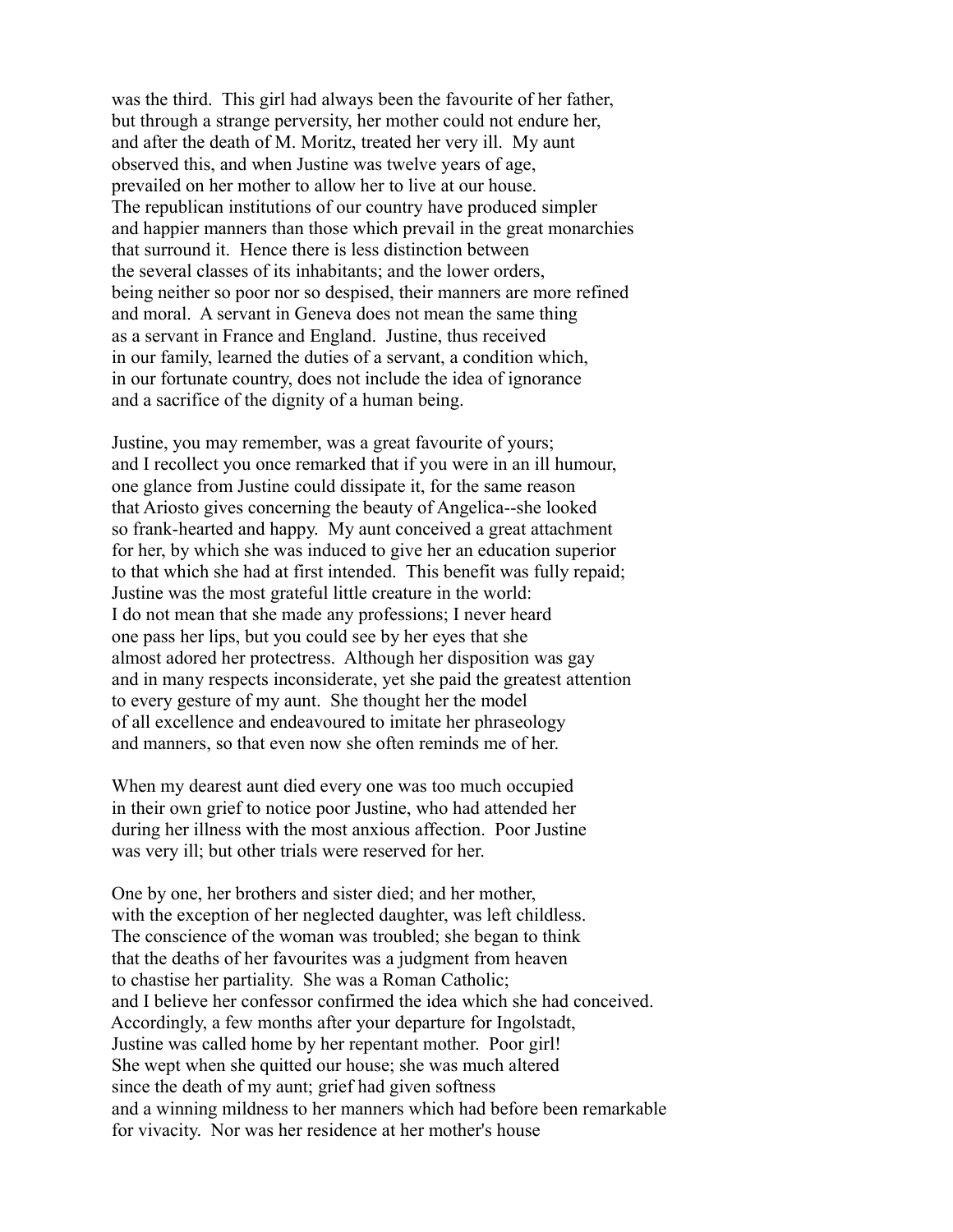was the third. This girl had always been the favourite of her father, but through a strange perversity, her mother could not endure her, and after the death of M. Moritz, treated her very ill. My aunt observed this, and when Justine was twelve years of age, prevailed on her mother to allow her to live at our house. The republican institutions of our country have produced simpler and happier manners than those which prevail in the great monarchies that surround it. Hence there is less distinction between the several classes of its inhabitants; and the lower orders, being neither so poor nor so despised, their manners are more refined and moral. A servant in Geneva does not mean the same thing as a servant in France and England. Justine, thus received in our family, learned the duties of a servant, a condition which, in our fortunate country, does not include the idea of ignorance and a sacrifice of the dignity of a human being.

Justine, you may remember, was a great favourite of yours; and I recollect you once remarked that if you were in an ill humour, one glance from Justine could dissipate it, for the same reason that Ariosto gives concerning the beauty of Angelica--she looked so frank-hearted and happy. My aunt conceived a great attachment for her, by which she was induced to give her an education superior to that which she had at first intended. This benefit was fully repaid; Justine was the most grateful little creature in the world: I do not mean that she made any professions; I never heard one pass her lips, but you could see by her eyes that she almost adored her protectress. Although her disposition was gay and in many respects inconsiderate, yet she paid the greatest attention to every gesture of my aunt. She thought her the model of all excellence and endeavoured to imitate her phraseology and manners, so that even now she often reminds me of her.

When my dearest aunt died every one was too much occupied in their own grief to notice poor Justine, who had attended her during her illness with the most anxious affection. Poor Justine was very ill; but other trials were reserved for her.

One by one, her brothers and sister died; and her mother, with the exception of her neglected daughter, was left childless. The conscience of the woman was troubled; she began to think that the deaths of her favourites was a judgment from heaven to chastise her partiality. She was a Roman Catholic; and I believe her confessor confirmed the idea which she had conceived. Accordingly, a few months after your departure for Ingolstadt, Justine was called home by her repentant mother. Poor girl! She wept when she quitted our house; she was much altered since the death of my aunt; grief had given softness and a winning mildness to her manners which had before been remarkable for vivacity. Nor was her residence at her mother's house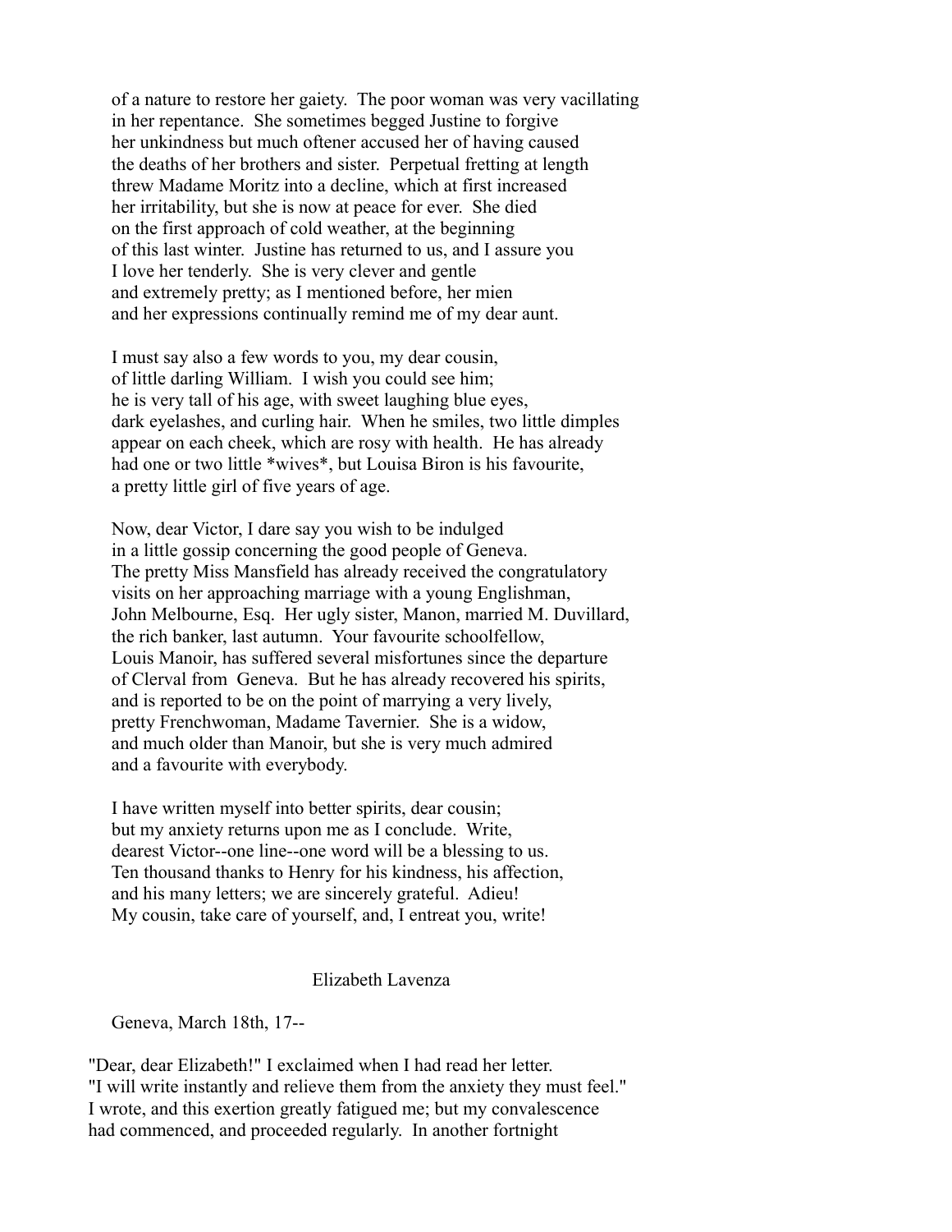of a nature to restore her gaiety. The poor woman was very vacillating in her repentance. She sometimes begged Justine to forgive her unkindness but much oftener accused her of having caused the deaths of her brothers and sister. Perpetual fretting at length threw Madame Moritz into a decline, which at first increased her irritability, but she is now at peace for ever. She died on the first approach of cold weather, at the beginning of this last winter. Justine has returned to us, and I assure you I love her tenderly. She is very clever and gentle and extremely pretty; as I mentioned before, her mien and her expressions continually remind me of my dear aunt.

I must say also a few words to you, my dear cousin, of little darling William. I wish you could see him; he is very tall of his age, with sweet laughing blue eyes, dark eyelashes, and curling hair. When he smiles, two little dimples appear on each cheek, which are rosy with health. He has already had one or two little *wives*, but Louisa Biron is his favourite, a pretty little girl of five years of age.

Now, dear Victor, I dare say you wish to be indulged in a little gossip concerning the good people of Geneva. The pretty Miss Mansfield has already received the congratulatory visits on her approaching marriage with a young Englishman, John Melbourne, Esq. Her ugly sister, Manon, married M. Duvillard, the rich banker, last autumn. Your favourite schoolfellow, Louis Manoir, has suffered several misfortunes since the departure of Clerval from Geneva. But he has already recovered his spirits, and is reported to be on the point of marrying a very lively, pretty Frenchwoman, Madame Tavernier. She is a widow, and much older than Manoir, but she is very much admired and a favourite with everybody.

I have written myself into better spirits, dear cousin; but my anxiety returns upon me as I conclude. Write, dearest Victor--one line--one word will be a blessing to us. Ten thousand thanks to Henry for his kindness, his affection, and his many letters; we are sincerely grateful. Adieu! My cousin, take care of yourself, and, I entreat you, write!

Elizabeth Lavenza

Geneva, March 18th, 17--

"Dear, dear Elizabeth!" I exclaimed when I had read her letter. "I will write instantly and relieve them from the anxiety they must feel." I wrote, and this exertion greatly fatigued me; but my convalescence had commenced, and proceeded regularly. In another fortnight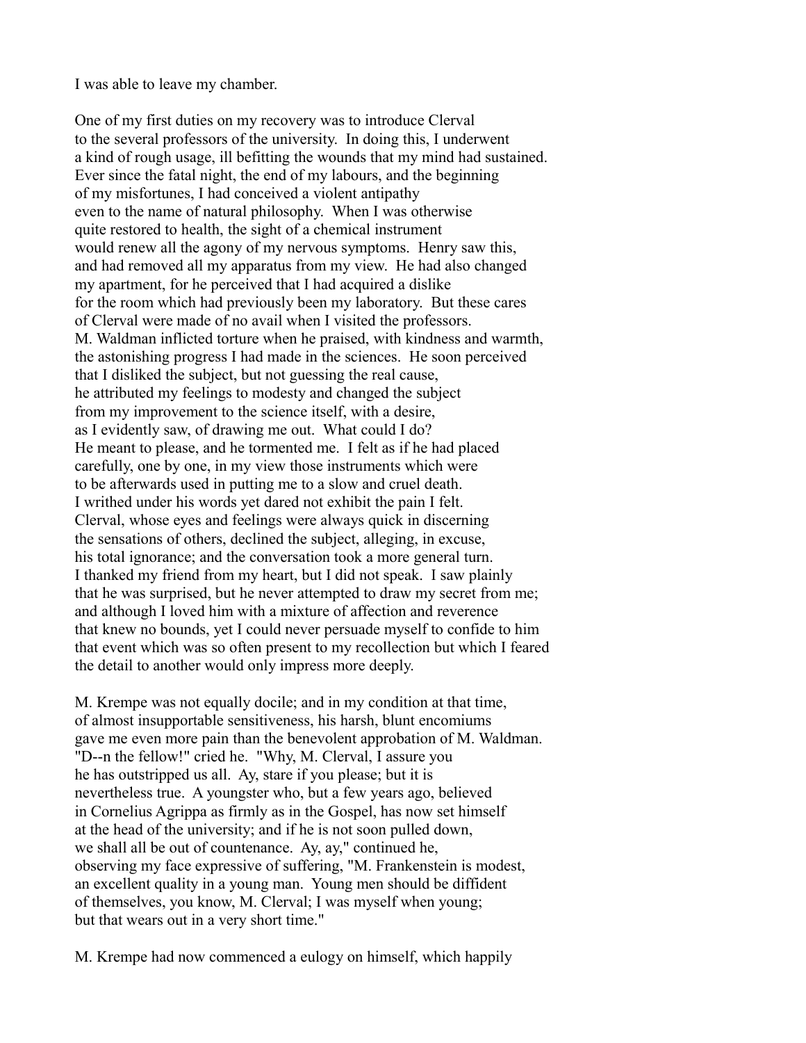I was able to leave my chamber.

One of my first duties on my recovery was to introduce Clerval to the several professors of the university. In doing this, I underwent a kind of rough usage, ill befitting the wounds that my mind had sustained. Ever since the fatal night, the end of my labours, and the beginning of my misfortunes, I had conceived a violent antipathy even to the name of natural philosophy. When I was otherwise quite restored to health, the sight of a chemical instrument would renew all the agony of my nervous symptoms. Henry saw this, and had removed all my apparatus from my view. He had also changed my apartment, for he perceived that I had acquired a dislike for the room which had previously been my laboratory. But these cares of Clerval were made of no avail when I visited the professors. M. Waldman inflicted torture when he praised, with kindness and warmth, the astonishing progress I had made in the sciences. He soon perceived that I disliked the subject, but not guessing the real cause, he attributed my feelings to modesty and changed the subject from my improvement to the science itself, with a desire, as I evidently saw, of drawing me out. What could I do? He meant to please, and he tormented me. I felt as if he had placed carefully, one by one, in my view those instruments which were to be afterwards used in putting me to a slow and cruel death. I writhed under his words yet dared not exhibit the pain I felt. Clerval, whose eyes and feelings were always quick in discerning the sensations of others, declined the subject, alleging, in excuse, his total ignorance; and the conversation took a more general turn. I thanked my friend from my heart, but I did not speak. I saw plainly that he was surprised, but he never attempted to draw my secret from me; and although I loved him with a mixture of affection and reverence that knew no bounds, yet I could never persuade myself to confide to him that event which was so often present to my recollection but which I feared the detail to another would only impress more deeply.

M. Krempe was not equally docile; and in my condition at that time, of almost insupportable sensitiveness, his harsh, blunt encomiums gave me even more pain than the benevolent approbation of M. Waldman. "D--n the fellow!" cried he. "Why, M. Clerval, I assure you he has outstripped us all. Ay, stare if you please; but it is nevertheless true. A youngster who, but a few years ago, believed in Cornelius Agrippa as firmly as in the Gospel, has now set himself at the head of the university; and if he is not soon pulled down, we shall all be out of countenance. Ay, ay," continued he, observing my face expressive of suffering, "M. Frankenstein is modest, an excellent quality in a young man. Young men should be diffident of themselves, you know, M. Clerval; I was myself when young; but that wears out in a very short time."

M. Krempe had now commenced a eulogy on himself, which happily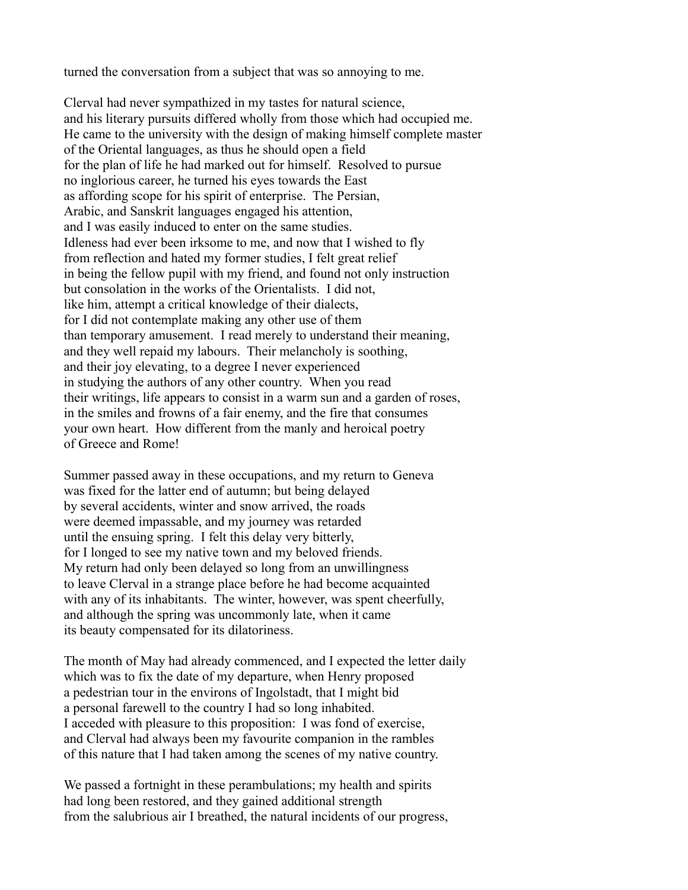turned the conversation from a subject that was so annoying to me.

Clerval had never sympathized in my tastes for natural science, and his literary pursuits differed wholly from those which had occupied me. He came to the university with the design of making himself complete master of the Oriental languages, as thus he should open a field for the plan of life he had marked out for himself. Resolved to pursue no inglorious career, he turned his eyes towards the East as affording scope for his spirit of enterprise. The Persian, Arabic, and Sanskrit languages engaged his attention, and I was easily induced to enter on the same studies. Idleness had ever been irksome to me, and now that I wished to fly from reflection and hated my former studies, I felt great relief in being the fellow pupil with my friend, and found not only instruction but consolation in the works of the Orientalists. I did not, like him, attempt a critical knowledge of their dialects, for I did not contemplate making any other use of them than temporary amusement. I read merely to understand their meaning, and they well repaid my labours. Their melancholy is soothing, and their joy elevating, to a degree I never experienced in studying the authors of any other country. When you read their writings, life appears to consist in a warm sun and a garden of roses, in the smiles and frowns of a fair enemy, and the fire that consumes your own heart. How different from the manly and heroical poetry of Greece and Rome!

Summer passed away in these occupations, and my return to Geneva was fixed for the latter end of autumn; but being delayed by several accidents, winter and snow arrived, the roads were deemed impassable, and my journey was retarded until the ensuing spring. I felt this delay very bitterly, for I longed to see my native town and my beloved friends. My return had only been delayed so long from an unwillingness to leave Clerval in a strange place before he had become acquainted with any of its inhabitants. The winter, however, was spent cheerfully, and although the spring was uncommonly late, when it came its beauty compensated for its dilatoriness.

The month of May had already commenced, and I expected the letter daily which was to fix the date of my departure, when Henry proposed a pedestrian tour in the environs of Ingolstadt, that I might bid a personal farewell to the country I had so long inhabited. I acceded with pleasure to this proposition: I was fond of exercise, and Clerval had always been my favourite companion in the rambles of this nature that I had taken among the scenes of my native country.

We passed a fortnight in these perambulations; my health and spirits had long been restored, and they gained additional strength from the salubrious air I breathed, the natural incidents of our progress,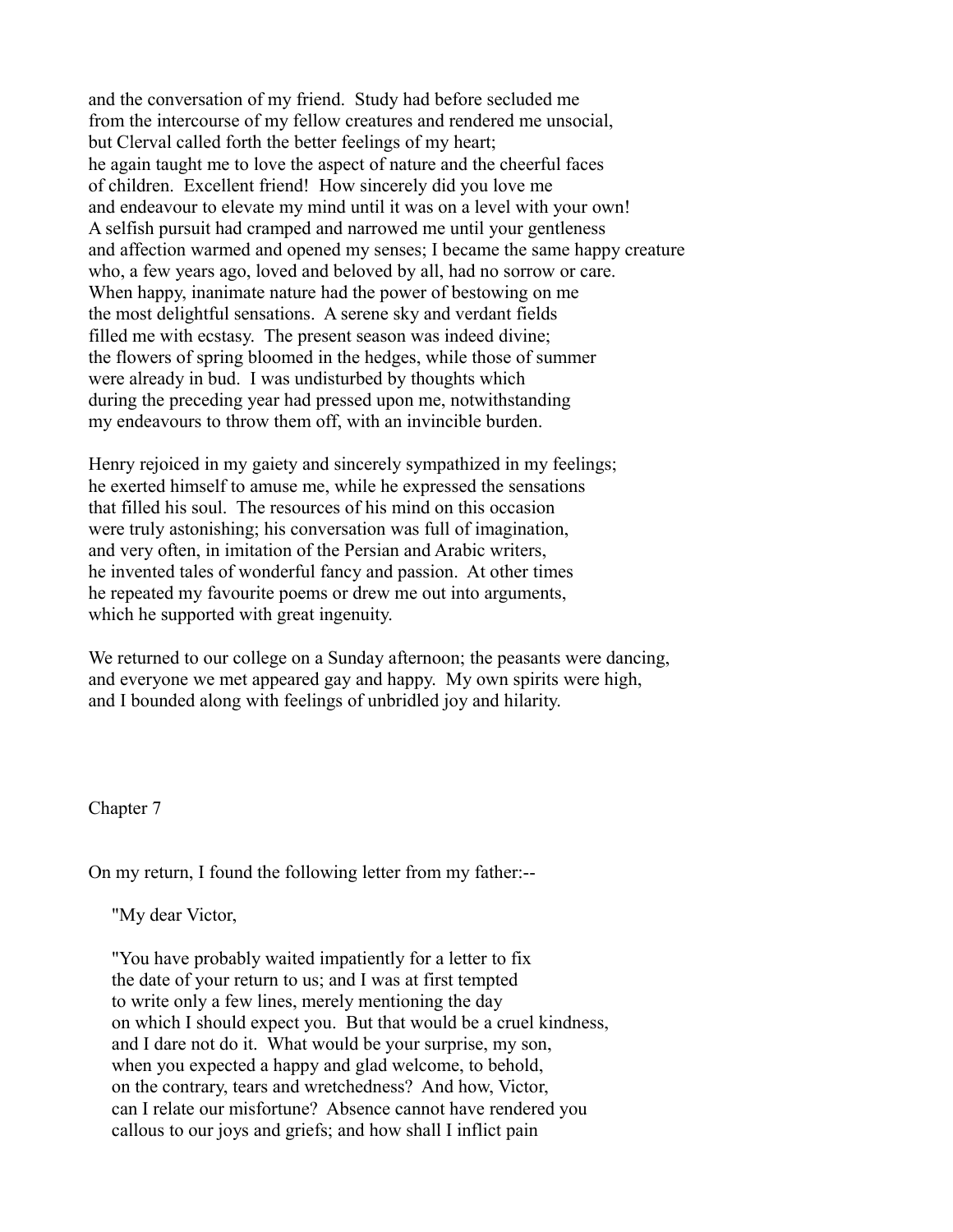and the conversation of my friend. Study had before secluded me from the intercourse of my fellow creatures and rendered me unsocial, but Clerval called forth the better feelings of my heart; he again taught me to love the aspect of nature and the cheerful faces of children. Excellent friend! How sincerely did you love me and endeavour to elevate my mind until it was on a level with your own! A selfish pursuit had cramped and narrowed me until your gentleness and affection warmed and opened my senses; I became the same happy creature who, a few years ago, loved and beloved by all, had no sorrow or care. When happy, inanimate nature had the power of bestowing on me the most delightful sensations. A serene sky and verdant fields filled me with ecstasy. The present season was indeed divine; the flowers of spring bloomed in the hedges, while those of summer were already in bud. I was undisturbed by thoughts which during the preceding year had pressed upon me, notwithstanding my endeavours to throw them off, with an invincible burden.

Henry rejoiced in my gaiety and sincerely sympathized in my feelings; he exerted himself to amuse me, while he expressed the sensations that filled his soul. The resources of his mind on this occasion were truly astonishing; his conversation was full of imagination, and very often, in imitation of the Persian and Arabic writers, he invented tales of wonderful fancy and passion. At other times he repeated my favourite poems or drew me out into arguments, which he supported with great ingenuity.

We returned to our college on a Sunday afternoon; the peasants were dancing, and everyone we met appeared gay and happy. My own spirits were high, and I bounded along with feelings of unbridled joy and hilarity.

## Chapter 7

On my return, I found the following letter from my father:--

> "My dear Victor,
>
> "You have probably waited impatiently for a letter to fix the date of your return to us; and I was at first tempted to write only a few lines, merely mentioning the day on which I should expect you. But that would be a cruel kindness, and I dare not do it. What would be your surprise, my son, when you expected a happy and glad welcome, to behold, on the contrary, tears and wretchedness? And how, Victor, can I relate our misfortune? Absence cannot have rendered you callous to our joys and griefs; and how shall I inflict pain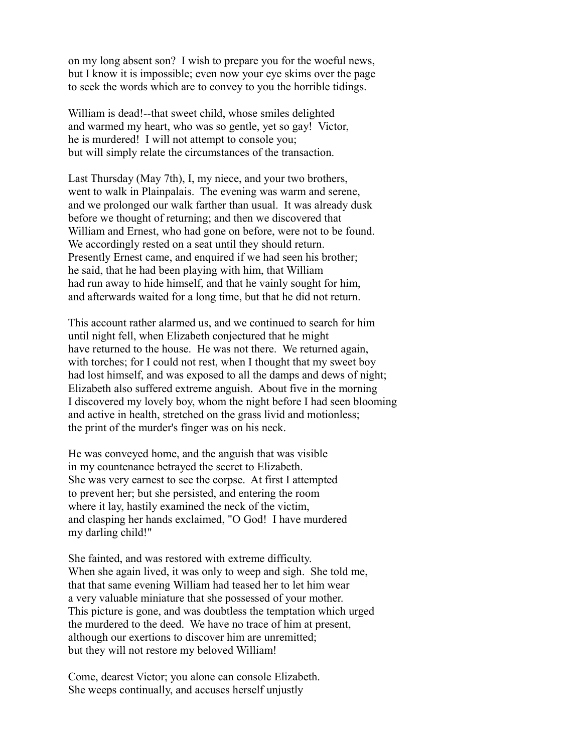on my long absent son? I wish to prepare you for the woeful news, but I know it is impossible; even now your eye skims over the page to seek the words which are to convey to you the horrible tidings.

William is dead!--that sweet child, whose smiles delighted and warmed my heart, who was so gentle, yet so gay! Victor, he is murdered! I will not attempt to console you; but will simply relate the circumstances of the transaction.

Last Thursday (May 7th), I, my niece, and your two brothers, went to walk in Plainpalais. The evening was warm and serene, and we prolonged our walk farther than usual. It was already dusk before we thought of returning; and then we discovered that William and Ernest, who had gone on before, were not to be found. We accordingly rested on a seat until they should return. Presently Ernest came, and enquired if we had seen his brother; he said, that he had been playing with him, that William had run away to hide himself, and that he vainly sought for him, and afterwards waited for a long time, but that he did not return.

This account rather alarmed us, and we continued to search for him until night fell, when Elizabeth conjectured that he might have returned to the house. He was not there. We returned again, with torches; for I could not rest, when I thought that my sweet boy had lost himself, and was exposed to all the damps and dews of night; Elizabeth also suffered extreme anguish. About five in the morning I discovered my lovely boy, whom the night before I had seen blooming and active in health, stretched on the grass livid and motionless; the print of the murder's finger was on his neck.

He was conveyed home, and the anguish that was visible in my countenance betrayed the secret to Elizabeth. She was very earnest to see the corpse. At first I attempted to prevent her; but she persisted, and entering the room where it lay, hastily examined the neck of the victim, and clasping her hands exclaimed, "O God! I have murdered my darling child!"

She fainted, and was restored with extreme difficulty. When she again lived, it was only to weep and sigh. She told me, that that same evening William had teased her to let him wear a very valuable miniature that she possessed of your mother. This picture is gone, and was doubtless the temptation which urged the murdered to the deed. We have no trace of him at present, although our exertions to discover him are unremitted; but they will not restore my beloved William!

Come, dearest Victor; you alone can console Elizabeth. She weeps continually, and accuses herself unjustly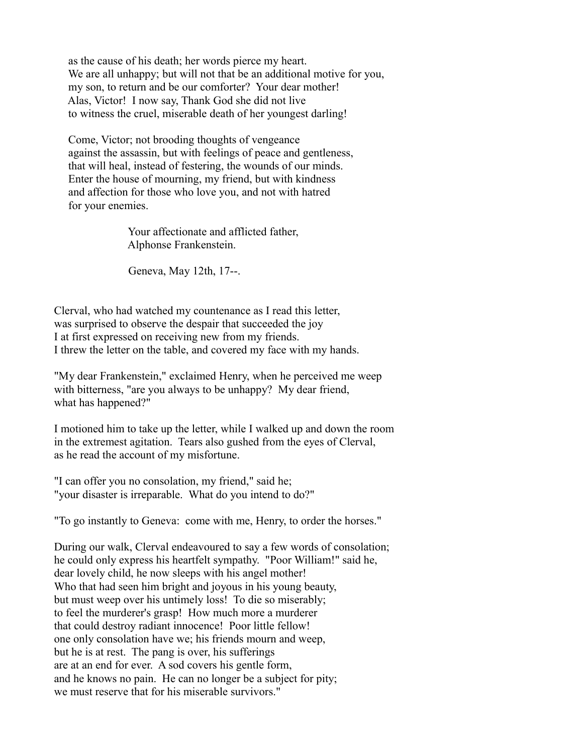as the cause of his death; her words pierce my heart.
We are all unhappy; but will not that be an additional motive for you,
my son, to return and be our comforter? Your dear mother!
Alas, Victor! I now say, Thank God she did not live
to witness the cruel, miserable death of her youngest darling!

Come, Victor; not brooding thoughts of vengeance
against the assassin, but with feelings of peace and gentleness,
that will heal, instead of festering, the wounds of our minds.
Enter the house of mourning, my friend, but with kindness
and affection for those who love you, and not with hatred
for your enemies.

Your affectionate and afflicted father,
Alphonse Frankenstein.

Geneva, May 12th, 17--.

Clerval, who had watched my countenance as I read this letter,
was surprised to observe the despair that succeeded the joy
I at first expressed on receiving new from my friends.
I threw the letter on the table, and covered my face with my hands.

"My dear Frankenstein," exclaimed Henry, when he perceived me weep
with bitterness, "are you always to be unhappy? My dear friend,
what has happened?"

I motioned him to take up the letter, while I walked up and down the room
in the extremest agitation. Tears also gushed from the eyes of Clerval,
as he read the account of my misfortune.

"I can offer you no consolation, my friend," said he;
"your disaster is irreparable. What do you intend to do?"

"To go instantly to Geneva: come with me, Henry, to order the horses."

During our walk, Clerval endeavoured to say a few words of consolation;
he could only express his heartfelt sympathy. "Poor William!" said he,
dear lovely child, he now sleeps with his angel mother!
Who that had seen him bright and joyous in his young beauty,
but must weep over his untimely loss! To die so miserably;
to feel the murderer's grasp! How much more a murderer
that could destroy radiant innocence! Poor little fellow!
one only consolation have we; his friends mourn and weep,
but he is at rest. The pang is over, his sufferings
are at an end for ever. A sod covers his gentle form,
and he knows no pain. He can no longer be a subject for pity;
we must reserve that for his miserable survivors."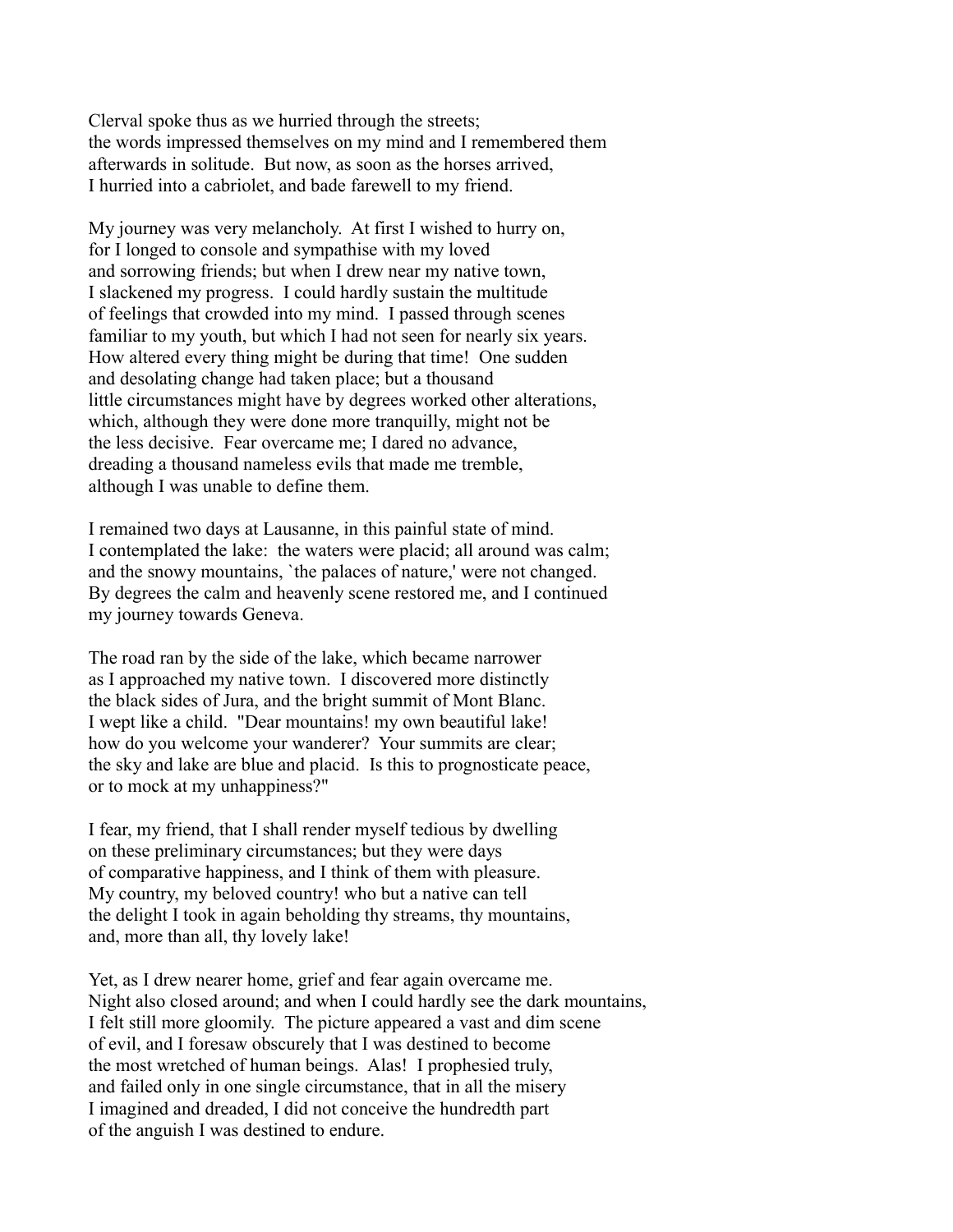Clerval spoke thus as we hurried through the streets; the words impressed themselves on my mind and I remembered them afterwards in solitude. But now, as soon as the horses arrived, I hurried into a cabriolet, and bade farewell to my friend.

My journey was very melancholy. At first I wished to hurry on, for I longed to console and sympathise with my loved and sorrowing friends; but when I drew near my native town, I slackened my progress. I could hardly sustain the multitude of feelings that crowded into my mind. I passed through scenes familiar to my youth, but which I had not seen for nearly six years. How altered every thing might be during that time! One sudden and desolating change had taken place; but a thousand little circumstances might have by degrees worked other alterations, which, although they were done more tranquilly, might not be the less decisive. Fear overcame me; I dared no advance, dreading a thousand nameless evils that made me tremble, although I was unable to define them.

I remained two days at Lausanne, in this painful state of mind. I contemplated the lake: the waters were placid; all around was calm; and the snowy mountains, `the palaces of nature,' were not changed. By degrees the calm and heavenly scene restored me, and I continued my journey towards Geneva.

The road ran by the side of the lake, which became narrower as I approached my native town. I discovered more distinctly the black sides of Jura, and the bright summit of Mont Blanc. I wept like a child. "Dear mountains! my own beautiful lake! how do you welcome your wanderer? Your summits are clear; the sky and lake are blue and placid. Is this to prognosticate peace, or to mock at my unhappiness?"

I fear, my friend, that I shall render myself tedious by dwelling on these preliminary circumstances; but they were days of comparative happiness, and I think of them with pleasure. My country, my beloved country! who but a native can tell the delight I took in again beholding thy streams, thy mountains, and, more than all, thy lovely lake!

Yet, as I drew nearer home, grief and fear again overcame me. Night also closed around; and when I could hardly see the dark mountains, I felt still more gloomily. The picture appeared a vast and dim scene of evil, and I foresaw obscurely that I was destined to become the most wretched of human beings. Alas! I prophesied truly, and failed only in one single circumstance, that in all the misery I imagined and dreaded, I did not conceive the hundredth part of the anguish I was destined to endure.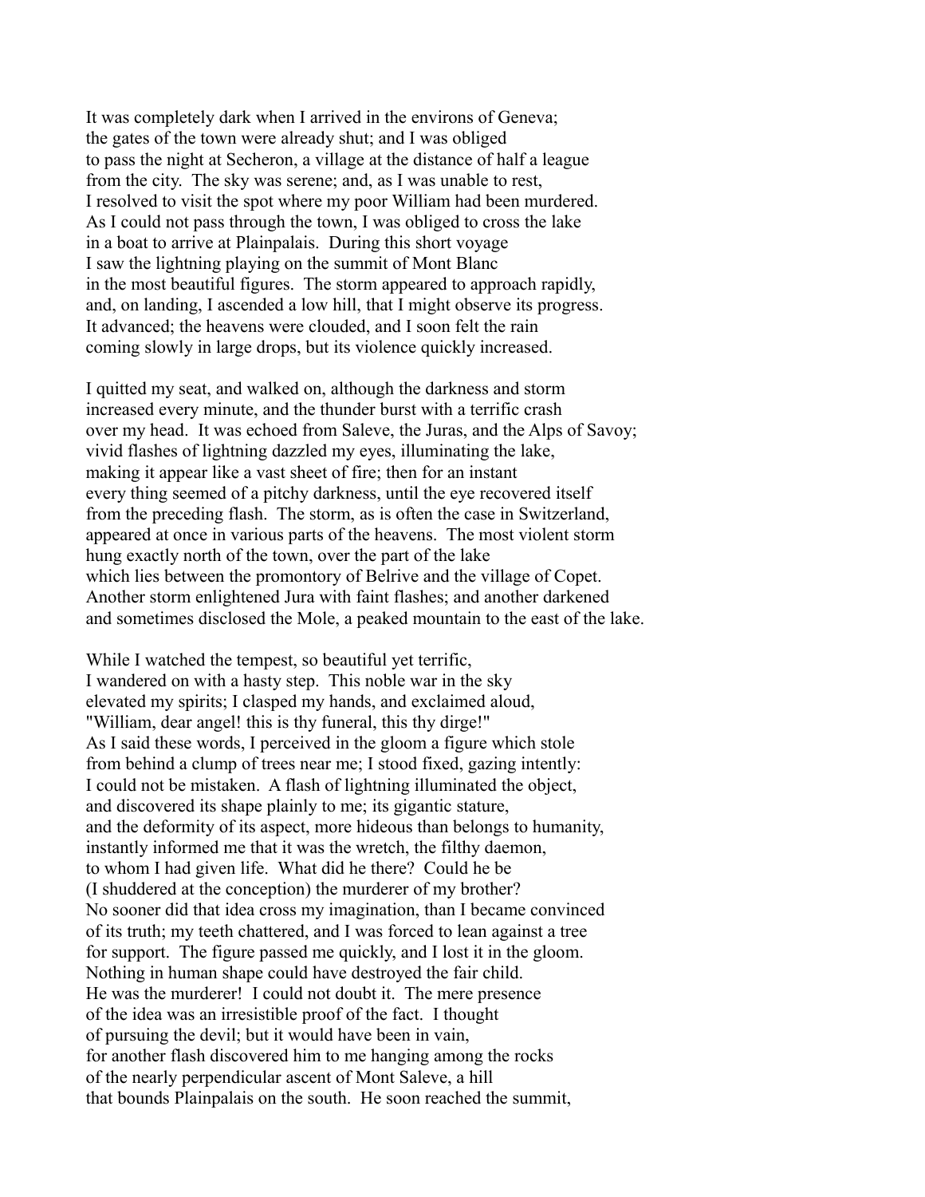It was completely dark when I arrived in the environs of Geneva; the gates of the town were already shut; and I was obliged to pass the night at Secheron, a village at the distance of half a league from the city. The sky was serene; and, as I was unable to rest, I resolved to visit the spot where my poor William had been murdered. As I could not pass through the town, I was obliged to cross the lake in a boat to arrive at Plainpalais. During this short voyage I saw the lightning playing on the summit of Mont Blanc in the most beautiful figures. The storm appeared to approach rapidly, and, on landing, I ascended a low hill, that I might observe its progress. It advanced; the heavens were clouded, and I soon felt the rain coming slowly in large drops, but its violence quickly increased.

I quitted my seat, and walked on, although the darkness and storm increased every minute, and the thunder burst with a terrific crash over my head. It was echoed from Saleve, the Juras, and the Alps of Savoy; vivid flashes of lightning dazzled my eyes, illuminating the lake, making it appear like a vast sheet of fire; then for an instant every thing seemed of a pitchy darkness, until the eye recovered itself from the preceding flash. The storm, as is often the case in Switzerland, appeared at once in various parts of the heavens. The most violent storm hung exactly north of the town, over the part of the lake which lies between the promontory of Belrive and the village of Copet. Another storm enlightened Jura with faint flashes; and another darkened and sometimes disclosed the Mole, a peaked mountain to the east of the lake.

While I watched the tempest, so beautiful yet terrific, I wandered on with a hasty step. This noble war in the sky elevated my spirits; I clasped my hands, and exclaimed aloud, "William, dear angel! this is thy funeral, this thy dirge!" As I said these words, I perceived in the gloom a figure which stole from behind a clump of trees near me; I stood fixed, gazing intently: I could not be mistaken. A flash of lightning illuminated the object, and discovered its shape plainly to me; its gigantic stature, and the deformity of its aspect, more hideous than belongs to humanity, instantly informed me that it was the wretch, the filthy daemon, to whom I had given life. What did he there? Could he be (I shuddered at the conception) the murderer of my brother? No sooner did that idea cross my imagination, than I became convinced of its truth; my teeth chattered, and I was forced to lean against a tree for support. The figure passed me quickly, and I lost it in the gloom. Nothing in human shape could have destroyed the fair child. He was the murderer! I could not doubt it. The mere presence of the idea was an irresistible proof of the fact. I thought of pursuing the devil; but it would have been in vain, for another flash discovered him to me hanging among the rocks of the nearly perpendicular ascent of Mont Saleve, a hill that bounds Plainpalais on the south. He soon reached the summit,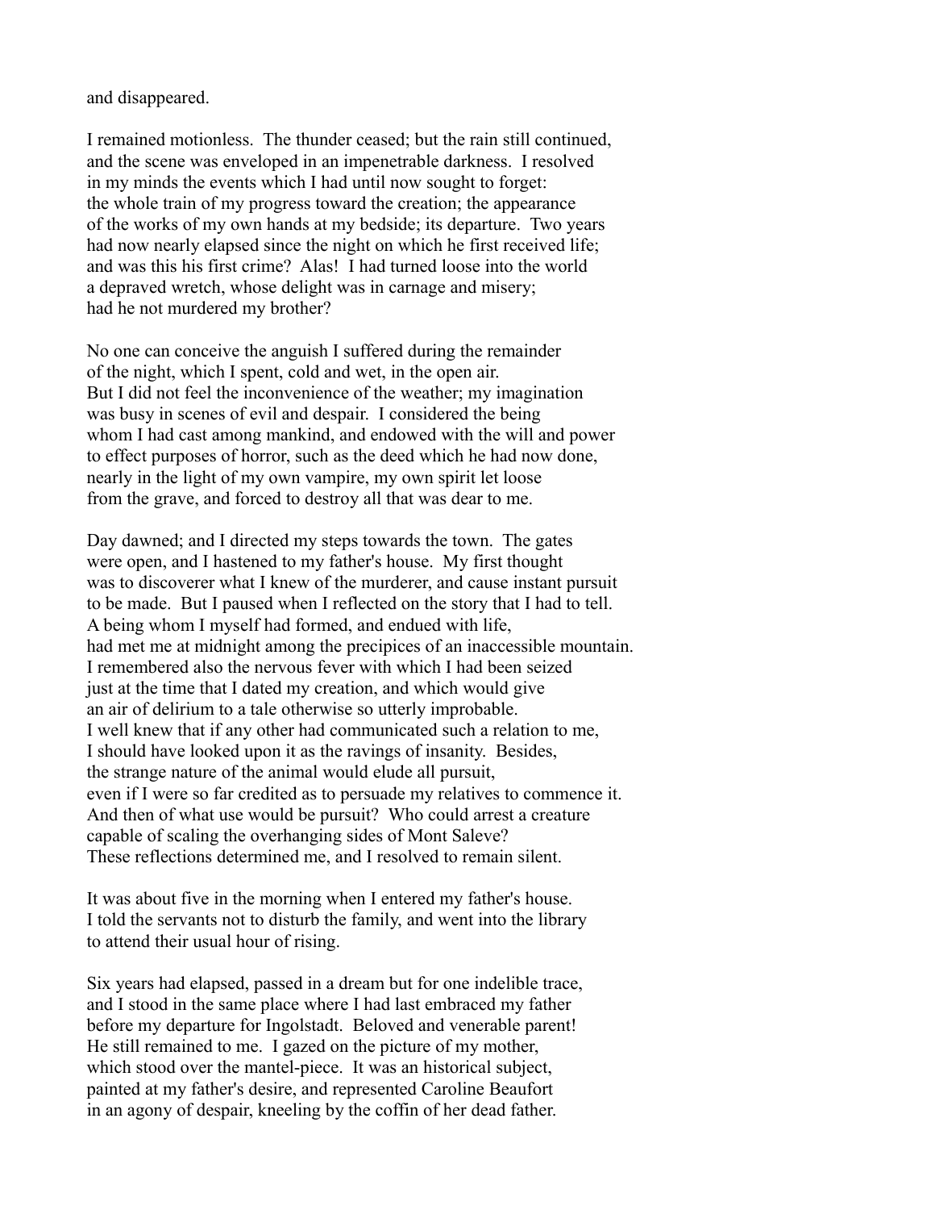and disappeared.

I remained motionless. The thunder ceased; but the rain still continued, and the scene was enveloped in an impenetrable darkness. I resolved in my minds the events which I had until now sought to forget: the whole train of my progress toward the creation; the appearance of the works of my own hands at my bedside; its departure. Two years had now nearly elapsed since the night on which he first received life; and was this his first crime? Alas! I had turned loose into the world a depraved wretch, whose delight was in carnage and misery; had he not murdered my brother?

No one can conceive the anguish I suffered during the remainder of the night, which I spent, cold and wet, in the open air. But I did not feel the inconvenience of the weather; my imagination was busy in scenes of evil and despair. I considered the being whom I had cast among mankind, and endowed with the will and power to effect purposes of horror, such as the deed which he had now done, nearly in the light of my own vampire, my own spirit let loose from the grave, and forced to destroy all that was dear to me.

Day dawned; and I directed my steps towards the town. The gates were open, and I hastened to my father's house. My first thought was to discoverer what I knew of the murderer, and cause instant pursuit to be made. But I paused when I reflected on the story that I had to tell. A being whom I myself had formed, and endued with life, had met me at midnight among the precipices of an inaccessible mountain. I remembered also the nervous fever with which I had been seized just at the time that I dated my creation, and which would give an air of delirium to a tale otherwise so utterly improbable. I well knew that if any other had communicated such a relation to me, I should have looked upon it as the ravings of insanity. Besides, the strange nature of the animal would elude all pursuit, even if I were so far credited as to persuade my relatives to commence it. And then of what use would be pursuit? Who could arrest a creature capable of scaling the overhanging sides of Mont Saleve? These reflections determined me, and I resolved to remain silent.

It was about five in the morning when I entered my father's house. I told the servants not to disturb the family, and went into the library to attend their usual hour of rising.

Six years had elapsed, passed in a dream but for one indelible trace, and I stood in the same place where I had last embraced my father before my departure for Ingolstadt. Beloved and venerable parent! He still remained to me. I gazed on the picture of my mother, which stood over the mantel-piece. It was an historical subject, painted at my father's desire, and represented Caroline Beaufort in an agony of despair, kneeling by the coffin of her dead father.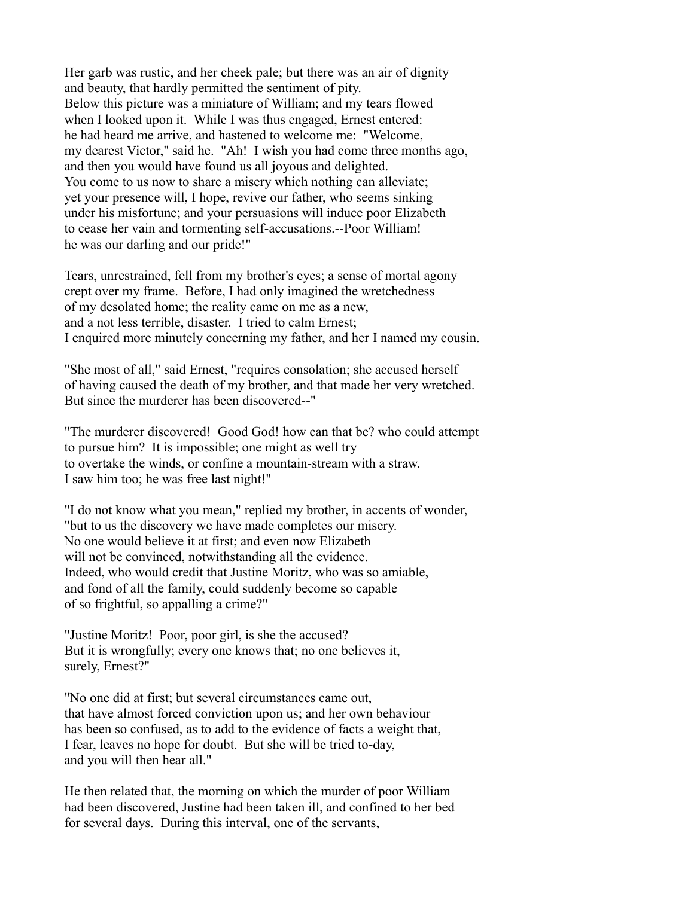Her garb was rustic, and her cheek pale; but there was an air of dignity and beauty, that hardly permitted the sentiment of pity. Below this picture was a miniature of William; and my tears flowed when I looked upon it. While I was thus engaged, Ernest entered: he had heard me arrive, and hastened to welcome me: "Welcome, my dearest Victor," said he. "Ah! I wish you had come three months ago, and then you would have found us all joyous and delighted. You come to us now to share a misery which nothing can alleviate; yet your presence will, I hope, revive our father, who seems sinking under his misfortune; and your persuasions will induce poor Elizabeth to cease her vain and tormenting self-accusations.--Poor William! he was our darling and our pride!"

Tears, unrestrained, fell from my brother's eyes; a sense of mortal agony crept over my frame. Before, I had only imagined the wretchedness of my desolated home; the reality came on me as a new, and a not less terrible, disaster. I tried to calm Ernest; I enquired more minutely concerning my father, and her I named my cousin.

"She most of all," said Ernest, "requires consolation; she accused herself of having caused the death of my brother, and that made her very wretched. But since the murderer has been discovered--"

"The murderer discovered! Good God! how can that be? who could attempt to pursue him? It is impossible; one might as well try to overtake the winds, or confine a mountain-stream with a straw. I saw him too; he was free last night!"

"I do not know what you mean," replied my brother, in accents of wonder, "but to us the discovery we have made completes our misery. No one would believe it at first; and even now Elizabeth will not be convinced, notwithstanding all the evidence. Indeed, who would credit that Justine Moritz, who was so amiable, and fond of all the family, could suddenly become so capable of so frightful, so appalling a crime?"

"Justine Moritz! Poor, poor girl, is she the accused? But it is wrongfully; every one knows that; no one believes it, surely, Ernest?"

"No one did at first; but several circumstances came out, that have almost forced conviction upon us; and her own behaviour has been so confused, as to add to the evidence of facts a weight that, I fear, leaves no hope for doubt. But she will be tried to-day, and you will then hear all."

He then related that, the morning on which the murder of poor William had been discovered, Justine had been taken ill, and confined to her bed for several days. During this interval, one of the servants,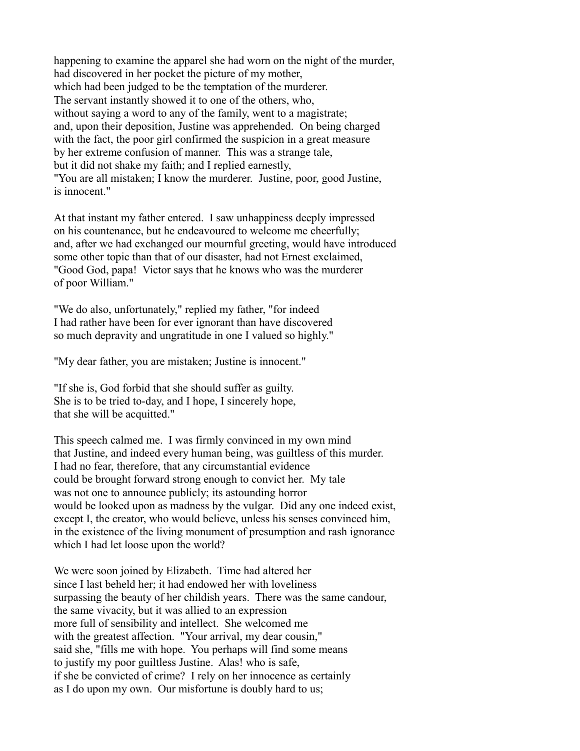happening to examine the apparel she had worn on the night of the murder, had discovered in her pocket the picture of my mother, which had been judged to be the temptation of the murderer. The servant instantly showed it to one of the others, who, without saying a word to any of the family, went to a magistrate; and, upon their deposition, Justine was apprehended. On being charged with the fact, the poor girl confirmed the suspicion in a great measure by her extreme confusion of manner. This was a strange tale, but it did not shake my faith; and I replied earnestly, "You are all mistaken; I know the murderer. Justine, poor, good Justine, is innocent."

At that instant my father entered. I saw unhappiness deeply impressed on his countenance, but he endeavoured to welcome me cheerfully; and, after we had exchanged our mournful greeting, would have introduced some other topic than that of our disaster, had not Ernest exclaimed, "Good God, papa! Victor says that he knows who was the murderer of poor William."

"We do also, unfortunately," replied my father, "for indeed I had rather have been for ever ignorant than have discovered so much depravity and ungratitude in one I valued so highly."

"My dear father, you are mistaken; Justine is innocent."

"If she is, God forbid that she should suffer as guilty. She is to be tried to-day, and I hope, I sincerely hope, that she will be acquitted."

This speech calmed me. I was firmly convinced in my own mind that Justine, and indeed every human being, was guiltless of this murder. I had no fear, therefore, that any circumstantial evidence could be brought forward strong enough to convict her. My tale was not one to announce publicly; its astounding horror would be looked upon as madness by the vulgar. Did any one indeed exist, except I, the creator, who would believe, unless his senses convinced him, in the existence of the living monument of presumption and rash ignorance which I had let loose upon the world?

We were soon joined by Elizabeth. Time had altered her since I last beheld her; it had endowed her with loveliness surpassing the beauty of her childish years. There was the same candour, the same vivacity, but it was allied to an expression more full of sensibility and intellect. She welcomed me with the greatest affection. "Your arrival, my dear cousin," said she, "fills me with hope. You perhaps will find some means to justify my poor guiltless Justine. Alas! who is safe, if she be convicted of crime? I rely on her innocence as certainly as I do upon my own. Our misfortune is doubly hard to us;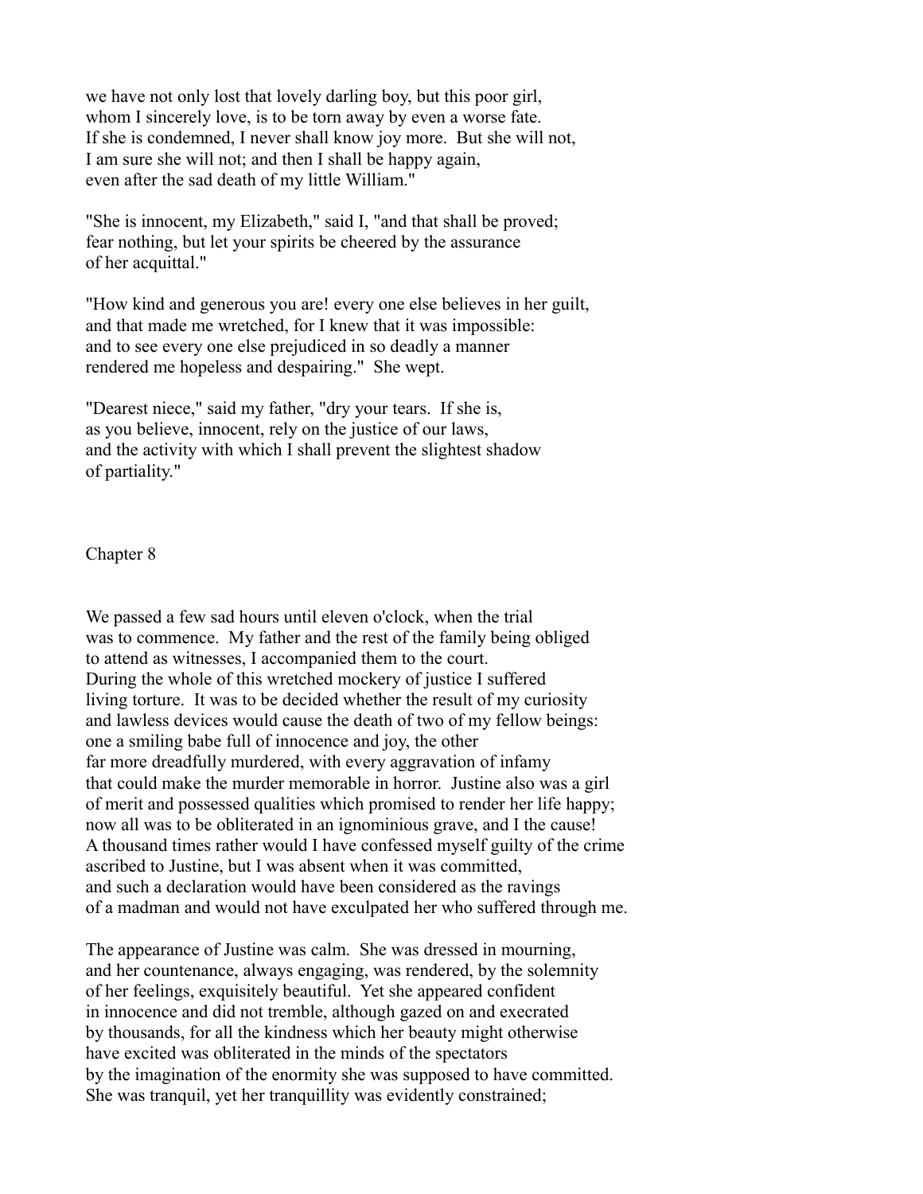we have not only lost that lovely darling boy, but this poor girl, whom I sincerely love, is to be torn away by even a worse fate. If she is condemned, I never shall know joy more. But she will not, I am sure she will not; and then I shall be happy again, even after the sad death of my little William."

"She is innocent, my Elizabeth," said I, "and that shall be proved; fear nothing, but let your spirits be cheered by the assurance of her acquittal."

"How kind and generous you are! every one else believes in her guilt, and that made me wretched, for I knew that it was impossible: and to see every one else prejudiced in so deadly a manner rendered me hopeless and despairing." She wept.

"Dearest niece," said my father, "dry your tears. If she is, as you believe, innocent, rely on the justice of our laws, and the activity with which I shall prevent the slightest shadow of partiality."

## Chapter 8

We passed a few sad hours until eleven o'clock, when the trial was to commence. My father and the rest of the family being obliged to attend as witnesses, I accompanied them to the court. During the whole of this wretched mockery of justice I suffered living torture. It was to be decided whether the result of my curiosity and lawless devices would cause the death of two of my fellow beings: one a smiling babe full of innocence and joy, the other far more dreadfully murdered, with every aggravation of infamy that could make the murder memorable in horror. Justine also was a girl of merit and possessed qualities which promised to render her life happy; now all was to be obliterated in an ignominious grave, and I the cause! A thousand times rather would I have confessed myself guilty of the crime ascribed to Justine, but I was absent when it was committed, and such a declaration would have been considered as the ravings of a madman and would not have exculpated her who suffered through me.

The appearance of Justine was calm. She was dressed in mourning, and her countenance, always engaging, was rendered, by the solemnity of her feelings, exquisitely beautiful. Yet she appeared confident in innocence and did not tremble, although gazed on and execrated by thousands, for all the kindness which her beauty might otherwise have excited was obliterated in the minds of the spectators by the imagination of the enormity she was supposed to have committed. She was tranquil, yet her tranquillity was evidently constrained;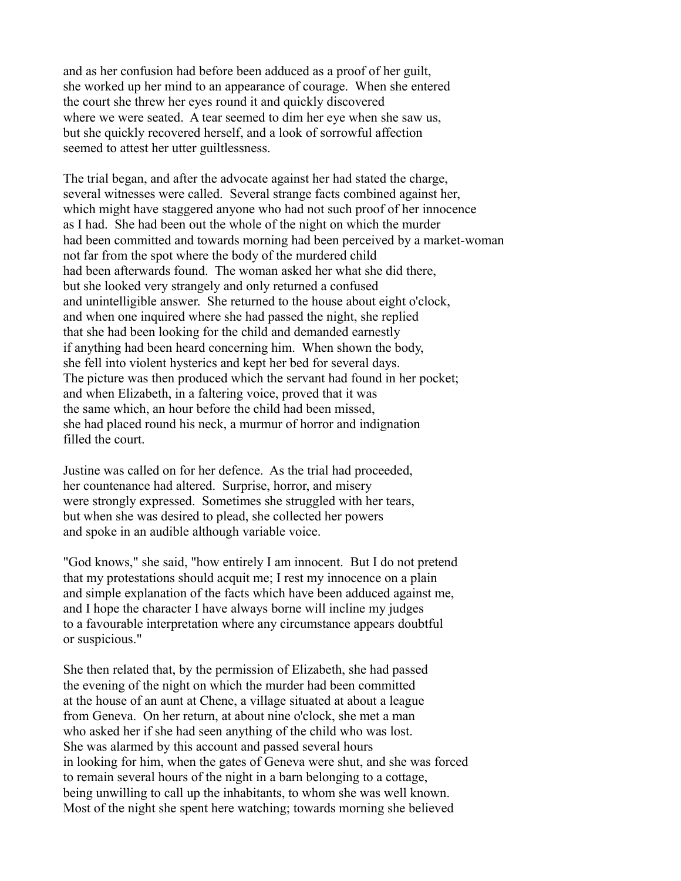and as her confusion had before been adduced as a proof of her guilt, she worked up her mind to an appearance of courage. When she entered the court she threw her eyes round it and quickly discovered where we were seated. A tear seemed to dim her eye when she saw us, but she quickly recovered herself, and a look of sorrowful affection seemed to attest her utter guiltlessness.

The trial began, and after the advocate against her had stated the charge, several witnesses were called. Several strange facts combined against her, which might have staggered anyone who had not such proof of her innocence as I had. She had been out the whole of the night on which the murder had been committed and towards morning had been perceived by a market-woman not far from the spot where the body of the murdered child had been afterwards found. The woman asked her what she did there, but she looked very strangely and only returned a confused and unintelligible answer. She returned to the house about eight o'clock, and when one inquired where she had passed the night, she replied that she had been looking for the child and demanded earnestly if anything had been heard concerning him. When shown the body, she fell into violent hysterics and kept her bed for several days. The picture was then produced which the servant had found in her pocket; and when Elizabeth, in a faltering voice, proved that it was the same which, an hour before the child had been missed, she had placed round his neck, a murmur of horror and indignation filled the court.

Justine was called on for her defence. As the trial had proceeded, her countenance had altered. Surprise, horror, and misery were strongly expressed. Sometimes she struggled with her tears, but when she was desired to plead, she collected her powers and spoke in an audible although variable voice.

"God knows," she said, "how entirely I am innocent. But I do not pretend that my protestations should acquit me; I rest my innocence on a plain and simple explanation of the facts which have been adduced against me, and I hope the character I have always borne will incline my judges to a favourable interpretation where any circumstance appears doubtful or suspicious."

She then related that, by the permission of Elizabeth, she had passed the evening of the night on which the murder had been committed at the house of an aunt at Chene, a village situated at about a league from Geneva. On her return, at about nine o'clock, she met a man who asked her if she had seen anything of the child who was lost. She was alarmed by this account and passed several hours in looking for him, when the gates of Geneva were shut, and she was forced to remain several hours of the night in a barn belonging to a cottage, being unwilling to call up the inhabitants, to whom she was well known. Most of the night she spent here watching; towards morning she believed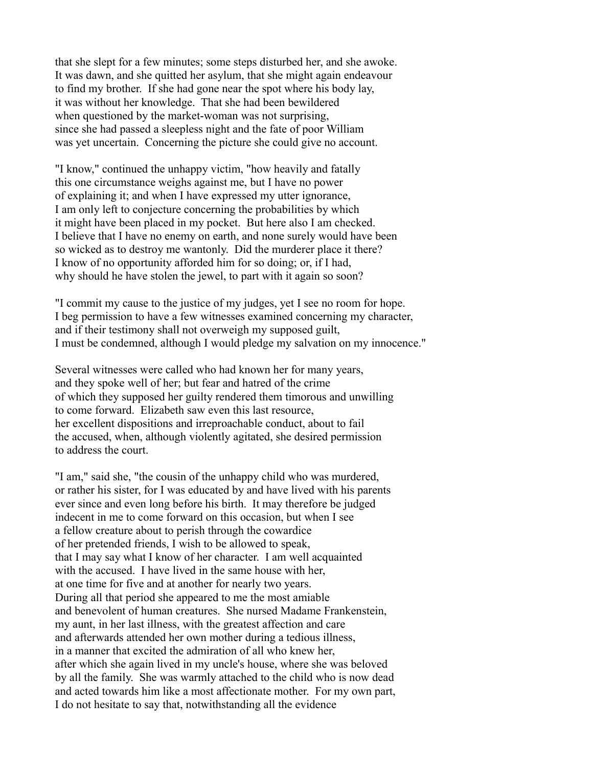that she slept for a few minutes; some steps disturbed her, and she awoke. It was dawn, and she quitted her asylum, that she might again endeavour to find my brother. If she had gone near the spot where his body lay, it was without her knowledge. That she had been bewildered when questioned by the market-woman was not surprising, since she had passed a sleepless night and the fate of poor William was yet uncertain. Concerning the picture she could give no account.

"I know," continued the unhappy victim, "how heavily and fatally this one circumstance weighs against me, but I have no power of explaining it; and when I have expressed my utter ignorance, I am only left to conjecture concerning the probabilities by which it might have been placed in my pocket. But here also I am checked. I believe that I have no enemy on earth, and none surely would have been so wicked as to destroy me wantonly. Did the murderer place it there? I know of no opportunity afforded him for so doing; or, if I had, why should he have stolen the jewel, to part with it again so soon?

"I commit my cause to the justice of my judges, yet I see no room for hope. I beg permission to have a few witnesses examined concerning my character, and if their testimony shall not overweigh my supposed guilt, I must be condemned, although I would pledge my salvation on my innocence."

Several witnesses were called who had known her for many years, and they spoke well of her; but fear and hatred of the crime of which they supposed her guilty rendered them timorous and unwilling to come forward. Elizabeth saw even this last resource, her excellent dispositions and irreproachable conduct, about to fail the accused, when, although violently agitated, she desired permission to address the court.

"I am," said she, "the cousin of the unhappy child who was murdered, or rather his sister, for I was educated by and have lived with his parents ever since and even long before his birth. It may therefore be judged indecent in me to come forward on this occasion, but when I see a fellow creature about to perish through the cowardice of her pretended friends, I wish to be allowed to speak, that I may say what I know of her character. I am well acquainted with the accused. I have lived in the same house with her, at one time for five and at another for nearly two years. During all that period she appeared to me the most amiable and benevolent of human creatures. She nursed Madame Frankenstein, my aunt, in her last illness, with the greatest affection and care and afterwards attended her own mother during a tedious illness, in a manner that excited the admiration of all who knew her, after which she again lived in my uncle's house, where she was beloved by all the family. She was warmly attached to the child who is now dead and acted towards him like a most affectionate mother. For my own part, I do not hesitate to say that, notwithstanding all the evidence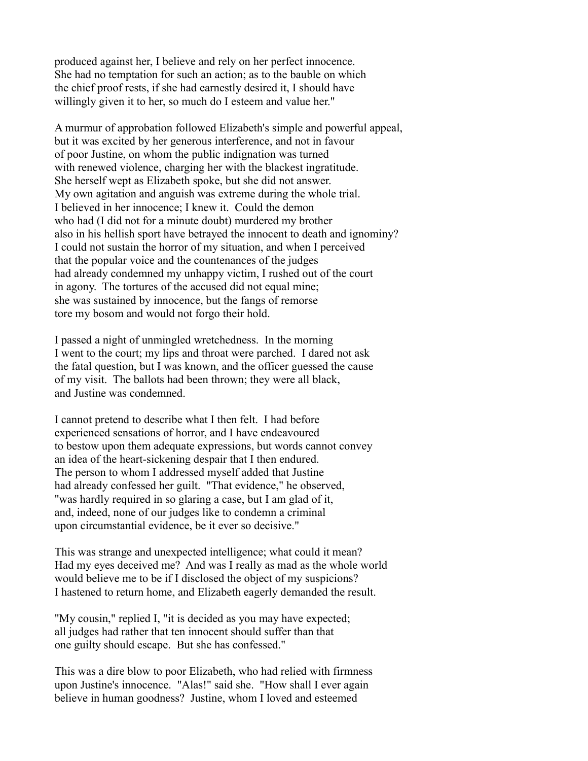produced against her, I believe and rely on her perfect innocence. She had no temptation for such an action; as to the bauble on which the chief proof rests, if she had earnestly desired it, I should have willingly given it to her, so much do I esteem and value her."

A murmur of approbation followed Elizabeth's simple and powerful appeal, but it was excited by her generous interference, and not in favour of poor Justine, on whom the public indignation was turned with renewed violence, charging her with the blackest ingratitude. She herself wept as Elizabeth spoke, but she did not answer. My own agitation and anguish was extreme during the whole trial. I believed in her innocence; I knew it. Could the demon who had (I did not for a minute doubt) murdered my brother also in his hellish sport have betrayed the innocent to death and ignominy? I could not sustain the horror of my situation, and when I perceived that the popular voice and the countenances of the judges had already condemned my unhappy victim, I rushed out of the court in agony. The tortures of the accused did not equal mine; she was sustained by innocence, but the fangs of remorse tore my bosom and would not forgo their hold.

I passed a night of unmingled wretchedness. In the morning I went to the court; my lips and throat were parched. I dared not ask the fatal question, but I was known, and the officer guessed the cause of my visit. The ballots had been thrown; they were all black, and Justine was condemned.

I cannot pretend to describe what I then felt. I had before experienced sensations of horror, and I have endeavoured to bestow upon them adequate expressions, but words cannot convey an idea of the heart-sickening despair that I then endured. The person to whom I addressed myself added that Justine had already confessed her guilt. "That evidence," he observed, "was hardly required in so glaring a case, but I am glad of it, and, indeed, none of our judges like to condemn a criminal upon circumstantial evidence, be it ever so decisive."

This was strange and unexpected intelligence; what could it mean? Had my eyes deceived me? And was I really as mad as the whole world would believe me to be if I disclosed the object of my suspicions? I hastened to return home, and Elizabeth eagerly demanded the result.

"My cousin," replied I, "it is decided as you may have expected; all judges had rather that ten innocent should suffer than that one guilty should escape. But she has confessed."

This was a dire blow to poor Elizabeth, who had relied with firmness upon Justine's innocence. "Alas!" said she. "How shall I ever again believe in human goodness? Justine, whom I loved and esteemed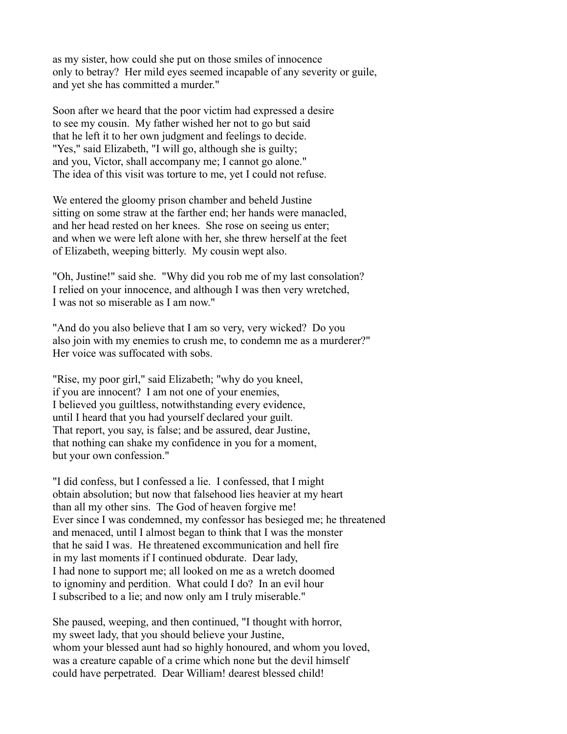as my sister, how could she put on those smiles of innocence only to betray? Her mild eyes seemed incapable of any severity or guile, and yet she has committed a murder."

Soon after we heard that the poor victim had expressed a desire to see my cousin. My father wished her not to go but said that he left it to her own judgment and feelings to decide. "Yes," said Elizabeth, "I will go, although she is guilty; and you, Victor, shall accompany me; I cannot go alone." The idea of this visit was torture to me, yet I could not refuse.

We entered the gloomy prison chamber and beheld Justine sitting on some straw at the farther end; her hands were manacled, and her head rested on her knees. She rose on seeing us enter; and when we were left alone with her, she threw herself at the feet of Elizabeth, weeping bitterly. My cousin wept also.

"Oh, Justine!" said she. "Why did you rob me of my last consolation? I relied on your innocence, and although I was then very wretched, I was not so miserable as I am now."

"And do you also believe that I am so very, very wicked? Do you also join with my enemies to crush me, to condemn me as a murderer?" Her voice was suffocated with sobs.

"Rise, my poor girl," said Elizabeth; "why do you kneel, if you are innocent? I am not one of your enemies, I believed you guiltless, notwithstanding every evidence, until I heard that you had yourself declared your guilt. That report, you say, is false; and be assured, dear Justine, that nothing can shake my confidence in you for a moment, but your own confession."

"I did confess, but I confessed a lie. I confessed, that I might obtain absolution; but now that falsehood lies heavier at my heart than all my other sins. The God of heaven forgive me! Ever since I was condemned, my confessor has besieged me; he threatened and menaced, until I almost began to think that I was the monster that he said I was. He threatened excommunication and hell fire in my last moments if I continued obdurate. Dear lady, I had none to support me; all looked on me as a wretch doomed to ignominy and perdition. What could I do? In an evil hour I subscribed to a lie; and now only am I truly miserable."

She paused, weeping, and then continued, "I thought with horror, my sweet lady, that you should believe your Justine, whom your blessed aunt had so highly honoured, and whom you loved, was a creature capable of a crime which none but the devil himself could have perpetrated. Dear William! dearest blessed child!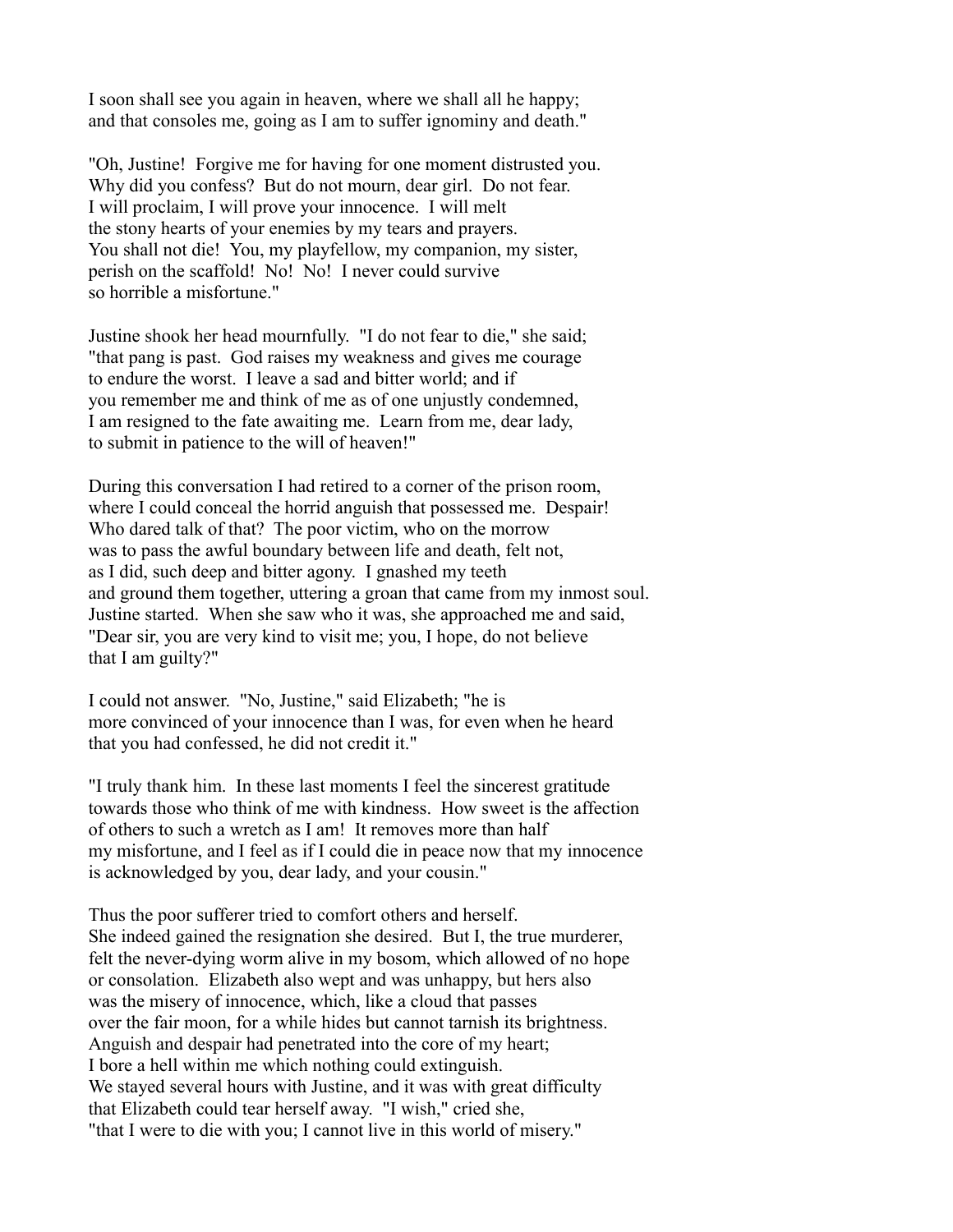I soon shall see you again in heaven, where we shall all he happy; and that consoles me, going as I am to suffer ignominy and death."

"Oh, Justine! Forgive me for having for one moment distrusted you. Why did you confess? But do not mourn, dear girl. Do not fear. I will proclaim, I will prove your innocence. I will melt the stony hearts of your enemies by my tears and prayers. You shall not die! You, my playfellow, my companion, my sister, perish on the scaffold! No! No! I never could survive so horrible a misfortune."

Justine shook her head mournfully. "I do not fear to die," she said; "that pang is past. God raises my weakness and gives me courage to endure the worst. I leave a sad and bitter world; and if you remember me and think of me as of one unjustly condemned, I am resigned to the fate awaiting me. Learn from me, dear lady, to submit in patience to the will of heaven!"

During this conversation I had retired to a corner of the prison room, where I could conceal the horrid anguish that possessed me. Despair! Who dared talk of that? The poor victim, who on the morrow was to pass the awful boundary between life and death, felt not, as I did, such deep and bitter agony. I gnashed my teeth and ground them together, uttering a groan that came from my inmost soul. Justine started. When she saw who it was, she approached me and said, "Dear sir, you are very kind to visit me; you, I hope, do not believe that I am guilty?"

I could not answer. "No, Justine," said Elizabeth; "he is more convinced of your innocence than I was, for even when he heard that you had confessed, he did not credit it."

"I truly thank him. In these last moments I feel the sincerest gratitude towards those who think of me with kindness. How sweet is the affection of others to such a wretch as I am! It removes more than half my misfortune, and I feel as if I could die in peace now that my innocence is acknowledged by you, dear lady, and your cousin."

Thus the poor sufferer tried to comfort others and herself. She indeed gained the resignation she desired. But I, the true murderer, felt the never-dying worm alive in my bosom, which allowed of no hope or consolation. Elizabeth also wept and was unhappy, but hers also was the misery of innocence, which, like a cloud that passes over the fair moon, for a while hides but cannot tarnish its brightness. Anguish and despair had penetrated into the core of my heart; I bore a hell within me which nothing could extinguish. We stayed several hours with Justine, and it was with great difficulty that Elizabeth could tear herself away. "I wish," cried she, "that I were to die with you; I cannot live in this world of misery."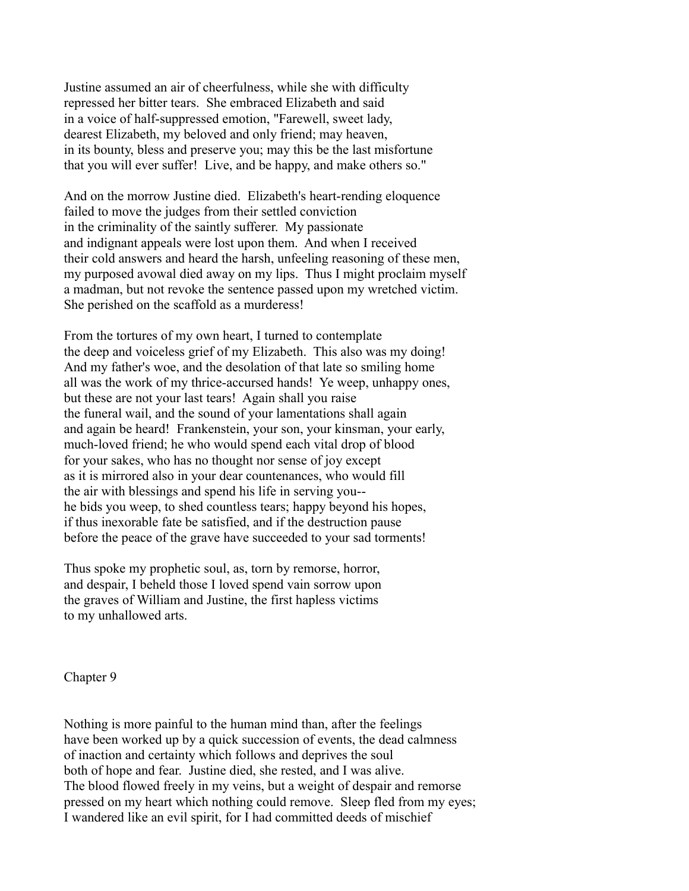Justine assumed an air of cheerfulness, while she with difficulty repressed her bitter tears. She embraced Elizabeth and said in a voice of half-suppressed emotion, "Farewell, sweet lady, dearest Elizabeth, my beloved and only friend; may heaven, in its bounty, bless and preserve you; may this be the last misfortune that you will ever suffer! Live, and be happy, and make others so."

And on the morrow Justine died. Elizabeth's heart-rending eloquence failed to move the judges from their settled conviction in the criminality of the saintly sufferer. My passionate and indignant appeals were lost upon them. And when I received their cold answers and heard the harsh, unfeeling reasoning of these men, my purposed avowal died away on my lips. Thus I might proclaim myself a madman, but not revoke the sentence passed upon my wretched victim. She perished on the scaffold as a murderess!

From the tortures of my own heart, I turned to contemplate the deep and voiceless grief of my Elizabeth. This also was my doing! And my father's woe, and the desolation of that late so smiling home all was the work of my thrice-accursed hands! Ye weep, unhappy ones, but these are not your last tears! Again shall you raise the funeral wail, and the sound of your lamentations shall again and again be heard! Frankenstein, your son, your kinsman, your early, much-loved friend; he who would spend each vital drop of blood for your sakes, who has no thought nor sense of joy except as it is mirrored also in your dear countenances, who would fill the air with blessings and spend his life in serving you-- he bids you weep, to shed countless tears; happy beyond his hopes, if thus inexorable fate be satisfied, and if the destruction pause before the peace of the grave have succeeded to your sad torments!

Thus spoke my prophetic soul, as, torn by remorse, horror, and despair, I beheld those I loved spend vain sorrow upon the graves of William and Justine, the first hapless victims to my unhallowed arts.

## Chapter 9

Nothing is more painful to the human mind than, after the feelings have been worked up by a quick succession of events, the dead calmness of inaction and certainty which follows and deprives the soul both of hope and fear. Justine died, she rested, and I was alive. The blood flowed freely in my veins, but a weight of despair and remorse pressed on my heart which nothing could remove. Sleep fled from my eyes; I wandered like an evil spirit, for I had committed deeds of mischief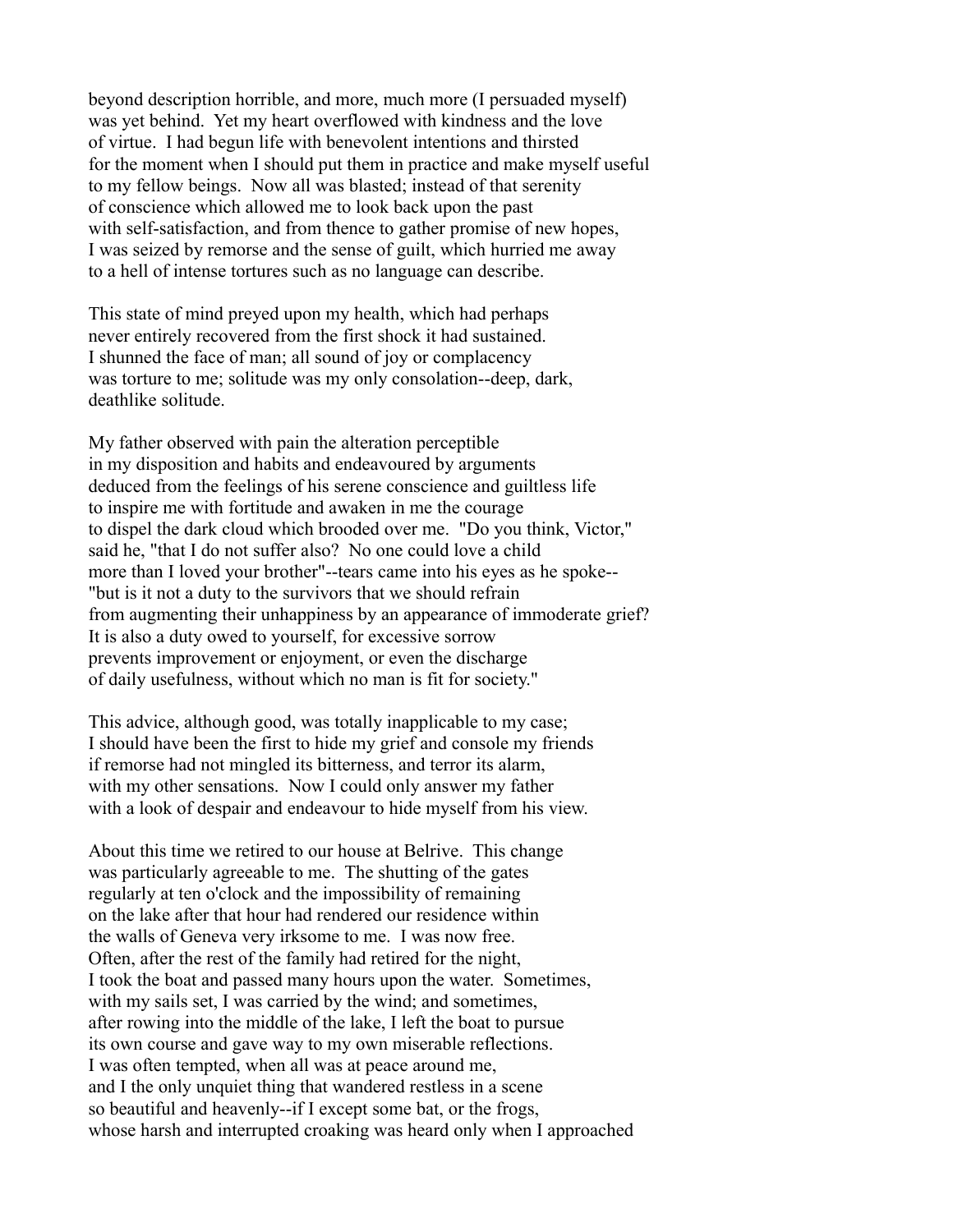beyond description horrible, and more, much more (I persuaded myself) was yet behind. Yet my heart overflowed with kindness and the love of virtue. I had begun life with benevolent intentions and thirsted for the moment when I should put them in practice and make myself useful to my fellow beings. Now all was blasted; instead of that serenity of conscience which allowed me to look back upon the past with self-satisfaction, and from thence to gather promise of new hopes, I was seized by remorse and the sense of guilt, which hurried me away to a hell of intense tortures such as no language can describe.

This state of mind preyed upon my health, which had perhaps never entirely recovered from the first shock it had sustained. I shunned the face of man; all sound of joy or complacency was torture to me; solitude was my only consolation--deep, dark, deathlike solitude.

My father observed with pain the alteration perceptible in my disposition and habits and endeavoured by arguments deduced from the feelings of his serene conscience and guiltless life to inspire me with fortitude and awaken in me the courage to dispel the dark cloud which brooded over me. "Do you think, Victor," said he, "that I do not suffer also? No one could love a child more than I loved your brother"--tears came into his eyes as he spoke--"but is it not a duty to the survivors that we should refrain from augmenting their unhappiness by an appearance of immoderate grief? It is also a duty owed to yourself, for excessive sorrow prevents improvement or enjoyment, or even the discharge of daily usefulness, without which no man is fit for society."

This advice, although good, was totally inapplicable to my case; I should have been the first to hide my grief and console my friends if remorse had not mingled its bitterness, and terror its alarm, with my other sensations. Now I could only answer my father with a look of despair and endeavour to hide myself from his view.

About this time we retired to our house at Belrive. This change was particularly agreeable to me. The shutting of the gates regularly at ten o'clock and the impossibility of remaining on the lake after that hour had rendered our residence within the walls of Geneva very irksome to me. I was now free. Often, after the rest of the family had retired for the night, I took the boat and passed many hours upon the water. Sometimes, with my sails set, I was carried by the wind; and sometimes, after rowing into the middle of the lake, I left the boat to pursue its own course and gave way to my own miserable reflections. I was often tempted, when all was at peace around me, and I the only unquiet thing that wandered restless in a scene so beautiful and heavenly--if I except some bat, or the frogs, whose harsh and interrupted croaking was heard only when I approached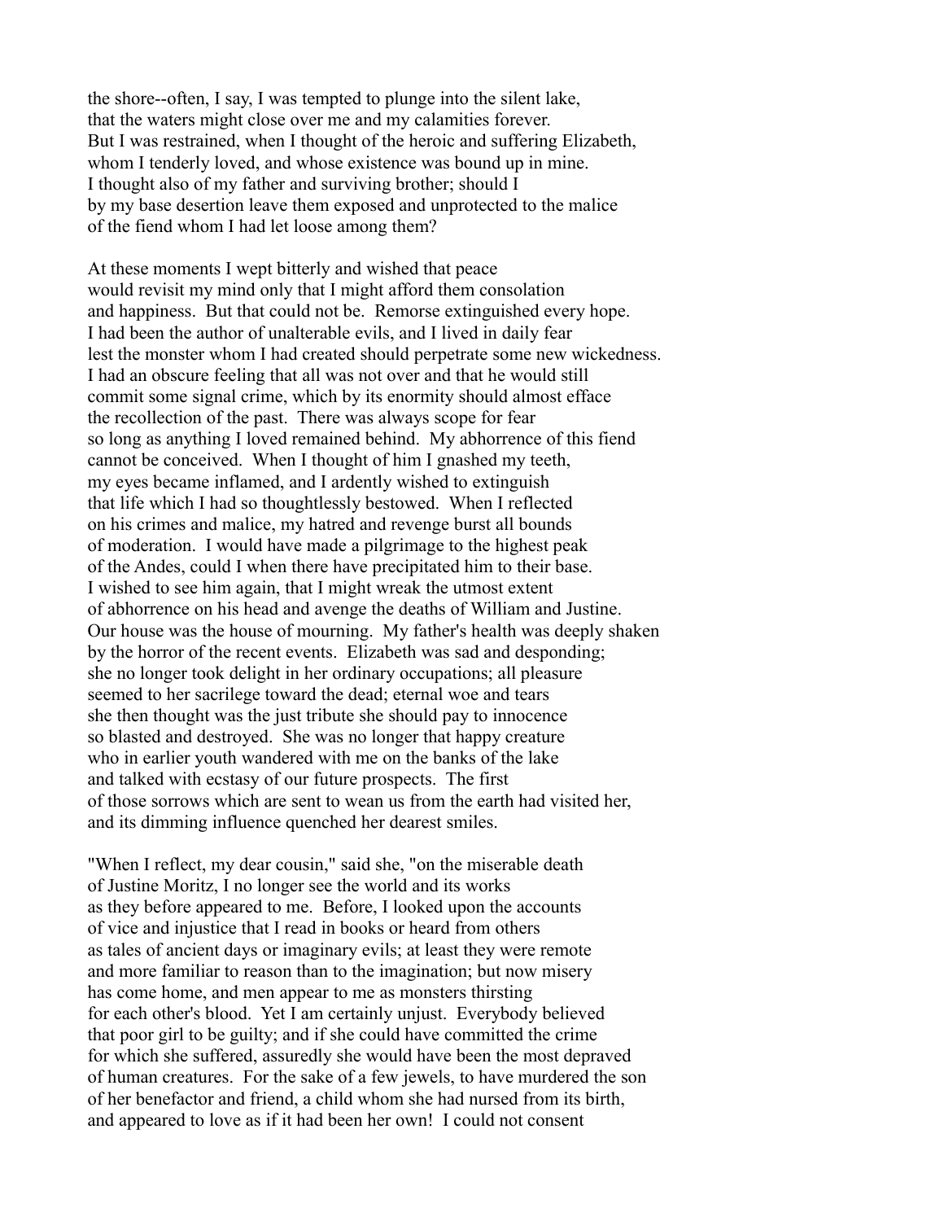the shore--often, I say, I was tempted to plunge into the silent lake, that the waters might close over me and my calamities forever. But I was restrained, when I thought of the heroic and suffering Elizabeth, whom I tenderly loved, and whose existence was bound up in mine. I thought also of my father and surviving brother; should I by my base desertion leave them exposed and unprotected to the malice of the fiend whom I had let loose among them?

At these moments I wept bitterly and wished that peace would revisit my mind only that I might afford them consolation and happiness. But that could not be. Remorse extinguished every hope. I had been the author of unalterable evils, and I lived in daily fear lest the monster whom I had created should perpetrate some new wickedness. I had an obscure feeling that all was not over and that he would still commit some signal crime, which by its enormity should almost efface the recollection of the past. There was always scope for fear so long as anything I loved remained behind. My abhorrence of this fiend cannot be conceived. When I thought of him I gnashed my teeth, my eyes became inflamed, and I ardently wished to extinguish that life which I had so thoughtlessly bestowed. When I reflected on his crimes and malice, my hatred and revenge burst all bounds of moderation. I would have made a pilgrimage to the highest peak of the Andes, could I when there have precipitated him to their base. I wished to see him again, that I might wreak the utmost extent of abhorrence on his head and avenge the deaths of William and Justine. Our house was the house of mourning. My father's health was deeply shaken by the horror of the recent events. Elizabeth was sad and desponding; she no longer took delight in her ordinary occupations; all pleasure seemed to her sacrilege toward the dead; eternal woe and tears she then thought was the just tribute she should pay to innocence so blasted and destroyed. She was no longer that happy creature who in earlier youth wandered with me on the banks of the lake and talked with ecstasy of our future prospects. The first of those sorrows which are sent to wean us from the earth had visited her, and its dimming influence quenched her dearest smiles.

"When I reflect, my dear cousin," said she, "on the miserable death of Justine Moritz, I no longer see the world and its works as they before appeared to me. Before, I looked upon the accounts of vice and injustice that I read in books or heard from others as tales of ancient days or imaginary evils; at least they were remote and more familiar to reason than to the imagination; but now misery has come home, and men appear to me as monsters thirsting for each other's blood. Yet I am certainly unjust. Everybody believed that poor girl to be guilty; and if she could have committed the crime for which she suffered, assuredly she would have been the most depraved of human creatures. For the sake of a few jewels, to have murdered the son of her benefactor and friend, a child whom she had nursed from its birth, and appeared to love as if it had been her own! I could not consent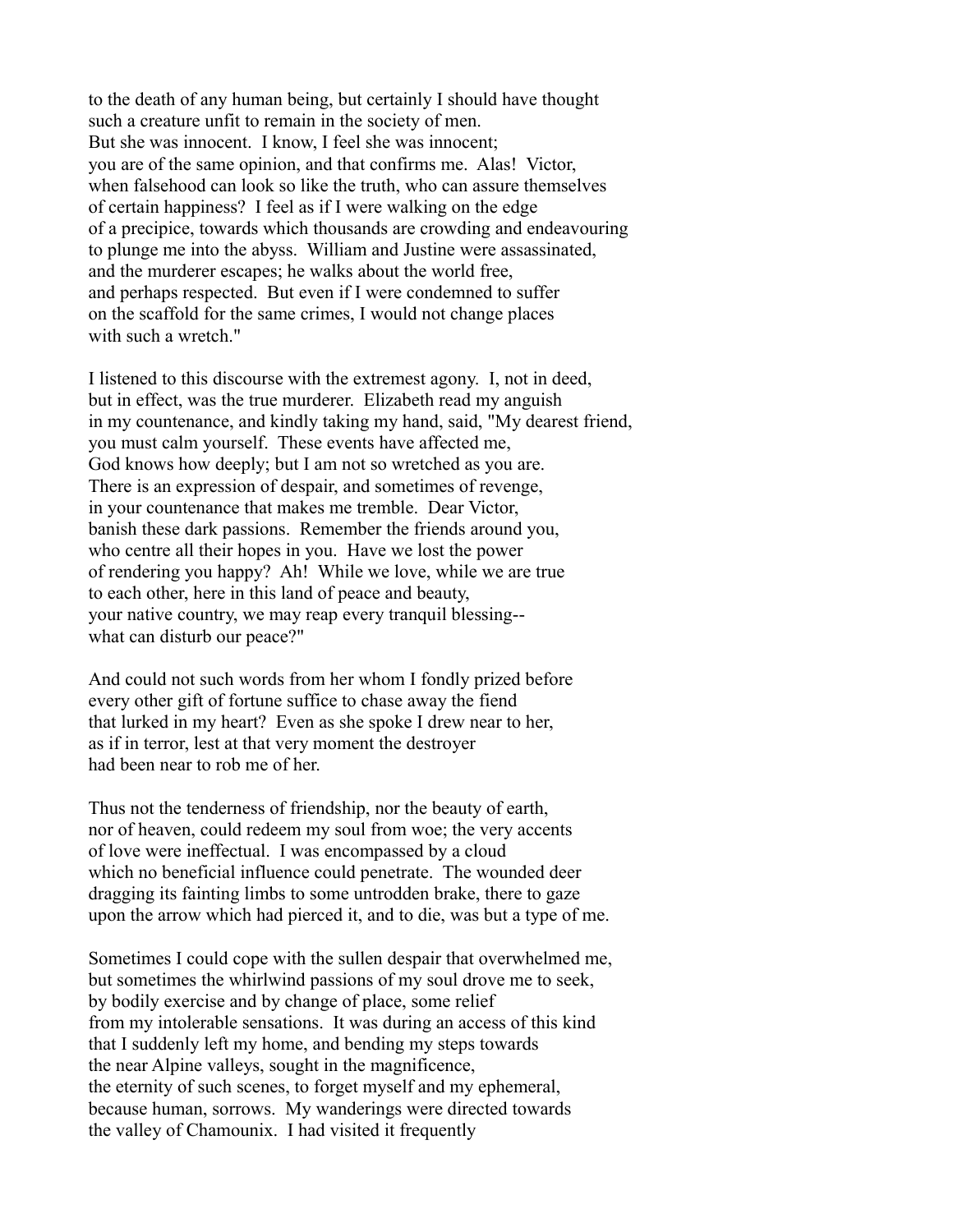to the death of any human being, but certainly I should have thought such a creature unfit to remain in the society of men. But she was innocent. I know, I feel she was innocent; you are of the same opinion, and that confirms me. Alas! Victor, when falsehood can look so like the truth, who can assure themselves of certain happiness? I feel as if I were walking on the edge of a precipice, towards which thousands are crowding and endeavouring to plunge me into the abyss. William and Justine were assassinated, and the murderer escapes; he walks about the world free, and perhaps respected. But even if I were condemned to suffer on the scaffold for the same crimes, I would not change places with such a wretch."

I listened to this discourse with the extremest agony. I, not in deed, but in effect, was the true murderer. Elizabeth read my anguish in my countenance, and kindly taking my hand, said, "My dearest friend, you must calm yourself. These events have affected me, God knows how deeply; but I am not so wretched as you are. There is an expression of despair, and sometimes of revenge, in your countenance that makes me tremble. Dear Victor, banish these dark passions. Remember the friends around you, who centre all their hopes in you. Have we lost the power of rendering you happy? Ah! While we love, while we are true to each other, here in this land of peace and beauty, your native country, we may reap every tranquil blessing-- what can disturb our peace?"

And could not such words from her whom I fondly prized before every other gift of fortune suffice to chase away the fiend that lurked in my heart? Even as she spoke I drew near to her, as if in terror, lest at that very moment the destroyer had been near to rob me of her.

Thus not the tenderness of friendship, nor the beauty of earth, nor of heaven, could redeem my soul from woe; the very accents of love were ineffectual. I was encompassed by a cloud which no beneficial influence could penetrate. The wounded deer dragging its fainting limbs to some untrodden brake, there to gaze upon the arrow which had pierced it, and to die, was but a type of me.

Sometimes I could cope with the sullen despair that overwhelmed me, but sometimes the whirlwind passions of my soul drove me to seek, by bodily exercise and by change of place, some relief from my intolerable sensations. It was during an access of this kind that I suddenly left my home, and bending my steps towards the near Alpine valleys, sought in the magnificence, the eternity of such scenes, to forget myself and my ephemeral, because human, sorrows. My wanderings were directed towards the valley of Chamounix. I had visited it frequently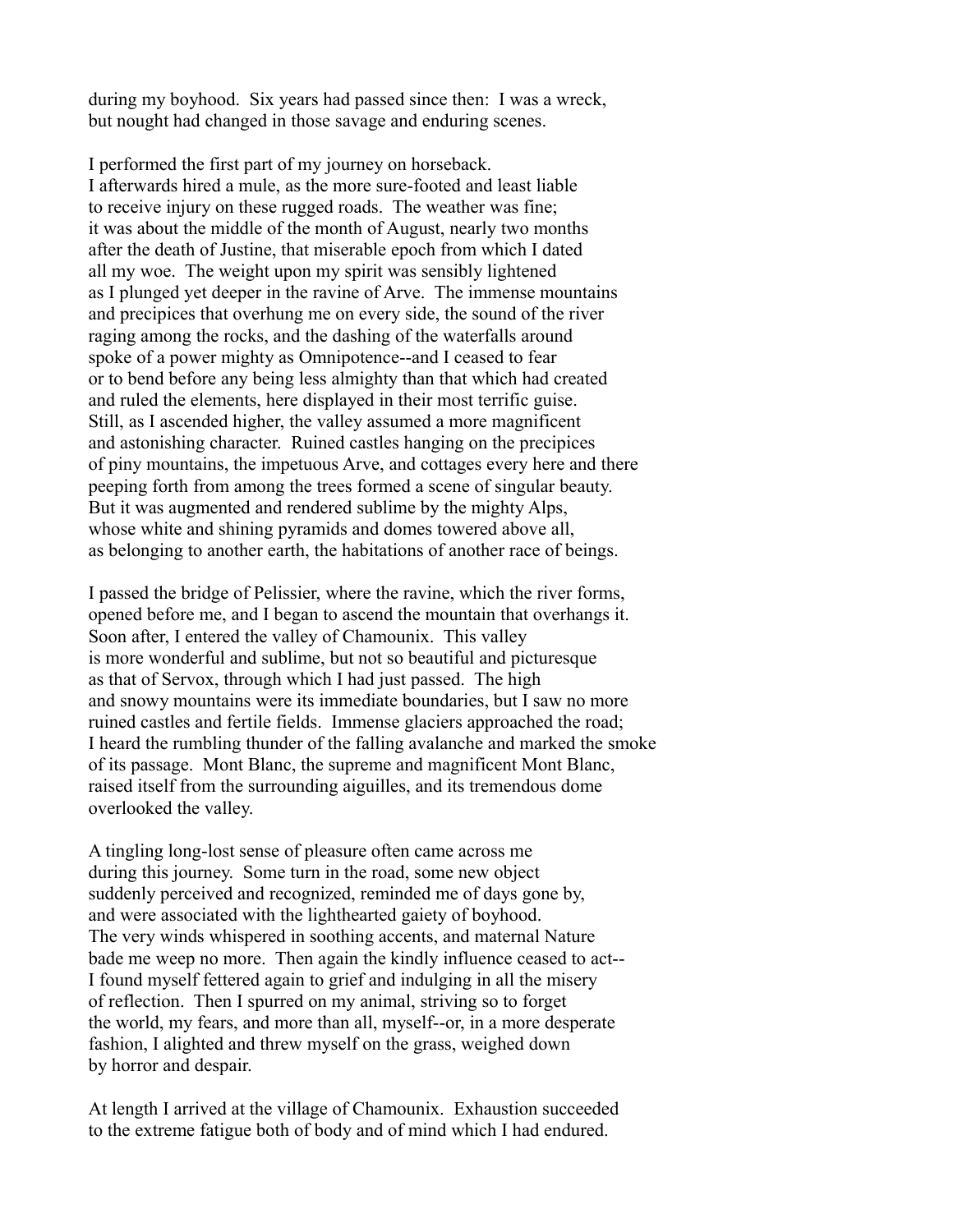during my boyhood. Six years had passed since then: I was a wreck, but nought had changed in those savage and enduring scenes.

I performed the first part of my journey on horseback. I afterwards hired a mule, as the more sure-footed and least liable to receive injury on these rugged roads. The weather was fine; it was about the middle of the month of August, nearly two months after the death of Justine, that miserable epoch from which I dated all my woe. The weight upon my spirit was sensibly lightened as I plunged yet deeper in the ravine of Arve. The immense mountains and precipices that overhung me on every side, the sound of the river raging among the rocks, and the dashing of the waterfalls around spoke of a power mighty as Omnipotence--and I ceased to fear or to bend before any being less almighty than that which had created and ruled the elements, here displayed in their most terrific guise. Still, as I ascended higher, the valley assumed a more magnificent and astonishing character. Ruined castles hanging on the precipices of piny mountains, the impetuous Arve, and cottages every here and there peeping forth from among the trees formed a scene of singular beauty. But it was augmented and rendered sublime by the mighty Alps, whose white and shining pyramids and domes towered above all, as belonging to another earth, the habitations of another race of beings.

I passed the bridge of Pelissier, where the ravine, which the river forms, opened before me, and I began to ascend the mountain that overhangs it. Soon after, I entered the valley of Chamounix. This valley is more wonderful and sublime, but not so beautiful and picturesque as that of Servox, through which I had just passed. The high and snowy mountains were its immediate boundaries, but I saw no more ruined castles and fertile fields. Immense glaciers approached the road; I heard the rumbling thunder of the falling avalanche and marked the smoke of its passage. Mont Blanc, the supreme and magnificent Mont Blanc, raised itself from the surrounding aiguilles, and its tremendous dome overlooked the valley.

A tingling long-lost sense of pleasure often came across me during this journey. Some turn in the road, some new object suddenly perceived and recognized, reminded me of days gone by, and were associated with the lighthearted gaiety of boyhood. The very winds whispered in soothing accents, and maternal Nature bade me weep no more. Then again the kindly influence ceased to act-- I found myself fettered again to grief and indulging in all the misery of reflection. Then I spurred on my animal, striving so to forget the world, my fears, and more than all, myself--or, in a more desperate fashion, I alighted and threw myself on the grass, weighed down by horror and despair.

At length I arrived at the village of Chamounix. Exhaustion succeeded to the extreme fatigue both of body and of mind which I had endured.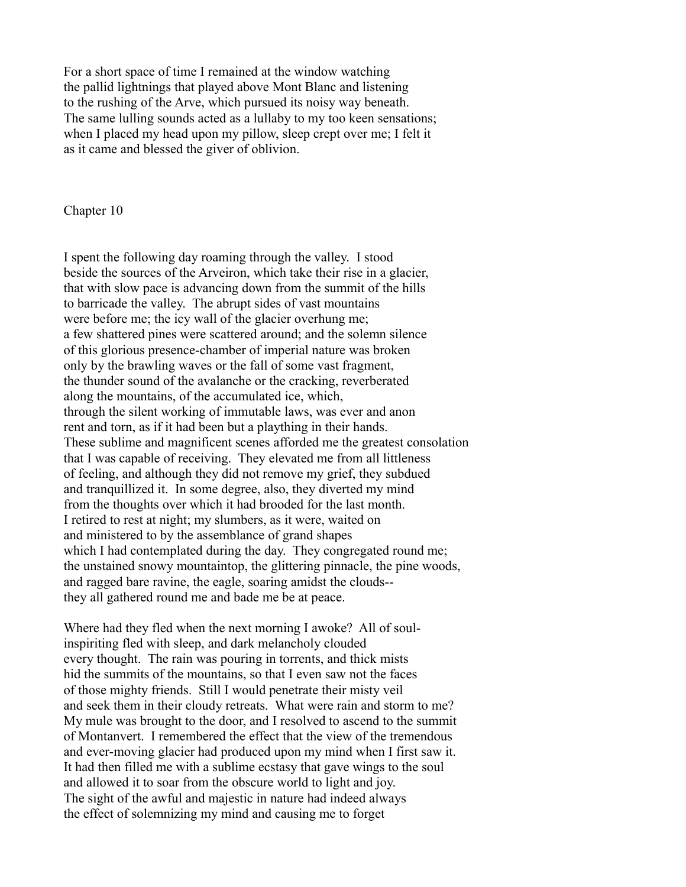For a short space of time I remained at the window watching the pallid lightnings that played above Mont Blanc and listening to the rushing of the Arve, which pursued its noisy way beneath. The same lulling sounds acted as a lullaby to my too keen sensations; when I placed my head upon my pillow, sleep crept over me; I felt it as it came and blessed the giver of oblivion.

## Chapter 10

I spent the following day roaming through the valley. I stood beside the sources of the Arveiron, which take their rise in a glacier, that with slow pace is advancing down from the summit of the hills to barricade the valley. The abrupt sides of vast mountains were before me; the icy wall of the glacier overhung me; a few shattered pines were scattered around; and the solemn silence of this glorious presence-chamber of imperial nature was broken only by the brawling waves or the fall of some vast fragment, the thunder sound of the avalanche or the cracking, reverberated along the mountains, of the accumulated ice, which, through the silent working of immutable laws, was ever and anon rent and torn, as if it had been but a plaything in their hands. These sublime and magnificent scenes afforded me the greatest consolation that I was capable of receiving. They elevated me from all littleness of feeling, and although they did not remove my grief, they subdued and tranquillized it. In some degree, also, they diverted my mind from the thoughts over which it had brooded for the last month. I retired to rest at night; my slumbers, as it were, waited on and ministered to by the assemblance of grand shapes which I had contemplated during the day. They congregated round me; the unstained snowy mountaintop, the glittering pinnacle, the pine woods, and ragged bare ravine, the eagle, soaring amidst the clouds-- they all gathered round me and bade me be at peace.

Where had they fled when the next morning I awoke? All of soul-inspiriting fled with sleep, and dark melancholy clouded every thought. The rain was pouring in torrents, and thick mists hid the summits of the mountains, so that I even saw not the faces of those mighty friends. Still I would penetrate their misty veil and seek them in their cloudy retreats. What were rain and storm to me? My mule was brought to the door, and I resolved to ascend to the summit of Montanvert. I remembered the effect that the view of the tremendous and ever-moving glacier had produced upon my mind when I first saw it. It had then filled me with a sublime ecstasy that gave wings to the soul and allowed it to soar from the obscure world to light and joy. The sight of the awful and majestic in nature had indeed always the effect of solemnizing my mind and causing me to forget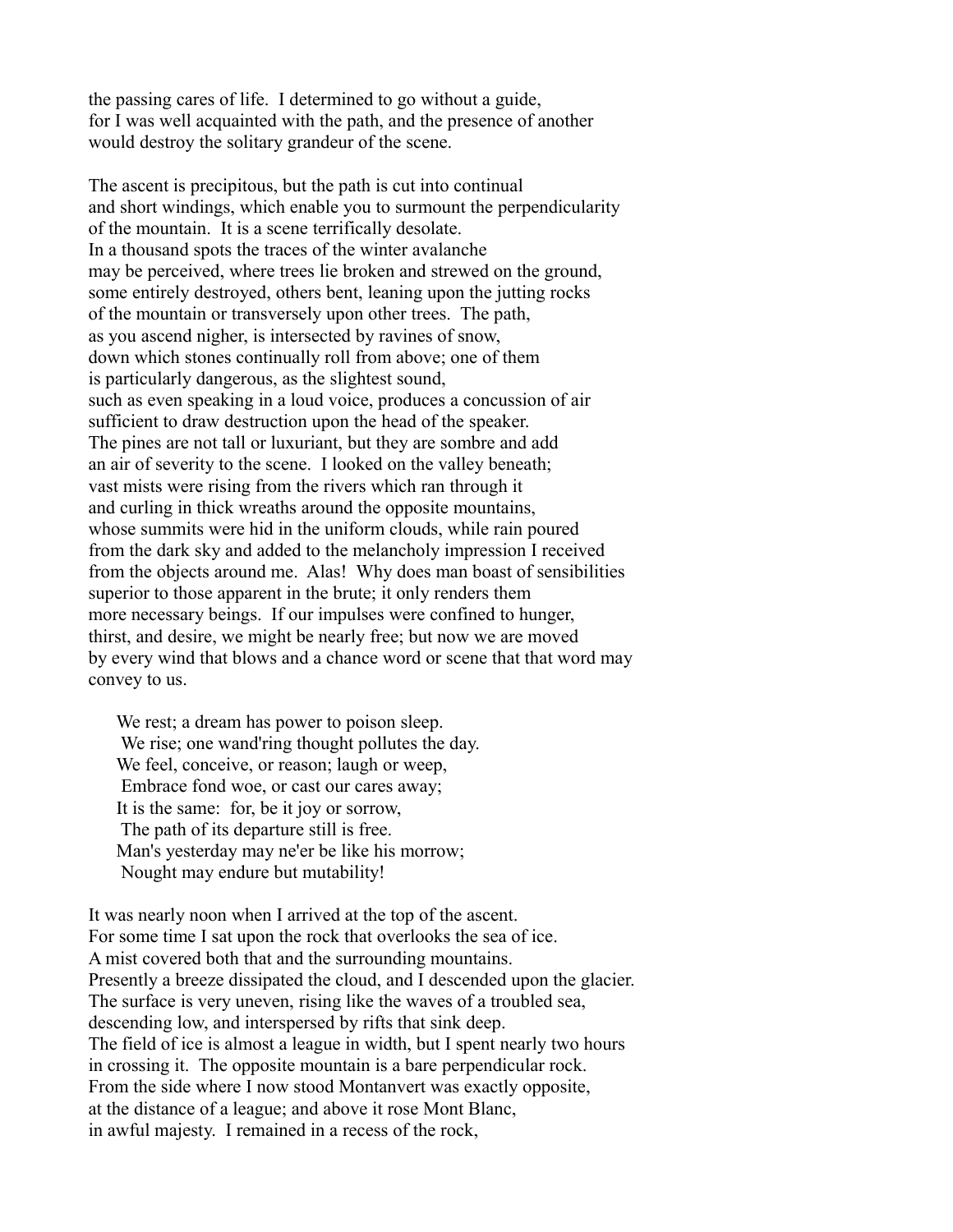the passing cares of life. I determined to go without a guide,
for I was well acquainted with the path, and the presence of another
would destroy the solitary grandeur of the scene.

The ascent is precipitous, but the path is cut into continual
and short windings, which enable you to surmount the perpendicularity
of the mountain. It is a scene terrifically desolate.
In a thousand spots the traces of the winter avalanche
may be perceived, where trees lie broken and strewed on the ground,
some entirely destroyed, others bent, leaning upon the jutting rocks
of the mountain or transversely upon other trees. The path,
as you ascend nigher, is intersected by ravines of snow,
down which stones continually roll from above; one of them
is particularly dangerous, as the slightest sound,
such as even speaking in a loud voice, produces a concussion of air
sufficient to draw destruction upon the head of the speaker.
The pines are not tall or luxuriant, but they are sombre and add
an air of severity to the scene. I looked on the valley beneath;
vast mists were rising from the rivers which ran through it
and curling in thick wreaths around the opposite mountains,
whose summits were hid in the uniform clouds, while rain poured
from the dark sky and added to the melancholy impression I received
from the objects around me. Alas! Why does man boast of sensibilities
superior to those apparent in the brute; it only renders them
more necessary beings. If our impulses were confined to hunger,
thirst, and desire, we might be nearly free; but now we are moved
by every wind that blows and a chance word or scene that that word may
convey to us.

> We rest; a dream has power to poison sleep.
> We rise; one wand'ring thought pollutes the day.
> We feel, conceive, or reason; laugh or weep,
> Embrace fond woe, or cast our cares away;
> It is the same: for, be it joy or sorrow,
> The path of its departure still is free.
> Man's yesterday may ne'er be like his morrow;
> Nought may endure but mutability!

It was nearly noon when I arrived at the top of the ascent.
For some time I sat upon the rock that overlooks the sea of ice.
A mist covered both that and the surrounding mountains.
Presently a breeze dissipated the cloud, and I descended upon the glacier.
The surface is very uneven, rising like the waves of a troubled sea,
descending low, and interspersed by rifts that sink deep.
The field of ice is almost a league in width, but I spent nearly two hours
in crossing it. The opposite mountain is a bare perpendicular rock.
From the side where I now stood Montanvert was exactly opposite,
at the distance of a league; and above it rose Mont Blanc,
in awful majesty. I remained in a recess of the rock,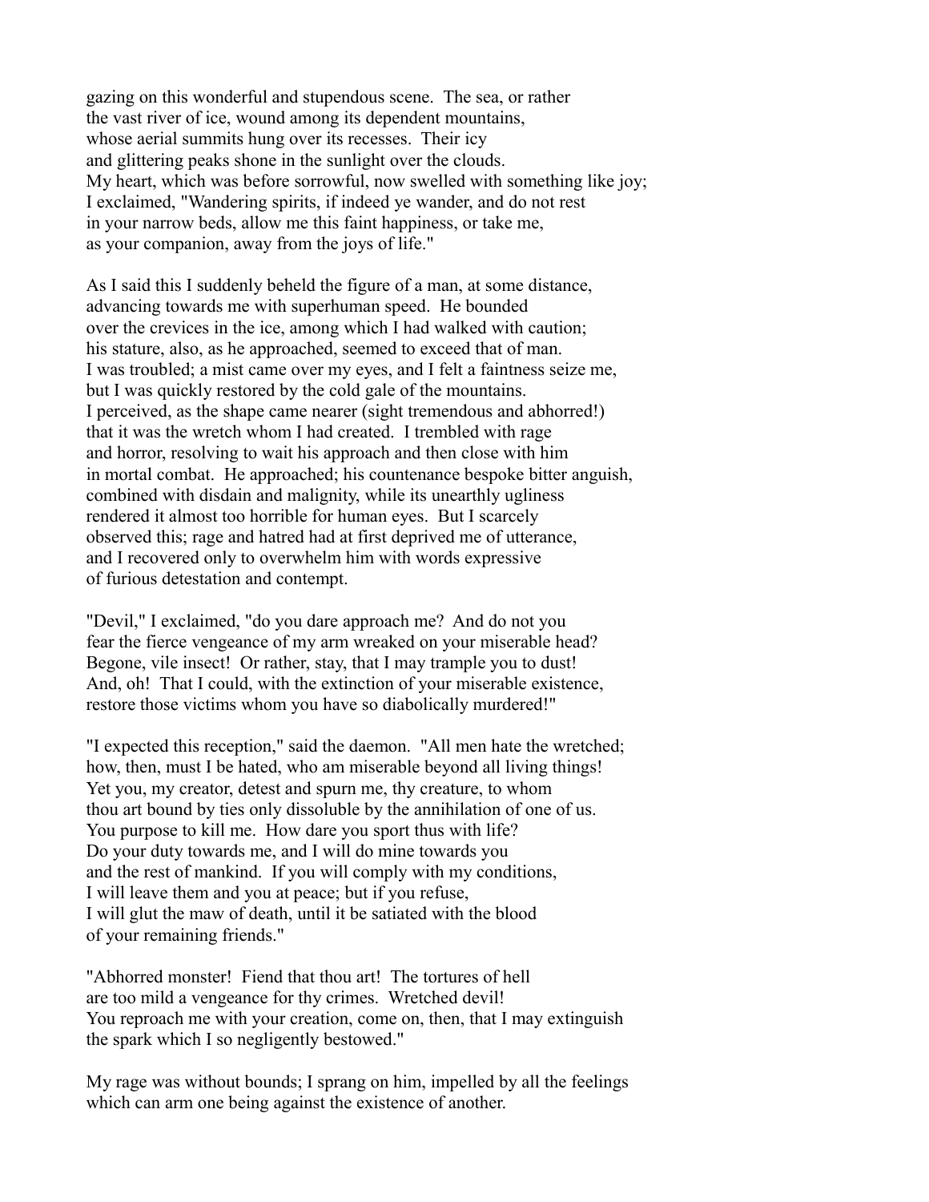gazing on this wonderful and stupendous scene. The sea, or rather the vast river of ice, wound among its dependent mountains, whose aerial summits hung over its recesses. Their icy and glittering peaks shone in the sunlight over the clouds. My heart, which was before sorrowful, now swelled with something like joy; I exclaimed, "Wandering spirits, if indeed ye wander, and do not rest in your narrow beds, allow me this faint happiness, or take me, as your companion, away from the joys of life."

As I said this I suddenly beheld the figure of a man, at some distance, advancing towards me with superhuman speed. He bounded over the crevices in the ice, among which I had walked with caution; his stature, also, as he approached, seemed to exceed that of man. I was troubled; a mist came over my eyes, and I felt a faintness seize me, but I was quickly restored by the cold gale of the mountains. I perceived, as the shape came nearer (sight tremendous and abhorred!) that it was the wretch whom I had created. I trembled with rage and horror, resolving to wait his approach and then close with him in mortal combat. He approached; his countenance bespoke bitter anguish, combined with disdain and malignity, while its unearthly ugliness rendered it almost too horrible for human eyes. But I scarcely observed this; rage and hatred had at first deprived me of utterance, and I recovered only to overwhelm him with words expressive of furious detestation and contempt.

"Devil," I exclaimed, "do you dare approach me? And do not you fear the fierce vengeance of my arm wreaked on your miserable head? Begone, vile insect! Or rather, stay, that I may trample you to dust! And, oh! That I could, with the extinction of your miserable existence, restore those victims whom you have so diabolically murdered!"

"I expected this reception," said the daemon. "All men hate the wretched; how, then, must I be hated, who am miserable beyond all living things! Yet you, my creator, detest and spurn me, thy creature, to whom thou art bound by ties only dissoluble by the annihilation of one of us. You purpose to kill me. How dare you sport thus with life? Do your duty towards me, and I will do mine towards you and the rest of mankind. If you will comply with my conditions, I will leave them and you at peace; but if you refuse, I will glut the maw of death, until it be satiated with the blood of your remaining friends."

"Abhorred monster! Fiend that thou art! The tortures of hell are too mild a vengeance for thy crimes. Wretched devil! You reproach me with your creation, come on, then, that I may extinguish the spark which I so negligently bestowed."

My rage was without bounds; I sprang on him, impelled by all the feelings which can arm one being against the existence of another.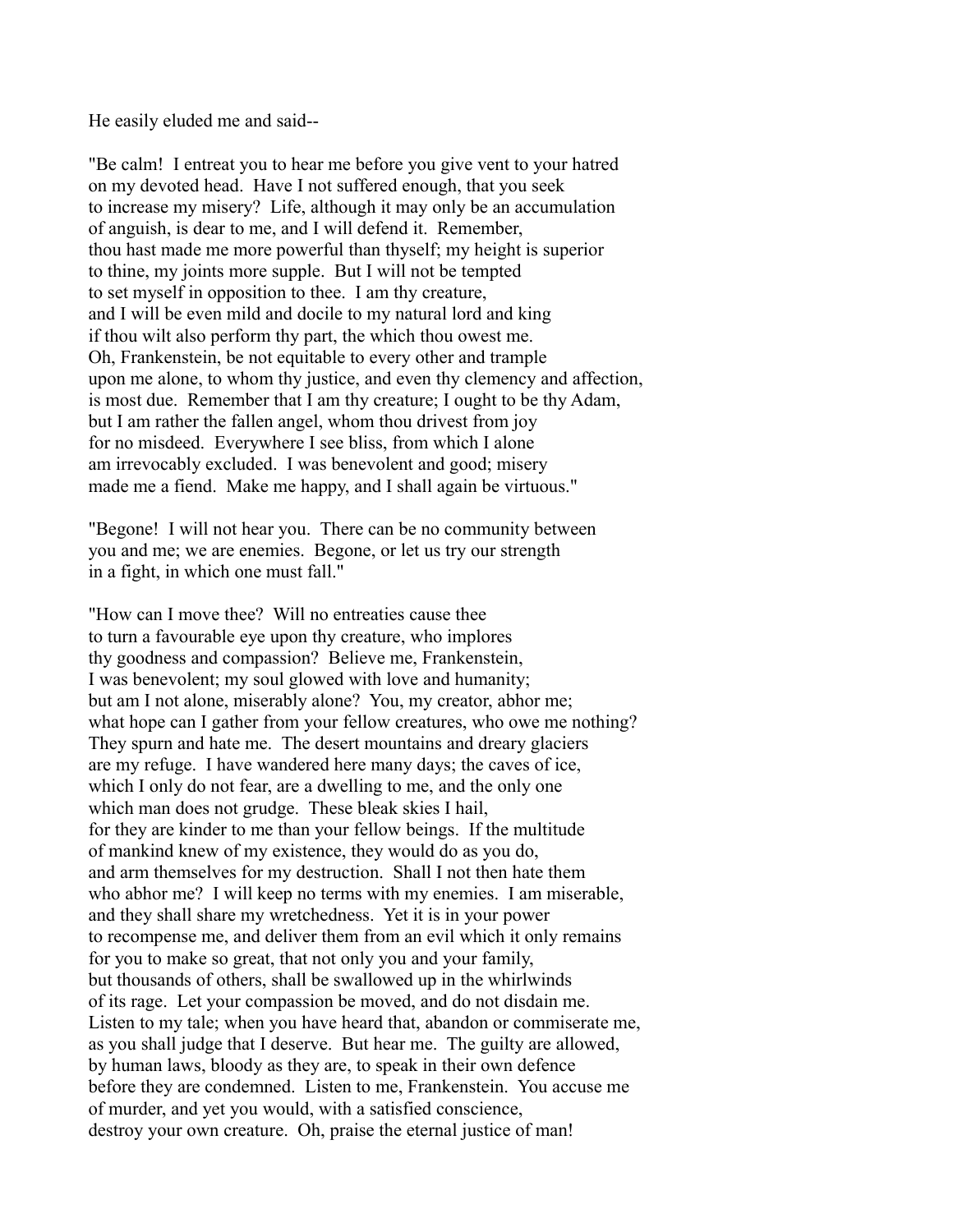He easily eluded me and said--

"Be calm! I entreat you to hear me before you give vent to your hatred on my devoted head. Have I not suffered enough, that you seek to increase my misery? Life, although it may only be an accumulation of anguish, is dear to me, and I will defend it. Remember, thou hast made me more powerful than thyself; my height is superior to thine, my joints more supple. But I will not be tempted to set myself in opposition to thee. I am thy creature, and I will be even mild and docile to my natural lord and king if thou wilt also perform thy part, the which thou owest me. Oh, Frankenstein, be not equitable to every other and trample upon me alone, to whom thy justice, and even thy clemency and affection, is most due. Remember that I am thy creature; I ought to be thy Adam, but I am rather the fallen angel, whom thou drivest from joy for no misdeed. Everywhere I see bliss, from which I alone am irrevocably excluded. I was benevolent and good; misery made me a fiend. Make me happy, and I shall again be virtuous."

"Begone! I will not hear you. There can be no community between you and me; we are enemies. Begone, or let us try our strength in a fight, in which one must fall."

"How can I move thee? Will no entreaties cause thee to turn a favourable eye upon thy creature, who implores thy goodness and compassion? Believe me, Frankenstein, I was benevolent; my soul glowed with love and humanity; but am I not alone, miserably alone? You, my creator, abhor me; what hope can I gather from your fellow creatures, who owe me nothing? They spurn and hate me. The desert mountains and dreary glaciers are my refuge. I have wandered here many days; the caves of ice, which I only do not fear, are a dwelling to me, and the only one which man does not grudge. These bleak skies I hail, for they are kinder to me than your fellow beings. If the multitude of mankind knew of my existence, they would do as you do, and arm themselves for my destruction. Shall I not then hate them who abhor me? I will keep no terms with my enemies. I am miserable, and they shall share my wretchedness. Yet it is in your power to recompense me, and deliver them from an evil which it only remains for you to make so great, that not only you and your family, but thousands of others, shall be swallowed up in the whirlwinds of its rage. Let your compassion be moved, and do not disdain me. Listen to my tale; when you have heard that, abandon or commiserate me, as you shall judge that I deserve. But hear me. The guilty are allowed, by human laws, bloody as they are, to speak in their own defence before they are condemned. Listen to me, Frankenstein. You accuse me of murder, and yet you would, with a satisfied conscience, destroy your own creature. Oh, praise the eternal justice of man!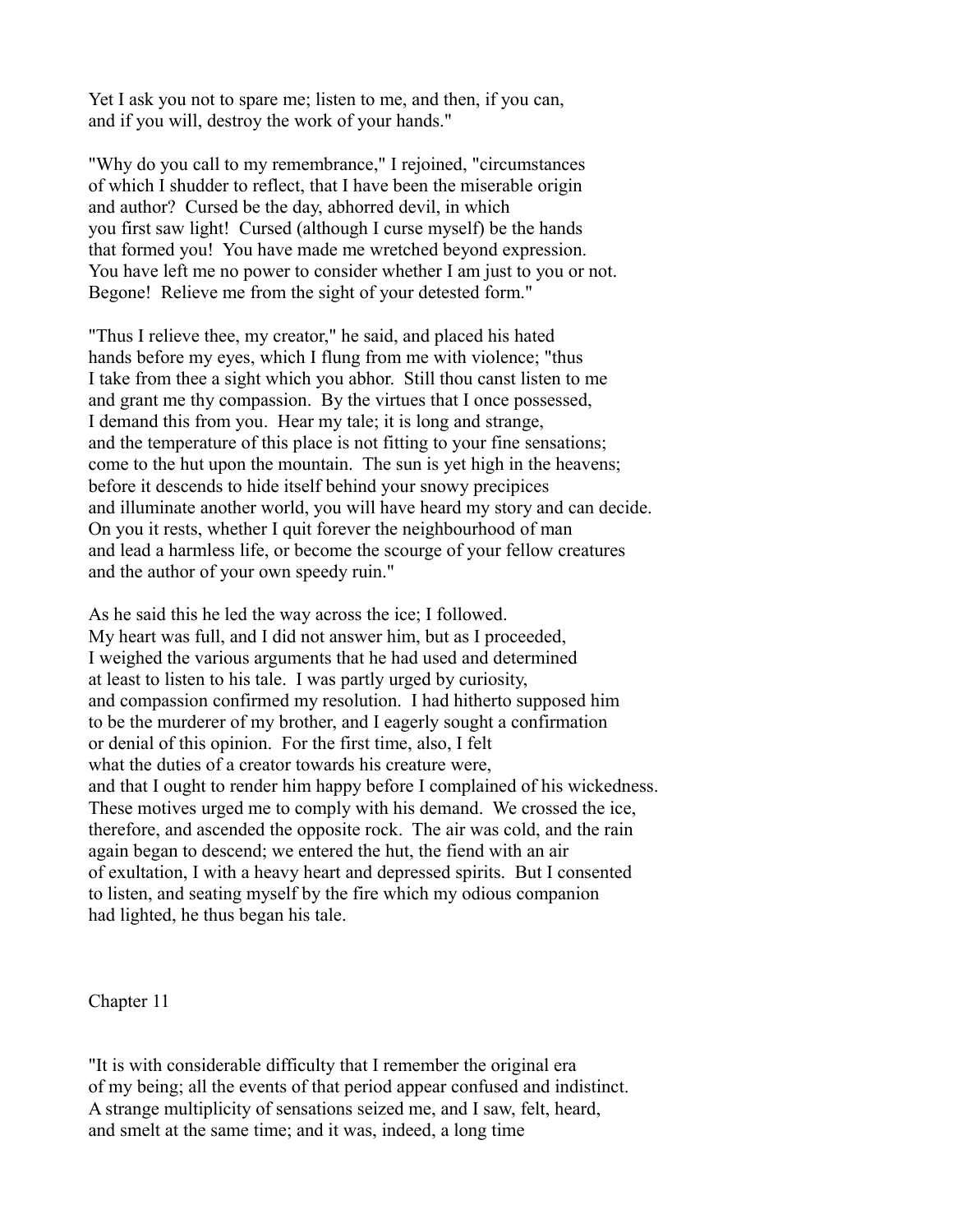Yet I ask you not to spare me; listen to me, and then, if you can, and if you will, destroy the work of your hands."

"Why do you call to my remembrance," I rejoined, "circumstances of which I shudder to reflect, that I have been the miserable origin and author? Cursed be the day, abhorred devil, in which you first saw light! Cursed (although I curse myself) be the hands that formed you! You have made me wretched beyond expression. You have left me no power to consider whether I am just to you or not. Begone! Relieve me from the sight of your detested form."

"Thus I relieve thee, my creator," he said, and placed his hated hands before my eyes, which I flung from me with violence; "thus I take from thee a sight which you abhor. Still thou canst listen to me and grant me thy compassion. By the virtues that I once possessed, I demand this from you. Hear my tale; it is long and strange, and the temperature of this place is not fitting to your fine sensations; come to the hut upon the mountain. The sun is yet high in the heavens; before it descends to hide itself behind your snowy precipices and illuminate another world, you will have heard my story and can decide. On you it rests, whether I quit forever the neighbourhood of man and lead a harmless life, or become the scourge of your fellow creatures and the author of your own speedy ruin."

As he said this he led the way across the ice; I followed. My heart was full, and I did not answer him, but as I proceeded, I weighed the various arguments that he had used and determined at least to listen to his tale. I was partly urged by curiosity, and compassion confirmed my resolution. I had hitherto supposed him to be the murderer of my brother, and I eagerly sought a confirmation or denial of this opinion. For the first time, also, I felt what the duties of a creator towards his creature were, and that I ought to render him happy before I complained of his wickedness. These motives urged me to comply with his demand. We crossed the ice, therefore, and ascended the opposite rock. The air was cold, and the rain again began to descend; we entered the hut, the fiend with an air of exultation, I with a heavy heart and depressed spirits. But I consented to listen, and seating myself by the fire which my odious companion had lighted, he thus began his tale.

## Chapter 11

"It is with considerable difficulty that I remember the original era of my being; all the events of that period appear confused and indistinct. A strange multiplicity of sensations seized me, and I saw, felt, heard, and smelt at the same time; and it was, indeed, a long time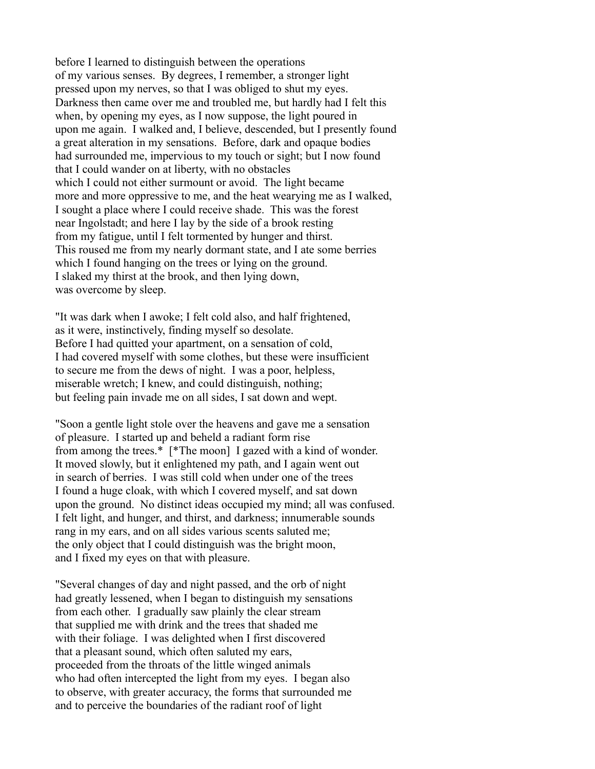before I learned to distinguish between the operations of my various senses. By degrees, I remember, a stronger light pressed upon my nerves, so that I was obliged to shut my eyes. Darkness then came over me and troubled me, but hardly had I felt this when, by opening my eyes, as I now suppose, the light poured in upon me again. I walked and, I believe, descended, but I presently found a great alteration in my sensations. Before, dark and opaque bodies had surrounded me, impervious to my touch or sight; but I now found that I could wander on at liberty, with no obstacles which I could not either surmount or avoid. The light became more and more oppressive to me, and the heat wearying me as I walked, I sought a place where I could receive shade. This was the forest near Ingolstadt; and here I lay by the side of a brook resting from my fatigue, until I felt tormented by hunger and thirst. This roused me from my nearly dormant state, and I ate some berries which I found hanging on the trees or lying on the ground. I slaked my thirst at the brook, and then lying down, was overcome by sleep.

"It was dark when I awoke; I felt cold also, and half frightened, as it were, instinctively, finding myself so desolate. Before I had quitted your apartment, on a sensation of cold, I had covered myself with some clothes, but these were insufficient to secure me from the dews of night. I was a poor, helpless, miserable wretch; I knew, and could distinguish, nothing; but feeling pain invade me on all sides, I sat down and wept.

"Soon a gentle light stole over the heavens and gave me a sensation of pleasure. I started up and beheld a radiant form rise from among the trees.* [*The moon] I gazed with a kind of wonder. It moved slowly, but it enlightened my path, and I again went out in search of berries. I was still cold when under one of the trees I found a huge cloak, with which I covered myself, and sat down upon the ground. No distinct ideas occupied my mind; all was confused. I felt light, and hunger, and thirst, and darkness; innumerable sounds rang in my ears, and on all sides various scents saluted me; the only object that I could distinguish was the bright moon, and I fixed my eyes on that with pleasure.

"Several changes of day and night passed, and the orb of night had greatly lessened, when I began to distinguish my sensations from each other. I gradually saw plainly the clear stream that supplied me with drink and the trees that shaded me with their foliage. I was delighted when I first discovered that a pleasant sound, which often saluted my ears, proceeded from the throats of the little winged animals who had often intercepted the light from my eyes. I began also to observe, with greater accuracy, the forms that surrounded me and to perceive the boundaries of the radiant roof of light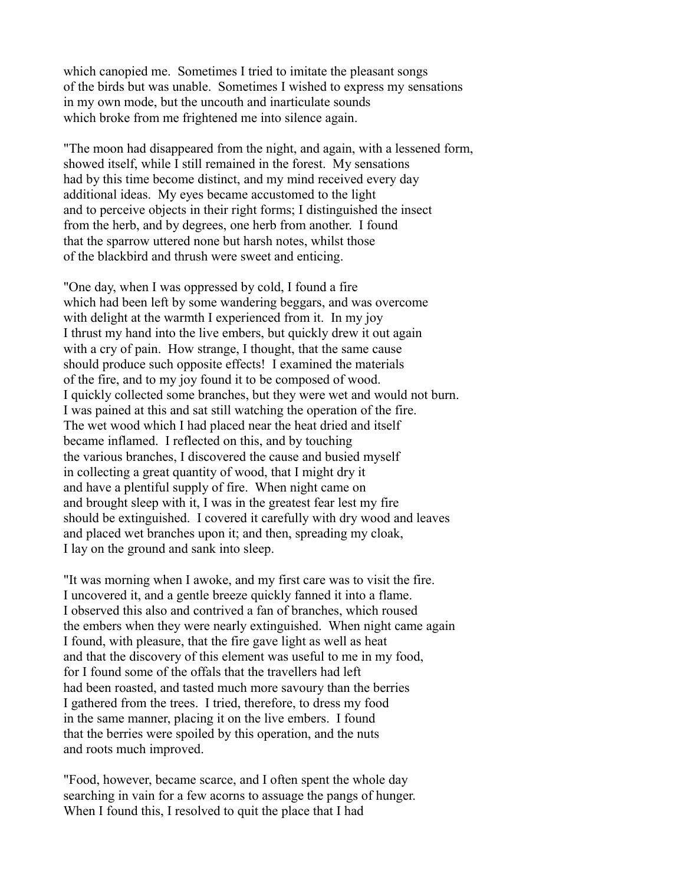which canopied me. Sometimes I tried to imitate the pleasant songs of the birds but was unable. Sometimes I wished to express my sensations in my own mode, but the uncouth and inarticulate sounds which broke from me frightened me into silence again.

"The moon had disappeared from the night, and again, with a lessened form, showed itself, while I still remained in the forest. My sensations had by this time become distinct, and my mind received every day additional ideas. My eyes became accustomed to the light and to perceive objects in their right forms; I distinguished the insect from the herb, and by degrees, one herb from another. I found that the sparrow uttered none but harsh notes, whilst those of the blackbird and thrush were sweet and enticing.

"One day, when I was oppressed by cold, I found a fire which had been left by some wandering beggars, and was overcome with delight at the warmth I experienced from it. In my joy I thrust my hand into the live embers, but quickly drew it out again with a cry of pain. How strange, I thought, that the same cause should produce such opposite effects! I examined the materials of the fire, and to my joy found it to be composed of wood. I quickly collected some branches, but they were wet and would not burn. I was pained at this and sat still watching the operation of the fire. The wet wood which I had placed near the heat dried and itself became inflamed. I reflected on this, and by touching the various branches, I discovered the cause and busied myself in collecting a great quantity of wood, that I might dry it and have a plentiful supply of fire. When night came on and brought sleep with it, I was in the greatest fear lest my fire should be extinguished. I covered it carefully with dry wood and leaves and placed wet branches upon it; and then, spreading my cloak, I lay on the ground and sank into sleep.

"It was morning when I awoke, and my first care was to visit the fire. I uncovered it, and a gentle breeze quickly fanned it into a flame. I observed this also and contrived a fan of branches, which roused the embers when they were nearly extinguished. When night came again I found, with pleasure, that the fire gave light as well as heat and that the discovery of this element was useful to me in my food, for I found some of the offals that the travellers had left had been roasted, and tasted much more savoury than the berries I gathered from the trees. I tried, therefore, to dress my food in the same manner, placing it on the live embers. I found that the berries were spoiled by this operation, and the nuts and roots much improved.

"Food, however, became scarce, and I often spent the whole day searching in vain for a few acorns to assuage the pangs of hunger. When I found this, I resolved to quit the place that I had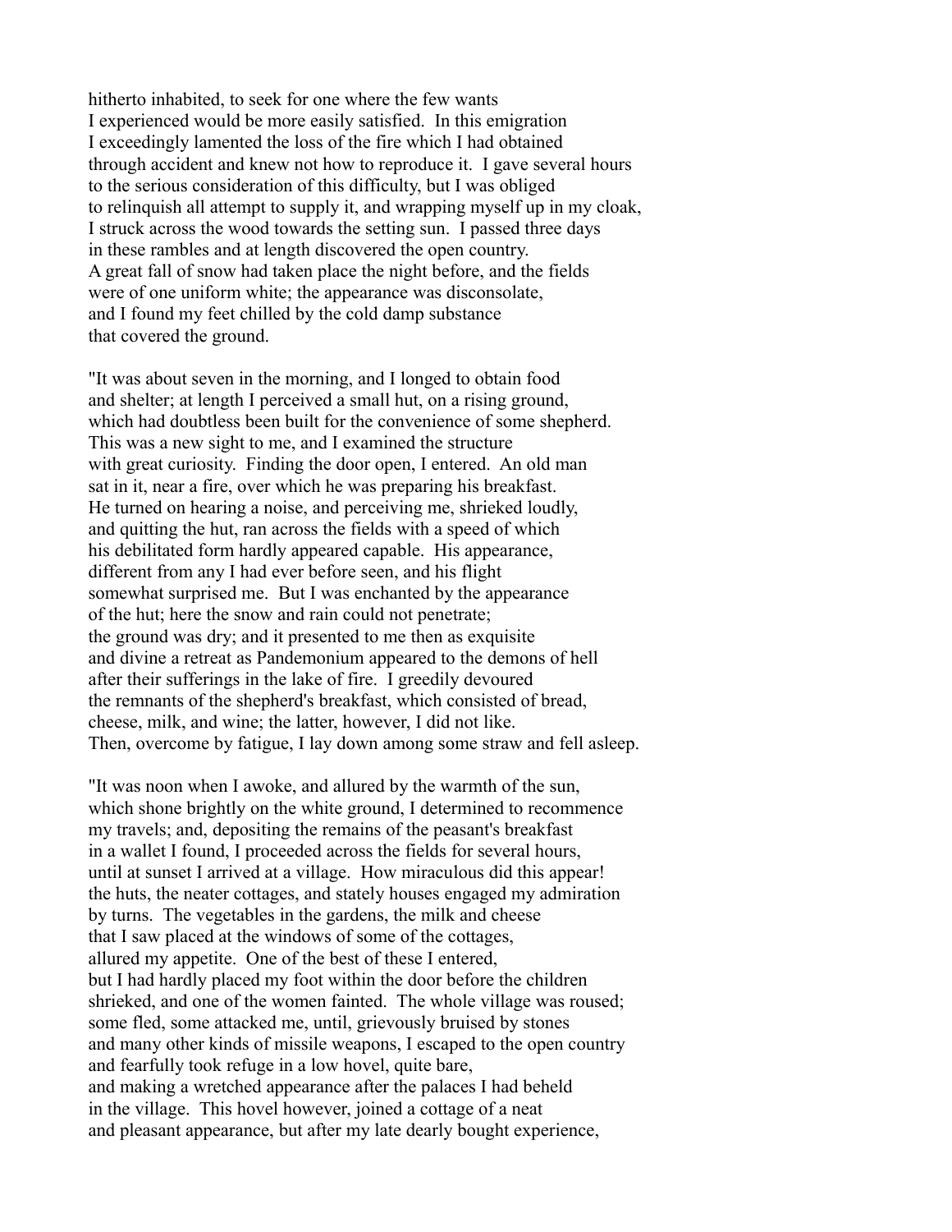hitherto inhabited, to seek for one where the few wants
I experienced would be more easily satisfied. In this emigration
I exceedingly lamented the loss of the fire which I had obtained
through accident and knew not how to reproduce it. I gave several hours
to the serious consideration of this difficulty, but I was obliged
to relinquish all attempt to supply it, and wrapping myself up in my cloak,
I struck across the wood towards the setting sun. I passed three days
in these rambles and at length discovered the open country.
A great fall of snow had taken place the night before, and the fields
were of one uniform white; the appearance was disconsolate,
and I found my feet chilled by the cold damp substance
that covered the ground.

"It was about seven in the morning, and I longed to obtain food
and shelter; at length I perceived a small hut, on a rising ground,
which had doubtless been built for the convenience of some shepherd.
This was a new sight to me, and I examined the structure
with great curiosity. Finding the door open, I entered. An old man
sat in it, near a fire, over which he was preparing his breakfast.
He turned on hearing a noise, and perceiving me, shrieked loudly,
and quitting the hut, ran across the fields with a speed of which
his debilitated form hardly appeared capable. His appearance,
different from any I had ever before seen, and his flight
somewhat surprised me. But I was enchanted by the appearance
of the hut; here the snow and rain could not penetrate;
the ground was dry; and it presented to me then as exquisite
and divine a retreat as Pandemonium appeared to the demons of hell
after their sufferings in the lake of fire. I greedily devoured
the remnants of the shepherd's breakfast, which consisted of bread,
cheese, milk, and wine; the latter, however, I did not like.
Then, overcome by fatigue, I lay down among some straw and fell asleep.

"It was noon when I awoke, and allured by the warmth of the sun,
which shone brightly on the white ground, I determined to recommence
my travels; and, depositing the remains of the peasant's breakfast
in a wallet I found, I proceeded across the fields for several hours,
until at sunset I arrived at a village. How miraculous did this appear!
the huts, the neater cottages, and stately houses engaged my admiration
by turns. The vegetables in the gardens, the milk and cheese
that I saw placed at the windows of some of the cottages,
allured my appetite. One of the best of these I entered,
but I had hardly placed my foot within the door before the children
shrieked, and one of the women fainted. The whole village was roused;
some fled, some attacked me, until, grievously bruised by stones
and many other kinds of missile weapons, I escaped to the open country
and fearfully took refuge in a low hovel, quite bare,
and making a wretched appearance after the palaces I had beheld
in the village. This hovel however, joined a cottage of a neat
and pleasant appearance, but after my late dearly bought experience,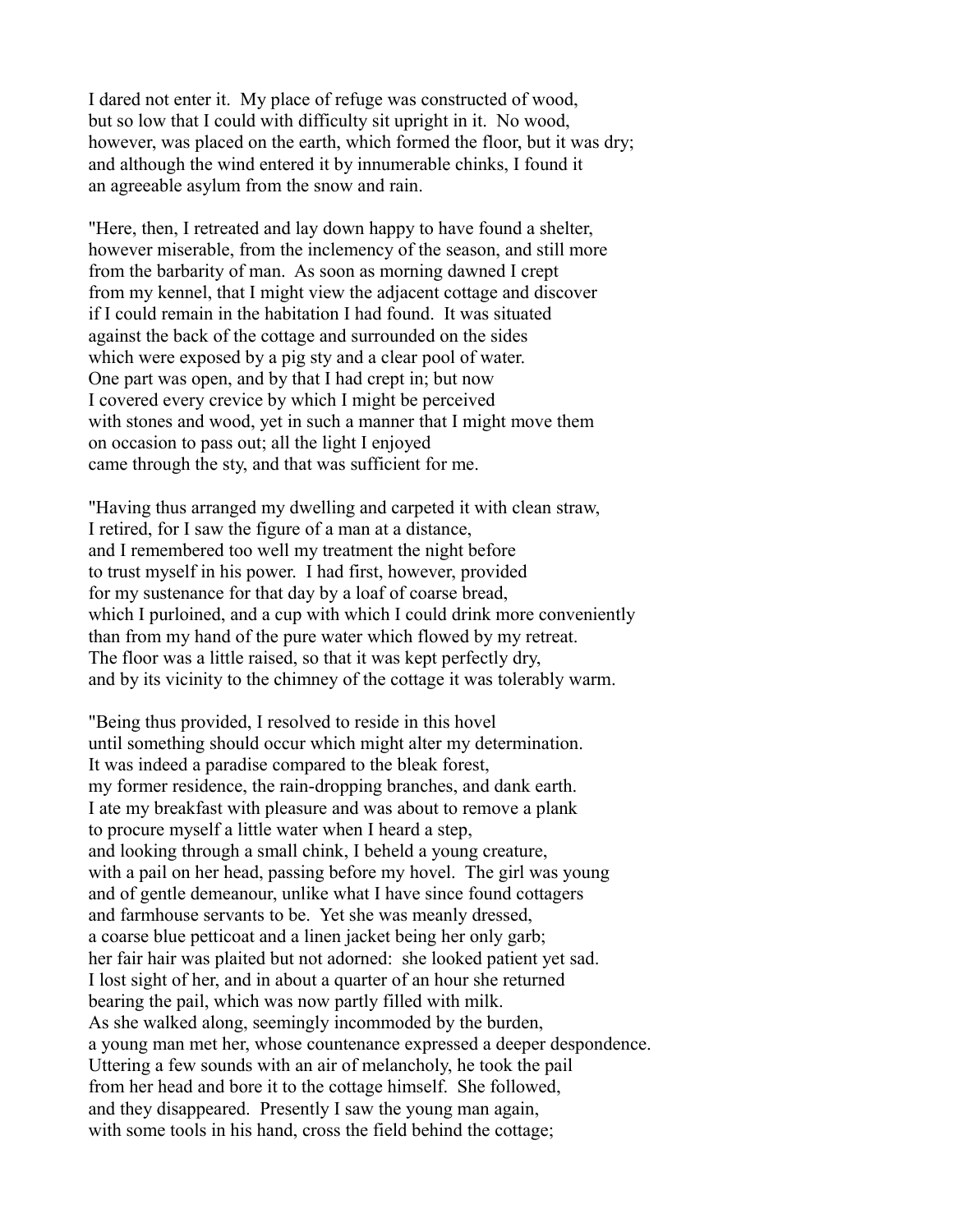I dared not enter it. My place of refuge was constructed of wood,
but so low that I could with difficulty sit upright in it. No wood,
however, was placed on the earth, which formed the floor, but it was dry;
and although the wind entered it by innumerable chinks, I found it
an agreeable asylum from the snow and rain.

"Here, then, I retreated and lay down happy to have found a shelter,
however miserable, from the inclemency of the season, and still more
from the barbarity of man. As soon as morning dawned I crept
from my kennel, that I might view the adjacent cottage and discover
if I could remain in the habitation I had found. It was situated
against the back of the cottage and surrounded on the sides
which were exposed by a pig sty and a clear pool of water.
One part was open, and by that I had crept in; but now
I covered every crevice by which I might be perceived
with stones and wood, yet in such a manner that I might move them
on occasion to pass out; all the light I enjoyed
came through the sty, and that was sufficient for me.

"Having thus arranged my dwelling and carpeted it with clean straw,
I retired, for I saw the figure of a man at a distance,
and I remembered too well my treatment the night before
to trust myself in his power. I had first, however, provided
for my sustenance for that day by a loaf of coarse bread,
which I purloined, and a cup with which I could drink more conveniently
than from my hand of the pure water which flowed by my retreat.
The floor was a little raised, so that it was kept perfectly dry,
and by its vicinity to the chimney of the cottage it was tolerably warm.

"Being thus provided, I resolved to reside in this hovel
until something should occur which might alter my determination.
It was indeed a paradise compared to the bleak forest,
my former residence, the rain-dropping branches, and dank earth.
I ate my breakfast with pleasure and was about to remove a plank
to procure myself a little water when I heard a step,
and looking through a small chink, I beheld a young creature,
with a pail on her head, passing before my hovel. The girl was young
and of gentle demeanour, unlike what I have since found cottagers
and farmhouse servants to be. Yet she was meanly dressed,
a coarse blue petticoat and a linen jacket being her only garb;
her fair hair was plaited but not adorned: she looked patient yet sad.
I lost sight of her, and in about a quarter of an hour she returned
bearing the pail, which was now partly filled with milk.
As she walked along, seemingly incommoded by the burden,
a young man met her, whose countenance expressed a deeper despondence.
Uttering a few sounds with an air of melancholy, he took the pail
from her head and bore it to the cottage himself. She followed,
and they disappeared. Presently I saw the young man again,
with some tools in his hand, cross the field behind the cottage;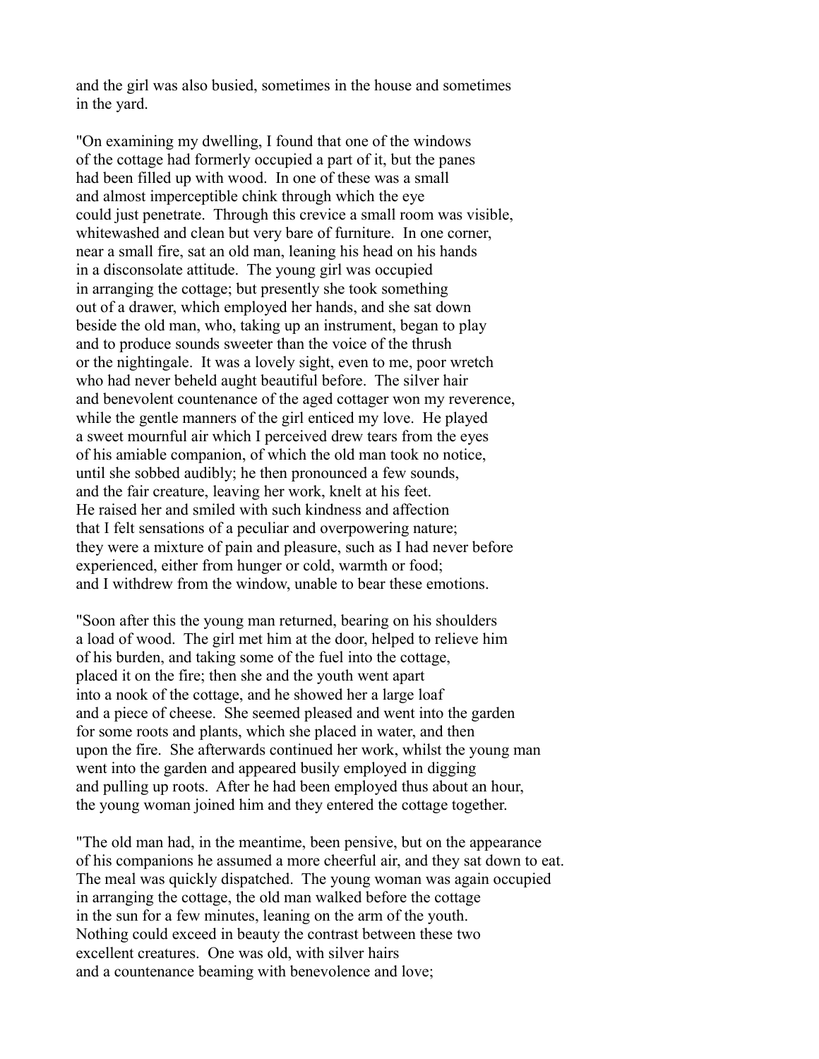and the girl was also busied, sometimes in the house and sometimes in the yard.

"On examining my dwelling, I found that one of the windows of the cottage had formerly occupied a part of it, but the panes had been filled up with wood. In one of these was a small and almost imperceptible chink through which the eye could just penetrate. Through this crevice a small room was visible, whitewashed and clean but very bare of furniture. In one corner, near a small fire, sat an old man, leaning his head on his hands in a disconsolate attitude. The young girl was occupied in arranging the cottage; but presently she took something out of a drawer, which employed her hands, and she sat down beside the old man, who, taking up an instrument, began to play and to produce sounds sweeter than the voice of the thrush or the nightingale. It was a lovely sight, even to me, poor wretch who had never beheld aught beautiful before. The silver hair and benevolent countenance of the aged cottager won my reverence, while the gentle manners of the girl enticed my love. He played a sweet mournful air which I perceived drew tears from the eyes of his amiable companion, of which the old man took no notice, until she sobbed audibly; he then pronounced a few sounds, and the fair creature, leaving her work, knelt at his feet. He raised her and smiled with such kindness and affection that I felt sensations of a peculiar and overpowering nature; they were a mixture of pain and pleasure, such as I had never before experienced, either from hunger or cold, warmth or food; and I withdrew from the window, unable to bear these emotions.

"Soon after this the young man returned, bearing on his shoulders a load of wood. The girl met him at the door, helped to relieve him of his burden, and taking some of the fuel into the cottage, placed it on the fire; then she and the youth went apart into a nook of the cottage, and he showed her a large loaf and a piece of cheese. She seemed pleased and went into the garden for some roots and plants, which she placed in water, and then upon the fire. She afterwards continued her work, whilst the young man went into the garden and appeared busily employed in digging and pulling up roots. After he had been employed thus about an hour, the young woman joined him and they entered the cottage together.

"The old man had, in the meantime, been pensive, but on the appearance of his companions he assumed a more cheerful air, and they sat down to eat. The meal was quickly dispatched. The young woman was again occupied in arranging the cottage, the old man walked before the cottage in the sun for a few minutes, leaning on the arm of the youth. Nothing could exceed in beauty the contrast between these two excellent creatures. One was old, with silver hairs and a countenance beaming with benevolence and love;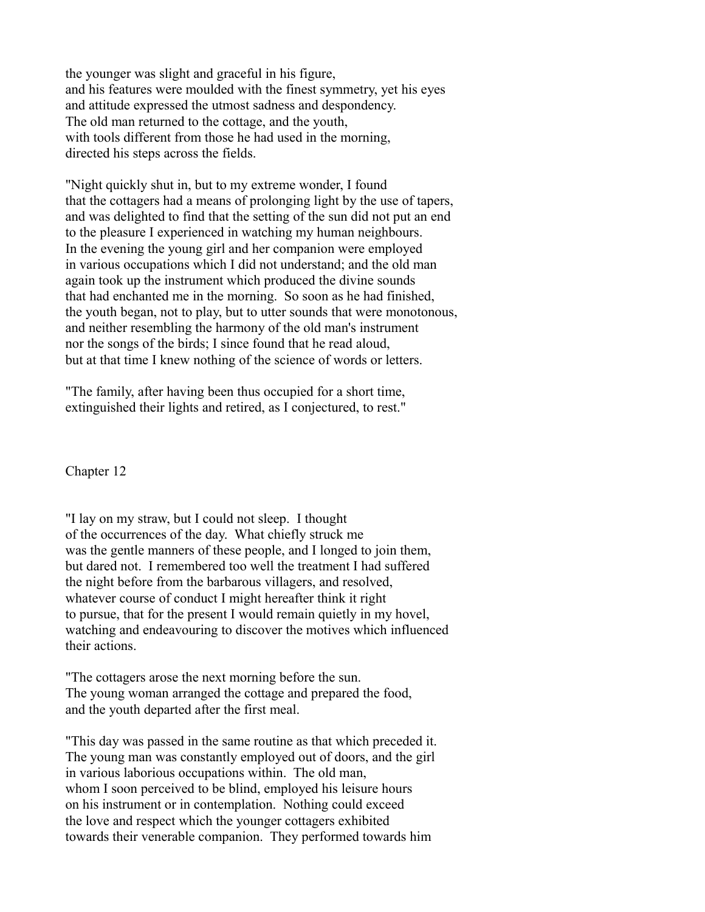the younger was slight and graceful in his figure, and his features were moulded with the finest symmetry, yet his eyes and attitude expressed the utmost sadness and despondency. The old man returned to the cottage, and the youth, with tools different from those he had used in the morning, directed his steps across the fields.

"Night quickly shut in, but to my extreme wonder, I found that the cottagers had a means of prolonging light by the use of tapers, and was delighted to find that the setting of the sun did not put an end to the pleasure I experienced in watching my human neighbours. In the evening the young girl and her companion were employed in various occupations which I did not understand; and the old man again took up the instrument which produced the divine sounds that had enchanted me in the morning. So soon as he had finished, the youth began, not to play, but to utter sounds that were monotonous, and neither resembling the harmony of the old man's instrument nor the songs of the birds; I since found that he read aloud, but at that time I knew nothing of the science of words or letters.

"The family, after having been thus occupied for a short time, extinguished their lights and retired, as I conjectured, to rest."

## Chapter 12

"I lay on my straw, but I could not sleep. I thought of the occurrences of the day. What chiefly struck me was the gentle manners of these people, and I longed to join them, but dared not. I remembered too well the treatment I had suffered the night before from the barbarous villagers, and resolved, whatever course of conduct I might hereafter think it right to pursue, that for the present I would remain quietly in my hovel, watching and endeavouring to discover the motives which influenced their actions.

"The cottagers arose the next morning before the sun. The young woman arranged the cottage and prepared the food, and the youth departed after the first meal.

"This day was passed in the same routine as that which preceded it. The young man was constantly employed out of doors, and the girl in various laborious occupations within. The old man, whom I soon perceived to be blind, employed his leisure hours on his instrument or in contemplation. Nothing could exceed the love and respect which the younger cottagers exhibited towards their venerable companion. They performed towards him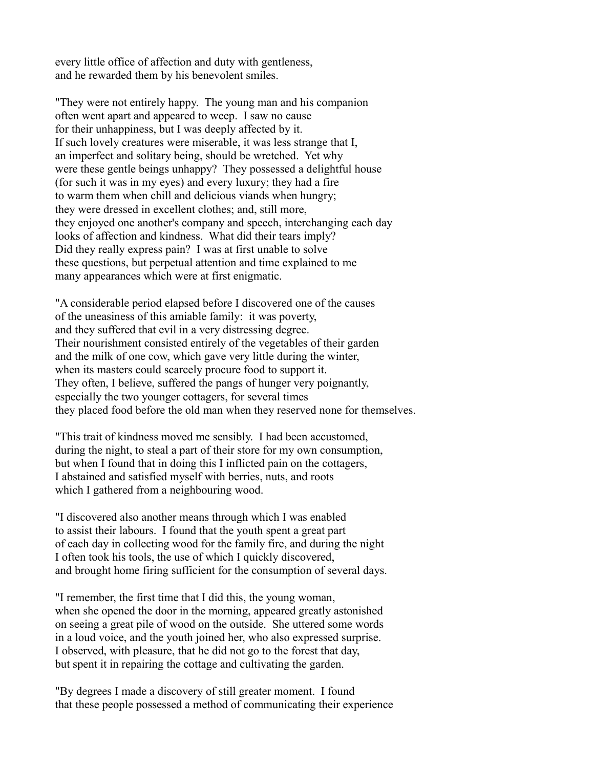every little office of affection and duty with gentleness, and he rewarded them by his benevolent smiles.

"They were not entirely happy. The young man and his companion often went apart and appeared to weep. I saw no cause for their unhappiness, but I was deeply affected by it. If such lovely creatures were miserable, it was less strange that I, an imperfect and solitary being, should be wretched. Yet why were these gentle beings unhappy? They possessed a delightful house (for such it was in my eyes) and every luxury; they had a fire to warm them when chill and delicious viands when hungry; they were dressed in excellent clothes; and, still more, they enjoyed one another's company and speech, interchanging each day looks of affection and kindness. What did their tears imply? Did they really express pain? I was at first unable to solve these questions, but perpetual attention and time explained to me many appearances which were at first enigmatic.

"A considerable period elapsed before I discovered one of the causes of the uneasiness of this amiable family: it was poverty, and they suffered that evil in a very distressing degree. Their nourishment consisted entirely of the vegetables of their garden and the milk of one cow, which gave very little during the winter, when its masters could scarcely procure food to support it. They often, I believe, suffered the pangs of hunger very poignantly, especially the two younger cottagers, for several times they placed food before the old man when they reserved none for themselves.

"This trait of kindness moved me sensibly. I had been accustomed, during the night, to steal a part of their store for my own consumption, but when I found that in doing this I inflicted pain on the cottagers, I abstained and satisfied myself with berries, nuts, and roots which I gathered from a neighbouring wood.

"I discovered also another means through which I was enabled to assist their labours. I found that the youth spent a great part of each day in collecting wood for the family fire, and during the night I often took his tools, the use of which I quickly discovered, and brought home firing sufficient for the consumption of several days.

"I remember, the first time that I did this, the young woman, when she opened the door in the morning, appeared greatly astonished on seeing a great pile of wood on the outside. She uttered some words in a loud voice, and the youth joined her, who also expressed surprise. I observed, with pleasure, that he did not go to the forest that day, but spent it in repairing the cottage and cultivating the garden.

"By degrees I made a discovery of still greater moment. I found that these people possessed a method of communicating their experience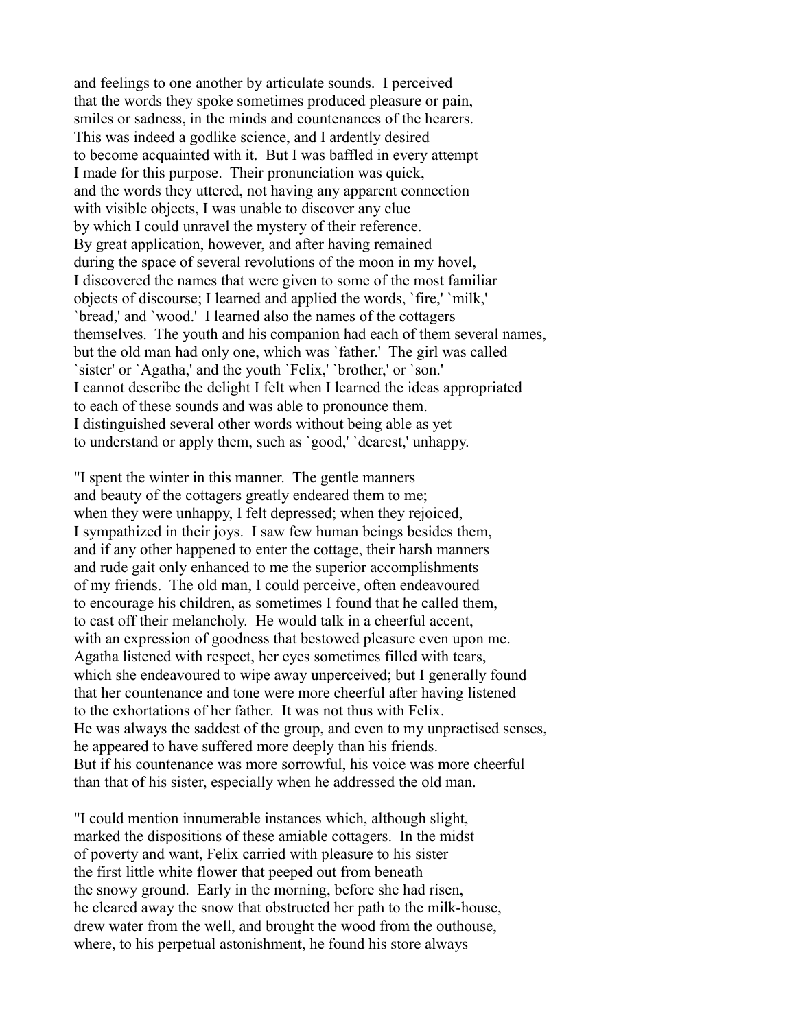and feelings to one another by articulate sounds. I perceived that the words they spoke sometimes produced pleasure or pain, smiles or sadness, in the minds and countenances of the hearers. This was indeed a godlike science, and I ardently desired to become acquainted with it. But I was baffled in every attempt I made for this purpose. Their pronunciation was quick, and the words they uttered, not having any apparent connection with visible objects, I was unable to discover any clue by which I could unravel the mystery of their reference. By great application, however, and after having remained during the space of several revolutions of the moon in my hovel, I discovered the names that were given to some of the most familiar objects of discourse; I learned and applied the words, `fire,' `milk,' `bread,' and `wood.' I learned also the names of the cottagers themselves. The youth and his companion had each of them several names, but the old man had only one, which was `father.' The girl was called `sister' or `Agatha,' and the youth `Felix,' `brother,' or `son.' I cannot describe the delight I felt when I learned the ideas appropriated to each of these sounds and was able to pronounce them. I distinguished several other words without being able as yet to understand or apply them, such as `good,' `dearest,' unhappy.

"I spent the winter in this manner. The gentle manners and beauty of the cottagers greatly endeared them to me; when they were unhappy, I felt depressed; when they rejoiced, I sympathized in their joys. I saw few human beings besides them, and if any other happened to enter the cottage, their harsh manners and rude gait only enhanced to me the superior accomplishments of my friends. The old man, I could perceive, often endeavoured to encourage his children, as sometimes I found that he called them, to cast off their melancholy. He would talk in a cheerful accent, with an expression of goodness that bestowed pleasure even upon me. Agatha listened with respect, her eyes sometimes filled with tears, which she endeavoured to wipe away unperceived; but I generally found that her countenance and tone were more cheerful after having listened to the exhortations of her father. It was not thus with Felix. He was always the saddest of the group, and even to my unpractised senses, he appeared to have suffered more deeply than his friends. But if his countenance was more sorrowful, his voice was more cheerful than that of his sister, especially when he addressed the old man.

"I could mention innumerable instances which, although slight, marked the dispositions of these amiable cottagers. In the midst of poverty and want, Felix carried with pleasure to his sister the first little white flower that peeped out from beneath the snowy ground. Early in the morning, before she had risen, he cleared away the snow that obstructed her path to the milk-house, drew water from the well, and brought the wood from the outhouse, where, to his perpetual astonishment, he found his store always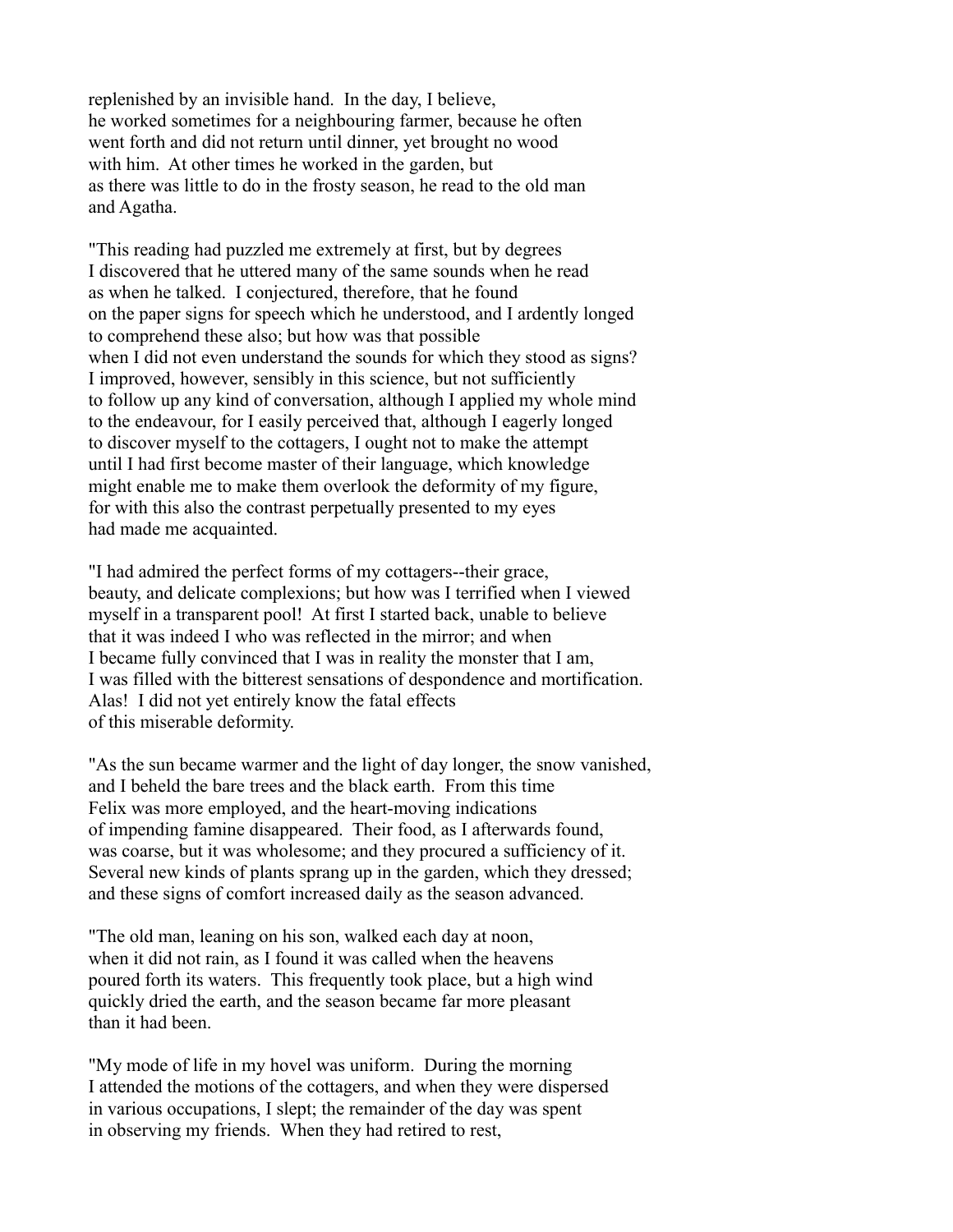replenished by an invisible hand. In the day, I believe, he worked sometimes for a neighbouring farmer, because he often went forth and did not return until dinner, yet brought no wood with him. At other times he worked in the garden, but as there was little to do in the frosty season, he read to the old man and Agatha.

"This reading had puzzled me extremely at first, but by degrees I discovered that he uttered many of the same sounds when he read as when he talked. I conjectured, therefore, that he found on the paper signs for speech which he understood, and I ardently longed to comprehend these also; but how was that possible when I did not even understand the sounds for which they stood as signs? I improved, however, sensibly in this science, but not sufficiently to follow up any kind of conversation, although I applied my whole mind to the endeavour, for I easily perceived that, although I eagerly longed to discover myself to the cottagers, I ought not to make the attempt until I had first become master of their language, which knowledge might enable me to make them overlook the deformity of my figure, for with this also the contrast perpetually presented to my eyes had made me acquainted.

"I had admired the perfect forms of my cottagers--their grace, beauty, and delicate complexions; but how was I terrified when I viewed myself in a transparent pool! At first I started back, unable to believe that it was indeed I who was reflected in the mirror; and when I became fully convinced that I was in reality the monster that I am, I was filled with the bitterest sensations of despondence and mortification. Alas! I did not yet entirely know the fatal effects of this miserable deformity.

"As the sun became warmer and the light of day longer, the snow vanished, and I beheld the bare trees and the black earth. From this time Felix was more employed, and the heart-moving indications of impending famine disappeared. Their food, as I afterwards found, was coarse, but it was wholesome; and they procured a sufficiency of it. Several new kinds of plants sprang up in the garden, which they dressed; and these signs of comfort increased daily as the season advanced.

"The old man, leaning on his son, walked each day at noon, when it did not rain, as I found it was called when the heavens poured forth its waters. This frequently took place, but a high wind quickly dried the earth, and the season became far more pleasant than it had been.

"My mode of life in my hovel was uniform. During the morning I attended the motions of the cottagers, and when they were dispersed in various occupations, I slept; the remainder of the day was spent in observing my friends. When they had retired to rest,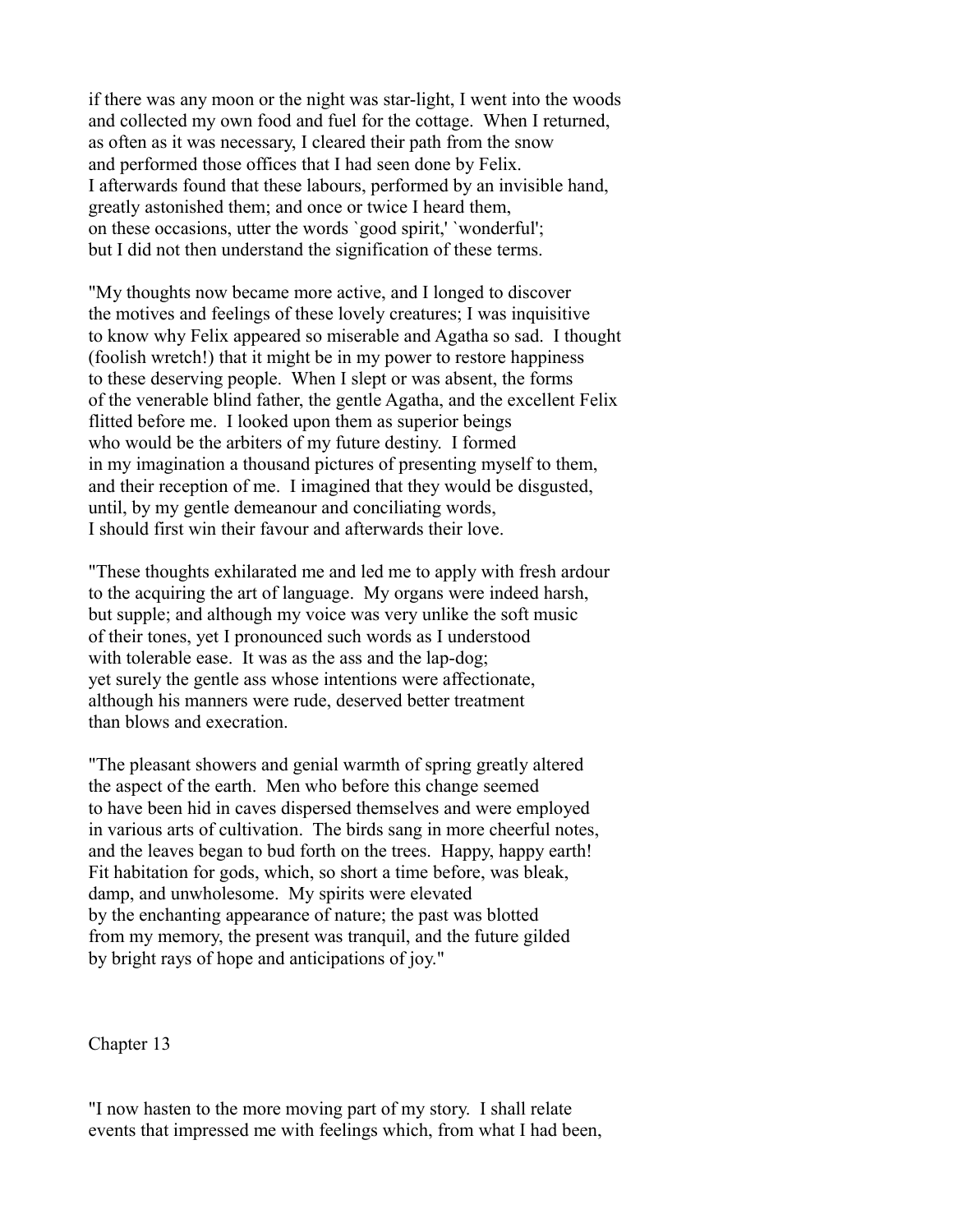if there was any moon or the night was star-light, I went into the woods and collected my own food and fuel for the cottage. When I returned, as often as it was necessary, I cleared their path from the snow and performed those offices that I had seen done by Felix. I afterwards found that these labours, performed by an invisible hand, greatly astonished them; and once or twice I heard them, on these occasions, utter the words `good spirit,' `wonderful'; but I did not then understand the signification of these terms.

"My thoughts now became more active, and I longed to discover the motives and feelings of these lovely creatures; I was inquisitive to know why Felix appeared so miserable and Agatha so sad. I thought (foolish wretch!) that it might be in my power to restore happiness to these deserving people. When I slept or was absent, the forms of the venerable blind father, the gentle Agatha, and the excellent Felix flitted before me. I looked upon them as superior beings who would be the arbiters of my future destiny. I formed in my imagination a thousand pictures of presenting myself to them, and their reception of me. I imagined that they would be disgusted, until, by my gentle demeanour and conciliating words, I should first win their favour and afterwards their love.

"These thoughts exhilarated me and led me to apply with fresh ardour to the acquiring the art of language. My organs were indeed harsh, but supple; and although my voice was very unlike the soft music of their tones, yet I pronounced such words as I understood with tolerable ease. It was as the ass and the lap-dog; yet surely the gentle ass whose intentions were affectionate, although his manners were rude, deserved better treatment than blows and execration.

"The pleasant showers and genial warmth of spring greatly altered the aspect of the earth. Men who before this change seemed to have been hid in caves dispersed themselves and were employed in various arts of cultivation. The birds sang in more cheerful notes, and the leaves began to bud forth on the trees. Happy, happy earth! Fit habitation for gods, which, so short a time before, was bleak, damp, and unwholesome. My spirits were elevated by the enchanting appearance of nature; the past was blotted from my memory, the present was tranquil, and the future gilded by bright rays of hope and anticipations of joy."

## Chapter 13

"I now hasten to the more moving part of my story. I shall relate events that impressed me with feelings which, from what I had been,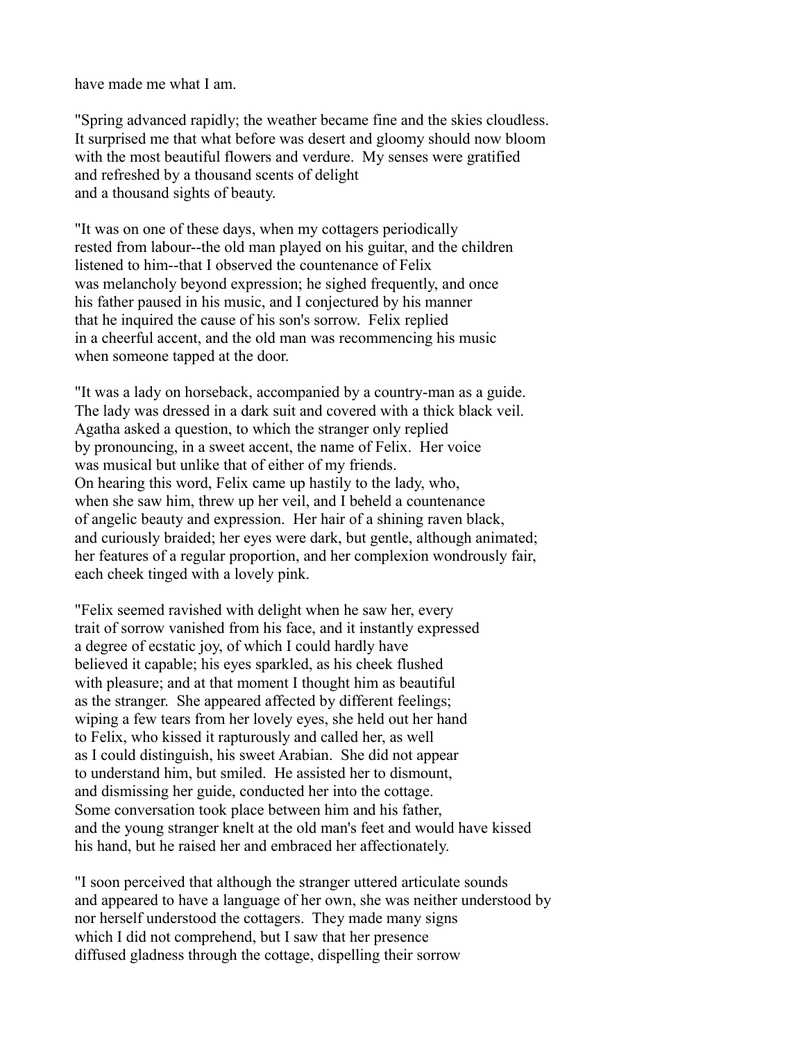have made me what I am.

"Spring advanced rapidly; the weather became fine and the skies cloudless. It surprised me that what before was desert and gloomy should now bloom with the most beautiful flowers and verdure. My senses were gratified and refreshed by a thousand scents of delight and a thousand sights of beauty.

"It was on one of these days, when my cottagers periodically rested from labour--the old man played on his guitar, and the children listened to him--that I observed the countenance of Felix was melancholy beyond expression; he sighed frequently, and once his father paused in his music, and I conjectured by his manner that he inquired the cause of his son's sorrow. Felix replied in a cheerful accent, and the old man was recommencing his music when someone tapped at the door.

"It was a lady on horseback, accompanied by a country-man as a guide. The lady was dressed in a dark suit and covered with a thick black veil. Agatha asked a question, to which the stranger only replied by pronouncing, in a sweet accent, the name of Felix. Her voice was musical but unlike that of either of my friends. On hearing this word, Felix came up hastily to the lady, who, when she saw him, threw up her veil, and I beheld a countenance of angelic beauty and expression. Her hair of a shining raven black, and curiously braided; her eyes were dark, but gentle, although animated; her features of a regular proportion, and her complexion wondrously fair, each cheek tinged with a lovely pink.

"Felix seemed ravished with delight when he saw her, every trait of sorrow vanished from his face, and it instantly expressed a degree of ecstatic joy, of which I could hardly have believed it capable; his eyes sparkled, as his cheek flushed with pleasure; and at that moment I thought him as beautiful as the stranger. She appeared affected by different feelings; wiping a few tears from her lovely eyes, she held out her hand to Felix, who kissed it rapturously and called her, as well as I could distinguish, his sweet Arabian. She did not appear to understand him, but smiled. He assisted her to dismount, and dismissing her guide, conducted her into the cottage. Some conversation took place between him and his father, and the young stranger knelt at the old man's feet and would have kissed his hand, but he raised her and embraced her affectionately.

"I soon perceived that although the stranger uttered articulate sounds and appeared to have a language of her own, she was neither understood by nor herself understood the cottagers. They made many signs which I did not comprehend, but I saw that her presence diffused gladness through the cottage, dispelling their sorrow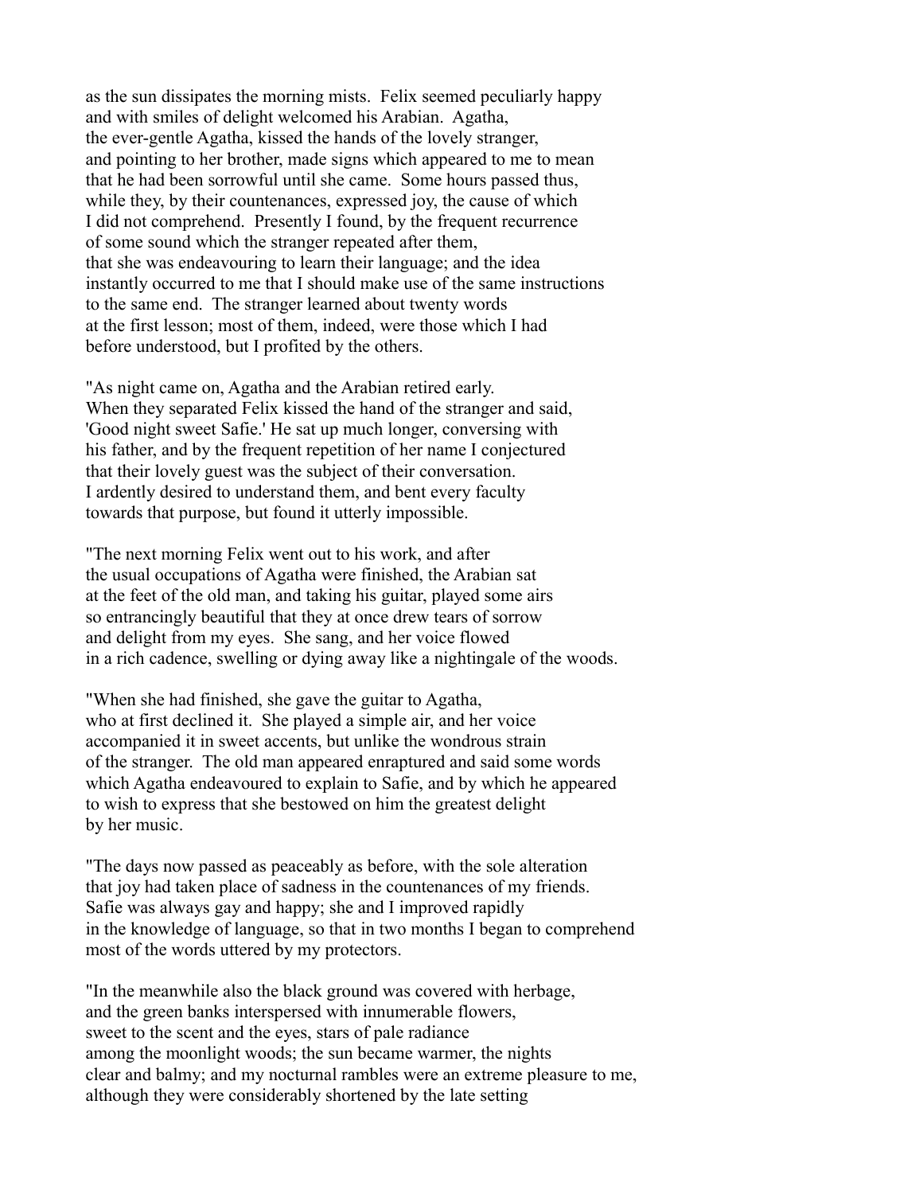as the sun dissipates the morning mists. Felix seemed peculiarly happy and with smiles of delight welcomed his Arabian. Agatha, the ever-gentle Agatha, kissed the hands of the lovely stranger, and pointing to her brother, made signs which appeared to me to mean that he had been sorrowful until she came. Some hours passed thus, while they, by their countenances, expressed joy, the cause of which I did not comprehend. Presently I found, by the frequent recurrence of some sound which the stranger repeated after them, that she was endeavouring to learn their language; and the idea instantly occurred to me that I should make use of the same instructions to the same end. The stranger learned about twenty words at the first lesson; most of them, indeed, were those which I had before understood, but I profited by the others.

"As night came on, Agatha and the Arabian retired early. When they separated Felix kissed the hand of the stranger and said, 'Good night sweet Safie.' He sat up much longer, conversing with his father, and by the frequent repetition of her name I conjectured that their lovely guest was the subject of their conversation. I ardently desired to understand them, and bent every faculty towards that purpose, but found it utterly impossible.

"The next morning Felix went out to his work, and after the usual occupations of Agatha were finished, the Arabian sat at the feet of the old man, and taking his guitar, played some airs so entrancingly beautiful that they at once drew tears of sorrow and delight from my eyes. She sang, and her voice flowed in a rich cadence, swelling or dying away like a nightingale of the woods.

"When she had finished, she gave the guitar to Agatha, who at first declined it. She played a simple air, and her voice accompanied it in sweet accents, but unlike the wondrous strain of the stranger. The old man appeared enraptured and said some words which Agatha endeavoured to explain to Safie, and by which he appeared to wish to express that she bestowed on him the greatest delight by her music.

"The days now passed as peaceably as before, with the sole alteration that joy had taken place of sadness in the countenances of my friends. Safie was always gay and happy; she and I improved rapidly in the knowledge of language, so that in two months I began to comprehend most of the words uttered by my protectors.

"In the meanwhile also the black ground was covered with herbage, and the green banks interspersed with innumerable flowers, sweet to the scent and the eyes, stars of pale radiance among the moonlight woods; the sun became warmer, the nights clear and balmy; and my nocturnal rambles were an extreme pleasure to me, although they were considerably shortened by the late setting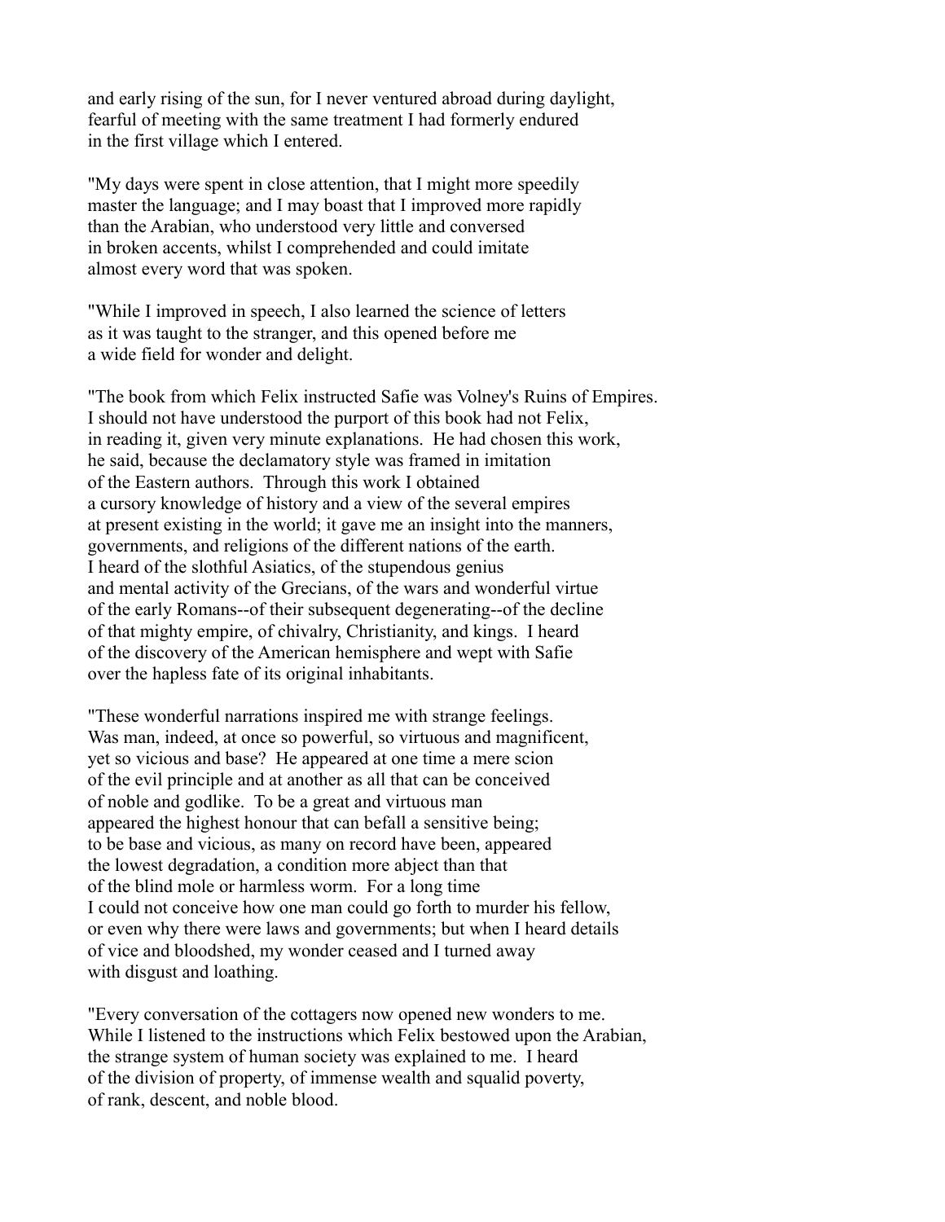and early rising of the sun, for I never ventured abroad during daylight, fearful of meeting with the same treatment I had formerly endured in the first village which I entered.

"My days were spent in close attention, that I might more speedily master the language; and I may boast that I improved more rapidly than the Arabian, who understood very little and conversed in broken accents, whilst I comprehended and could imitate almost every word that was spoken.

"While I improved in speech, I also learned the science of letters as it was taught to the stranger, and this opened before me a wide field for wonder and delight.

"The book from which Felix instructed Safie was Volney's Ruins of Empires. I should not have understood the purport of this book had not Felix, in reading it, given very minute explanations. He had chosen this work, he said, because the declamatory style was framed in imitation of the Eastern authors. Through this work I obtained a cursory knowledge of history and a view of the several empires at present existing in the world; it gave me an insight into the manners, governments, and religions of the different nations of the earth. I heard of the slothful Asiatics, of the stupendous genius and mental activity of the Grecians, of the wars and wonderful virtue of the early Romans--of their subsequent degenerating--of the decline of that mighty empire, of chivalry, Christianity, and kings. I heard of the discovery of the American hemisphere and wept with Safie over the hapless fate of its original inhabitants.

"These wonderful narrations inspired me with strange feelings. Was man, indeed, at once so powerful, so virtuous and magnificent, yet so vicious and base? He appeared at one time a mere scion of the evil principle and at another as all that can be conceived of noble and godlike. To be a great and virtuous man appeared the highest honour that can befall a sensitive being; to be base and vicious, as many on record have been, appeared the lowest degradation, a condition more abject than that of the blind mole or harmless worm. For a long time I could not conceive how one man could go forth to murder his fellow, or even why there were laws and governments; but when I heard details of vice and bloodshed, my wonder ceased and I turned away with disgust and loathing.

"Every conversation of the cottagers now opened new wonders to me. While I listened to the instructions which Felix bestowed upon the Arabian, the strange system of human society was explained to me. I heard of the division of property, of immense wealth and squalid poverty, of rank, descent, and noble blood.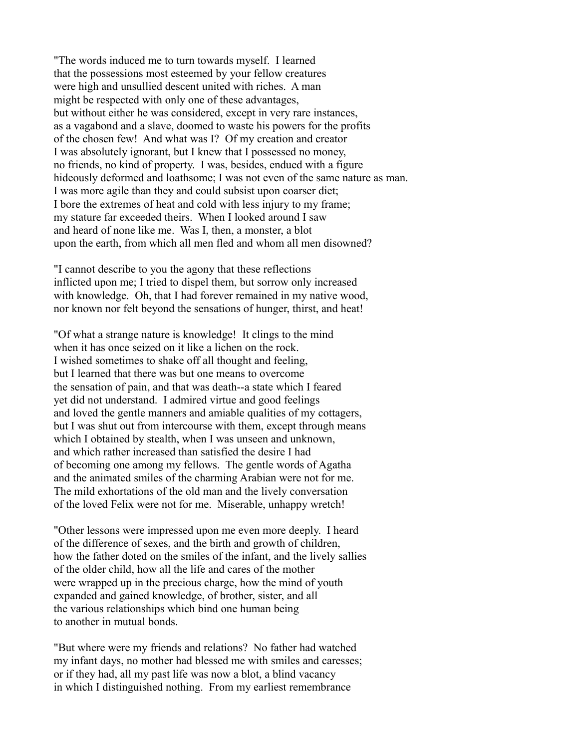"The words induced me to turn towards myself. I learned that the possessions most esteemed by your fellow creatures were high and unsullied descent united with riches. A man might be respected with only one of these advantages, but without either he was considered, except in very rare instances, as a vagabond and a slave, doomed to waste his powers for the profits of the chosen few! And what was I? Of my creation and creator I was absolutely ignorant, but I knew that I possessed no money, no friends, no kind of property. I was, besides, endued with a figure hideously deformed and loathsome; I was not even of the same nature as man. I was more agile than they and could subsist upon coarser diet; I bore the extremes of heat and cold with less injury to my frame; my stature far exceeded theirs. When I looked around I saw and heard of none like me. Was I, then, a monster, a blot upon the earth, from which all men fled and whom all men disowned?

"I cannot describe to you the agony that these reflections inflicted upon me; I tried to dispel them, but sorrow only increased with knowledge. Oh, that I had forever remained in my native wood, nor known nor felt beyond the sensations of hunger, thirst, and heat!

"Of what a strange nature is knowledge! It clings to the mind when it has once seized on it like a lichen on the rock. I wished sometimes to shake off all thought and feeling, but I learned that there was but one means to overcome the sensation of pain, and that was death--a state which I feared yet did not understand. I admired virtue and good feelings and loved the gentle manners and amiable qualities of my cottagers, but I was shut out from intercourse with them, except through means which I obtained by stealth, when I was unseen and unknown, and which rather increased than satisfied the desire I had of becoming one among my fellows. The gentle words of Agatha and the animated smiles of the charming Arabian were not for me. The mild exhortations of the old man and the lively conversation of the loved Felix were not for me. Miserable, unhappy wretch!

"Other lessons were impressed upon me even more deeply. I heard of the difference of sexes, and the birth and growth of children, how the father doted on the smiles of the infant, and the lively sallies of the older child, how all the life and cares of the mother were wrapped up in the precious charge, how the mind of youth expanded and gained knowledge, of brother, sister, and all the various relationships which bind one human being to another in mutual bonds.

"But where were my friends and relations? No father had watched my infant days, no mother had blessed me with smiles and caresses; or if they had, all my past life was now a blot, a blind vacancy in which I distinguished nothing. From my earliest remembrance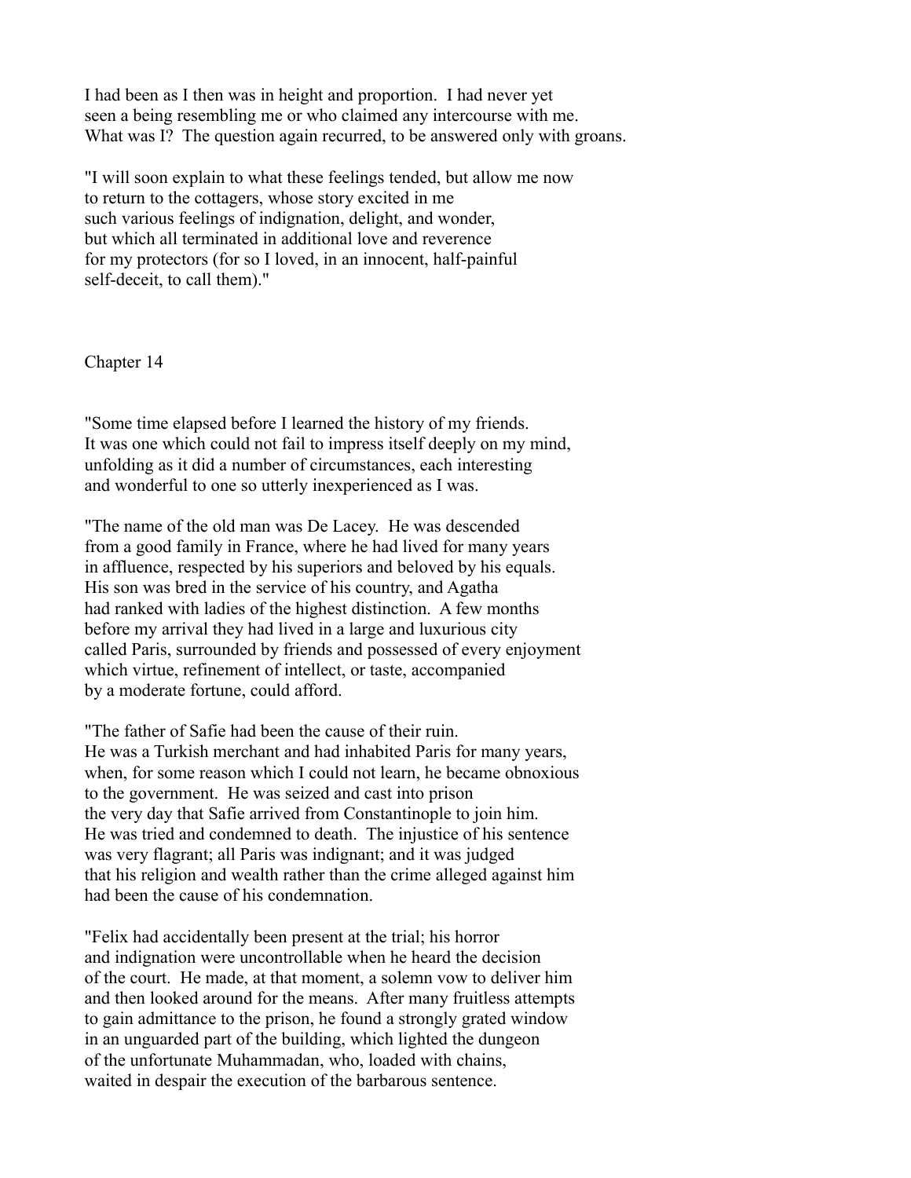I had been as I then was in height and proportion. I had never yet seen a being resembling me or who claimed any intercourse with me. What was I? The question again recurred, to be answered only with groans.

"I will soon explain to what these feelings tended, but allow me now to return to the cottagers, whose story excited in me such various feelings of indignation, delight, and wonder, but which all terminated in additional love and reverence for my protectors (for so I loved, in an innocent, half-painful self-deceit, to call them)."

## Chapter 14

"Some time elapsed before I learned the history of my friends. It was one which could not fail to impress itself deeply on my mind, unfolding as it did a number of circumstances, each interesting and wonderful to one so utterly inexperienced as I was.

"The name of the old man was De Lacey. He was descended from a good family in France, where he had lived for many years in affluence, respected by his superiors and beloved by his equals. His son was bred in the service of his country, and Agatha had ranked with ladies of the highest distinction. A few months before my arrival they had lived in a large and luxurious city called Paris, surrounded by friends and possessed of every enjoyment which virtue, refinement of intellect, or taste, accompanied by a moderate fortune, could afford.

"The father of Safie had been the cause of their ruin. He was a Turkish merchant and had inhabited Paris for many years, when, for some reason which I could not learn, he became obnoxious to the government. He was seized and cast into prison the very day that Safie arrived from Constantinople to join him. He was tried and condemned to death. The injustice of his sentence was very flagrant; all Paris was indignant; and it was judged that his religion and wealth rather than the crime alleged against him had been the cause of his condemnation.

"Felix had accidentally been present at the trial; his horror and indignation were uncontrollable when he heard the decision of the court. He made, at that moment, a solemn vow to deliver him and then looked around for the means. After many fruitless attempts to gain admittance to the prison, he found a strongly grated window in an unguarded part of the building, which lighted the dungeon of the unfortunate Muhammadan, who, loaded with chains, waited in despair the execution of the barbarous sentence.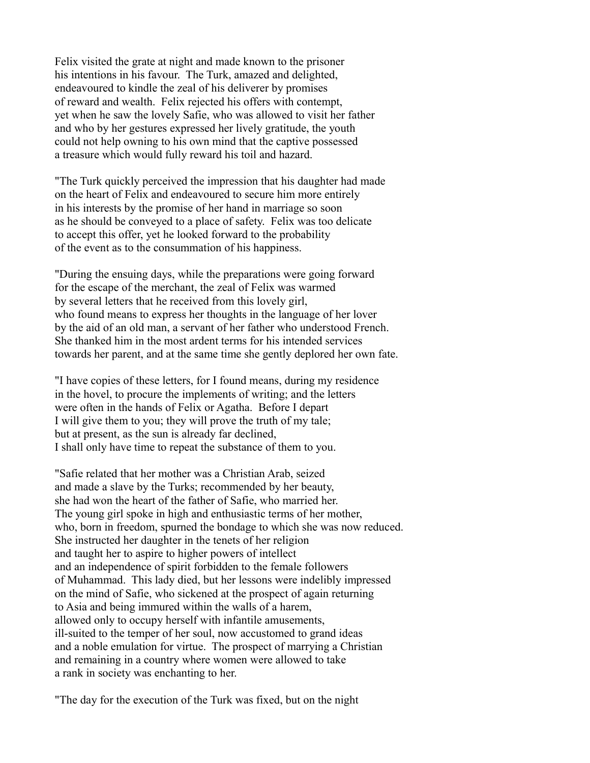Felix visited the grate at night and made known to the prisoner his intentions in his favour. The Turk, amazed and delighted, endeavoured to kindle the zeal of his deliverer by promises of reward and wealth. Felix rejected his offers with contempt, yet when he saw the lovely Safie, who was allowed to visit her father and who by her gestures expressed her lively gratitude, the youth could not help owning to his own mind that the captive possessed a treasure which would fully reward his toil and hazard.

"The Turk quickly perceived the impression that his daughter had made on the heart of Felix and endeavoured to secure him more entirely in his interests by the promise of her hand in marriage so soon as he should be conveyed to a place of safety. Felix was too delicate to accept this offer, yet he looked forward to the probability of the event as to the consummation of his happiness.

"During the ensuing days, while the preparations were going forward for the escape of the merchant, the zeal of Felix was warmed by several letters that he received from this lovely girl, who found means to express her thoughts in the language of her lover by the aid of an old man, a servant of her father who understood French. She thanked him in the most ardent terms for his intended services towards her parent, and at the same time she gently deplored her own fate.

"I have copies of these letters, for I found means, during my residence in the hovel, to procure the implements of writing; and the letters were often in the hands of Felix or Agatha. Before I depart I will give them to you; they will prove the truth of my tale; but at present, as the sun is already far declined, I shall only have time to repeat the substance of them to you.

"Safie related that her mother was a Christian Arab, seized and made a slave by the Turks; recommended by her beauty, she had won the heart of the father of Safie, who married her. The young girl spoke in high and enthusiastic terms of her mother, who, born in freedom, spurned the bondage to which she was now reduced. She instructed her daughter in the tenets of her religion and taught her to aspire to higher powers of intellect and an independence of spirit forbidden to the female followers of Muhammad. This lady died, but her lessons were indelibly impressed on the mind of Safie, who sickened at the prospect of again returning to Asia and being immured within the walls of a harem, allowed only to occupy herself with infantile amusements, ill-suited to the temper of her soul, now accustomed to grand ideas and a noble emulation for virtue. The prospect of marrying a Christian and remaining in a country where women were allowed to take a rank in society was enchanting to her.

"The day for the execution of the Turk was fixed, but on the night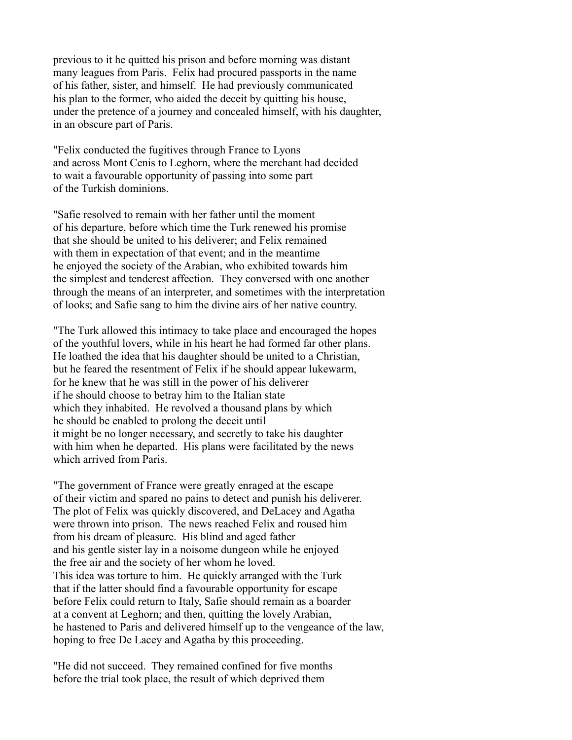previous to it he quitted his prison and before morning was distant many leagues from Paris. Felix had procured passports in the name of his father, sister, and himself. He had previously communicated his plan to the former, who aided the deceit by quitting his house, under the pretence of a journey and concealed himself, with his daughter, in an obscure part of Paris.

"Felix conducted the fugitives through France to Lyons and across Mont Cenis to Leghorn, where the merchant had decided to wait a favourable opportunity of passing into some part of the Turkish dominions.

"Safie resolved to remain with her father until the moment of his departure, before which time the Turk renewed his promise that she should be united to his deliverer; and Felix remained with them in expectation of that event; and in the meantime he enjoyed the society of the Arabian, who exhibited towards him the simplest and tenderest affection. They conversed with one another through the means of an interpreter, and sometimes with the interpretation of looks; and Safie sang to him the divine airs of her native country.

"The Turk allowed this intimacy to take place and encouraged the hopes of the youthful lovers, while in his heart he had formed far other plans. He loathed the idea that his daughter should be united to a Christian, but he feared the resentment of Felix if he should appear lukewarm, for he knew that he was still in the power of his deliverer if he should choose to betray him to the Italian state which they inhabited. He revolved a thousand plans by which he should be enabled to prolong the deceit until it might be no longer necessary, and secretly to take his daughter with him when he departed. His plans were facilitated by the news which arrived from Paris.

"The government of France were greatly enraged at the escape of their victim and spared no pains to detect and punish his deliverer. The plot of Felix was quickly discovered, and DeLacey and Agatha were thrown into prison. The news reached Felix and roused him from his dream of pleasure. His blind and aged father and his gentle sister lay in a noisome dungeon while he enjoyed the free air and the society of her whom he loved. This idea was torture to him. He quickly arranged with the Turk that if the latter should find a favourable opportunity for escape before Felix could return to Italy, Safie should remain as a boarder at a convent at Leghorn; and then, quitting the lovely Arabian, he hastened to Paris and delivered himself up to the vengeance of the law, hoping to free De Lacey and Agatha by this proceeding.

"He did not succeed. They remained confined for five months before the trial took place, the result of which deprived them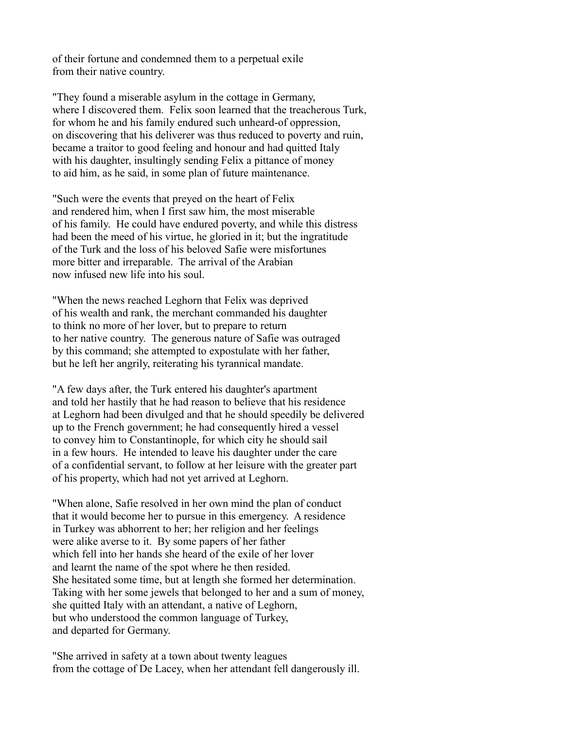of their fortune and condemned them to a perpetual exile from their native country.

"They found a miserable asylum in the cottage in Germany, where I discovered them. Felix soon learned that the treacherous Turk, for whom he and his family endured such unheard-of oppression, on discovering that his deliverer was thus reduced to poverty and ruin, became a traitor to good feeling and honour and had quitted Italy with his daughter, insultingly sending Felix a pittance of money to aid him, as he said, in some plan of future maintenance.

"Such were the events that preyed on the heart of Felix and rendered him, when I first saw him, the most miserable of his family. He could have endured poverty, and while this distress had been the meed of his virtue, he gloried in it; but the ingratitude of the Turk and the loss of his beloved Safie were misfortunes more bitter and irreparable. The arrival of the Arabian now infused new life into his soul.

"When the news reached Leghorn that Felix was deprived of his wealth and rank, the merchant commanded his daughter to think no more of her lover, but to prepare to return to her native country. The generous nature of Safie was outraged by this command; she attempted to expostulate with her father, but he left her angrily, reiterating his tyrannical mandate.

"A few days after, the Turk entered his daughter's apartment and told her hastily that he had reason to believe that his residence at Leghorn had been divulged and that he should speedily be delivered up to the French government; he had consequently hired a vessel to convey him to Constantinople, for which city he should sail in a few hours. He intended to leave his daughter under the care of a confidential servant, to follow at her leisure with the greater part of his property, which had not yet arrived at Leghorn.

"When alone, Safie resolved in her own mind the plan of conduct that it would become her to pursue in this emergency. A residence in Turkey was abhorrent to her; her religion and her feelings were alike averse to it. By some papers of her father which fell into her hands she heard of the exile of her lover and learnt the name of the spot where he then resided. She hesitated some time, but at length she formed her determination. Taking with her some jewels that belonged to her and a sum of money, she quitted Italy with an attendant, a native of Leghorn, but who understood the common language of Turkey, and departed for Germany.

"She arrived in safety at a town about twenty leagues from the cottage of De Lacey, when her attendant fell dangerously ill.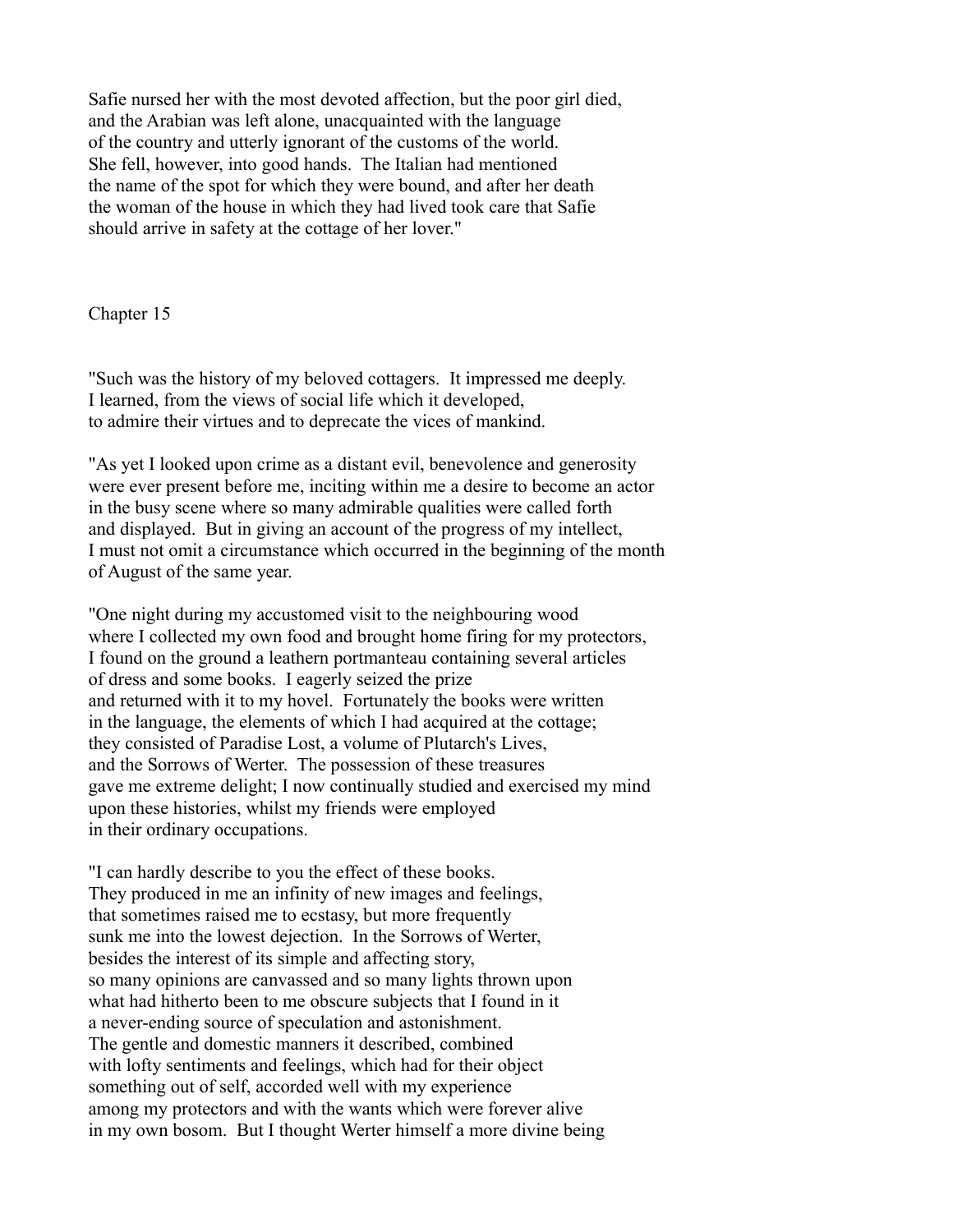Safie nursed her with the most devoted affection, but the poor girl died, and the Arabian was left alone, unacquainted with the language of the country and utterly ignorant of the customs of the world. She fell, however, into good hands. The Italian had mentioned the name of the spot for which they were bound, and after her death the woman of the house in which they had lived took care that Safie should arrive in safety at the cottage of her lover."

## Chapter 15

"Such was the history of my beloved cottagers. It impressed me deeply. I learned, from the views of social life which it developed, to admire their virtues and to deprecate the vices of mankind.

"As yet I looked upon crime as a distant evil, benevolence and generosity were ever present before me, inciting within me a desire to become an actor in the busy scene where so many admirable qualities were called forth and displayed. But in giving an account of the progress of my intellect, I must not omit a circumstance which occurred in the beginning of the month of August of the same year.

"One night during my accustomed visit to the neighbouring wood where I collected my own food and brought home firing for my protectors, I found on the ground a leathern portmanteau containing several articles of dress and some books. I eagerly seized the prize and returned with it to my hovel. Fortunately the books were written in the language, the elements of which I had acquired at the cottage; they consisted of Paradise Lost, a volume of Plutarch's Lives, and the Sorrows of Werter. The possession of these treasures gave me extreme delight; I now continually studied and exercised my mind upon these histories, whilst my friends were employed in their ordinary occupations.

"I can hardly describe to you the effect of these books. They produced in me an infinity of new images and feelings, that sometimes raised me to ecstasy, but more frequently sunk me into the lowest dejection. In the Sorrows of Werter, besides the interest of its simple and affecting story, so many opinions are canvassed and so many lights thrown upon what had hitherto been to me obscure subjects that I found in it a never-ending source of speculation and astonishment. The gentle and domestic manners it described, combined with lofty sentiments and feelings, which had for their object something out of self, accorded well with my experience among my protectors and with the wants which were forever alive in my own bosom. But I thought Werter himself a more divine being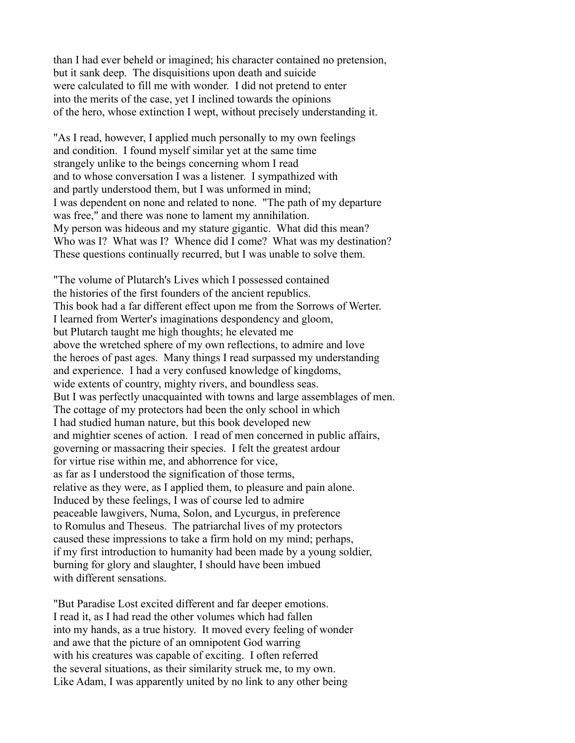than I had ever beheld or imagined; his character contained no pretension, but it sank deep. The disquisitions upon death and suicide were calculated to fill me with wonder. I did not pretend to enter into the merits of the case, yet I inclined towards the opinions of the hero, whose extinction I wept, without precisely understanding it.

"As I read, however, I applied much personally to my own feelings and condition. I found myself similar yet at the same time strangely unlike to the beings concerning whom I read and to whose conversation I was a listener. I sympathized with and partly understood them, but I was unformed in mind; I was dependent on none and related to none. "The path of my departure was free," and there was none to lament my annihilation. My person was hideous and my stature gigantic. What did this mean? Who was I? What was I? Whence did I come? What was my destination? These questions continually recurred, but I was unable to solve them.

"The volume of Plutarch's Lives which I possessed contained the histories of the first founders of the ancient republics. This book had a far different effect upon me from the Sorrows of Werter. I learned from Werter's imaginations despondency and gloom, but Plutarch taught me high thoughts; he elevated me above the wretched sphere of my own reflections, to admire and love the heroes of past ages. Many things I read surpassed my understanding and experience. I had a very confused knowledge of kingdoms, wide extents of country, mighty rivers, and boundless seas. But I was perfectly unacquainted with towns and large assemblages of men. The cottage of my protectors had been the only school in which I had studied human nature, but this book developed new and mightier scenes of action. I read of men concerned in public affairs, governing or massacring their species. I felt the greatest ardour for virtue rise within me, and abhorrence for vice, as far as I understood the signification of those terms, relative as they were, as I applied them, to pleasure and pain alone. Induced by these feelings, I was of course led to admire peaceable lawgivers, Numa, Solon, and Lycurgus, in preference to Romulus and Theseus. The patriarchal lives of my protectors caused these impressions to take a firm hold on my mind; perhaps, if my first introduction to humanity had been made by a young soldier, burning for glory and slaughter, I should have been imbued with different sensations.

"But Paradise Lost excited different and far deeper emotions. I read it, as I had read the other volumes which had fallen into my hands, as a true history. It moved every feeling of wonder and awe that the picture of an omnipotent God warring with his creatures was capable of exciting. I often referred the several situations, as their similarity struck me, to my own. Like Adam, I was apparently united by no link to any other being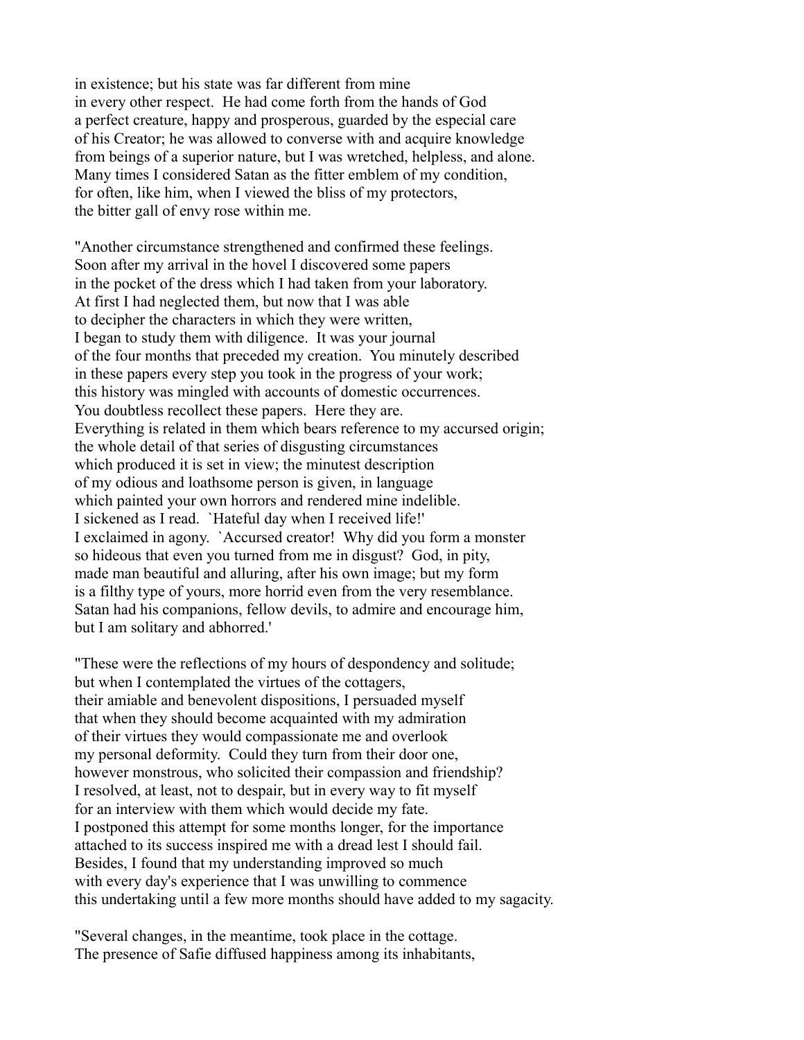in existence; but his state was far different from mine in every other respect. He had come forth from the hands of God a perfect creature, happy and prosperous, guarded by the especial care of his Creator; he was allowed to converse with and acquire knowledge from beings of a superior nature, but I was wretched, helpless, and alone. Many times I considered Satan as the fitter emblem of my condition, for often, like him, when I viewed the bliss of my protectors, the bitter gall of envy rose within me.

"Another circumstance strengthened and confirmed these feelings. Soon after my arrival in the hovel I discovered some papers in the pocket of the dress which I had taken from your laboratory. At first I had neglected them, but now that I was able to decipher the characters in which they were written, I began to study them with diligence. It was your journal of the four months that preceded my creation. You minutely described in these papers every step you took in the progress of your work; this history was mingled with accounts of domestic occurrences. You doubtless recollect these papers. Here they are. Everything is related in them which bears reference to my accursed origin; the whole detail of that series of disgusting circumstances which produced it is set in view; the minutest description of my odious and loathsome person is given, in language which painted your own horrors and rendered mine indelible. I sickened as I read. `Hateful day when I received life!' I exclaimed in agony. `Accursed creator! Why did you form a monster so hideous that even you turned from me in disgust? God, in pity, made man beautiful and alluring, after his own image; but my form is a filthy type of yours, more horrid even from the very resemblance. Satan had his companions, fellow devils, to admire and encourage him, but I am solitary and abhorred.'

"These were the reflections of my hours of despondency and solitude; but when I contemplated the virtues of the cottagers, their amiable and benevolent dispositions, I persuaded myself that when they should become acquainted with my admiration of their virtues they would compassionate me and overlook my personal deformity. Could they turn from their door one, however monstrous, who solicited their compassion and friendship? I resolved, at least, not to despair, but in every way to fit myself for an interview with them which would decide my fate. I postponed this attempt for some months longer, for the importance attached to its success inspired me with a dread lest I should fail. Besides, I found that my understanding improved so much with every day's experience that I was unwilling to commence this undertaking until a few more months should have added to my sagacity.

"Several changes, in the meantime, took place in the cottage. The presence of Safie diffused happiness among its inhabitants,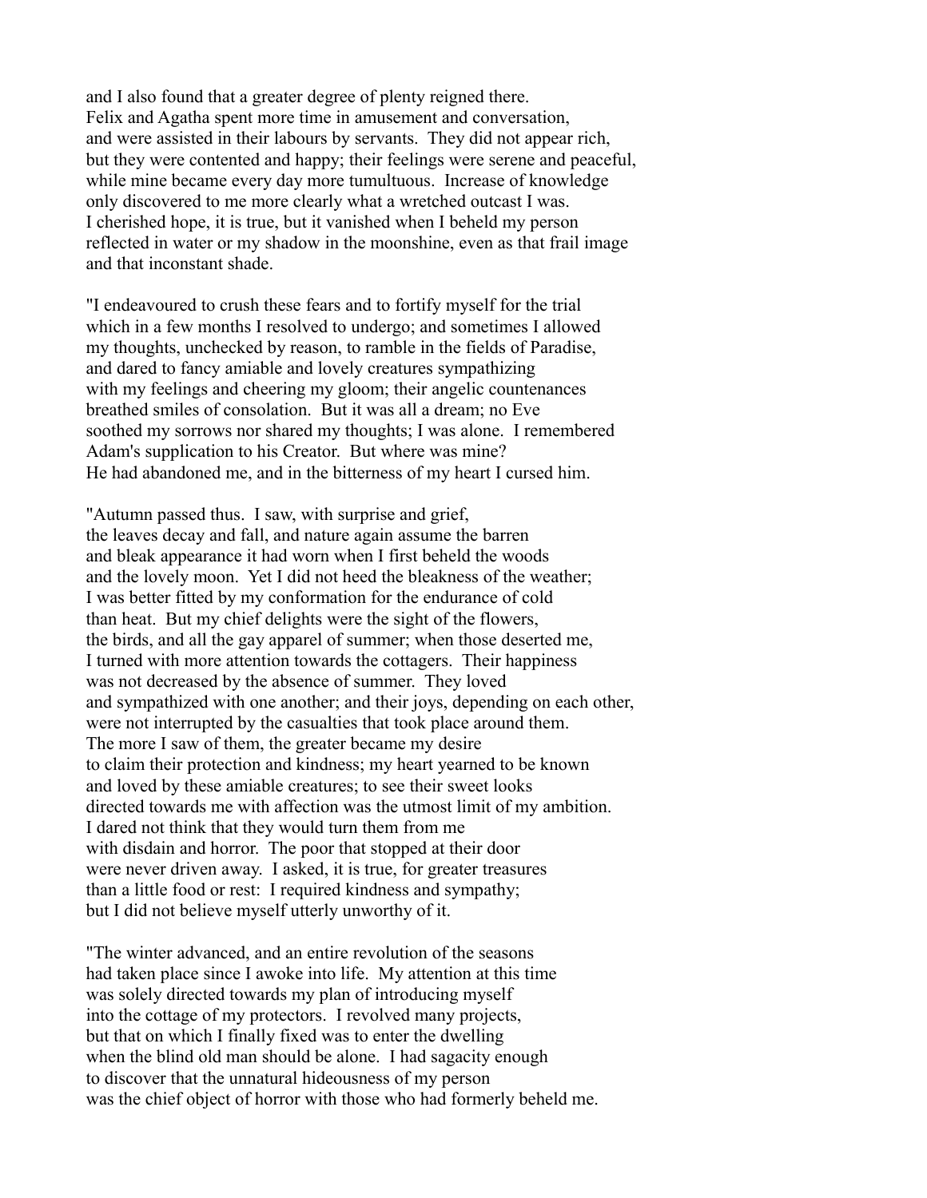and I also found that a greater degree of plenty reigned there. Felix and Agatha spent more time in amusement and conversation, and were assisted in their labours by servants. They did not appear rich, but they were contented and happy; their feelings were serene and peaceful, while mine became every day more tumultuous. Increase of knowledge only discovered to me more clearly what a wretched outcast I was. I cherished hope, it is true, but it vanished when I beheld my person reflected in water or my shadow in the moonshine, even as that frail image and that inconstant shade.

"I endeavoured to crush these fears and to fortify myself for the trial which in a few months I resolved to undergo; and sometimes I allowed my thoughts, unchecked by reason, to ramble in the fields of Paradise, and dared to fancy amiable and lovely creatures sympathizing with my feelings and cheering my gloom; their angelic countenances breathed smiles of consolation. But it was all a dream; no Eve soothed my sorrows nor shared my thoughts; I was alone. I remembered Adam's supplication to his Creator. But where was mine? He had abandoned me, and in the bitterness of my heart I cursed him.

"Autumn passed thus. I saw, with surprise and grief, the leaves decay and fall, and nature again assume the barren and bleak appearance it had worn when I first beheld the woods and the lovely moon. Yet I did not heed the bleakness of the weather; I was better fitted by my conformation for the endurance of cold than heat. But my chief delights were the sight of the flowers, the birds, and all the gay apparel of summer; when those deserted me, I turned with more attention towards the cottagers. Their happiness was not decreased by the absence of summer. They loved and sympathized with one another; and their joys, depending on each other, were not interrupted by the casualties that took place around them. The more I saw of them, the greater became my desire to claim their protection and kindness; my heart yearned to be known and loved by these amiable creatures; to see their sweet looks directed towards me with affection was the utmost limit of my ambition. I dared not think that they would turn them from me with disdain and horror. The poor that stopped at their door were never driven away. I asked, it is true, for greater treasures than a little food or rest: I required kindness and sympathy; but I did not believe myself utterly unworthy of it.

"The winter advanced, and an entire revolution of the seasons had taken place since I awoke into life. My attention at this time was solely directed towards my plan of introducing myself into the cottage of my protectors. I revolved many projects, but that on which I finally fixed was to enter the dwelling when the blind old man should be alone. I had sagacity enough to discover that the unnatural hideousness of my person was the chief object of horror with those who had formerly beheld me.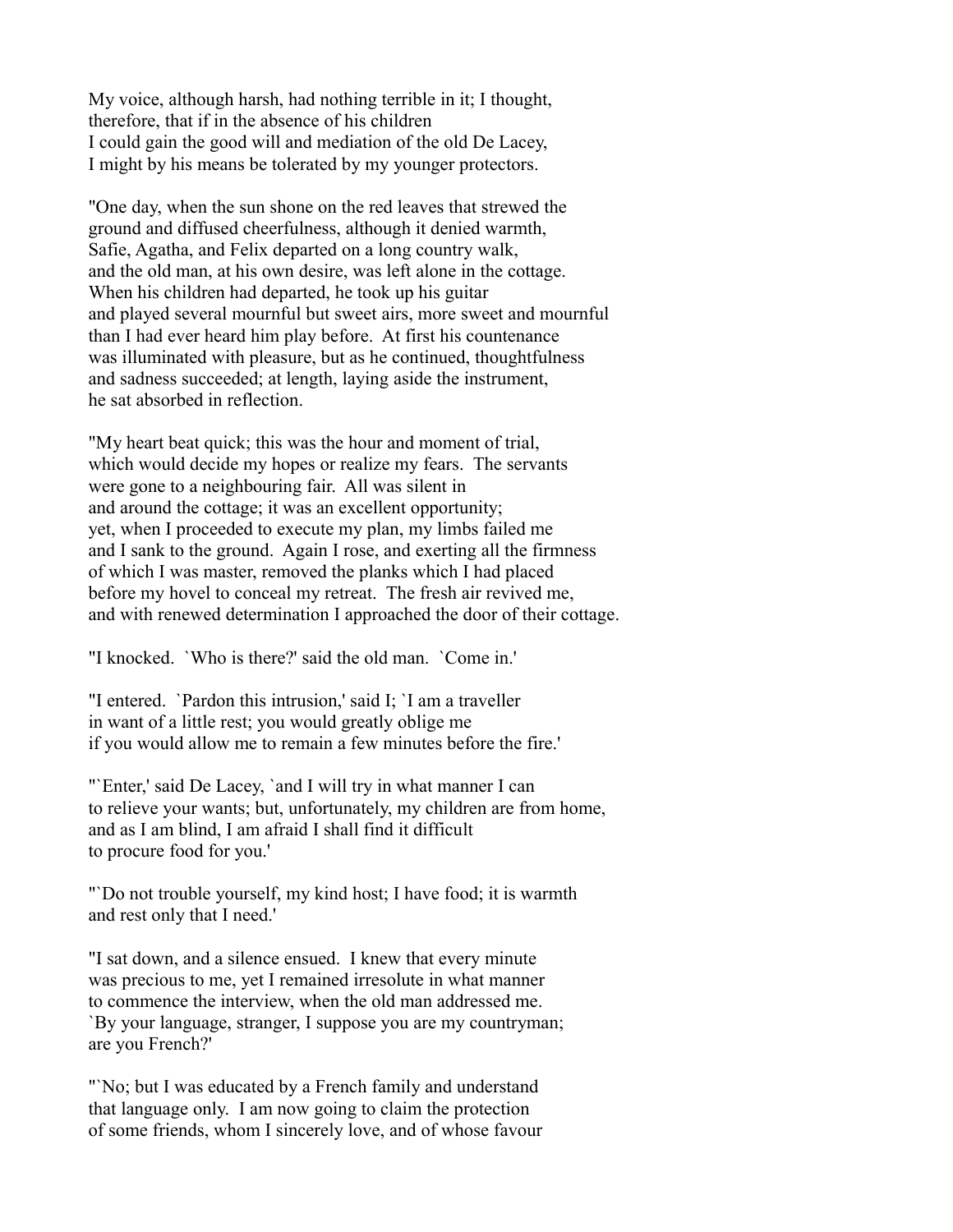My voice, although harsh, had nothing terrible in it; I thought, therefore, that if in the absence of his children I could gain the good will and mediation of the old De Lacey, I might by his means be tolerated by my younger protectors.

"One day, when the sun shone on the red leaves that strewed the ground and diffused cheerfulness, although it denied warmth, Safie, Agatha, and Felix departed on a long country walk, and the old man, at his own desire, was left alone in the cottage. When his children had departed, he took up his guitar and played several mournful but sweet airs, more sweet and mournful than I had ever heard him play before. At first his countenance was illuminated with pleasure, but as he continued, thoughtfulness and sadness succeeded; at length, laying aside the instrument, he sat absorbed in reflection.

"My heart beat quick; this was the hour and moment of trial, which would decide my hopes or realize my fears. The servants were gone to a neighbouring fair. All was silent in and around the cottage; it was an excellent opportunity; yet, when I proceeded to execute my plan, my limbs failed me and I sank to the ground. Again I rose, and exerting all the firmness of which I was master, removed the planks which I had placed before my hovel to conceal my retreat. The fresh air revived me, and with renewed determination I approached the door of their cottage.

"I knocked. `Who is there?' said the old man. `Come in.'

"I entered. `Pardon this intrusion,' said I; `I am a traveller in want of a little rest; you would greatly oblige me if you would allow me to remain a few minutes before the fire.'

"`Enter,' said De Lacey, `and I will try in what manner I can to relieve your wants; but, unfortunately, my children are from home, and as I am blind, I am afraid I shall find it difficult to procure food for you.'

"`Do not trouble yourself, my kind host; I have food; it is warmth and rest only that I need.'

"I sat down, and a silence ensued. I knew that every minute was precious to me, yet I remained irresolute in what manner to commence the interview, when the old man addressed me. `By your language, stranger, I suppose you are my countryman; are you French?'

"`No; but I was educated by a French family and understand that language only. I am now going to claim the protection of some friends, whom I sincerely love, and of whose favour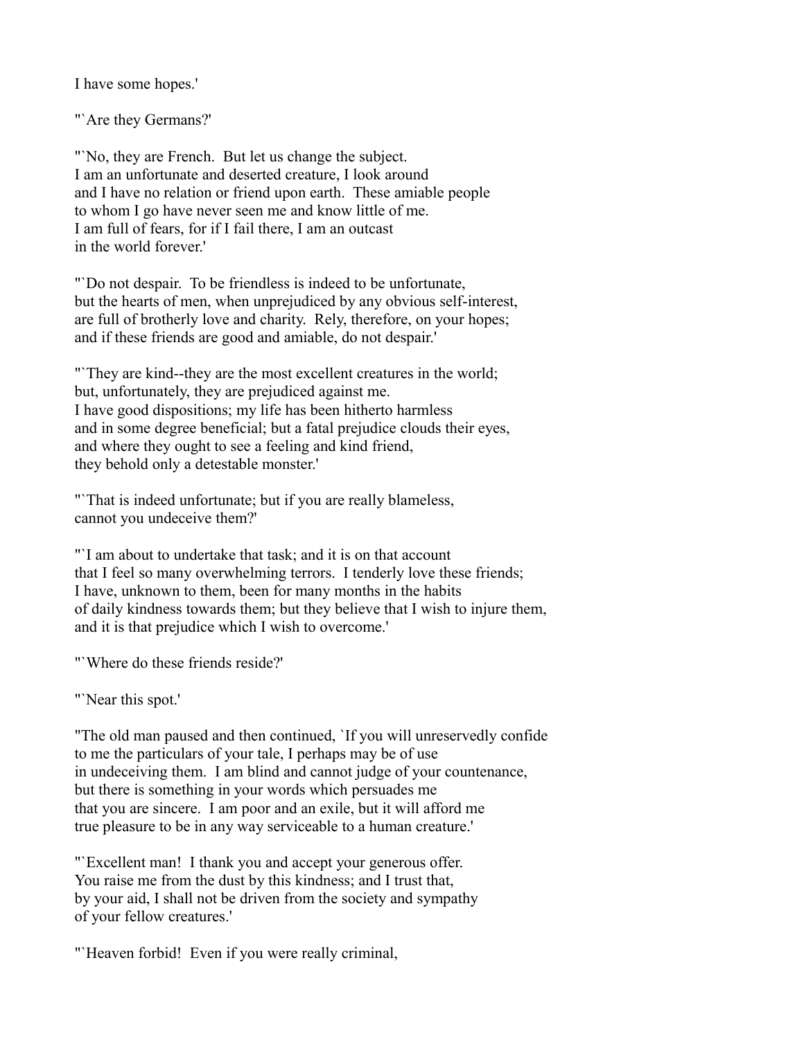I have some hopes.'

"`Are they Germans?'

"`No, they are French. But let us change the subject. I am an unfortunate and deserted creature, I look around and I have no relation or friend upon earth. These amiable people to whom I go have never seen me and know little of me. I am full of fears, for if I fail there, I am an outcast in the world forever.'

"`Do not despair. To be friendless is indeed to be unfortunate, but the hearts of men, when unprejudiced by any obvious self-interest, are full of brotherly love and charity. Rely, therefore, on your hopes; and if these friends are good and amiable, do not despair.'

"`They are kind--they are the most excellent creatures in the world; but, unfortunately, they are prejudiced against me. I have good dispositions; my life has been hitherto harmless and in some degree beneficial; but a fatal prejudice clouds their eyes, and where they ought to see a feeling and kind friend, they behold only a detestable monster.'

"`That is indeed unfortunate; but if you are really blameless, cannot you undeceive them?'

"`I am about to undertake that task; and it is on that account that I feel so many overwhelming terrors. I tenderly love these friends; I have, unknown to them, been for many months in the habits of daily kindness towards them; but they believe that I wish to injure them, and it is that prejudice which I wish to overcome.'

"`Where do these friends reside?'

"`Near this spot.'

"The old man paused and then continued, `If you will unreservedly confide to me the particulars of your tale, I perhaps may be of use in undeceiving them. I am blind and cannot judge of your countenance, but there is something in your words which persuades me that you are sincere. I am poor and an exile, but it will afford me true pleasure to be in any way serviceable to a human creature.'

"`Excellent man! I thank you and accept your generous offer. You raise me from the dust by this kindness; and I trust that, by your aid, I shall not be driven from the society and sympathy of your fellow creatures.'

"`Heaven forbid! Even if you were really criminal,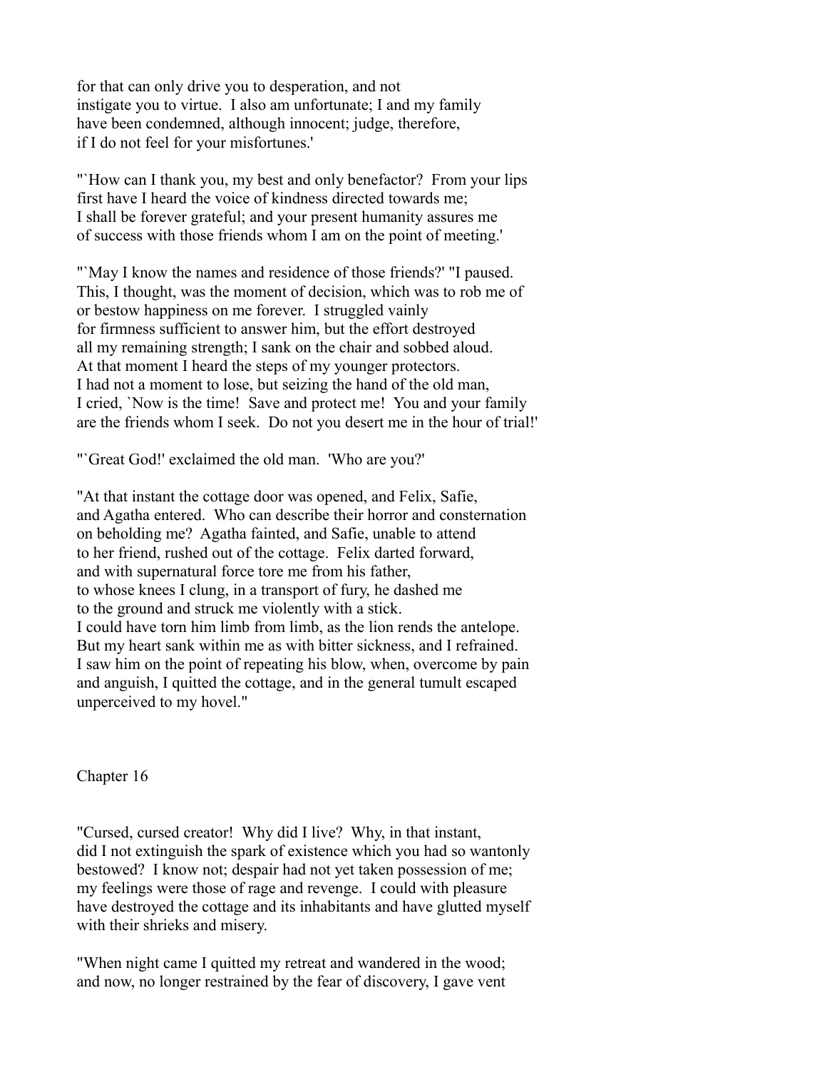for that can only drive you to desperation, and not instigate you to virtue. I also am unfortunate; I and my family have been condemned, although innocent; judge, therefore, if I do not feel for your misfortunes.'

"`How can I thank you, my best and only benefactor? From your lips first have I heard the voice of kindness directed towards me; I shall be forever grateful; and your present humanity assures me of success with those friends whom I am on the point of meeting.'

"`May I know the names and residence of those friends?' "I paused. This, I thought, was the moment of decision, which was to rob me of or bestow happiness on me forever. I struggled vainly for firmness sufficient to answer him, but the effort destroyed all my remaining strength; I sank on the chair and sobbed aloud. At that moment I heard the steps of my younger protectors. I had not a moment to lose, but seizing the hand of the old man, I cried, `Now is the time! Save and protect me! You and your family are the friends whom I seek. Do not you desert me in the hour of trial!'

"`Great God!' exclaimed the old man. 'Who are you?'

"At that instant the cottage door was opened, and Felix, Safie, and Agatha entered. Who can describe their horror and consternation on beholding me? Agatha fainted, and Safie, unable to attend to her friend, rushed out of the cottage. Felix darted forward, and with supernatural force tore me from his father, to whose knees I clung, in a transport of fury, he dashed me to the ground and struck me violently with a stick. I could have torn him limb from limb, as the lion rends the antelope. But my heart sank within me as with bitter sickness, and I refrained. I saw him on the point of repeating his blow, when, overcome by pain and anguish, I quitted the cottage, and in the general tumult escaped unperceived to my hovel."

## Chapter 16

"Cursed, cursed creator! Why did I live? Why, in that instant, did I not extinguish the spark of existence which you had so wantonly bestowed? I know not; despair had not yet taken possession of me; my feelings were those of rage and revenge. I could with pleasure have destroyed the cottage and its inhabitants and have glutted myself with their shrieks and misery.

"When night came I quitted my retreat and wandered in the wood; and now, no longer restrained by the fear of discovery, I gave vent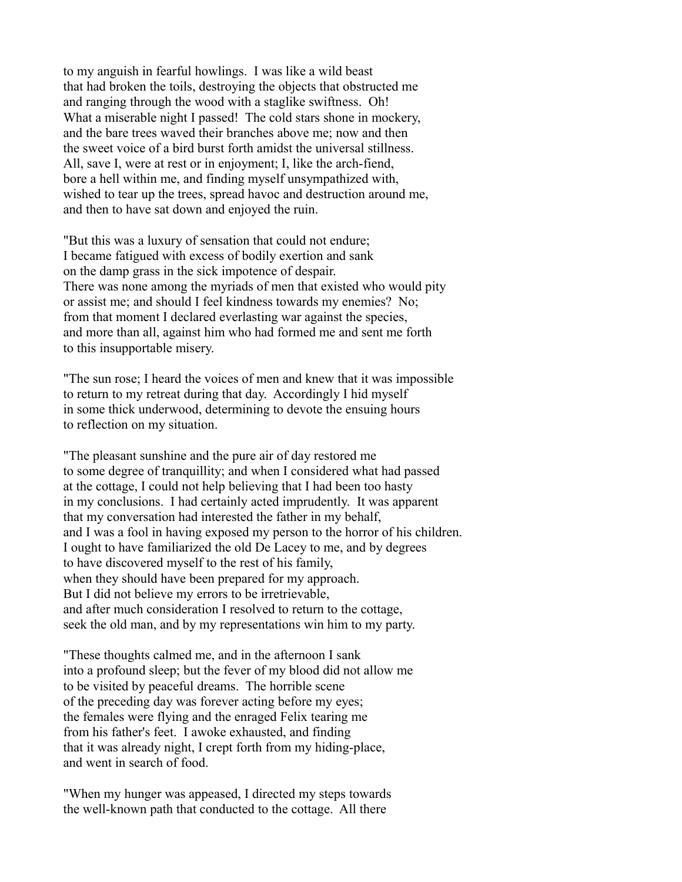to my anguish in fearful howlings. I was like a wild beast
that had broken the toils, destroying the objects that obstructed me
and ranging through the wood with a staglike swiftness. Oh!
What a miserable night I passed! The cold stars shone in mockery,
and the bare trees waved their branches above me; now and then
the sweet voice of a bird burst forth amidst the universal stillness.
All, save I, were at rest or in enjoyment; I, like the arch-fiend,
bore a hell within me, and finding myself unsympathized with,
wished to tear up the trees, spread havoc and destruction around me,
and then to have sat down and enjoyed the ruin.

"But this was a luxury of sensation that could not endure;
I became fatigued with excess of bodily exertion and sank
on the damp grass in the sick impotence of despair.
There was none among the myriads of men that existed who would pity
or assist me; and should I feel kindness towards my enemies? No;
from that moment I declared everlasting war against the species,
and more than all, against him who had formed me and sent me forth
to this insupportable misery.

"The sun rose; I heard the voices of men and knew that it was impossible
to return to my retreat during that day. Accordingly I hid myself
in some thick underwood, determining to devote the ensuing hours
to reflection on my situation.

"The pleasant sunshine and the pure air of day restored me
to some degree of tranquillity; and when I considered what had passed
at the cottage, I could not help believing that I had been too hasty
in my conclusions. I had certainly acted imprudently. It was apparent
that my conversation had interested the father in my behalf,
and I was a fool in having exposed my person to the horror of his children.
I ought to have familiarized the old De Lacey to me, and by degrees
to have discovered myself to the rest of his family,
when they should have been prepared for my approach.
But I did not believe my errors to be irretrievable,
and after much consideration I resolved to return to the cottage,
seek the old man, and by my representations win him to my party.

"These thoughts calmed me, and in the afternoon I sank
into a profound sleep; but the fever of my blood did not allow me
to be visited by peaceful dreams. The horrible scene
of the preceding day was forever acting before my eyes;
the females were flying and the enraged Felix tearing me
from his father's feet. I awoke exhausted, and finding
that it was already night, I crept forth from my hiding-place,
and went in search of food.

"When my hunger was appeased, I directed my steps towards
the well-known path that conducted to the cottage. All there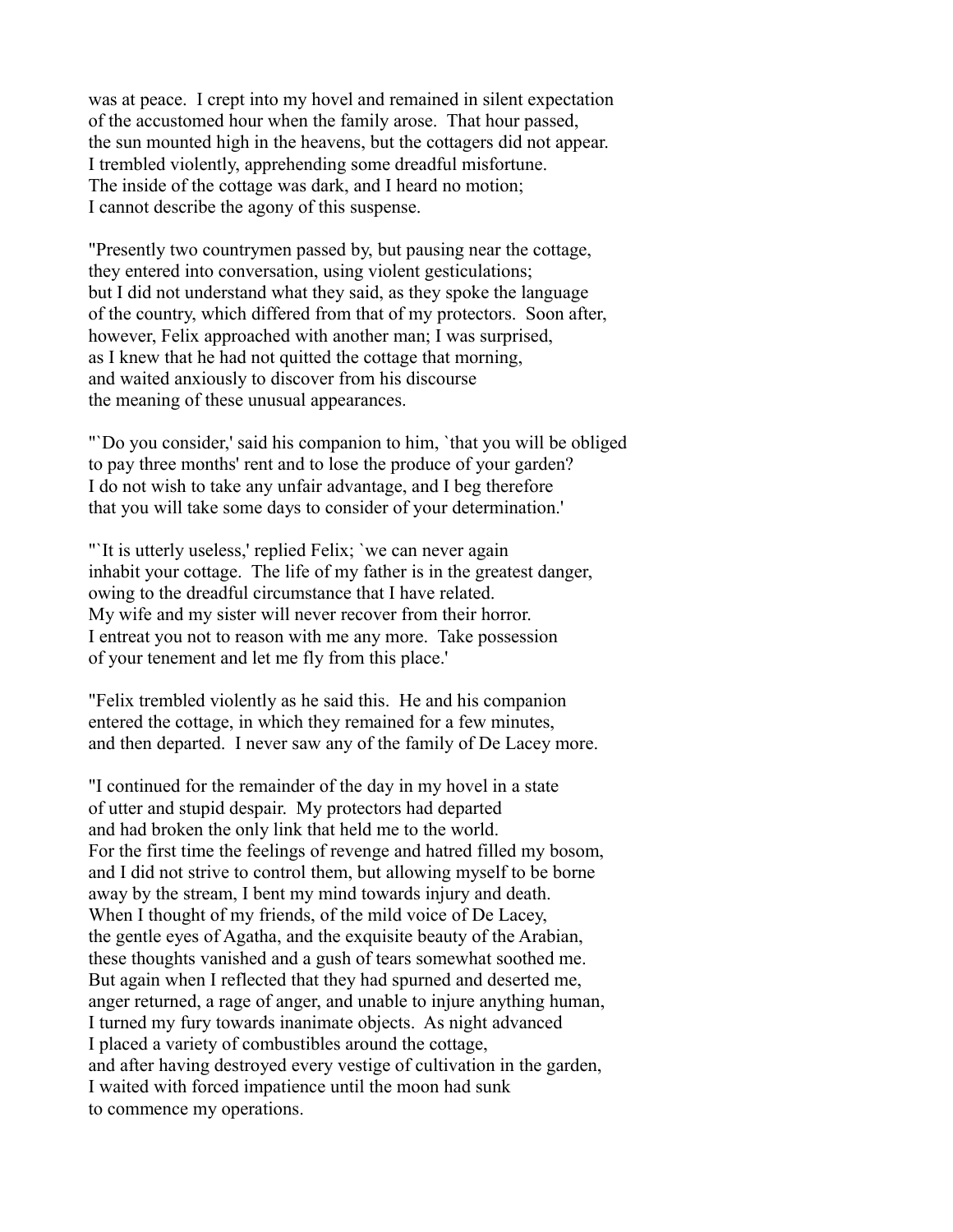was at peace. I crept into my hovel and remained in silent expectation of the accustomed hour when the family arose. That hour passed, the sun mounted high in the heavens, but the cottagers did not appear. I trembled violently, apprehending some dreadful misfortune. The inside of the cottage was dark, and I heard no motion; I cannot describe the agony of this suspense.

"Presently two countrymen passed by, but pausing near the cottage, they entered into conversation, using violent gesticulations; but I did not understand what they said, as they spoke the language of the country, which differed from that of my protectors. Soon after, however, Felix approached with another man; I was surprised, as I knew that he had not quitted the cottage that morning, and waited anxiously to discover from his discourse the meaning of these unusual appearances.

"`Do you consider,' said his companion to him, `that you will be obliged to pay three months' rent and to lose the produce of your garden? I do not wish to take any unfair advantage, and I beg therefore that you will take some days to consider of your determination.'

"`It is utterly useless,' replied Felix; `we can never again inhabit your cottage. The life of my father is in the greatest danger, owing to the dreadful circumstance that I have related. My wife and my sister will never recover from their horror. I entreat you not to reason with me any more. Take possession of your tenement and let me fly from this place.'

"Felix trembled violently as he said this. He and his companion entered the cottage, in which they remained for a few minutes, and then departed. I never saw any of the family of De Lacey more.

"I continued for the remainder of the day in my hovel in a state of utter and stupid despair. My protectors had departed and had broken the only link that held me to the world. For the first time the feelings of revenge and hatred filled my bosom, and I did not strive to control them, but allowing myself to be borne away by the stream, I bent my mind towards injury and death. When I thought of my friends, of the mild voice of De Lacey, the gentle eyes of Agatha, and the exquisite beauty of the Arabian, these thoughts vanished and a gush of tears somewhat soothed me. But again when I reflected that they had spurned and deserted me, anger returned, a rage of anger, and unable to injure anything human, I turned my fury towards inanimate objects. As night advanced I placed a variety of combustibles around the cottage, and after having destroyed every vestige of cultivation in the garden, I waited with forced impatience until the moon had sunk to commence my operations.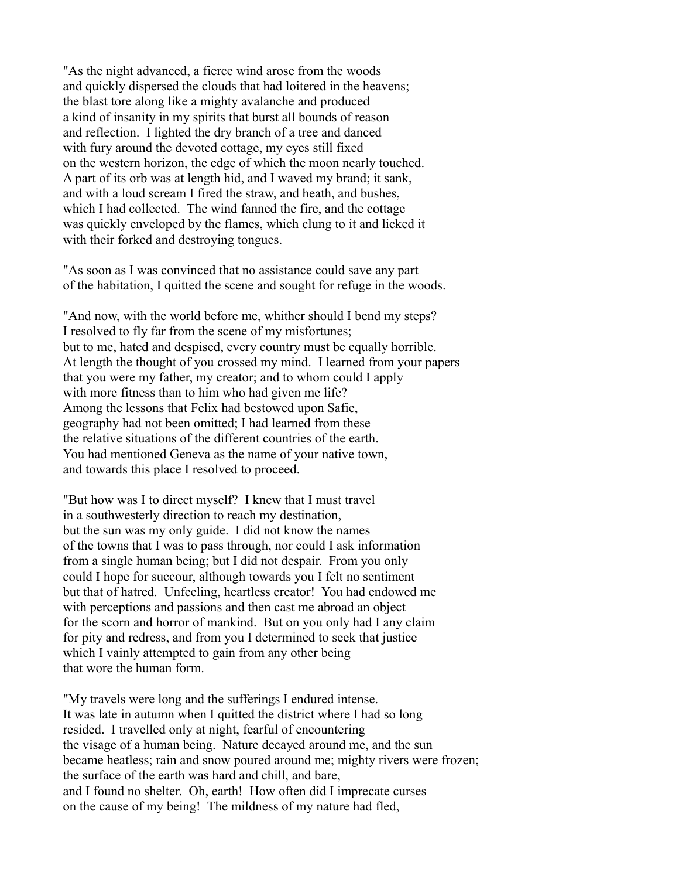"As the night advanced, a fierce wind arose from the woods
and quickly dispersed the clouds that had loitered in the heavens;
the blast tore along like a mighty avalanche and produced
a kind of insanity in my spirits that burst all bounds of reason
and reflection. I lighted the dry branch of a tree and danced
with fury around the devoted cottage, my eyes still fixed
on the western horizon, the edge of which the moon nearly touched.
A part of its orb was at length hid, and I waved my brand; it sank,
and with a loud scream I fired the straw, and heath, and bushes,
which I had collected. The wind fanned the fire, and the cottage
was quickly enveloped by the flames, which clung to it and licked it
with their forked and destroying tongues.

"As soon as I was convinced that no assistance could save any part
of the habitation, I quitted the scene and sought for refuge in the woods.

"And now, with the world before me, whither should I bend my steps?
I resolved to fly far from the scene of my misfortunes;
but to me, hated and despised, every country must be equally horrible.
At length the thought of you crossed my mind. I learned from your papers
that you were my father, my creator; and to whom could I apply
with more fitness than to him who had given me life?
Among the lessons that Felix had bestowed upon Safie,
geography had not been omitted; I had learned from these
the relative situations of the different countries of the earth.
You had mentioned Geneva as the name of your native town,
and towards this place I resolved to proceed.

"But how was I to direct myself? I knew that I must travel
in a southwesterly direction to reach my destination,
but the sun was my only guide. I did not know the names
of the towns that I was to pass through, nor could I ask information
from a single human being; but I did not despair. From you only
could I hope for succour, although towards you I felt no sentiment
but that of hatred. Unfeeling, heartless creator! You had endowed me
with perceptions and passions and then cast me abroad an object
for the scorn and horror of mankind. But on you only had I any claim
for pity and redress, and from you I determined to seek that justice
which I vainly attempted to gain from any other being
that wore the human form.

"My travels were long and the sufferings I endured intense.
It was late in autumn when I quitted the district where I had so long
resided. I travelled only at night, fearful of encountering
the visage of a human being. Nature decayed around me, and the sun
became heatless; rain and snow poured around me; mighty rivers were frozen;
the surface of the earth was hard and chill, and bare,
and I found no shelter. Oh, earth! How often did I imprecate curses
on the cause of my being! The mildness of my nature had fled,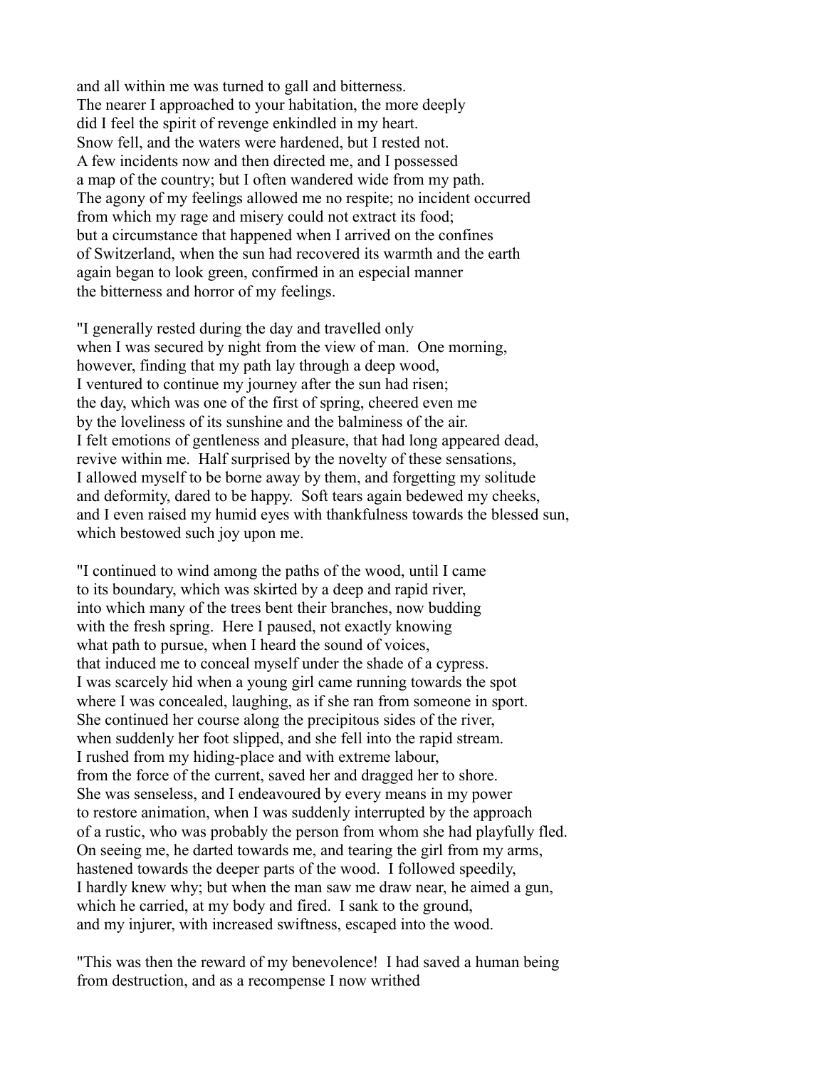and all within me was turned to gall and bitterness.
The nearer I approached to your habitation, the more deeply
did I feel the spirit of revenge enkindled in my heart.
Snow fell, and the waters were hardened, but I rested not.
A few incidents now and then directed me, and I possessed
a map of the country; but I often wandered wide from my path.
The agony of my feelings allowed me no respite; no incident occurred
from which my rage and misery could not extract its food;
but a circumstance that happened when I arrived on the confines
of Switzerland, when the sun had recovered its warmth and the earth
again began to look green, confirmed in an especial manner
the bitterness and horror of my feelings.

"I generally rested during the day and travelled only
when I was secured by night from the view of man. One morning,
however, finding that my path lay through a deep wood,
I ventured to continue my journey after the sun had risen;
the day, which was one of the first of spring, cheered even me
by the loveliness of its sunshine and the balminess of the air.
I felt emotions of gentleness and pleasure, that had long appeared dead,
revive within me. Half surprised by the novelty of these sensations,
I allowed myself to be borne away by them, and forgetting my solitude
and deformity, dared to be happy. Soft tears again bedewed my cheeks,
and I even raised my humid eyes with thankfulness towards the blessed sun,
which bestowed such joy upon me.

"I continued to wind among the paths of the wood, until I came
to its boundary, which was skirted by a deep and rapid river,
into which many of the trees bent their branches, now budding
with the fresh spring. Here I paused, not exactly knowing
what path to pursue, when I heard the sound of voices,
that induced me to conceal myself under the shade of a cypress.
I was scarcely hid when a young girl came running towards the spot
where I was concealed, laughing, as if she ran from someone in sport.
She continued her course along the precipitous sides of the river,
when suddenly her foot slipped, and she fell into the rapid stream.
I rushed from my hiding-place and with extreme labour,
from the force of the current, saved her and dragged her to shore.
She was senseless, and I endeavoured by every means in my power
to restore animation, when I was suddenly interrupted by the approach
of a rustic, who was probably the person from whom she had playfully fled.
On seeing me, he darted towards me, and tearing the girl from my arms,
hastened towards the deeper parts of the wood. I followed speedily,
I hardly knew why; but when the man saw me draw near, he aimed a gun,
which he carried, at my body and fired. I sank to the ground,
and my injurer, with increased swiftness, escaped into the wood.

"This was then the reward of my benevolence! I had saved a human being
from destruction, and as a recompense I now writhed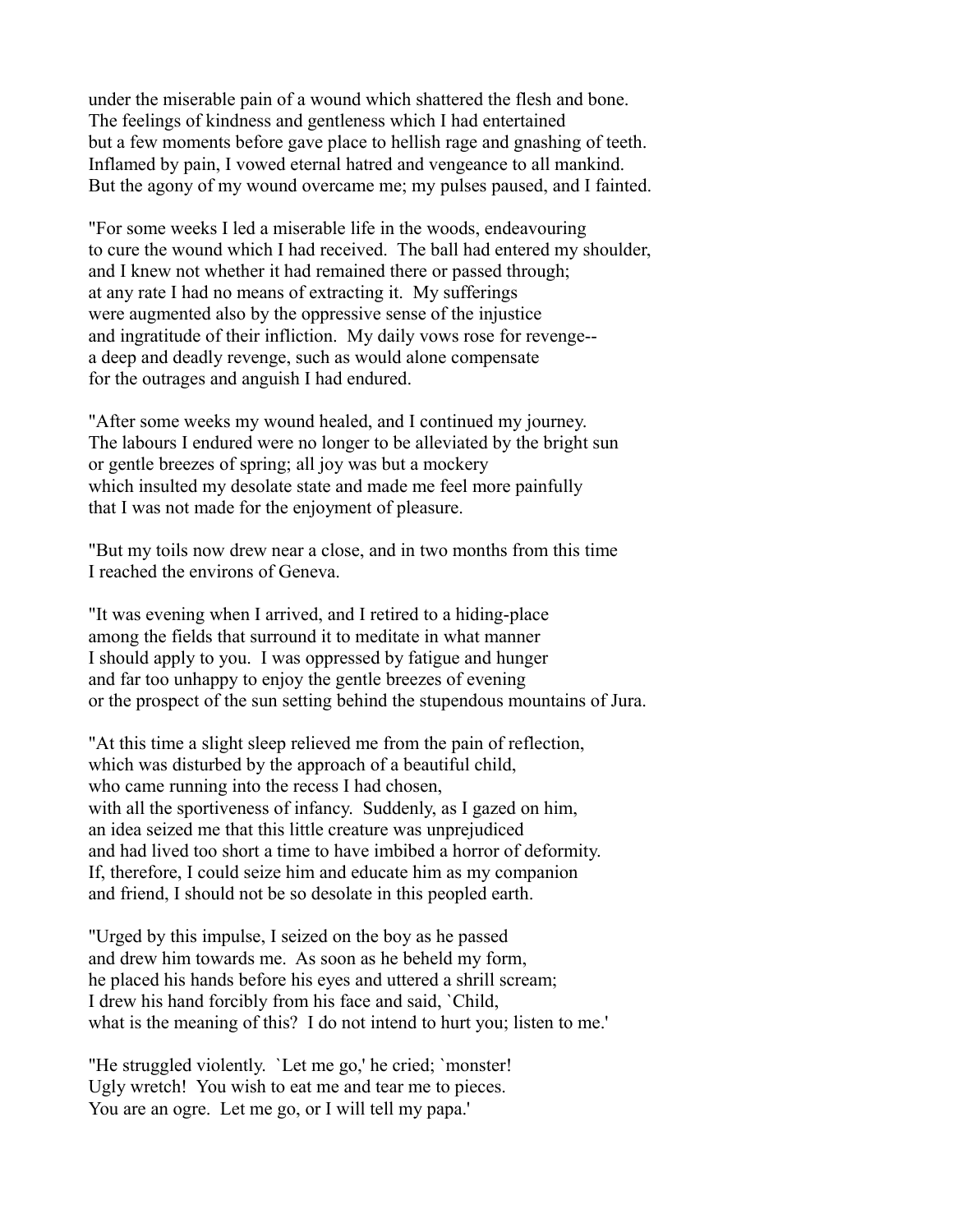under the miserable pain of a wound which shattered the flesh and bone. The feelings of kindness and gentleness which I had entertained but a few moments before gave place to hellish rage and gnashing of teeth. Inflamed by pain, I vowed eternal hatred and vengeance to all mankind. But the agony of my wound overcame me; my pulses paused, and I fainted.

"For some weeks I led a miserable life in the woods, endeavouring to cure the wound which I had received. The ball had entered my shoulder, and I knew not whether it had remained there or passed through; at any rate I had no means of extracting it. My sufferings were augmented also by the oppressive sense of the injustice and ingratitude of their infliction. My daily vows rose for revenge-- a deep and deadly revenge, such as would alone compensate for the outrages and anguish I had endured.

"After some weeks my wound healed, and I continued my journey. The labours I endured were no longer to be alleviated by the bright sun or gentle breezes of spring; all joy was but a mockery which insulted my desolate state and made me feel more painfully that I was not made for the enjoyment of pleasure.

"But my toils now drew near a close, and in two months from this time I reached the environs of Geneva.

"It was evening when I arrived, and I retired to a hiding-place among the fields that surround it to meditate in what manner I should apply to you. I was oppressed by fatigue and hunger and far too unhappy to enjoy the gentle breezes of evening or the prospect of the sun setting behind the stupendous mountains of Jura.

"At this time a slight sleep relieved me from the pain of reflection, which was disturbed by the approach of a beautiful child, who came running into the recess I had chosen, with all the sportiveness of infancy. Suddenly, as I gazed on him, an idea seized me that this little creature was unprejudiced and had lived too short a time to have imbibed a horror of deformity. If, therefore, I could seize him and educate him as my companion and friend, I should not be so desolate in this peopled earth.

"Urged by this impulse, I seized on the boy as he passed and drew him towards me. As soon as he beheld my form, he placed his hands before his eyes and uttered a shrill scream; I drew his hand forcibly from his face and said, `Child, what is the meaning of this? I do not intend to hurt you; listen to me.'

"He struggled violently. `Let me go,' he cried; `monster! Ugly wretch! You wish to eat me and tear me to pieces. You are an ogre. Let me go, or I will tell my papa.'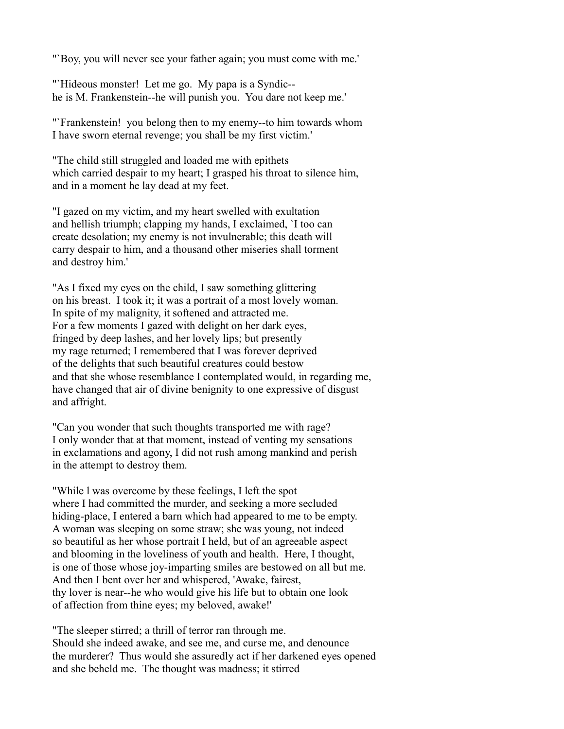"`Boy, you will never see your father again; you must come with me.'

"`Hideous monster! Let me go. My papa is a Syndic-- he is M. Frankenstein--he will punish you. You dare not keep me.'

"`Frankenstein! you belong then to my enemy--to him towards whom I have sworn eternal revenge; you shall be my first victim.'

"The child still struggled and loaded me with epithets which carried despair to my heart; I grasped his throat to silence him, and in a moment he lay dead at my feet.

"I gazed on my victim, and my heart swelled with exultation and hellish triumph; clapping my hands, I exclaimed, `I too can create desolation; my enemy is not invulnerable; this death will carry despair to him, and a thousand other miseries shall torment and destroy him.'

"As I fixed my eyes on the child, I saw something glittering on his breast. I took it; it was a portrait of a most lovely woman. In spite of my malignity, it softened and attracted me. For a few moments I gazed with delight on her dark eyes, fringed by deep lashes, and her lovely lips; but presently my rage returned; I remembered that I was forever deprived of the delights that such beautiful creatures could bestow and that she whose resemblance I contemplated would, in regarding me, have changed that air of divine benignity to one expressive of disgust and affright.

"Can you wonder that such thoughts transported me with rage? I only wonder that at that moment, instead of venting my sensations in exclamations and agony, I did not rush among mankind and perish in the attempt to destroy them.

"While l was overcome by these feelings, I left the spot where I had committed the murder, and seeking a more secluded hiding-place, I entered a barn which had appeared to me to be empty. A woman was sleeping on some straw; she was young, not indeed so beautiful as her whose portrait I held, but of an agreeable aspect and blooming in the loveliness of youth and health. Here, I thought, is one of those whose joy-imparting smiles are bestowed on all but me. And then I bent over her and whispered, 'Awake, fairest, thy lover is near--he who would give his life but to obtain one look of affection from thine eyes; my beloved, awake!'

"The sleeper stirred; a thrill of terror ran through me. Should she indeed awake, and see me, and curse me, and denounce the murderer? Thus would she assuredly act if her darkened eyes opened and she beheld me. The thought was madness; it stirred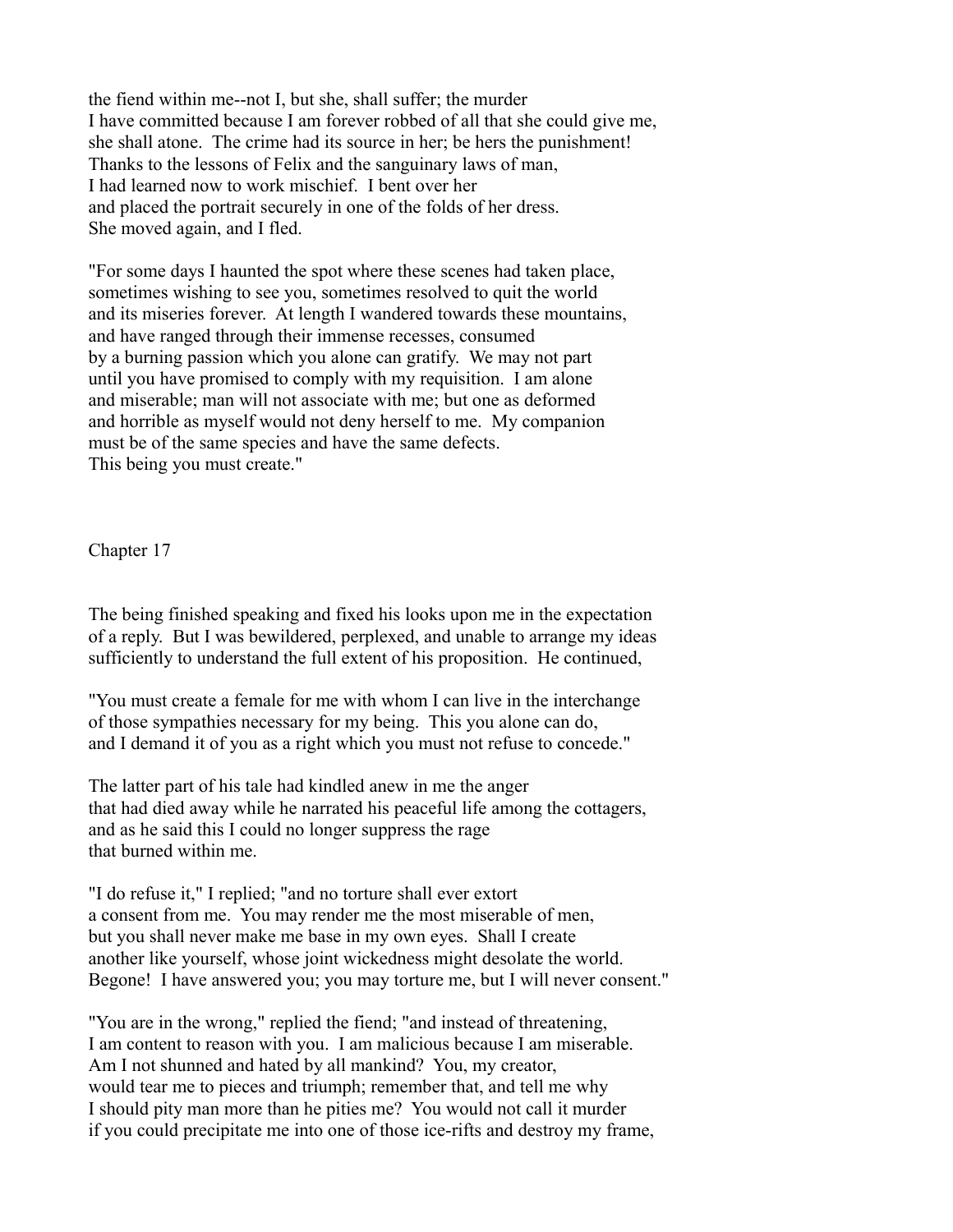the fiend within me--not I, but she, shall suffer; the murder I have committed because I am forever robbed of all that she could give me, she shall atone. The crime had its source in her; be hers the punishment! Thanks to the lessons of Felix and the sanguinary laws of man, I had learned now to work mischief. I bent over her and placed the portrait securely in one of the folds of her dress. She moved again, and I fled.

"For some days I haunted the spot where these scenes had taken place, sometimes wishing to see you, sometimes resolved to quit the world and its miseries forever. At length I wandered towards these mountains, and have ranged through their immense recesses, consumed by a burning passion which you alone can gratify. We may not part until you have promised to comply with my requisition. I am alone and miserable; man will not associate with me; but one as deformed and horrible as myself would not deny herself to me. My companion must be of the same species and have the same defects. This being you must create."

## Chapter 17

The being finished speaking and fixed his looks upon me in the expectation of a reply. But I was bewildered, perplexed, and unable to arrange my ideas sufficiently to understand the full extent of his proposition. He continued,

"You must create a female for me with whom I can live in the interchange of those sympathies necessary for my being. This you alone can do, and I demand it of you as a right which you must not refuse to concede."

The latter part of his tale had kindled anew in me the anger that had died away while he narrated his peaceful life among the cottagers, and as he said this I could no longer suppress the rage that burned within me.

"I do refuse it," I replied; "and no torture shall ever extort a consent from me. You may render me the most miserable of men, but you shall never make me base in my own eyes. Shall I create another like yourself, whose joint wickedness might desolate the world. Begone! I have answered you; you may torture me, but I will never consent."

"You are in the wrong," replied the fiend; "and instead of threatening, I am content to reason with you. I am malicious because I am miserable. Am I not shunned and hated by all mankind? You, my creator, would tear me to pieces and triumph; remember that, and tell me why I should pity man more than he pities me? You would not call it murder if you could precipitate me into one of those ice-rifts and destroy my frame,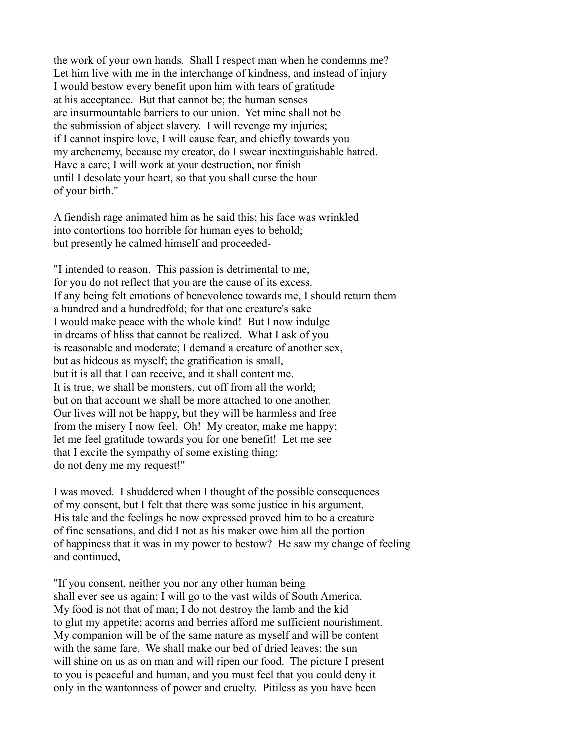the work of your own hands. Shall I respect man when he condemns me? Let him live with me in the interchange of kindness, and instead of injury I would bestow every benefit upon him with tears of gratitude at his acceptance. But that cannot be; the human senses are insurmountable barriers to our union. Yet mine shall not be the submission of abject slavery. I will revenge my injuries; if I cannot inspire love, I will cause fear, and chiefly towards you my archenemy, because my creator, do I swear inextinguishable hatred. Have a care; I will work at your destruction, nor finish until I desolate your heart, so that you shall curse the hour of your birth."

A fiendish rage animated him as he said this; his face was wrinkled into contortions too horrible for human eyes to behold; but presently he calmed himself and proceeded-

"I intended to reason. This passion is detrimental to me, for you do not reflect that you are the cause of its excess. If any being felt emotions of benevolence towards me, I should return them a hundred and a hundredfold; for that one creature's sake I would make peace with the whole kind! But I now indulge in dreams of bliss that cannot be realized. What I ask of you is reasonable and moderate; I demand a creature of another sex, but as hideous as myself; the gratification is small, but it is all that I can receive, and it shall content me. It is true, we shall be monsters, cut off from all the world; but on that account we shall be more attached to one another. Our lives will not be happy, but they will be harmless and free from the misery I now feel. Oh! My creator, make me happy; let me feel gratitude towards you for one benefit! Let me see that I excite the sympathy of some existing thing; do not deny me my request!"

I was moved. I shuddered when I thought of the possible consequences of my consent, but I felt that there was some justice in his argument. His tale and the feelings he now expressed proved him to be a creature of fine sensations, and did I not as his maker owe him all the portion of happiness that it was in my power to bestow? He saw my change of feeling and continued,

"If you consent, neither you nor any other human being shall ever see us again; I will go to the vast wilds of South America. My food is not that of man; I do not destroy the lamb and the kid to glut my appetite; acorns and berries afford me sufficient nourishment. My companion will be of the same nature as myself and will be content with the same fare. We shall make our bed of dried leaves; the sun will shine on us as on man and will ripen our food. The picture I present to you is peaceful and human, and you must feel that you could deny it only in the wantonness of power and cruelty. Pitiless as you have been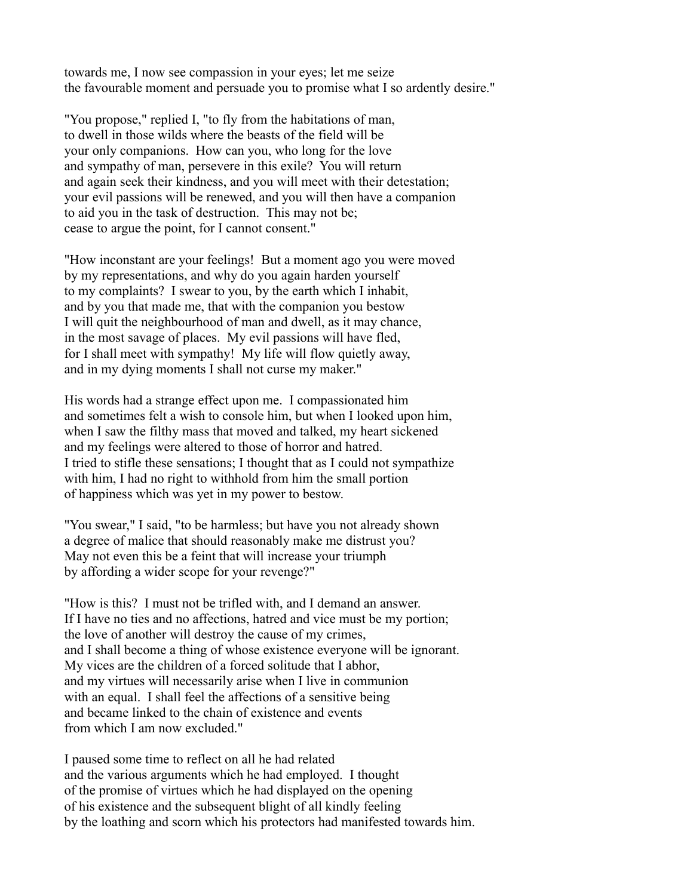towards me, I now see compassion in your eyes; let me seize
the favourable moment and persuade you to promise what I so ardently desire."

"You propose," replied I, "to fly from the habitations of man,
to dwell in those wilds where the beasts of the field will be
your only companions. How can you, who long for the love
and sympathy of man, persevere in this exile? You will return
and again seek their kindness, and you will meet with their detestation;
your evil passions will be renewed, and you will then have a companion
to aid you in the task of destruction. This may not be;
cease to argue the point, for I cannot consent."

"How inconstant are your feelings! But a moment ago you were moved
by my representations, and why do you again harden yourself
to my complaints? I swear to you, by the earth which I inhabit,
and by you that made me, that with the companion you bestow
I will quit the neighbourhood of man and dwell, as it may chance,
in the most savage of places. My evil passions will have fled,
for I shall meet with sympathy! My life will flow quietly away,
and in my dying moments I shall not curse my maker."

His words had a strange effect upon me. I compassionated him
and sometimes felt a wish to console him, but when I looked upon him,
when I saw the filthy mass that moved and talked, my heart sickened
and my feelings were altered to those of horror and hatred.
I tried to stifle these sensations; I thought that as I could not sympathize
with him, I had no right to withhold from him the small portion
of happiness which was yet in my power to bestow.

"You swear," I said, "to be harmless; but have you not already shown
a degree of malice that should reasonably make me distrust you?
May not even this be a feint that will increase your triumph
by affording a wider scope for your revenge?"

"How is this? I must not be trifled with, and I demand an answer.
If I have no ties and no affections, hatred and vice must be my portion;
the love of another will destroy the cause of my crimes,
and I shall become a thing of whose existence everyone will be ignorant.
My vices are the children of a forced solitude that I abhor,
and my virtues will necessarily arise when I live in communion
with an equal. I shall feel the affections of a sensitive being
and became linked to the chain of existence and events
from which I am now excluded."

I paused some time to reflect on all he had related
and the various arguments which he had employed. I thought
of the promise of virtues which he had displayed on the opening
of his existence and the subsequent blight of all kindly feeling
by the loathing and scorn which his protectors had manifested towards him.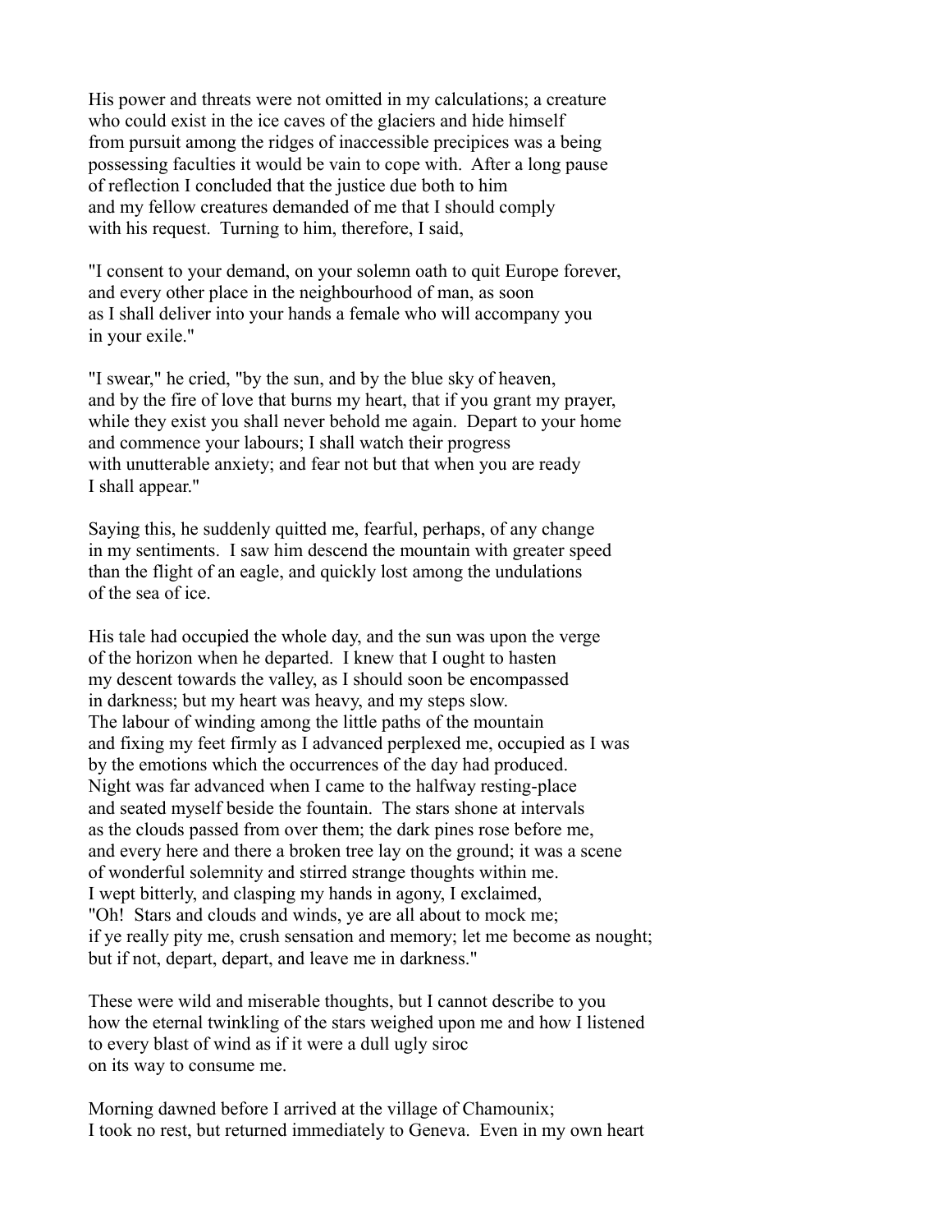His power and threats were not omitted in my calculations; a creature who could exist in the ice caves of the glaciers and hide himself from pursuit among the ridges of inaccessible precipices was a being possessing faculties it would be vain to cope with. After a long pause of reflection I concluded that the justice due both to him and my fellow creatures demanded of me that I should comply with his request. Turning to him, therefore, I said,

"I consent to your demand, on your solemn oath to quit Europe forever, and every other place in the neighbourhood of man, as soon as I shall deliver into your hands a female who will accompany you in your exile."

"I swear," he cried, "by the sun, and by the blue sky of heaven, and by the fire of love that burns my heart, that if you grant my prayer, while they exist you shall never behold me again. Depart to your home and commence your labours; I shall watch their progress with unutterable anxiety; and fear not but that when you are ready I shall appear."

Saying this, he suddenly quitted me, fearful, perhaps, of any change in my sentiments. I saw him descend the mountain with greater speed than the flight of an eagle, and quickly lost among the undulations of the sea of ice.

His tale had occupied the whole day, and the sun was upon the verge of the horizon when he departed. I knew that I ought to hasten my descent towards the valley, as I should soon be encompassed in darkness; but my heart was heavy, and my steps slow. The labour of winding among the little paths of the mountain and fixing my feet firmly as I advanced perplexed me, occupied as I was by the emotions which the occurrences of the day had produced. Night was far advanced when I came to the halfway resting-place and seated myself beside the fountain. The stars shone at intervals as the clouds passed from over them; the dark pines rose before me, and every here and there a broken tree lay on the ground; it was a scene of wonderful solemnity and stirred strange thoughts within me. I wept bitterly, and clasping my hands in agony, I exclaimed, "Oh! Stars and clouds and winds, ye are all about to mock me; if ye really pity me, crush sensation and memory; let me become as nought; but if not, depart, depart, and leave me in darkness."

These were wild and miserable thoughts, but I cannot describe to you how the eternal twinkling of the stars weighed upon me and how I listened to every blast of wind as if it were a dull ugly siroc on its way to consume me.

Morning dawned before I arrived at the village of Chamounix; I took no rest, but returned immediately to Geneva. Even in my own heart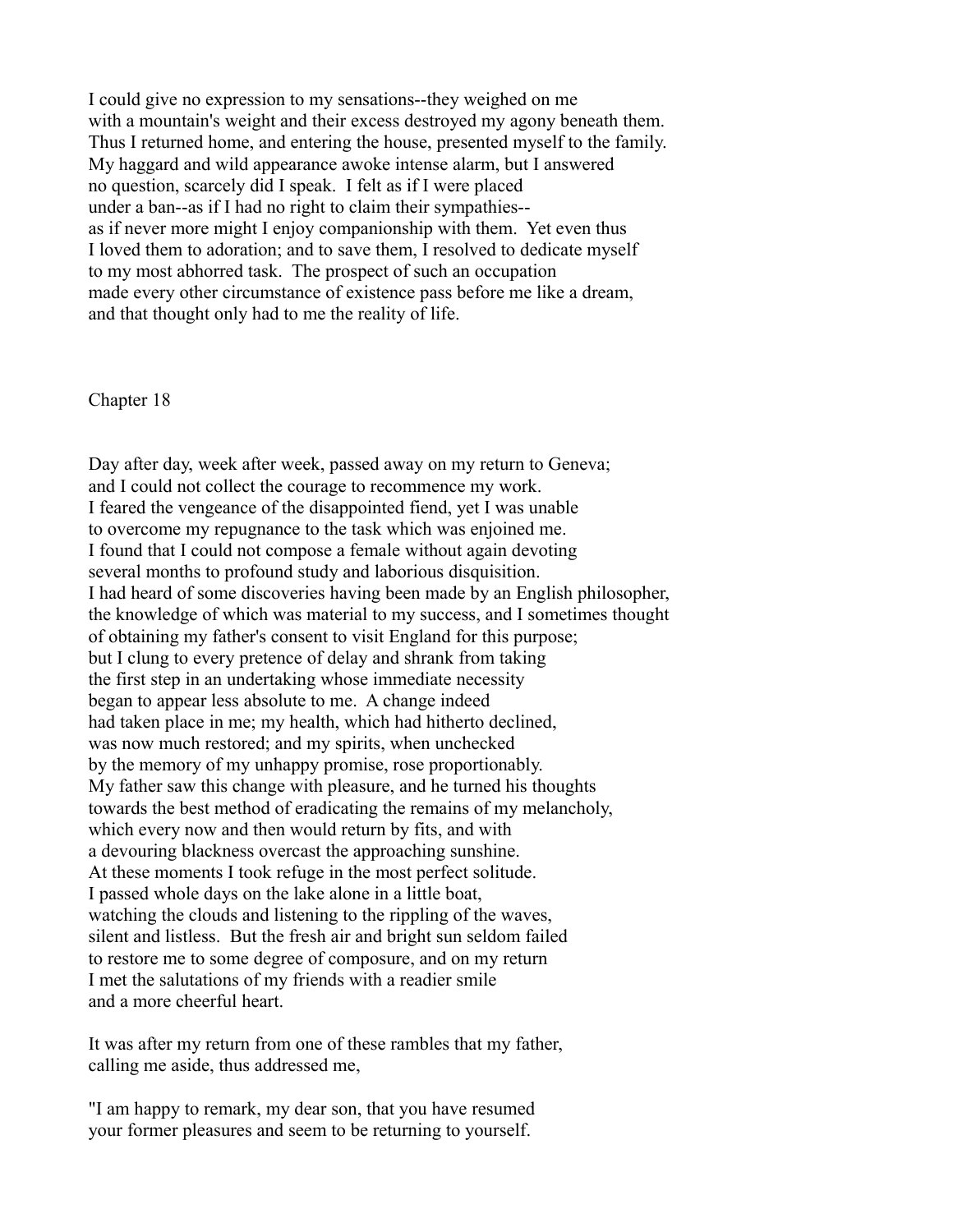I could give no expression to my sensations--they weighed on me with a mountain's weight and their excess destroyed my agony beneath them. Thus I returned home, and entering the house, presented myself to the family. My haggard and wild appearance awoke intense alarm, but I answered no question, scarcely did I speak. I felt as if I were placed under a ban--as if I had no right to claim their sympathies--as if never more might I enjoy companionship with them. Yet even thus I loved them to adoration; and to save them, I resolved to dedicate myself to my most abhorred task. The prospect of such an occupation made every other circumstance of existence pass before me like a dream, and that thought only had to me the reality of life.

## Chapter 18

Day after day, week after week, passed away on my return to Geneva; and I could not collect the courage to recommence my work. I feared the vengeance of the disappointed fiend, yet I was unable to overcome my repugnance to the task which was enjoined me. I found that I could not compose a female without again devoting several months to profound study and laborious disquisition. I had heard of some discoveries having been made by an English philosopher, the knowledge of which was material to my success, and I sometimes thought of obtaining my father's consent to visit England for this purpose; but I clung to every pretence of delay and shrank from taking the first step in an undertaking whose immediate necessity began to appear less absolute to me. A change indeed had taken place in me; my health, which had hitherto declined, was now much restored; and my spirits, when unchecked by the memory of my unhappy promise, rose proportionably. My father saw this change with pleasure, and he turned his thoughts towards the best method of eradicating the remains of my melancholy, which every now and then would return by fits, and with a devouring blackness overcast the approaching sunshine. At these moments I took refuge in the most perfect solitude. I passed whole days on the lake alone in a little boat, watching the clouds and listening to the rippling of the waves, silent and listless. But the fresh air and bright sun seldom failed to restore me to some degree of composure, and on my return I met the salutations of my friends with a readier smile and a more cheerful heart.

It was after my return from one of these rambles that my father, calling me aside, thus addressed me,

"I am happy to remark, my dear son, that you have resumed your former pleasures and seem to be returning to yourself.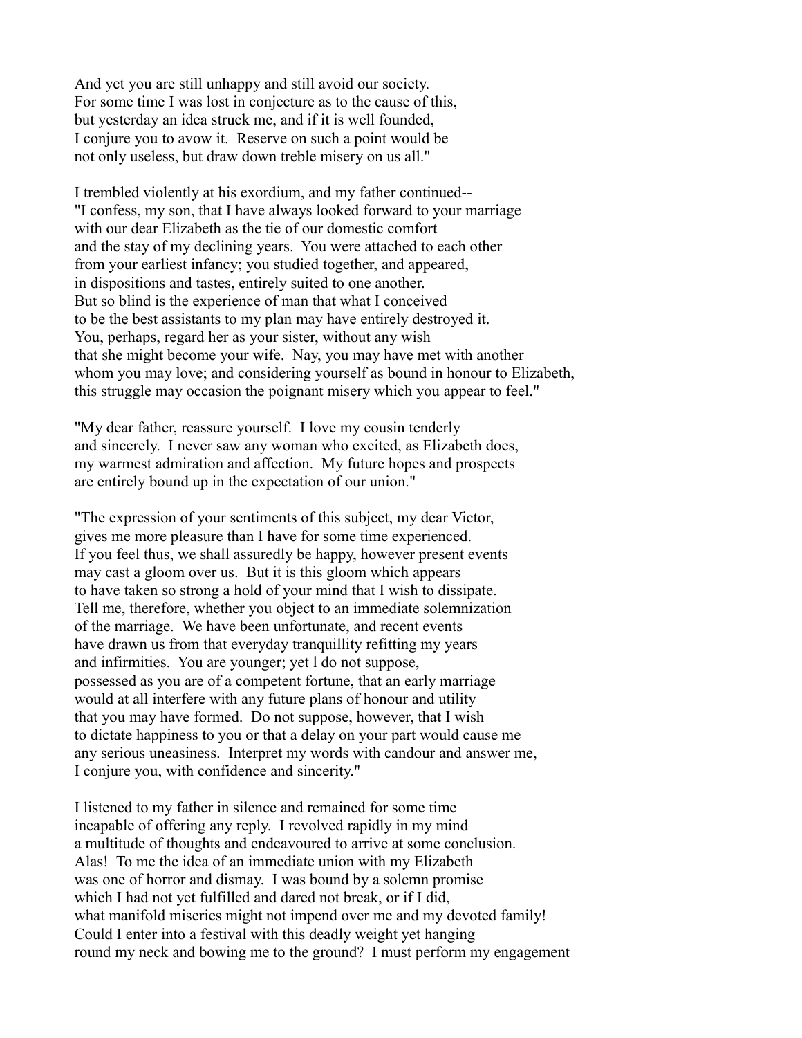And yet you are still unhappy and still avoid our society.
For some time I was lost in conjecture as to the cause of this,
but yesterday an idea struck me, and if it is well founded,
I conjure you to avow it. Reserve on such a point would be
not only useless, but draw down treble misery on us all."

I trembled violently at his exordium, and my father continued--
"I confess, my son, that I have always looked forward to your marriage
with our dear Elizabeth as the tie of our domestic comfort
and the stay of my declining years. You were attached to each other
from your earliest infancy; you studied together, and appeared,
in dispositions and tastes, entirely suited to one another.
But so blind is the experience of man that what I conceived
to be the best assistants to my plan may have entirely destroyed it.
You, perhaps, regard her as your sister, without any wish
that she might become your wife. Nay, you may have met with another
whom you may love; and considering yourself as bound in honour to Elizabeth,
this struggle may occasion the poignant misery which you appear to feel."

"My dear father, reassure yourself. I love my cousin tenderly
and sincerely. I never saw any woman who excited, as Elizabeth does,
my warmest admiration and affection. My future hopes and prospects
are entirely bound up in the expectation of our union."

"The expression of your sentiments of this subject, my dear Victor,
gives me more pleasure than I have for some time experienced.
If you feel thus, we shall assuredly be happy, however present events
may cast a gloom over us. But it is this gloom which appears
to have taken so strong a hold of your mind that I wish to dissipate.
Tell me, therefore, whether you object to an immediate solemnization
of the marriage. We have been unfortunate, and recent events
have drawn us from that everyday tranquillity refitting my years
and infirmities. You are younger; yet I do not suppose,
possessed as you are of a competent fortune, that an early marriage
would at all interfere with any future plans of honour and utility
that you may have formed. Do not suppose, however, that I wish
to dictate happiness to you or that a delay on your part would cause me
any serious uneasiness. Interpret my words with candour and answer me,
I conjure you, with confidence and sincerity."

I listened to my father in silence and remained for some time
incapable of offering any reply. I revolved rapidly in my mind
a multitude of thoughts and endeavoured to arrive at some conclusion.
Alas! To me the idea of an immediate union with my Elizabeth
was one of horror and dismay. I was bound by a solemn promise
which I had not yet fulfilled and dared not break, or if I did,
what manifold miseries might not impend over me and my devoted family!
Could I enter into a festival with this deadly weight yet hanging
round my neck and bowing me to the ground? I must perform my engagement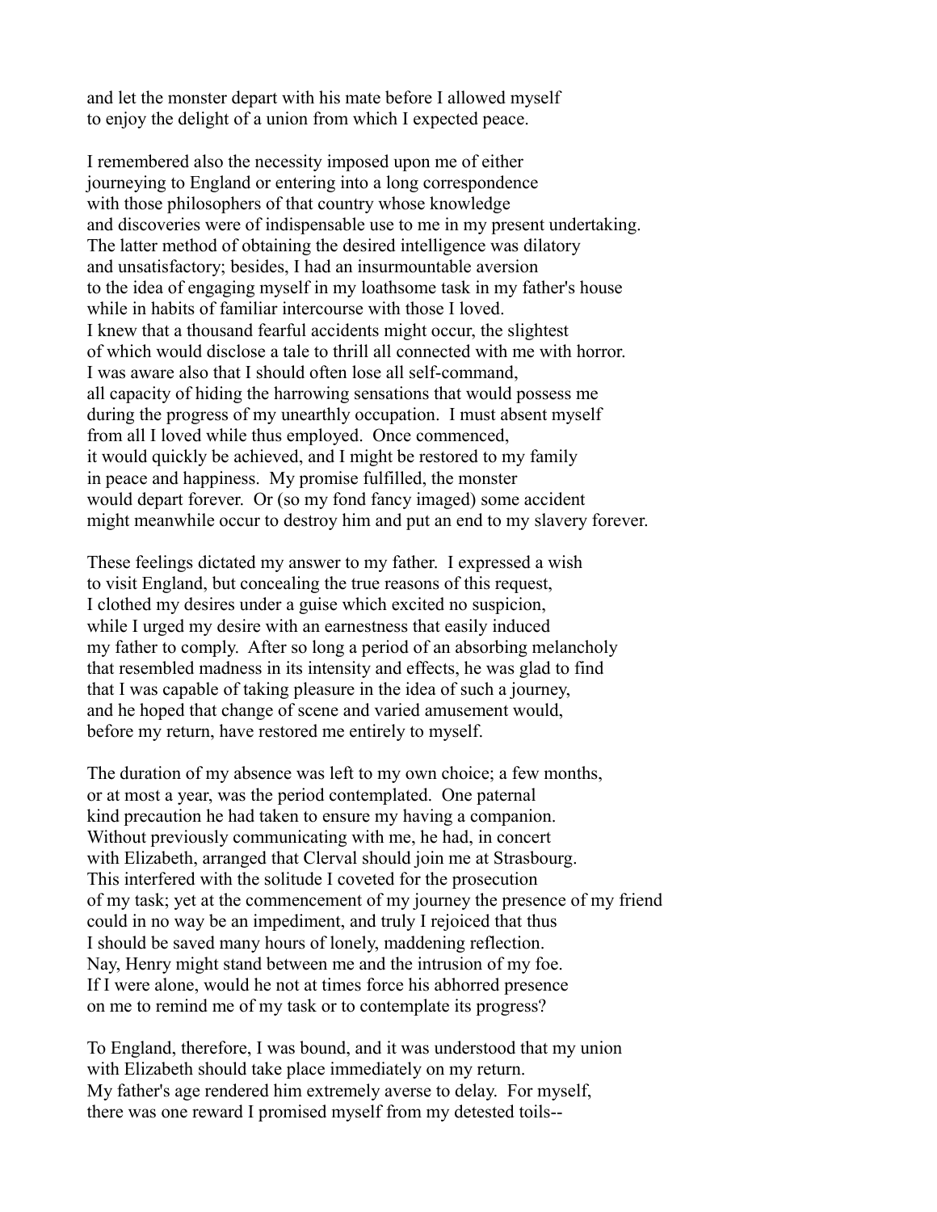and let the monster depart with his mate before I allowed myself
to enjoy the delight of a union from which I expected peace.

I remembered also the necessity imposed upon me of either
journeying to England or entering into a long correspondence
with those philosophers of that country whose knowledge
and discoveries were of indispensable use to me in my present undertaking.
The latter method of obtaining the desired intelligence was dilatory
and unsatisfactory; besides, I had an insurmountable aversion
to the idea of engaging myself in my loathsome task in my father's house
while in habits of familiar intercourse with those I loved.
I knew that a thousand fearful accidents might occur, the slightest
of which would disclose a tale to thrill all connected with me with horror.
I was aware also that I should often lose all self-command,
all capacity of hiding the harrowing sensations that would possess me
during the progress of my unearthly occupation. I must absent myself
from all I loved while thus employed. Once commenced,
it would quickly be achieved, and I might be restored to my family
in peace and happiness. My promise fulfilled, the monster
would depart forever. Or (so my fond fancy imaged) some accident
might meanwhile occur to destroy him and put an end to my slavery forever.

These feelings dictated my answer to my father. I expressed a wish
to visit England, but concealing the true reasons of this request,
I clothed my desires under a guise which excited no suspicion,
while I urged my desire with an earnestness that easily induced
my father to comply. After so long a period of an absorbing melancholy
that resembled madness in its intensity and effects, he was glad to find
that I was capable of taking pleasure in the idea of such a journey,
and he hoped that change of scene and varied amusement would,
before my return, have restored me entirely to myself.

The duration of my absence was left to my own choice; a few months,
or at most a year, was the period contemplated. One paternal
kind precaution he had taken to ensure my having a companion.
Without previously communicating with me, he had, in concert
with Elizabeth, arranged that Clerval should join me at Strasbourg.
This interfered with the solitude I coveted for the prosecution
of my task; yet at the commencement of my journey the presence of my friend
could in no way be an impediment, and truly I rejoiced that thus
I should be saved many hours of lonely, maddening reflection.
Nay, Henry might stand between me and the intrusion of my foe.
If I were alone, would he not at times force his abhorred presence
on me to remind me of my task or to contemplate its progress?

To England, therefore, I was bound, and it was understood that my union
with Elizabeth should take place immediately on my return.
My father's age rendered him extremely averse to delay. For myself,
there was one reward I promised myself from my detested toils--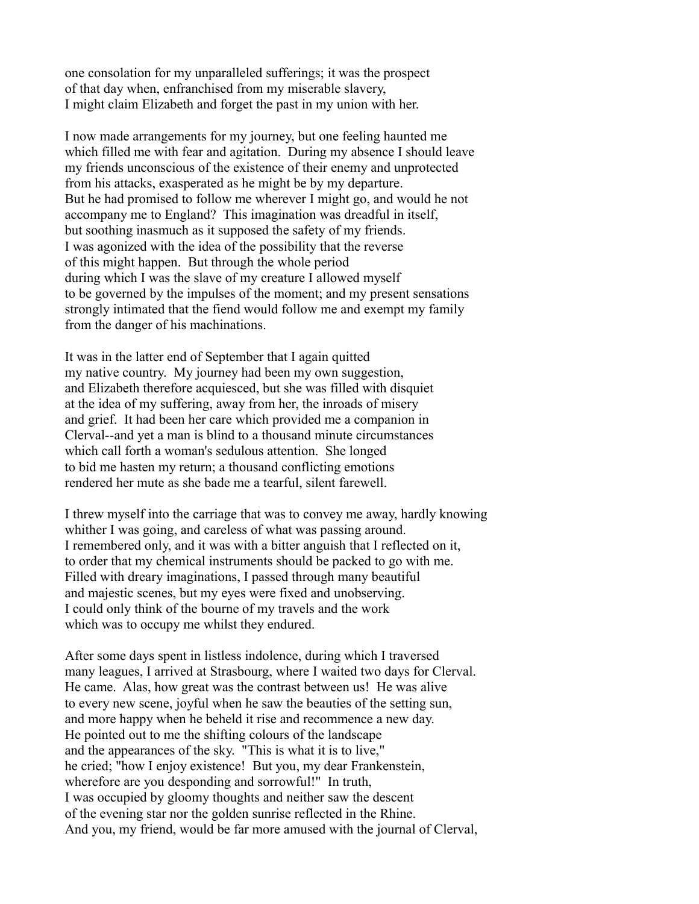one consolation for my unparalleled sufferings; it was the prospect of that day when, enfranchised from my miserable slavery, I might claim Elizabeth and forget the past in my union with her.

I now made arrangements for my journey, but one feeling haunted me which filled me with fear and agitation. During my absence I should leave my friends unconscious of the existence of their enemy and unprotected from his attacks, exasperated as he might be by my departure. But he had promised to follow me wherever I might go, and would he not accompany me to England? This imagination was dreadful in itself, but soothing inasmuch as it supposed the safety of my friends. I was agonized with the idea of the possibility that the reverse of this might happen. But through the whole period during which I was the slave of my creature I allowed myself to be governed by the impulses of the moment; and my present sensations strongly intimated that the fiend would follow me and exempt my family from the danger of his machinations.

It was in the latter end of September that I again quitted my native country. My journey had been my own suggestion, and Elizabeth therefore acquiesced, but she was filled with disquiet at the idea of my suffering, away from her, the inroads of misery and grief. It had been her care which provided me a companion in Clerval--and yet a man is blind to a thousand minute circumstances which call forth a woman's sedulous attention. She longed to bid me hasten my return; a thousand conflicting emotions rendered her mute as she bade me a tearful, silent farewell.

I threw myself into the carriage that was to convey me away, hardly knowing whither I was going, and careless of what was passing around. I remembered only, and it was with a bitter anguish that I reflected on it, to order that my chemical instruments should be packed to go with me. Filled with dreary imaginations, I passed through many beautiful and majestic scenes, but my eyes were fixed and unobserving. I could only think of the bourne of my travels and the work which was to occupy me whilst they endured.

After some days spent in listless indolence, during which I traversed many leagues, I arrived at Strasbourg, where I waited two days for Clerval. He came. Alas, how great was the contrast between us! He was alive to every new scene, joyful when he saw the beauties of the setting sun, and more happy when he beheld it rise and recommence a new day. He pointed out to me the shifting colours of the landscape and the appearances of the sky. "This is what it is to live," he cried; "how I enjoy existence! But you, my dear Frankenstein, wherefore are you desponding and sorrowful!" In truth, I was occupied by gloomy thoughts and neither saw the descent of the evening star nor the golden sunrise reflected in the Rhine. And you, my friend, would be far more amused with the journal of Clerval,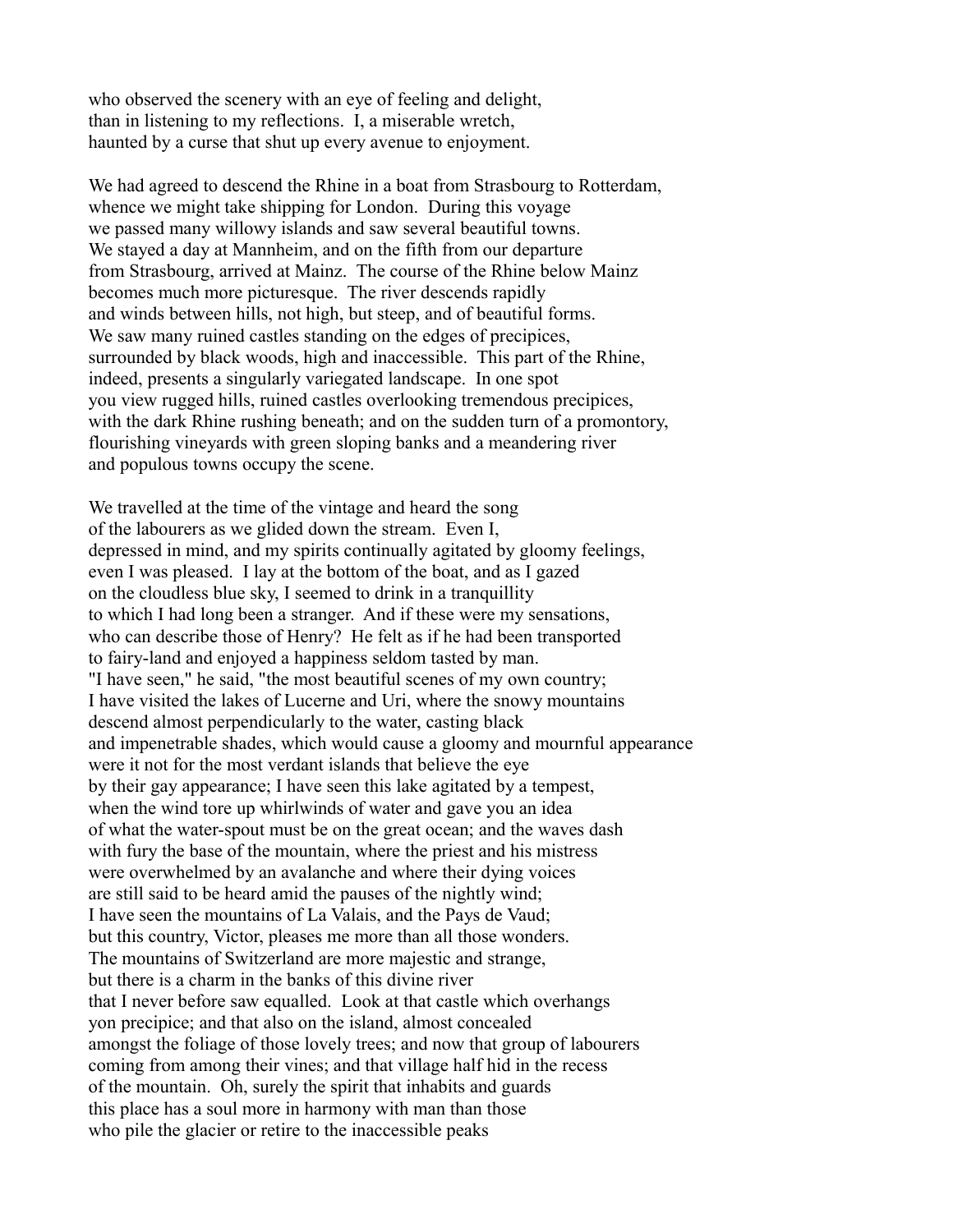who observed the scenery with an eye of feeling and delight,
than in listening to my reflections. I, a miserable wretch,
haunted by a curse that shut up every avenue to enjoyment.

We had agreed to descend the Rhine in a boat from Strasbourg to Rotterdam,
whence we might take shipping for London. During this voyage
we passed many willowy islands and saw several beautiful towns.
We stayed a day at Mannheim, and on the fifth from our departure
from Strasbourg, arrived at Mainz. The course of the Rhine below Mainz
becomes much more picturesque. The river descends rapidly
and winds between hills, not high, but steep, and of beautiful forms.
We saw many ruined castles standing on the edges of precipices,
surrounded by black woods, high and inaccessible. This part of the Rhine,
indeed, presents a singularly variegated landscape. In one spot
you view rugged hills, ruined castles overlooking tremendous precipices,
with the dark Rhine rushing beneath; and on the sudden turn of a promontory,
flourishing vineyards with green sloping banks and a meandering river
and populous towns occupy the scene.

We travelled at the time of the vintage and heard the song
of the labourers as we glided down the stream. Even I,
depressed in mind, and my spirits continually agitated by gloomy feelings,
even I was pleased. I lay at the bottom of the boat, and as I gazed
on the cloudless blue sky, I seemed to drink in a tranquillity
to which I had long been a stranger. And if these were my sensations,
who can describe those of Henry? He felt as if he had been transported
to fairy-land and enjoyed a happiness seldom tasted by man.
"I have seen," he said, "the most beautiful scenes of my own country;
I have visited the lakes of Lucerne and Uri, where the snowy mountains
descend almost perpendicularly to the water, casting black
and impenetrable shades, which would cause a gloomy and mournful appearance
were it not for the most verdant islands that believe the eye
by their gay appearance; I have seen this lake agitated by a tempest,
when the wind tore up whirlwinds of water and gave you an idea
of what the water-spout must be on the great ocean; and the waves dash
with fury the base of the mountain, where the priest and his mistress
were overwhelmed by an avalanche and where their dying voices
are still said to be heard amid the pauses of the nightly wind;
I have seen the mountains of La Valais, and the Pays de Vaud;
but this country, Victor, pleases me more than all those wonders.
The mountains of Switzerland are more majestic and strange,
but there is a charm in the banks of this divine river
that I never before saw equalled. Look at that castle which overhangs
yon precipice; and that also on the island, almost concealed
amongst the foliage of those lovely trees; and now that group of labourers
coming from among their vines; and that village half hid in the recess
of the mountain. Oh, surely the spirit that inhabits and guards
this place has a soul more in harmony with man than those
who pile the glacier or retire to the inaccessible peaks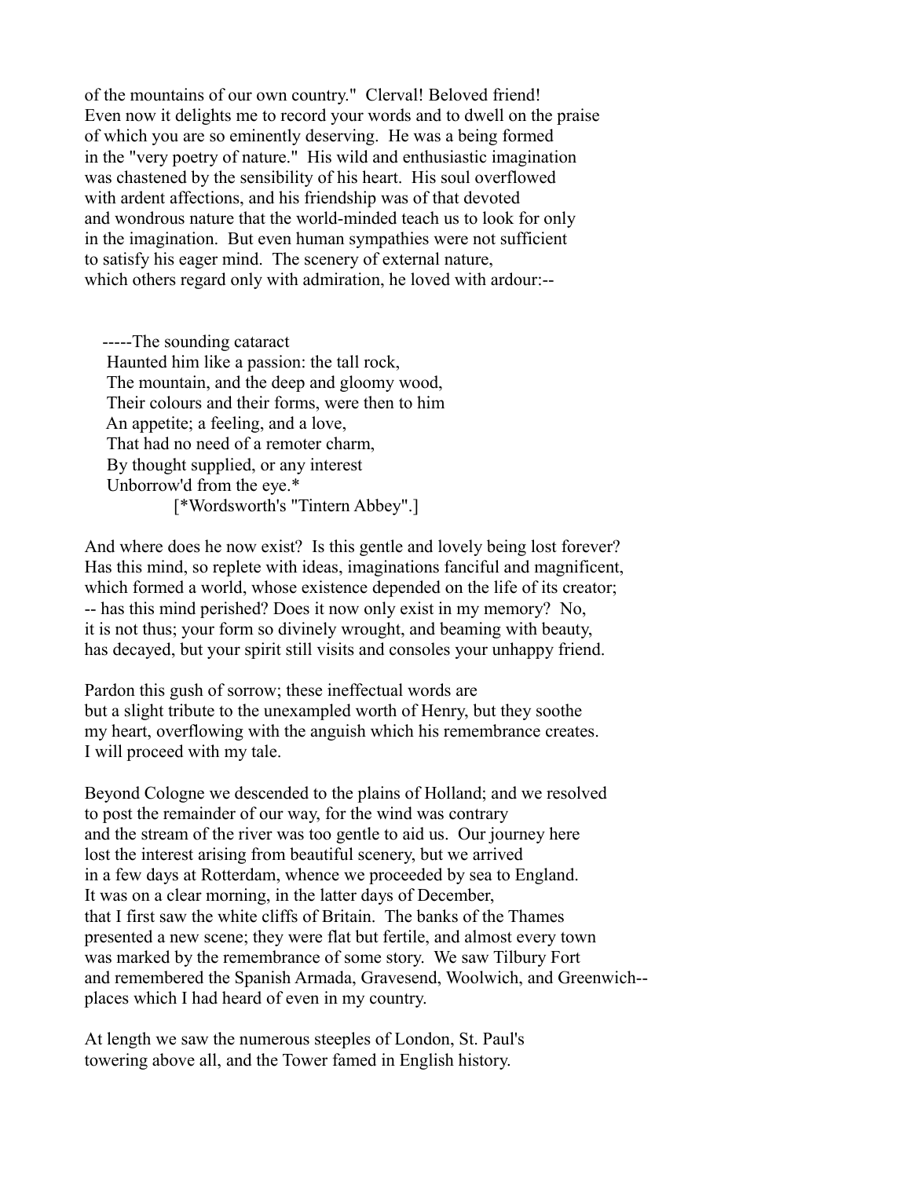of the mountains of our own country."  Clerval! Beloved friend! Even now it delights me to record your words and to dwell on the praise of which you are so eminently deserving.  He was a being formed in the "very poetry of nature."  His wild and enthusiastic imagination was chastened by the sensibility of his heart.  His soul overflowed with ardent affections, and his friendship was of that devoted and wondrous nature that the world-minded teach us to look for only in the imagination.  But even human sympathies were not sufficient to satisfy his eager mind.  The scenery of external nature, which others regard only with admiration, he loved with ardour:--

> -----The sounding cataract
> Haunted him like a passion: the tall rock,
> The mountain, and the deep and gloomy wood,
> Their colours and their forms, were then to him
> An appetite; a feeling, and a love,
> That had no need of a remoter charm,
> By thought supplied, or any interest
> Unborrow'd from the eye.*
>
> [*Wordsworth's "Tintern Abbey".]

And where does he now exist?  Is this gentle and lovely being lost forever? Has this mind, so replete with ideas, imaginations fanciful and magnificent, which formed a world, whose existence depended on the life of its creator; -- has this mind perished? Does it now only exist in my memory?  No, it is not thus; your form so divinely wrought, and beaming with beauty, has decayed, but your spirit still visits and consoles your unhappy friend.

Pardon this gush of sorrow; these ineffectual words are but a slight tribute to the unexampled worth of Henry, but they soothe my heart, overflowing with the anguish which his remembrance creates. I will proceed with my tale.

Beyond Cologne we descended to the plains of Holland; and we resolved to post the remainder of our way, for the wind was contrary and the stream of the river was too gentle to aid us.  Our journey here lost the interest arising from beautiful scenery, but we arrived in a few days at Rotterdam, whence we proceeded by sea to England. It was on a clear morning, in the latter days of December, that I first saw the white cliffs of Britain.  The banks of the Thames presented a new scene; they were flat but fertile, and almost every town was marked by the remembrance of some story.  We saw Tilbury Fort and remembered the Spanish Armada, Gravesend, Woolwich, and Greenwich-- places which I had heard of even in my country.

At length we saw the numerous steeples of London, St. Paul's towering above all, and the Tower famed in English history.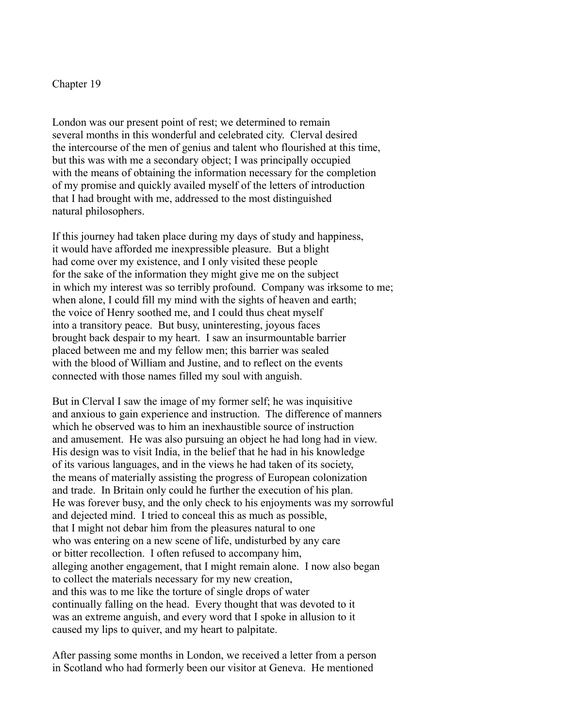## Chapter 19

London was our present point of rest; we determined to remain several months in this wonderful and celebrated city. Clerval desired the intercourse of the men of genius and talent who flourished at this time, but this was with me a secondary object; I was principally occupied with the means of obtaining the information necessary for the completion of my promise and quickly availed myself of the letters of introduction that I had brought with me, addressed to the most distinguished natural philosophers.

If this journey had taken place during my days of study and happiness, it would have afforded me inexpressible pleasure. But a blight had come over my existence, and I only visited these people for the sake of the information they might give me on the subject in which my interest was so terribly profound. Company was irksome to me; when alone, I could fill my mind with the sights of heaven and earth; the voice of Henry soothed me, and I could thus cheat myself into a transitory peace. But busy, uninteresting, joyous faces brought back despair to my heart. I saw an insurmountable barrier placed between me and my fellow men; this barrier was sealed with the blood of William and Justine, and to reflect on the events connected with those names filled my soul with anguish.

But in Clerval I saw the image of my former self; he was inquisitive and anxious to gain experience and instruction. The difference of manners which he observed was to him an inexhaustible source of instruction and amusement. He was also pursuing an object he had long had in view. His design was to visit India, in the belief that he had in his knowledge of its various languages, and in the views he had taken of its society, the means of materially assisting the progress of European colonization and trade. In Britain only could he further the execution of his plan. He was forever busy, and the only check to his enjoyments was my sorrowful and dejected mind. I tried to conceal this as much as possible, that I might not debar him from the pleasures natural to one who was entering on a new scene of life, undisturbed by any care or bitter recollection. I often refused to accompany him, alleging another engagement, that I might remain alone. I now also began to collect the materials necessary for my new creation, and this was to me like the torture of single drops of water continually falling on the head. Every thought that was devoted to it was an extreme anguish, and every word that I spoke in allusion to it caused my lips to quiver, and my heart to palpitate.

After passing some months in London, we received a letter from a person in Scotland who had formerly been our visitor at Geneva. He mentioned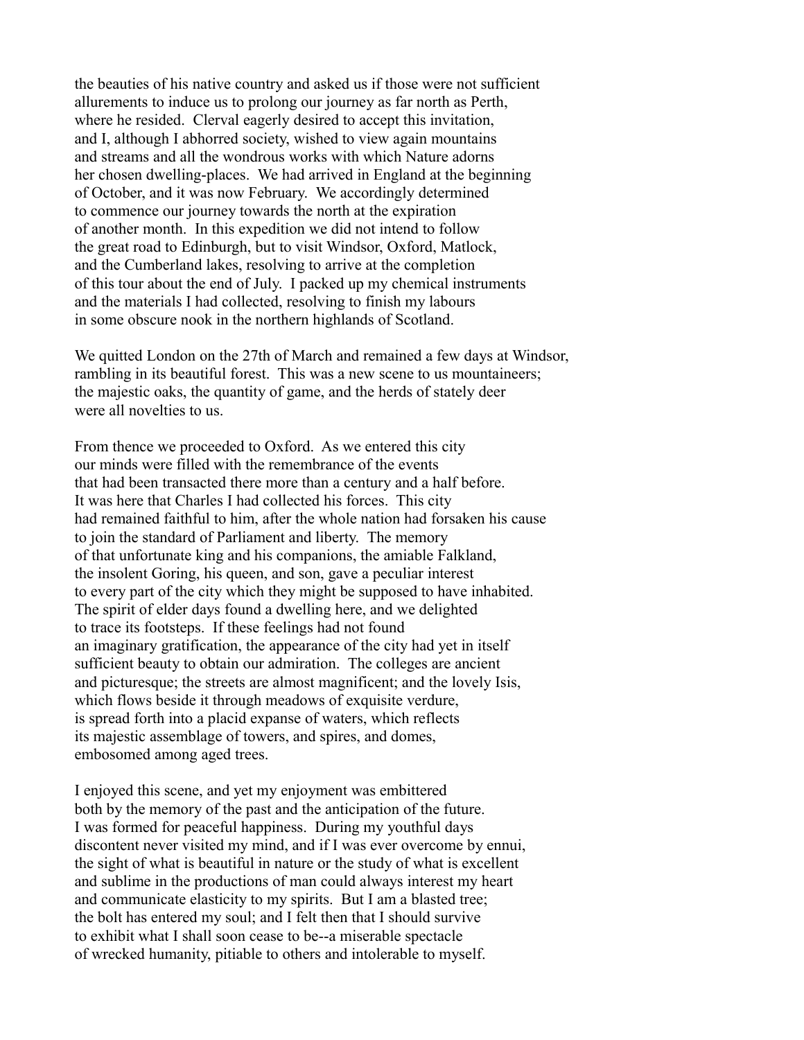the beauties of his native country and asked us if those were not sufficient allurements to induce us to prolong our journey as far north as Perth, where he resided. Clerval eagerly desired to accept this invitation, and I, although I abhorred society, wished to view again mountains and streams and all the wondrous works with which Nature adorns her chosen dwelling-places. We had arrived in England at the beginning of October, and it was now February. We accordingly determined to commence our journey towards the north at the expiration of another month. In this expedition we did not intend to follow the great road to Edinburgh, but to visit Windsor, Oxford, Matlock, and the Cumberland lakes, resolving to arrive at the completion of this tour about the end of July. I packed up my chemical instruments and the materials I had collected, resolving to finish my labours in some obscure nook in the northern highlands of Scotland.

We quitted London on the 27th of March and remained a few days at Windsor, rambling in its beautiful forest. This was a new scene to us mountaineers; the majestic oaks, the quantity of game, and the herds of stately deer were all novelties to us.

From thence we proceeded to Oxford. As we entered this city our minds were filled with the remembrance of the events that had been transacted there more than a century and a half before. It was here that Charles I had collected his forces. This city had remained faithful to him, after the whole nation had forsaken his cause to join the standard of Parliament and liberty. The memory of that unfortunate king and his companions, the amiable Falkland, the insolent Goring, his queen, and son, gave a peculiar interest to every part of the city which they might be supposed to have inhabited. The spirit of elder days found a dwelling here, and we delighted to trace its footsteps. If these feelings had not found an imaginary gratification, the appearance of the city had yet in itself sufficient beauty to obtain our admiration. The colleges are ancient and picturesque; the streets are almost magnificent; and the lovely Isis, which flows beside it through meadows of exquisite verdure, is spread forth into a placid expanse of waters, which reflects its majestic assemblage of towers, and spires, and domes, embosomed among aged trees.

I enjoyed this scene, and yet my enjoyment was embittered both by the memory of the past and the anticipation of the future. I was formed for peaceful happiness. During my youthful days discontent never visited my mind, and if I was ever overcome by ennui, the sight of what is beautiful in nature or the study of what is excellent and sublime in the productions of man could always interest my heart and communicate elasticity to my spirits. But I am a blasted tree; the bolt has entered my soul; and I felt then that I should survive to exhibit what I shall soon cease to be--a miserable spectacle of wrecked humanity, pitiable to others and intolerable to myself.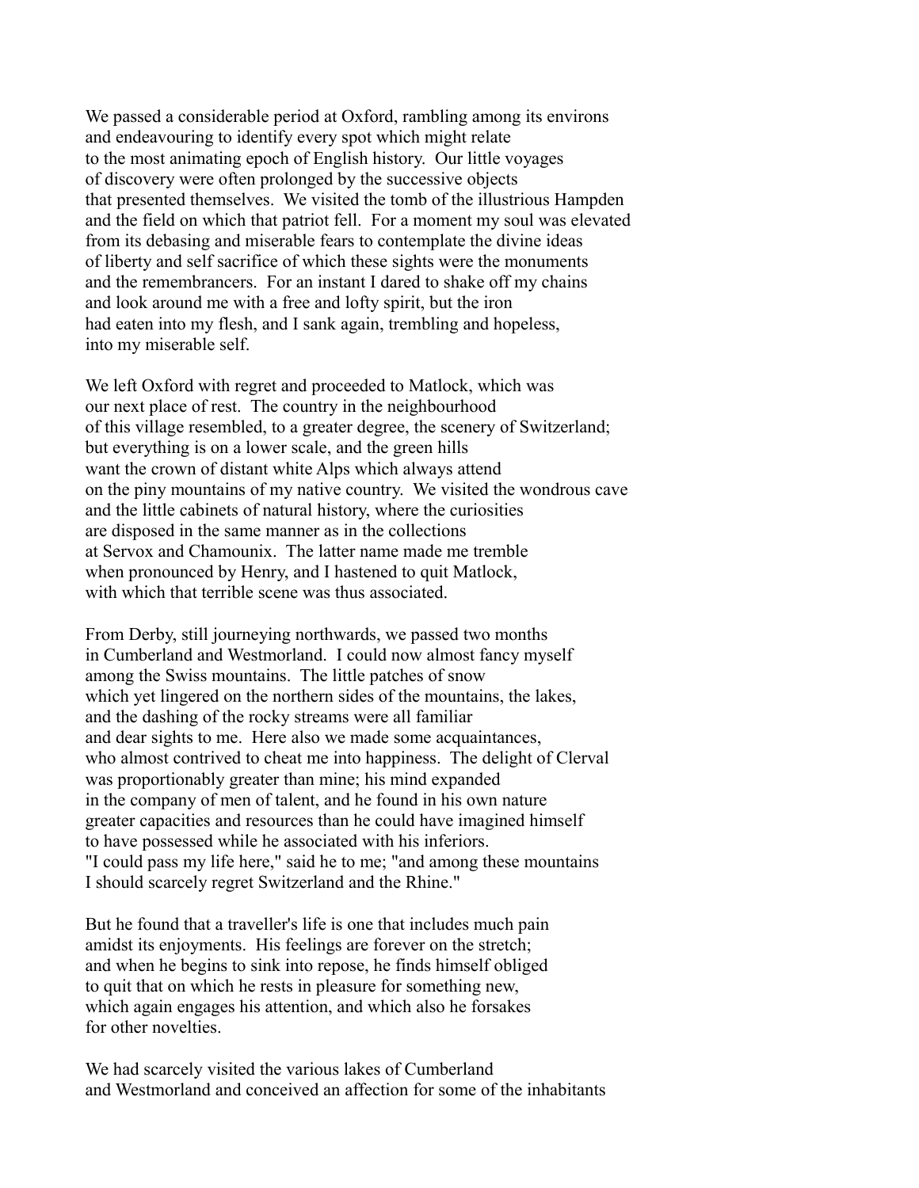We passed a considerable period at Oxford, rambling among its environs and endeavouring to identify every spot which might relate to the most animating epoch of English history. Our little voyages of discovery were often prolonged by the successive objects that presented themselves. We visited the tomb of the illustrious Hampden and the field on which that patriot fell. For a moment my soul was elevated from its debasing and miserable fears to contemplate the divine ideas of liberty and self sacrifice of which these sights were the monuments and the remembrancers. For an instant I dared to shake off my chains and look around me with a free and lofty spirit, but the iron had eaten into my flesh, and I sank again, trembling and hopeless, into my miserable self.

We left Oxford with regret and proceeded to Matlock, which was our next place of rest. The country in the neighbourhood of this village resembled, to a greater degree, the scenery of Switzerland; but everything is on a lower scale, and the green hills want the crown of distant white Alps which always attend on the piny mountains of my native country. We visited the wondrous cave and the little cabinets of natural history, where the curiosities are disposed in the same manner as in the collections at Servox and Chamounix. The latter name made me tremble when pronounced by Henry, and I hastened to quit Matlock, with which that terrible scene was thus associated.

From Derby, still journeying northwards, we passed two months in Cumberland and Westmorland. I could now almost fancy myself among the Swiss mountains. The little patches of snow which yet lingered on the northern sides of the mountains, the lakes, and the dashing of the rocky streams were all familiar and dear sights to me. Here also we made some acquaintances, who almost contrived to cheat me into happiness. The delight of Clerval was proportionably greater than mine; his mind expanded in the company of men of talent, and he found in his own nature greater capacities and resources than he could have imagined himself to have possessed while he associated with his inferiors. "I could pass my life here," said he to me; "and among these mountains I should scarcely regret Switzerland and the Rhine."

But he found that a traveller's life is one that includes much pain amidst its enjoyments. His feelings are forever on the stretch; and when he begins to sink into repose, he finds himself obliged to quit that on which he rests in pleasure for something new, which again engages his attention, and which also he forsakes for other novelties.

We had scarcely visited the various lakes of Cumberland and Westmorland and conceived an affection for some of the inhabitants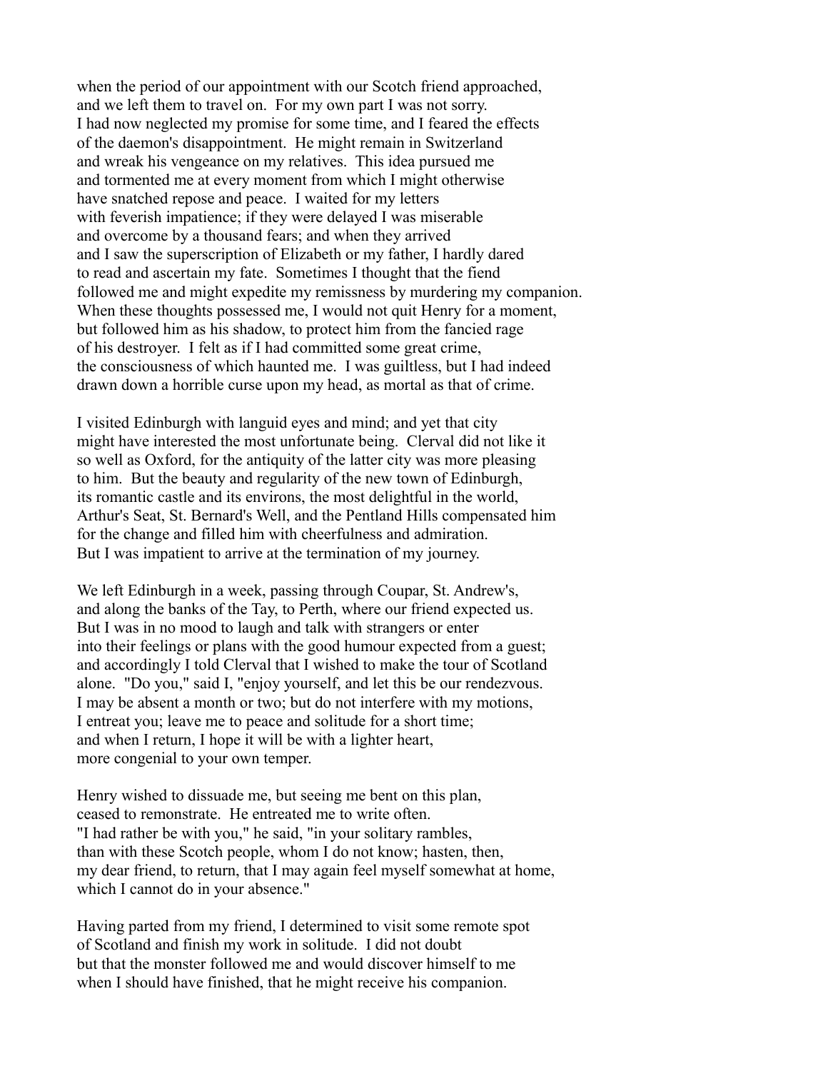when the period of our appointment with our Scotch friend approached, and we left them to travel on. For my own part I was not sorry. I had now neglected my promise for some time, and I feared the effects of the daemon's disappointment. He might remain in Switzerland and wreak his vengeance on my relatives. This idea pursued me and tormented me at every moment from which I might otherwise have snatched repose and peace. I waited for my letters with feverish impatience; if they were delayed I was miserable and overcome by a thousand fears; and when they arrived and I saw the superscription of Elizabeth or my father, I hardly dared to read and ascertain my fate. Sometimes I thought that the fiend followed me and might expedite my remissness by murdering my companion. When these thoughts possessed me, I would not quit Henry for a moment, but followed him as his shadow, to protect him from the fancied rage of his destroyer. I felt as if I had committed some great crime, the consciousness of which haunted me. I was guiltless, but I had indeed drawn down a horrible curse upon my head, as mortal as that of crime.

I visited Edinburgh with languid eyes and mind; and yet that city might have interested the most unfortunate being. Clerval did not like it so well as Oxford, for the antiquity of the latter city was more pleasing to him. But the beauty and regularity of the new town of Edinburgh, its romantic castle and its environs, the most delightful in the world, Arthur's Seat, St. Bernard's Well, and the Pentland Hills compensated him for the change and filled him with cheerfulness and admiration. But I was impatient to arrive at the termination of my journey.

We left Edinburgh in a week, passing through Coupar, St. Andrew's, and along the banks of the Tay, to Perth, where our friend expected us. But I was in no mood to laugh and talk with strangers or enter into their feelings or plans with the good humour expected from a guest; and accordingly I told Clerval that I wished to make the tour of Scotland alone. "Do you," said I, "enjoy yourself, and let this be our rendezvous. I may be absent a month or two; but do not interfere with my motions, I entreat you; leave me to peace and solitude for a short time; and when I return, I hope it will be with a lighter heart, more congenial to your own temper.

Henry wished to dissuade me, but seeing me bent on this plan, ceased to remonstrate. He entreated me to write often. "I had rather be with you," he said, "in your solitary rambles, than with these Scotch people, whom I do not know; hasten, then, my dear friend, to return, that I may again feel myself somewhat at home, which I cannot do in your absence."

Having parted from my friend, I determined to visit some remote spot of Scotland and finish my work in solitude. I did not doubt but that the monster followed me and would discover himself to me when I should have finished, that he might receive his companion.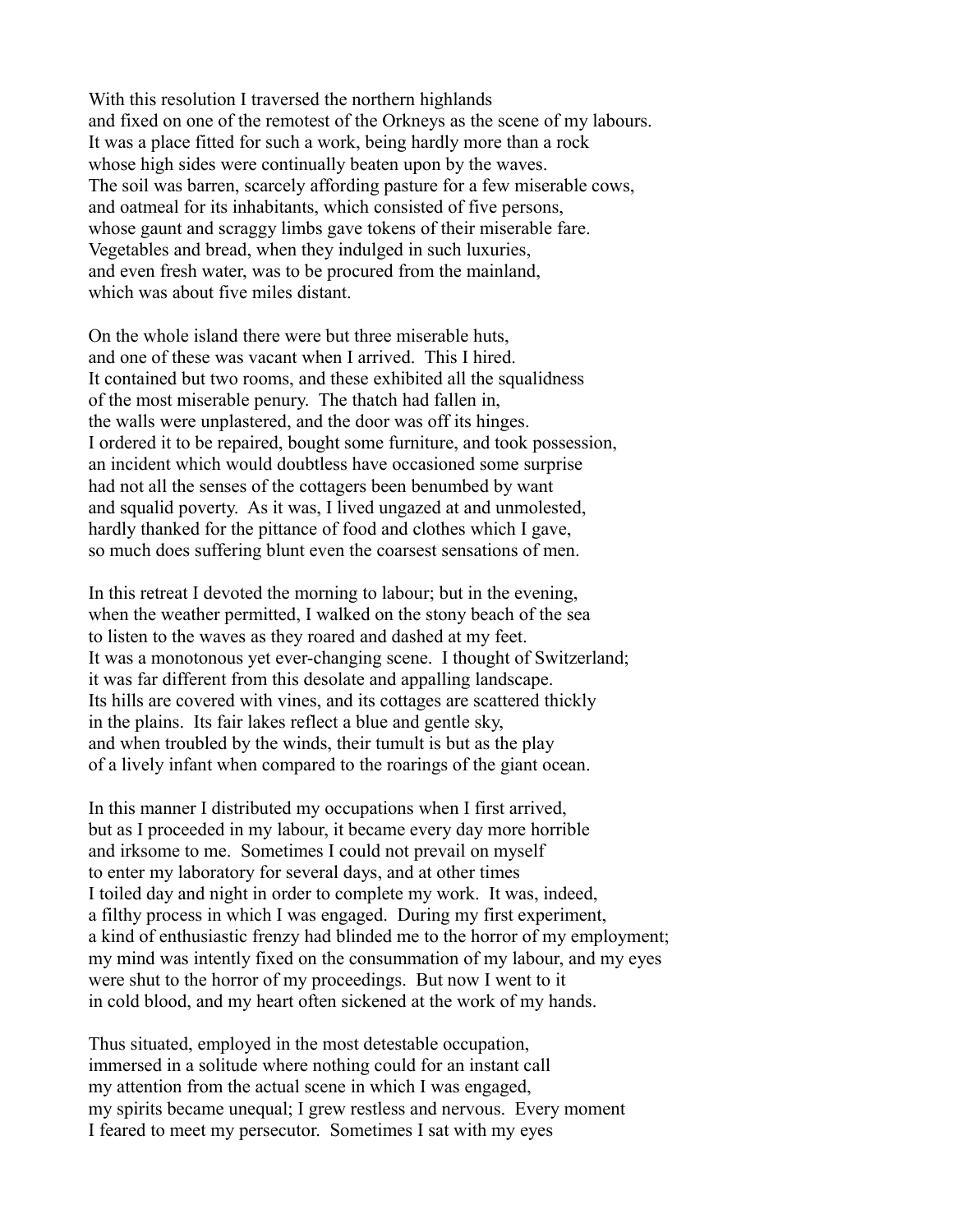With this resolution I traversed the northern highlands
and fixed on one of the remotest of the Orkneys as the scene of my labours.
It was a place fitted for such a work, being hardly more than a rock
whose high sides were continually beaten upon by the waves.
The soil was barren, scarcely affording pasture for a few miserable cows,
and oatmeal for its inhabitants, which consisted of five persons,
whose gaunt and scraggy limbs gave tokens of their miserable fare.
Vegetables and bread, when they indulged in such luxuries,
and even fresh water, was to be procured from the mainland,
which was about five miles distant.

On the whole island there were but three miserable huts,
and one of these was vacant when I arrived. This I hired.
It contained but two rooms, and these exhibited all the squalidness
of the most miserable penury. The thatch had fallen in,
the walls were unplastered, and the door was off its hinges.
I ordered it to be repaired, bought some furniture, and took possession,
an incident which would doubtless have occasioned some surprise
had not all the senses of the cottagers been benumbed by want
and squalid poverty. As it was, I lived ungazed at and unmolested,
hardly thanked for the pittance of food and clothes which I gave,
so much does suffering blunt even the coarsest sensations of men.

In this retreat I devoted the morning to labour; but in the evening,
when the weather permitted, I walked on the stony beach of the sea
to listen to the waves as they roared and dashed at my feet.
It was a monotonous yet ever-changing scene. I thought of Switzerland;
it was far different from this desolate and appalling landscape.
Its hills are covered with vines, and its cottages are scattered thickly
in the plains. Its fair lakes reflect a blue and gentle sky,
and when troubled by the winds, their tumult is but as the play
of a lively infant when compared to the roarings of the giant ocean.

In this manner I distributed my occupations when I first arrived,
but as I proceeded in my labour, it became every day more horrible
and irksome to me. Sometimes I could not prevail on myself
to enter my laboratory for several days, and at other times
I toiled day and night in order to complete my work. It was, indeed,
a filthy process in which I was engaged. During my first experiment,
a kind of enthusiastic frenzy had blinded me to the horror of my employment;
my mind was intently fixed on the consummation of my labour, and my eyes
were shut to the horror of my proceedings. But now I went to it
in cold blood, and my heart often sickened at the work of my hands.

Thus situated, employed in the most detestable occupation,
immersed in a solitude where nothing could for an instant call
my attention from the actual scene in which I was engaged,
my spirits became unequal; I grew restless and nervous. Every moment
I feared to meet my persecutor. Sometimes I sat with my eyes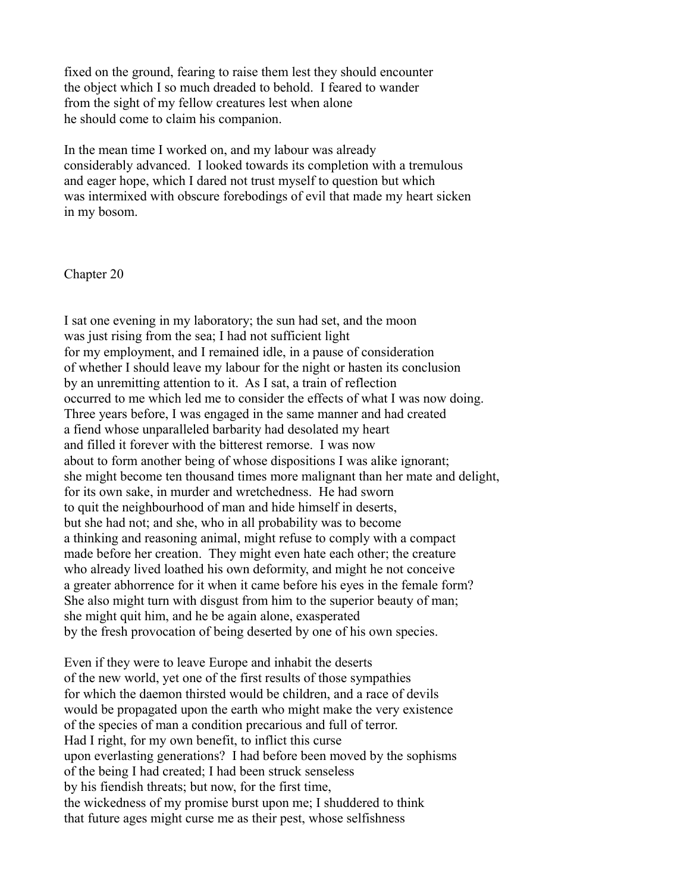fixed on the ground, fearing to raise them lest they should encounter the object which I so much dreaded to behold. I feared to wander from the sight of my fellow creatures lest when alone he should come to claim his companion.

In the mean time I worked on, and my labour was already considerably advanced. I looked towards its completion with a tremulous and eager hope, which I dared not trust myself to question but which was intermixed with obscure forebodings of evil that made my heart sicken in my bosom.

## Chapter 20

I sat one evening in my laboratory; the sun had set, and the moon was just rising from the sea; I had not sufficient light for my employment, and I remained idle, in a pause of consideration of whether I should leave my labour for the night or hasten its conclusion by an unremitting attention to it. As I sat, a train of reflection occurred to me which led me to consider the effects of what I was now doing. Three years before, I was engaged in the same manner and had created a fiend whose unparalleled barbarity had desolated my heart and filled it forever with the bitterest remorse. I was now about to form another being of whose dispositions I was alike ignorant; she might become ten thousand times more malignant than her mate and delight, for its own sake, in murder and wretchedness. He had sworn to quit the neighbourhood of man and hide himself in deserts, but she had not; and she, who in all probability was to become a thinking and reasoning animal, might refuse to comply with a compact made before her creation. They might even hate each other; the creature who already lived loathed his own deformity, and might he not conceive a greater abhorrence for it when it came before his eyes in the female form? She also might turn with disgust from him to the superior beauty of man; she might quit him, and he be again alone, exasperated by the fresh provocation of being deserted by one of his own species.

Even if they were to leave Europe and inhabit the deserts of the new world, yet one of the first results of those sympathies for which the daemon thirsted would be children, and a race of devils would be propagated upon the earth who might make the very existence of the species of man a condition precarious and full of terror. Had I right, for my own benefit, to inflict this curse upon everlasting generations? I had before been moved by the sophisms of the being I had created; I had been struck senseless by his fiendish threats; but now, for the first time, the wickedness of my promise burst upon me; I shuddered to think that future ages might curse me as their pest, whose selfishness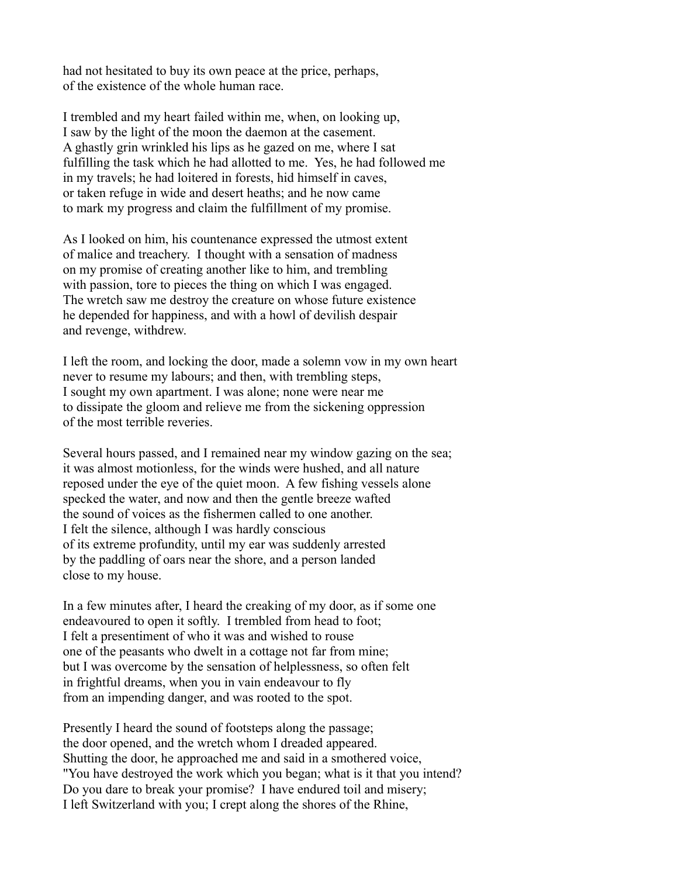had not hesitated to buy its own peace at the price, perhaps,
of the existence of the whole human race.

I trembled and my heart failed within me, when, on looking up,
I saw by the light of the moon the daemon at the casement.
A ghastly grin wrinkled his lips as he gazed on me, where I sat
fulfilling the task which he had allotted to me. Yes, he had followed me
in my travels; he had loitered in forests, hid himself in caves,
or taken refuge in wide and desert heaths; and he now came
to mark my progress and claim the fulfillment of my promise.

As I looked on him, his countenance expressed the utmost extent
of malice and treachery. I thought with a sensation of madness
on my promise of creating another like to him, and trembling
with passion, tore to pieces the thing on which I was engaged.
The wretch saw me destroy the creature on whose future existence
he depended for happiness, and with a howl of devilish despair
and revenge, withdrew.

I left the room, and locking the door, made a solemn vow in my own heart
never to resume my labours; and then, with trembling steps,
I sought my own apartment. I was alone; none were near me
to dissipate the gloom and relieve me from the sickening oppression
of the most terrible reveries.

Several hours passed, and I remained near my window gazing on the sea;
it was almost motionless, for the winds were hushed, and all nature
reposed under the eye of the quiet moon. A few fishing vessels alone
specked the water, and now and then the gentle breeze wafted
the sound of voices as the fishermen called to one another.
I felt the silence, although I was hardly conscious
of its extreme profundity, until my ear was suddenly arrested
by the paddling of oars near the shore, and a person landed
close to my house.

In a few minutes after, I heard the creaking of my door, as if some one
endeavoured to open it softly. I trembled from head to foot;
I felt a presentiment of who it was and wished to rouse
one of the peasants who dwelt in a cottage not far from mine;
but I was overcome by the sensation of helplessness, so often felt
in frightful dreams, when you in vain endeavour to fly
from an impending danger, and was rooted to the spot.

Presently I heard the sound of footsteps along the passage;
the door opened, and the wretch whom I dreaded appeared.
Shutting the door, he approached me and said in a smothered voice,
"You have destroyed the work which you began; what is it that you intend?
Do you dare to break your promise? I have endured toil and misery;
I left Switzerland with you; I crept along the shores of the Rhine,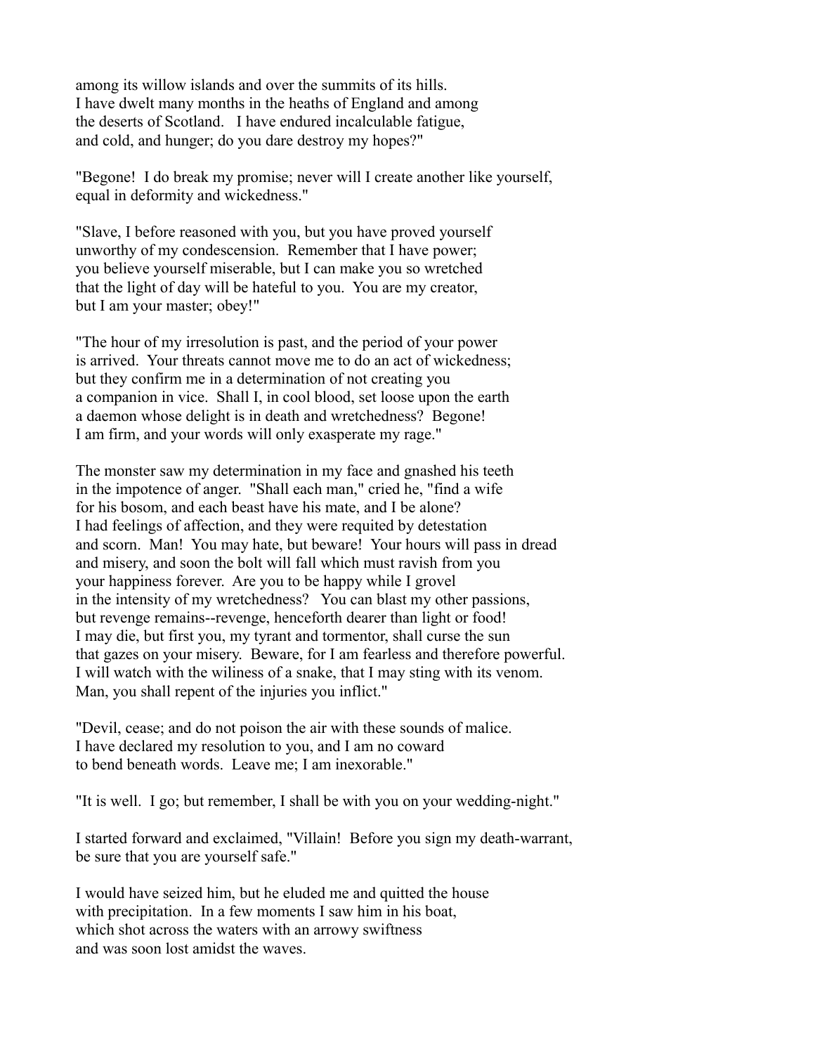among its willow islands and over the summits of its hills.
I have dwelt many months in the heaths of England and among
the deserts of Scotland. I have endured incalculable fatigue,
and cold, and hunger; do you dare destroy my hopes?"

"Begone! I do break my promise; never will I create another like yourself,
equal in deformity and wickedness."

"Slave, I before reasoned with you, but you have proved yourself
unworthy of my condescension. Remember that I have power;
you believe yourself miserable, but I can make you so wretched
that the light of day will be hateful to you. You are my creator,
but I am your master; obey!"

"The hour of my irresolution is past, and the period of your power
is arrived. Your threats cannot move me to do an act of wickedness;
but they confirm me in a determination of not creating you
a companion in vice. Shall I, in cool blood, set loose upon the earth
a daemon whose delight is in death and wretchedness? Begone!
I am firm, and your words will only exasperate my rage."

The monster saw my determination in my face and gnashed his teeth
in the impotence of anger. "Shall each man," cried he, "find a wife
for his bosom, and each beast have his mate, and I be alone?
I had feelings of affection, and they were requited by detestation
and scorn. Man! You may hate, but beware! Your hours will pass in dread
and misery, and soon the bolt will fall which must ravish from you
your happiness forever. Are you to be happy while I grovel
in the intensity of my wretchedness? You can blast my other passions,
but revenge remains--revenge, henceforth dearer than light or food!
I may die, but first you, my tyrant and tormentor, shall curse the sun
that gazes on your misery. Beware, for I am fearless and therefore powerful.
I will watch with the wiliness of a snake, that I may sting with its venom.
Man, you shall repent of the injuries you inflict."

"Devil, cease; and do not poison the air with these sounds of malice.
I have declared my resolution to you, and I am no coward
to bend beneath words. Leave me; I am inexorable."

"It is well. I go; but remember, I shall be with you on your wedding-night."

I started forward and exclaimed, "Villain! Before you sign my death-warrant,
be sure that you are yourself safe."

I would have seized him, but he eluded me and quitted the house
with precipitation. In a few moments I saw him in his boat,
which shot across the waters with an arrowy swiftness
and was soon lost amidst the waves.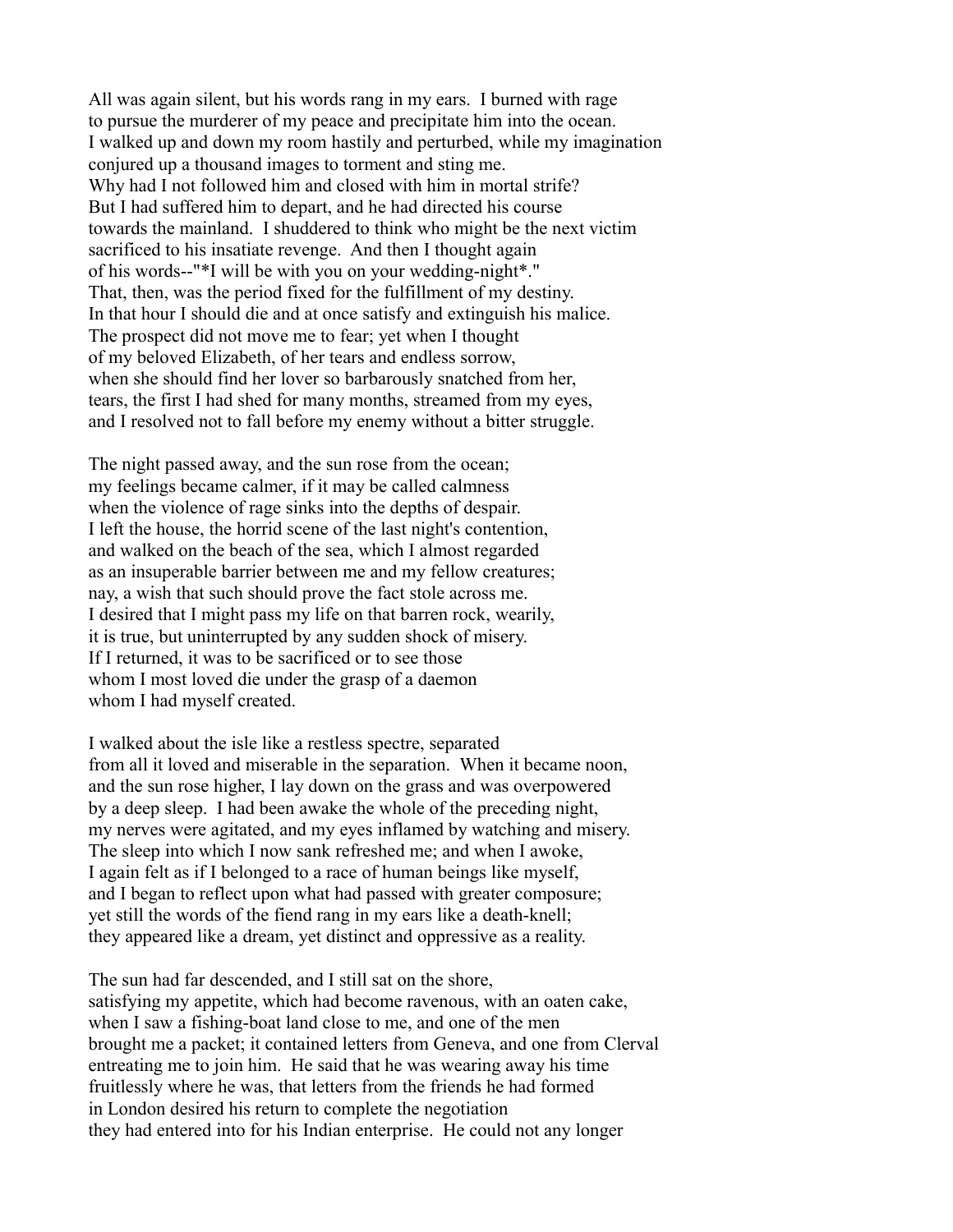All was again silent, but his words rang in my ears. I burned with rage to pursue the murderer of my peace and precipitate him into the ocean. I walked up and down my room hastily and perturbed, while my imagination conjured up a thousand images to torment and sting me. Why had I not followed him and closed with him in mortal strife? But I had suffered him to depart, and he had directed his course towards the mainland. I shuddered to think who might be the next victim sacrificed to his insatiate revenge. And then I thought again of his words--"*I will be with you on your wedding-night*." That, then, was the period fixed for the fulfillment of my destiny. In that hour I should die and at once satisfy and extinguish his malice. The prospect did not move me to fear; yet when I thought of my beloved Elizabeth, of her tears and endless sorrow, when she should find her lover so barbarously snatched from her, tears, the first I had shed for many months, streamed from my eyes, and I resolved not to fall before my enemy without a bitter struggle.

The night passed away, and the sun rose from the ocean; my feelings became calmer, if it may be called calmness when the violence of rage sinks into the depths of despair. I left the house, the horrid scene of the last night's contention, and walked on the beach of the sea, which I almost regarded as an insuperable barrier between me and my fellow creatures; nay, a wish that such should prove the fact stole across me. I desired that I might pass my life on that barren rock, wearily, it is true, but uninterrupted by any sudden shock of misery. If I returned, it was to be sacrificed or to see those whom I most loved die under the grasp of a daemon whom I had myself created.

I walked about the isle like a restless spectre, separated from all it loved and miserable in the separation. When it became noon, and the sun rose higher, I lay down on the grass and was overpowered by a deep sleep. I had been awake the whole of the preceding night, my nerves were agitated, and my eyes inflamed by watching and misery. The sleep into which I now sank refreshed me; and when I awoke, I again felt as if I belonged to a race of human beings like myself, and I began to reflect upon what had passed with greater composure; yet still the words of the fiend rang in my ears like a death-knell; they appeared like a dream, yet distinct and oppressive as a reality.

The sun had far descended, and I still sat on the shore, satisfying my appetite, which had become ravenous, with an oaten cake, when I saw a fishing-boat land close to me, and one of the men brought me a packet; it contained letters from Geneva, and one from Clerval entreating me to join him. He said that he was wearing away his time fruitlessly where he was, that letters from the friends he had formed in London desired his return to complete the negotiation they had entered into for his Indian enterprise. He could not any longer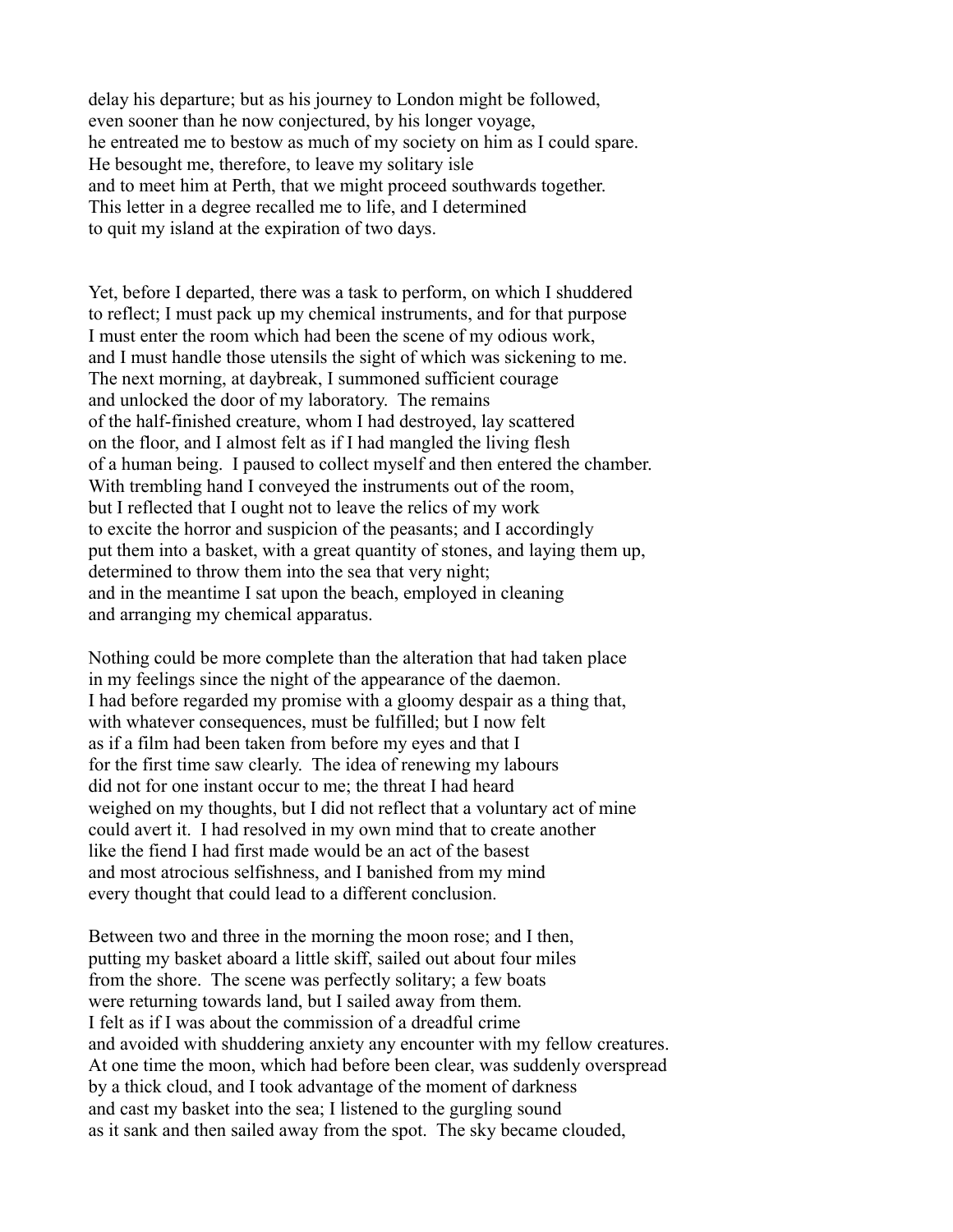delay his departure; but as his journey to London might be followed, even sooner than he now conjectured, by his longer voyage, he entreated me to bestow as much of my society on him as I could spare. He besought me, therefore, to leave my solitary isle and to meet him at Perth, that we might proceed southwards together. This letter in a degree recalled me to life, and I determined to quit my island at the expiration of two days.

Yet, before I departed, there was a task to perform, on which I shuddered to reflect; I must pack up my chemical instruments, and for that purpose I must enter the room which had been the scene of my odious work, and I must handle those utensils the sight of which was sickening to me. The next morning, at daybreak, I summoned sufficient courage and unlocked the door of my laboratory. The remains of the half-finished creature, whom I had destroyed, lay scattered on the floor, and I almost felt as if I had mangled the living flesh of a human being. I paused to collect myself and then entered the chamber. With trembling hand I conveyed the instruments out of the room, but I reflected that I ought not to leave the relics of my work to excite the horror and suspicion of the peasants; and I accordingly put them into a basket, with a great quantity of stones, and laying them up, determined to throw them into the sea that very night; and in the meantime I sat upon the beach, employed in cleaning and arranging my chemical apparatus.

Nothing could be more complete than the alteration that had taken place in my feelings since the night of the appearance of the daemon. I had before regarded my promise with a gloomy despair as a thing that, with whatever consequences, must be fulfilled; but I now felt as if a film had been taken from before my eyes and that I for the first time saw clearly. The idea of renewing my labours did not for one instant occur to me; the threat I had heard weighed on my thoughts, but I did not reflect that a voluntary act of mine could avert it. I had resolved in my own mind that to create another like the fiend I had first made would be an act of the basest and most atrocious selfishness, and I banished from my mind every thought that could lead to a different conclusion.

Between two and three in the morning the moon rose; and I then, putting my basket aboard a little skiff, sailed out about four miles from the shore. The scene was perfectly solitary; a few boats were returning towards land, but I sailed away from them. I felt as if I was about the commission of a dreadful crime and avoided with shuddering anxiety any encounter with my fellow creatures. At one time the moon, which had before been clear, was suddenly overspread by a thick cloud, and I took advantage of the moment of darkness and cast my basket into the sea; I listened to the gurgling sound as it sank and then sailed away from the spot. The sky became clouded,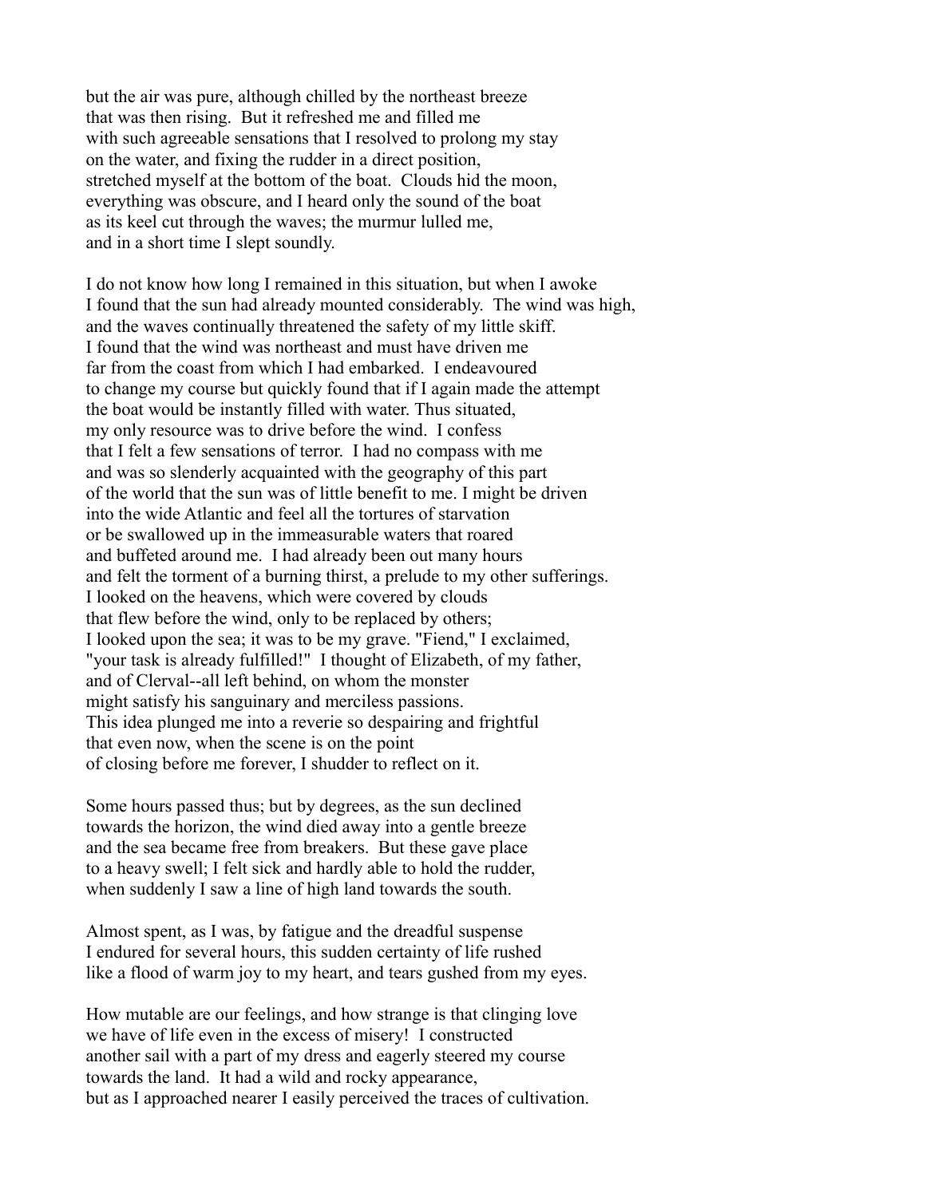but the air was pure, although chilled by the northeast breeze
that was then rising. But it refreshed me and filled me
with such agreeable sensations that I resolved to prolong my stay
on the water, and fixing the rudder in a direct position,
stretched myself at the bottom of the boat. Clouds hid the moon,
everything was obscure, and I heard only the sound of the boat
as its keel cut through the waves; the murmur lulled me,
and in a short time I slept soundly.

I do not know how long I remained in this situation, but when I awoke
I found that the sun had already mounted considerably. The wind was high,
and the waves continually threatened the safety of my little skiff.
I found that the wind was northeast and must have driven me
far from the coast from which I had embarked. I endeavoured
to change my course but quickly found that if I again made the attempt
the boat would be instantly filled with water. Thus situated,
my only resource was to drive before the wind. I confess
that I felt a few sensations of terror. I had no compass with me
and was so slenderly acquainted with the geography of this part
of the world that the sun was of little benefit to me. I might be driven
into the wide Atlantic and feel all the tortures of starvation
or be swallowed up in the immeasurable waters that roared
and buffeted around me. I had already been out many hours
and felt the torment of a burning thirst, a prelude to my other sufferings.
I looked on the heavens, which were covered by clouds
that flew before the wind, only to be replaced by others;
I looked upon the sea; it was to be my grave. "Fiend," I exclaimed,
"your task is already fulfilled!" I thought of Elizabeth, of my father,
and of Clerval--all left behind, on whom the monster
might satisfy his sanguinary and merciless passions.
This idea plunged me into a reverie so despairing and frightful
that even now, when the scene is on the point
of closing before me forever, I shudder to reflect on it.

Some hours passed thus; but by degrees, as the sun declined
towards the horizon, the wind died away into a gentle breeze
and the sea became free from breakers. But these gave place
to a heavy swell; I felt sick and hardly able to hold the rudder,
when suddenly I saw a line of high land towards the south.

Almost spent, as I was, by fatigue and the dreadful suspense
I endured for several hours, this sudden certainty of life rushed
like a flood of warm joy to my heart, and tears gushed from my eyes.

How mutable are our feelings, and how strange is that clinging love
we have of life even in the excess of misery! I constructed
another sail with a part of my dress and eagerly steered my course
towards the land. It had a wild and rocky appearance,
but as I approached nearer I easily perceived the traces of cultivation.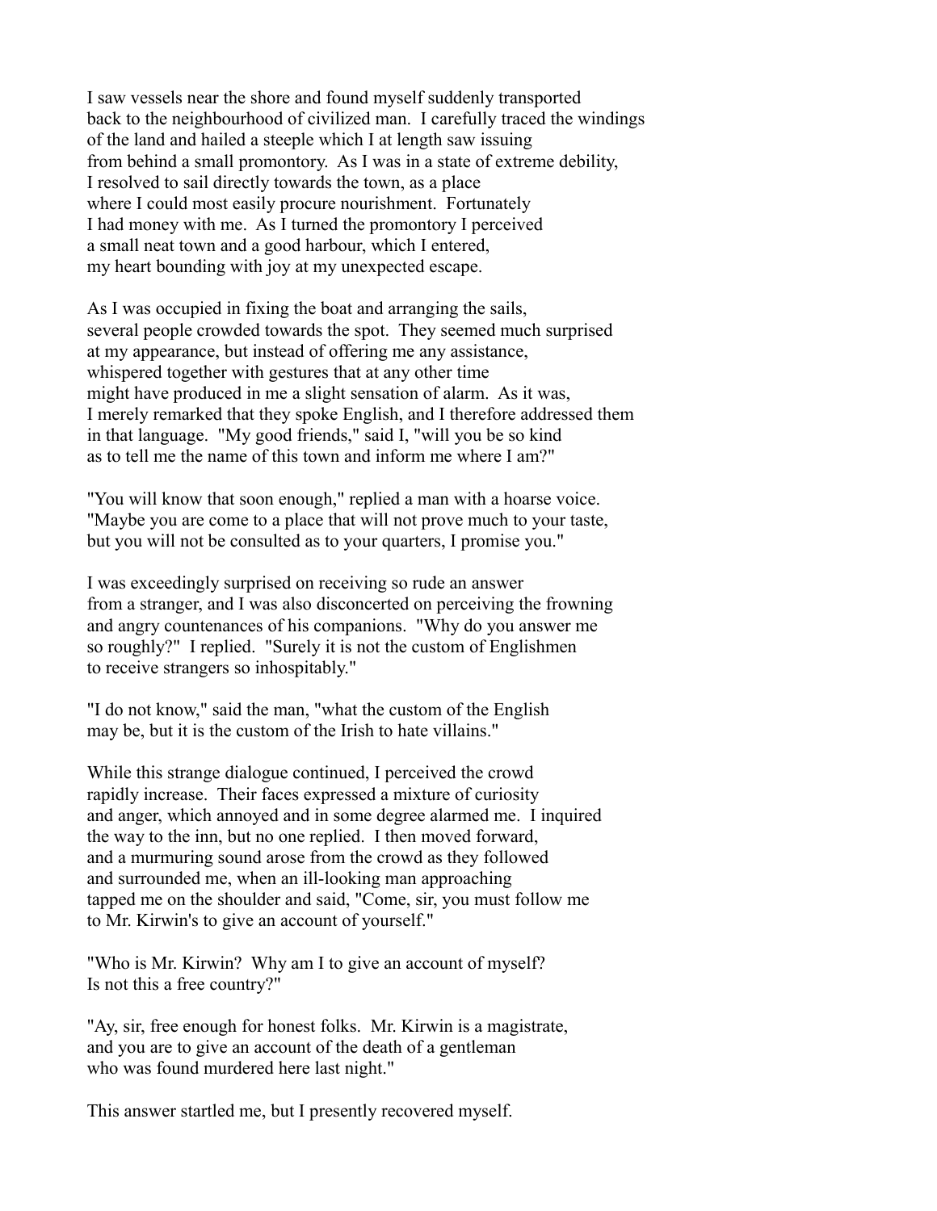I saw vessels near the shore and found myself suddenly transported back to the neighbourhood of civilized man. I carefully traced the windings of the land and hailed a steeple which I at length saw issuing from behind a small promontory. As I was in a state of extreme debility, I resolved to sail directly towards the town, as a place where I could most easily procure nourishment. Fortunately I had money with me. As I turned the promontory I perceived a small neat town and a good harbour, which I entered, my heart bounding with joy at my unexpected escape.

As I was occupied in fixing the boat and arranging the sails, several people crowded towards the spot. They seemed much surprised at my appearance, but instead of offering me any assistance, whispered together with gestures that at any other time might have produced in me a slight sensation of alarm. As it was, I merely remarked that they spoke English, and I therefore addressed them in that language. "My good friends," said I, "will you be so kind as to tell me the name of this town and inform me where I am?"

"You will know that soon enough," replied a man with a hoarse voice. "Maybe you are come to a place that will not prove much to your taste, but you will not be consulted as to your quarters, I promise you."

I was exceedingly surprised on receiving so rude an answer from a stranger, and I was also disconcerted on perceiving the frowning and angry countenances of his companions. "Why do you answer me so roughly?" I replied. "Surely it is not the custom of Englishmen to receive strangers so inhospitably."

"I do not know," said the man, "what the custom of the English may be, but it is the custom of the Irish to hate villains."

While this strange dialogue continued, I perceived the crowd rapidly increase. Their faces expressed a mixture of curiosity and anger, which annoyed and in some degree alarmed me. I inquired the way to the inn, but no one replied. I then moved forward, and a murmuring sound arose from the crowd as they followed and surrounded me, when an ill-looking man approaching tapped me on the shoulder and said, "Come, sir, you must follow me to Mr. Kirwin's to give an account of yourself."

"Who is Mr. Kirwin? Why am I to give an account of myself? Is not this a free country?"

"Ay, sir, free enough for honest folks. Mr. Kirwin is a magistrate, and you are to give an account of the death of a gentleman who was found murdered here last night."

This answer startled me, but I presently recovered myself.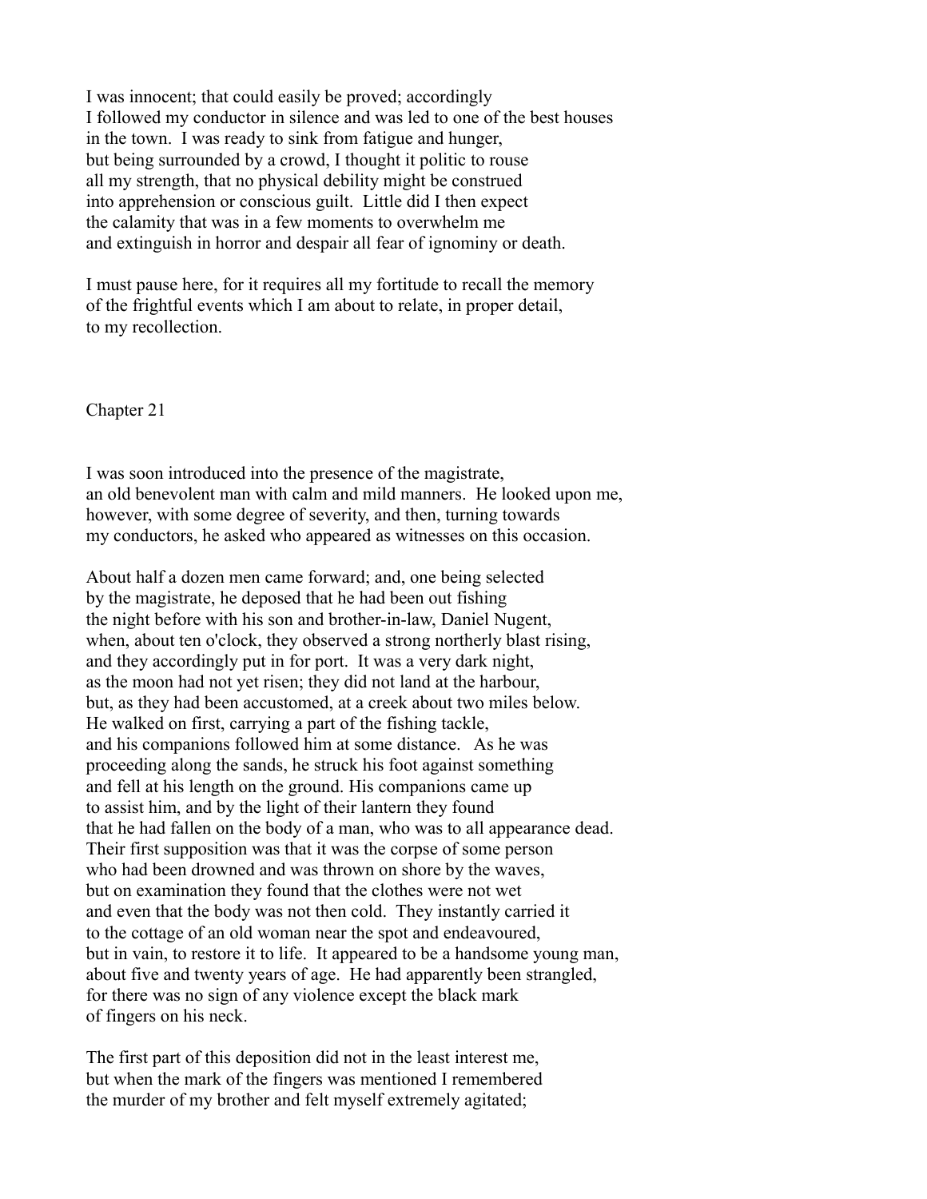I was innocent; that could easily be proved; accordingly I followed my conductor in silence and was led to one of the best houses in the town. I was ready to sink from fatigue and hunger, but being surrounded by a crowd, I thought it politic to rouse all my strength, that no physical debility might be construed into apprehension or conscious guilt. Little did I then expect the calamity that was in a few moments to overwhelm me and extinguish in horror and despair all fear of ignominy or death.

I must pause here, for it requires all my fortitude to recall the memory of the frightful events which I am about to relate, in proper detail, to my recollection.

## Chapter 21

I was soon introduced into the presence of the magistrate, an old benevolent man with calm and mild manners. He looked upon me, however, with some degree of severity, and then, turning towards my conductors, he asked who appeared as witnesses on this occasion.

About half a dozen men came forward; and, one being selected by the magistrate, he deposed that he had been out fishing the night before with his son and brother-in-law, Daniel Nugent, when, about ten o'clock, they observed a strong northerly blast rising, and they accordingly put in for port. It was a very dark night, as the moon had not yet risen; they did not land at the harbour, but, as they had been accustomed, at a creek about two miles below. He walked on first, carrying a part of the fishing tackle, and his companions followed him at some distance. As he was proceeding along the sands, he struck his foot against something and fell at his length on the ground. His companions came up to assist him, and by the light of their lantern they found that he had fallen on the body of a man, who was to all appearance dead. Their first supposition was that it was the corpse of some person who had been drowned and was thrown on shore by the waves, but on examination they found that the clothes were not wet and even that the body was not then cold. They instantly carried it to the cottage of an old woman near the spot and endeavoured, but in vain, to restore it to life. It appeared to be a handsome young man, about five and twenty years of age. He had apparently been strangled, for there was no sign of any violence except the black mark of fingers on his neck.

The first part of this deposition did not in the least interest me, but when the mark of the fingers was mentioned I remembered the murder of my brother and felt myself extremely agitated;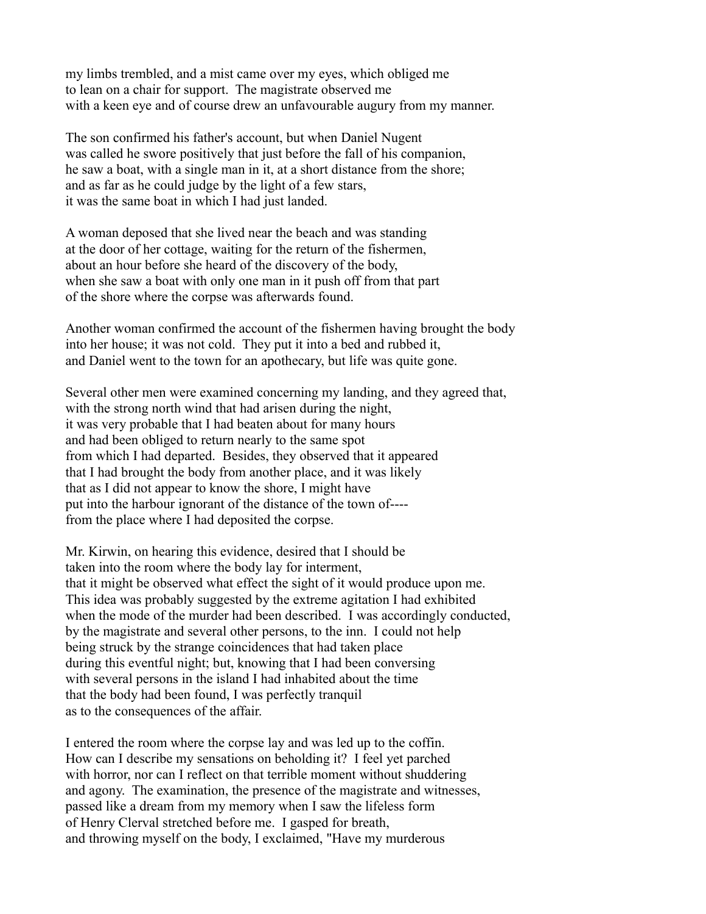my limbs trembled, and a mist came over my eyes, which obliged me
to lean on a chair for support. The magistrate observed me
with a keen eye and of course drew an unfavourable augury from my manner.

The son confirmed his father's account, but when Daniel Nugent
was called he swore positively that just before the fall of his companion,
he saw a boat, with a single man in it, at a short distance from the shore;
and as far as he could judge by the light of a few stars,
it was the same boat in which I had just landed.

A woman deposed that she lived near the beach and was standing
at the door of her cottage, waiting for the return of the fishermen,
about an hour before she heard of the discovery of the body,
when she saw a boat with only one man in it push off from that part
of the shore where the corpse was afterwards found.

Another woman confirmed the account of the fishermen having brought the body
into her house; it was not cold. They put it into a bed and rubbed it,
and Daniel went to the town for an apothecary, but life was quite gone.

Several other men were examined concerning my landing, and they agreed that,
with the strong north wind that had arisen during the night,
it was very probable that I had beaten about for many hours
and had been obliged to return nearly to the same spot
from which I had departed. Besides, they observed that it appeared
that I had brought the body from another place, and it was likely
that as I did not appear to know the shore, I might have
put into the harbour ignorant of the distance of the town of----
from the place where I had deposited the corpse.

Mr. Kirwin, on hearing this evidence, desired that I should be
taken into the room where the body lay for interment,
that it might be observed what effect the sight of it would produce upon me.
This idea was probably suggested by the extreme agitation I had exhibited
when the mode of the murder had been described. I was accordingly conducted,
by the magistrate and several other persons, to the inn. I could not help
being struck by the strange coincidences that had taken place
during this eventful night; but, knowing that I had been conversing
with several persons in the island I had inhabited about the time
that the body had been found, I was perfectly tranquil
as to the consequences of the affair.

I entered the room where the corpse lay and was led up to the coffin.
How can I describe my sensations on beholding it? I feel yet parched
with horror, nor can I reflect on that terrible moment without shuddering
and agony. The examination, the presence of the magistrate and witnesses,
passed like a dream from my memory when I saw the lifeless form
of Henry Clerval stretched before me. I gasped for breath,
and throwing myself on the body, I exclaimed, "Have my murderous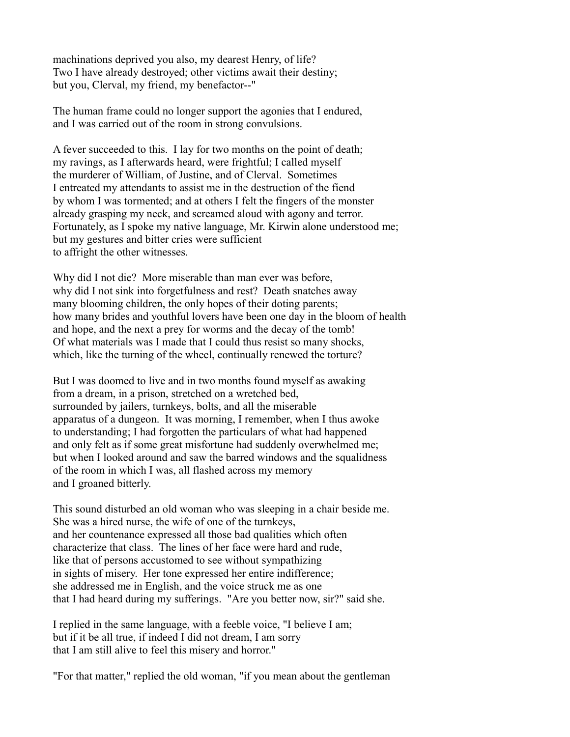machinations deprived you also, my dearest Henry, of life?
Two I have already destroyed; other victims await their destiny;
but you, Clerval, my friend, my benefactor--"

The human frame could no longer support the agonies that I endured,
and I was carried out of the room in strong convulsions.

A fever succeeded to this. I lay for two months on the point of death;
my ravings, as I afterwards heard, were frightful; I called myself
the murderer of William, of Justine, and of Clerval. Sometimes
I entreated my attendants to assist me in the destruction of the fiend
by whom I was tormented; and at others I felt the fingers of the monster
already grasping my neck, and screamed aloud with agony and terror.
Fortunately, as I spoke my native language, Mr. Kirwin alone understood me;
but my gestures and bitter cries were sufficient
to affright the other witnesses.

Why did I not die? More miserable than man ever was before,
why did I not sink into forgetfulness and rest? Death snatches away
many blooming children, the only hopes of their doting parents;
how many brides and youthful lovers have been one day in the bloom of health
and hope, and the next a prey for worms and the decay of the tomb!
Of what materials was I made that I could thus resist so many shocks,
which, like the turning of the wheel, continually renewed the torture?

But I was doomed to live and in two months found myself as awaking
from a dream, in a prison, stretched on a wretched bed,
surrounded by jailers, turnkeys, bolts, and all the miserable
apparatus of a dungeon. It was morning, I remember, when I thus awoke
to understanding; I had forgotten the particulars of what had happened
and only felt as if some great misfortune had suddenly overwhelmed me;
but when I looked around and saw the barred windows and the squalidness
of the room in which I was, all flashed across my memory
and I groaned bitterly.

This sound disturbed an old woman who was sleeping in a chair beside me.
She was a hired nurse, the wife of one of the turnkeys,
and her countenance expressed all those bad qualities which often
characterize that class. The lines of her face were hard and rude,
like that of persons accustomed to see without sympathizing
in sights of misery. Her tone expressed her entire indifference;
she addressed me in English, and the voice struck me as one
that I had heard during my sufferings. "Are you better now, sir?" said she.

I replied in the same language, with a feeble voice, "I believe I am;
but if it be all true, if indeed I did not dream, I am sorry
that I am still alive to feel this misery and horror."

"For that matter," replied the old woman, "if you mean about the gentleman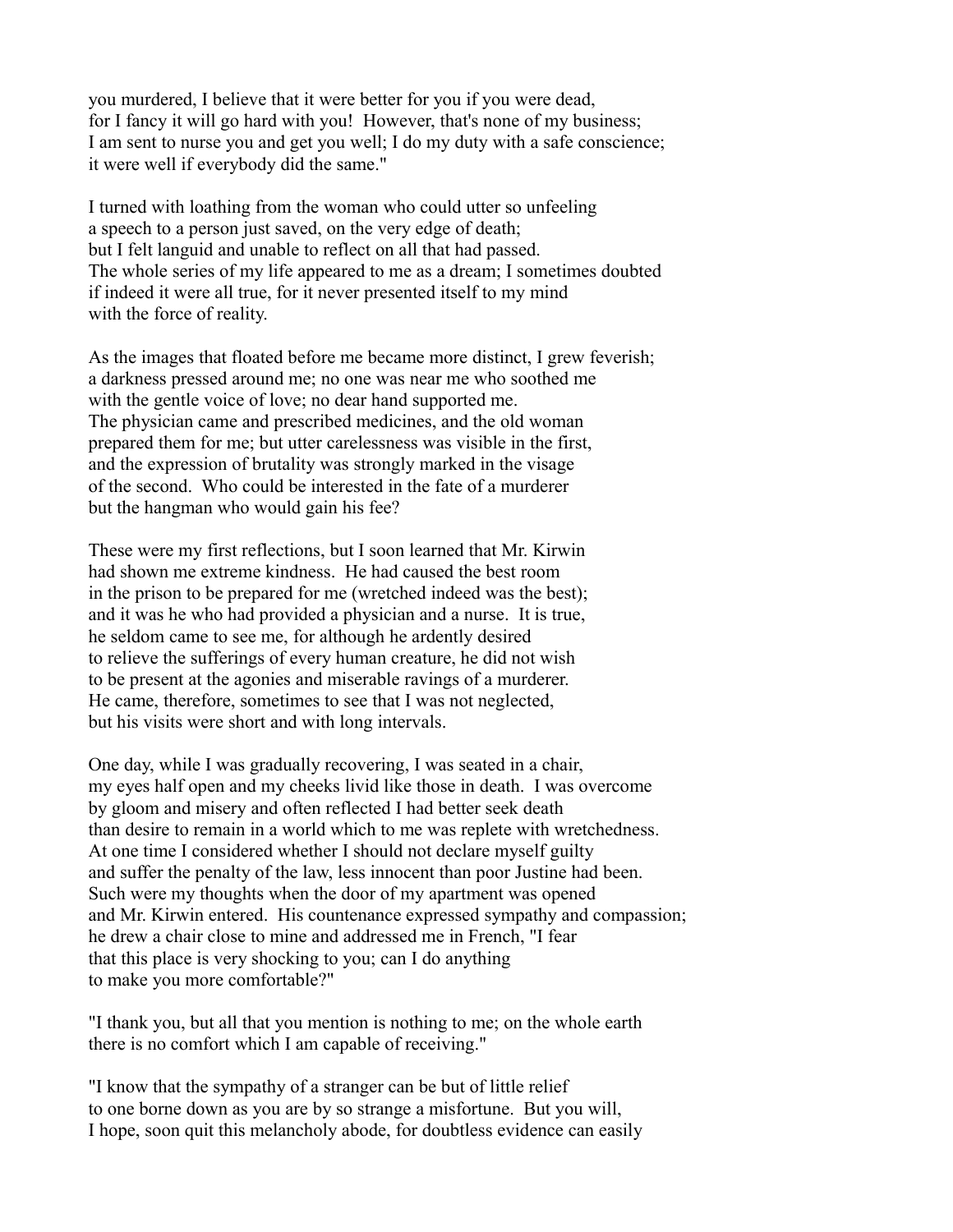you murdered, I believe that it were better for you if you were dead, for I fancy it will go hard with you! However, that's none of my business; I am sent to nurse you and get you well; I do my duty with a safe conscience; it were well if everybody did the same."

I turned with loathing from the woman who could utter so unfeeling a speech to a person just saved, on the very edge of death; but I felt languid and unable to reflect on all that had passed. The whole series of my life appeared to me as a dream; I sometimes doubted if indeed it were all true, for it never presented itself to my mind with the force of reality.

As the images that floated before me became more distinct, I grew feverish; a darkness pressed around me; no one was near me who soothed me with the gentle voice of love; no dear hand supported me. The physician came and prescribed medicines, and the old woman prepared them for me; but utter carelessness was visible in the first, and the expression of brutality was strongly marked in the visage of the second. Who could be interested in the fate of a murderer but the hangman who would gain his fee?

These were my first reflections, but I soon learned that Mr. Kirwin had shown me extreme kindness. He had caused the best room in the prison to be prepared for me (wretched indeed was the best); and it was he who had provided a physician and a nurse. It is true, he seldom came to see me, for although he ardently desired to relieve the sufferings of every human creature, he did not wish to be present at the agonies and miserable ravings of a murderer. He came, therefore, sometimes to see that I was not neglected, but his visits were short and with long intervals.

One day, while I was gradually recovering, I was seated in a chair, my eyes half open and my cheeks livid like those in death. I was overcome by gloom and misery and often reflected I had better seek death than desire to remain in a world which to me was replete with wretchedness. At one time I considered whether I should not declare myself guilty and suffer the penalty of the law, less innocent than poor Justine had been. Such were my thoughts when the door of my apartment was opened and Mr. Kirwin entered. His countenance expressed sympathy and compassion; he drew a chair close to mine and addressed me in French, "I fear that this place is very shocking to you; can I do anything to make you more comfortable?"

"I thank you, but all that you mention is nothing to me; on the whole earth there is no comfort which I am capable of receiving."

"I know that the sympathy of a stranger can be but of little relief to one borne down as you are by so strange a misfortune. But you will, I hope, soon quit this melancholy abode, for doubtless evidence can easily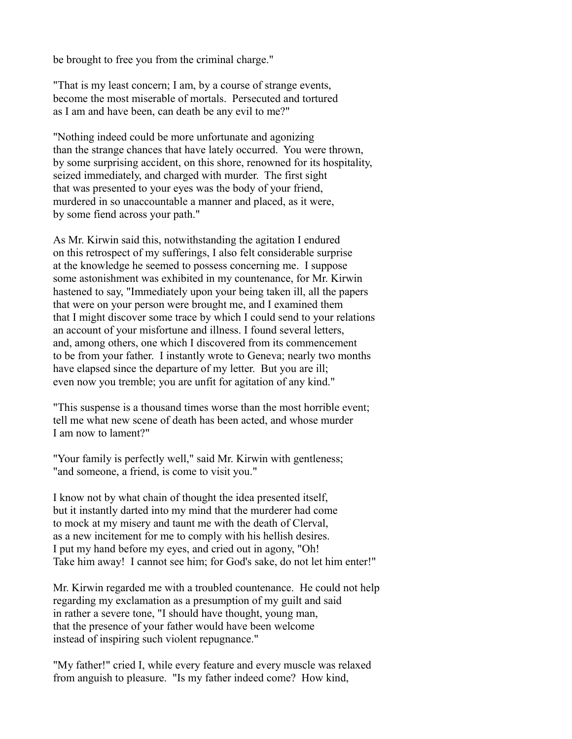be brought to free you from the criminal charge."

"That is my least concern; I am, by a course of strange events, become the most miserable of mortals. Persecuted and tortured as I am and have been, can death be any evil to me?"

"Nothing indeed could be more unfortunate and agonizing than the strange chances that have lately occurred. You were thrown, by some surprising accident, on this shore, renowned for its hospitality, seized immediately, and charged with murder. The first sight that was presented to your eyes was the body of your friend, murdered in so unaccountable a manner and placed, as it were, by some fiend across your path."

As Mr. Kirwin said this, notwithstanding the agitation I endured on this retrospect of my sufferings, I also felt considerable surprise at the knowledge he seemed to possess concerning me. I suppose some astonishment was exhibited in my countenance, for Mr. Kirwin hastened to say, "Immediately upon your being taken ill, all the papers that were on your person were brought me, and I examined them that I might discover some trace by which I could send to your relations an account of your misfortune and illness. I found several letters, and, among others, one which I discovered from its commencement to be from your father. I instantly wrote to Geneva; nearly two months have elapsed since the departure of my letter. But you are ill; even now you tremble; you are unfit for agitation of any kind."

"This suspense is a thousand times worse than the most horrible event; tell me what new scene of death has been acted, and whose murder I am now to lament?"

"Your family is perfectly well," said Mr. Kirwin with gentleness; "and someone, a friend, is come to visit you."

I know not by what chain of thought the idea presented itself, but it instantly darted into my mind that the murderer had come to mock at my misery and taunt me with the death of Clerval, as a new incitement for me to comply with his hellish desires. I put my hand before my eyes, and cried out in agony, "Oh! Take him away! I cannot see him; for God's sake, do not let him enter!"

Mr. Kirwin regarded me with a troubled countenance. He could not help regarding my exclamation as a presumption of my guilt and said in rather a severe tone, "I should have thought, young man, that the presence of your father would have been welcome instead of inspiring such violent repugnance."

"My father!" cried I, while every feature and every muscle was relaxed from anguish to pleasure. "Is my father indeed come? How kind,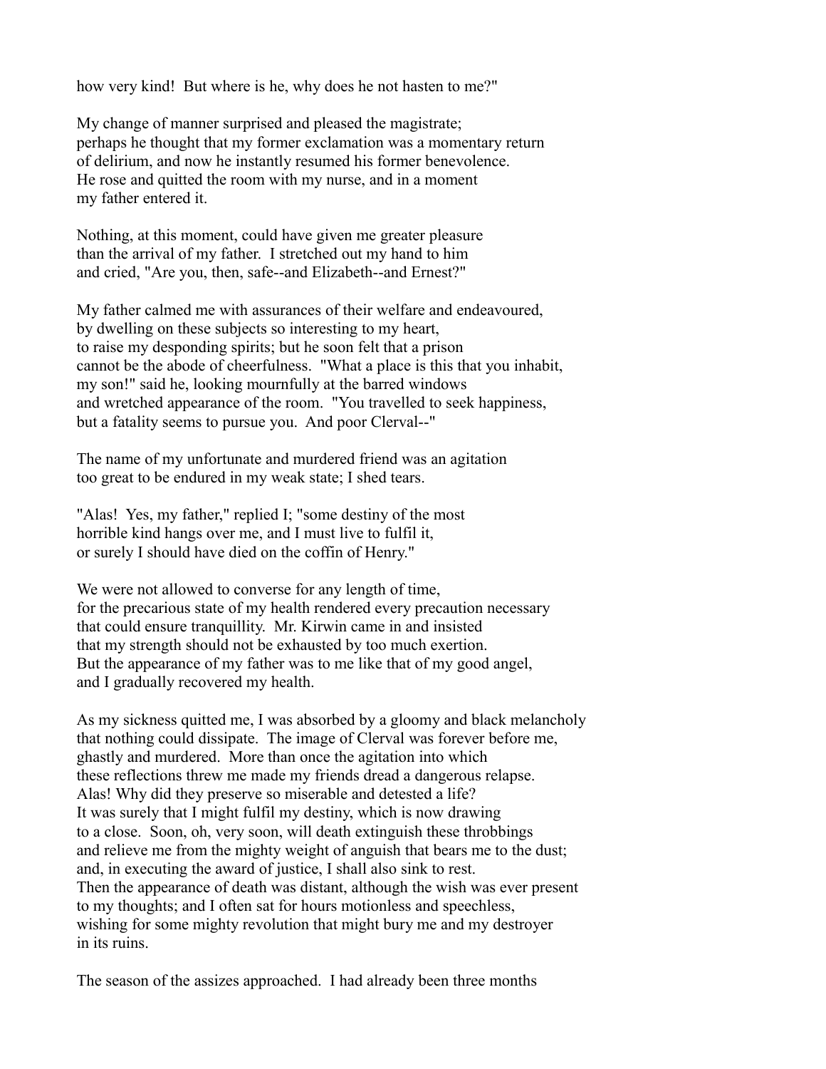how very kind! But where is he, why does he not hasten to me?"

My change of manner surprised and pleased the magistrate; perhaps he thought that my former exclamation was a momentary return of delirium, and now he instantly resumed his former benevolence. He rose and quitted the room with my nurse, and in a moment my father entered it.

Nothing, at this moment, could have given me greater pleasure than the arrival of my father. I stretched out my hand to him and cried, "Are you, then, safe--and Elizabeth--and Ernest?"

My father calmed me with assurances of their welfare and endeavoured, by dwelling on these subjects so interesting to my heart, to raise my desponding spirits; but he soon felt that a prison cannot be the abode of cheerfulness. "What a place is this that you inhabit, my son!" said he, looking mournfully at the barred windows and wretched appearance of the room. "You travelled to seek happiness, but a fatality seems to pursue you. And poor Clerval--"

The name of my unfortunate and murdered friend was an agitation too great to be endured in my weak state; I shed tears.

"Alas! Yes, my father," replied I; "some destiny of the most horrible kind hangs over me, and I must live to fulfil it, or surely I should have died on the coffin of Henry."

We were not allowed to converse for any length of time, for the precarious state of my health rendered every precaution necessary that could ensure tranquillity. Mr. Kirwin came in and insisted that my strength should not be exhausted by too much exertion. But the appearance of my father was to me like that of my good angel, and I gradually recovered my health.

As my sickness quitted me, I was absorbed by a gloomy and black melancholy that nothing could dissipate. The image of Clerval was forever before me, ghastly and murdered. More than once the agitation into which these reflections threw me made my friends dread a dangerous relapse. Alas! Why did they preserve so miserable and detested a life? It was surely that I might fulfil my destiny, which is now drawing to a close. Soon, oh, very soon, will death extinguish these throbbings and relieve me from the mighty weight of anguish that bears me to the dust; and, in executing the award of justice, I shall also sink to rest. Then the appearance of death was distant, although the wish was ever present to my thoughts; and I often sat for hours motionless and speechless, wishing for some mighty revolution that might bury me and my destroyer in its ruins.

The season of the assizes approached. I had already been three months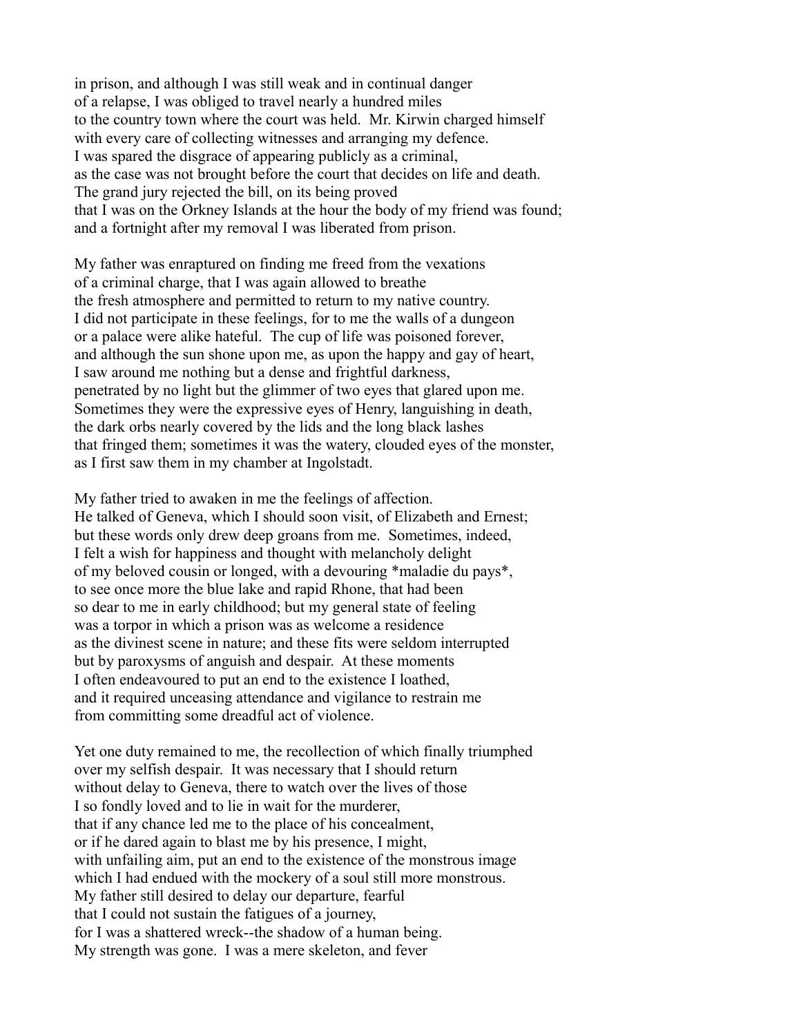in prison, and although I was still weak and in continual danger of a relapse, I was obliged to travel nearly a hundred miles to the country town where the court was held. Mr. Kirwin charged himself with every care of collecting witnesses and arranging my defence. I was spared the disgrace of appearing publicly as a criminal, as the case was not brought before the court that decides on life and death. The grand jury rejected the bill, on its being proved that I was on the Orkney Islands at the hour the body of my friend was found; and a fortnight after my removal I was liberated from prison.

My father was enraptured on finding me freed from the vexations of a criminal charge, that I was again allowed to breathe the fresh atmosphere and permitted to return to my native country. I did not participate in these feelings, for to me the walls of a dungeon or a palace were alike hateful. The cup of life was poisoned forever, and although the sun shone upon me, as upon the happy and gay of heart, I saw around me nothing but a dense and frightful darkness, penetrated by no light but the glimmer of two eyes that glared upon me. Sometimes they were the expressive eyes of Henry, languishing in death, the dark orbs nearly covered by the lids and the long black lashes that fringed them; sometimes it was the watery, clouded eyes of the monster, as I first saw them in my chamber at Ingolstadt.

My father tried to awaken in me the feelings of affection. He talked of Geneva, which I should soon visit, of Elizabeth and Ernest; but these words only drew deep groans from me. Sometimes, indeed, I felt a wish for happiness and thought with melancholy delight of my beloved cousin or longed, with a devouring *maladie du pays*, to see once more the blue lake and rapid Rhone, that had been so dear to me in early childhood; but my general state of feeling was a torpor in which a prison was as welcome a residence as the divinest scene in nature; and these fits were seldom interrupted but by paroxysms of anguish and despair. At these moments I often endeavoured to put an end to the existence I loathed, and it required unceasing attendance and vigilance to restrain me from committing some dreadful act of violence.

Yet one duty remained to me, the recollection of which finally triumphed over my selfish despair. It was necessary that I should return without delay to Geneva, there to watch over the lives of those I so fondly loved and to lie in wait for the murderer, that if any chance led me to the place of his concealment, or if he dared again to blast me by his presence, I might, with unfailing aim, put an end to the existence of the monstrous image which I had endued with the mockery of a soul still more monstrous. My father still desired to delay our departure, fearful that I could not sustain the fatigues of a journey, for I was a shattered wreck--the shadow of a human being. My strength was gone. I was a mere skeleton, and fever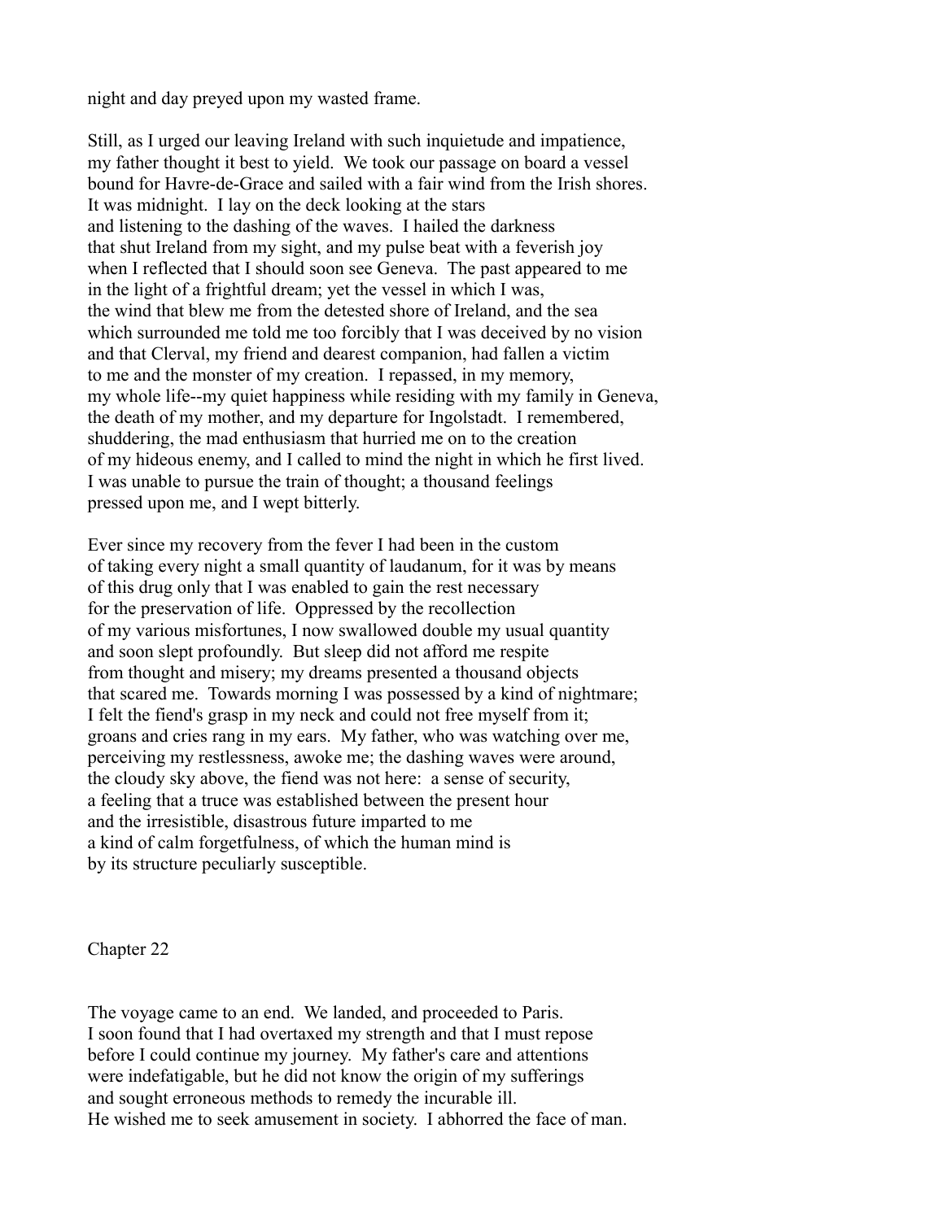night and day preyed upon my wasted frame.

Still, as I urged our leaving Ireland with such inquietude and impatience, my father thought it best to yield. We took our passage on board a vessel bound for Havre-de-Grace and sailed with a fair wind from the Irish shores. It was midnight. I lay on the deck looking at the stars and listening to the dashing of the waves. I hailed the darkness that shut Ireland from my sight, and my pulse beat with a feverish joy when I reflected that I should soon see Geneva. The past appeared to me in the light of a frightful dream; yet the vessel in which I was, the wind that blew me from the detested shore of Ireland, and the sea which surrounded me told me too forcibly that I was deceived by no vision and that Clerval, my friend and dearest companion, had fallen a victim to me and the monster of my creation. I repassed, in my memory, my whole life--my quiet happiness while residing with my family in Geneva, the death of my mother, and my departure for Ingolstadt. I remembered, shuddering, the mad enthusiasm that hurried me on to the creation of my hideous enemy, and I called to mind the night in which he first lived. I was unable to pursue the train of thought; a thousand feelings pressed upon me, and I wept bitterly.

Ever since my recovery from the fever I had been in the custom of taking every night a small quantity of laudanum, for it was by means of this drug only that I was enabled to gain the rest necessary for the preservation of life. Oppressed by the recollection of my various misfortunes, I now swallowed double my usual quantity and soon slept profoundly. But sleep did not afford me respite from thought and misery; my dreams presented a thousand objects that scared me. Towards morning I was possessed by a kind of nightmare; I felt the fiend's grasp in my neck and could not free myself from it; groans and cries rang in my ears. My father, who was watching over me, perceiving my restlessness, awoke me; the dashing waves were around, the cloudy sky above, the fiend was not here: a sense of security, a feeling that a truce was established between the present hour and the irresistible, disastrous future imparted to me a kind of calm forgetfulness, of which the human mind is by its structure peculiarly susceptible.

## Chapter 22

The voyage came to an end. We landed, and proceeded to Paris. I soon found that I had overtaxed my strength and that I must repose before I could continue my journey. My father's care and attentions were indefatigable, but he did not know the origin of my sufferings and sought erroneous methods to remedy the incurable ill. He wished me to seek amusement in society. I abhorred the face of man.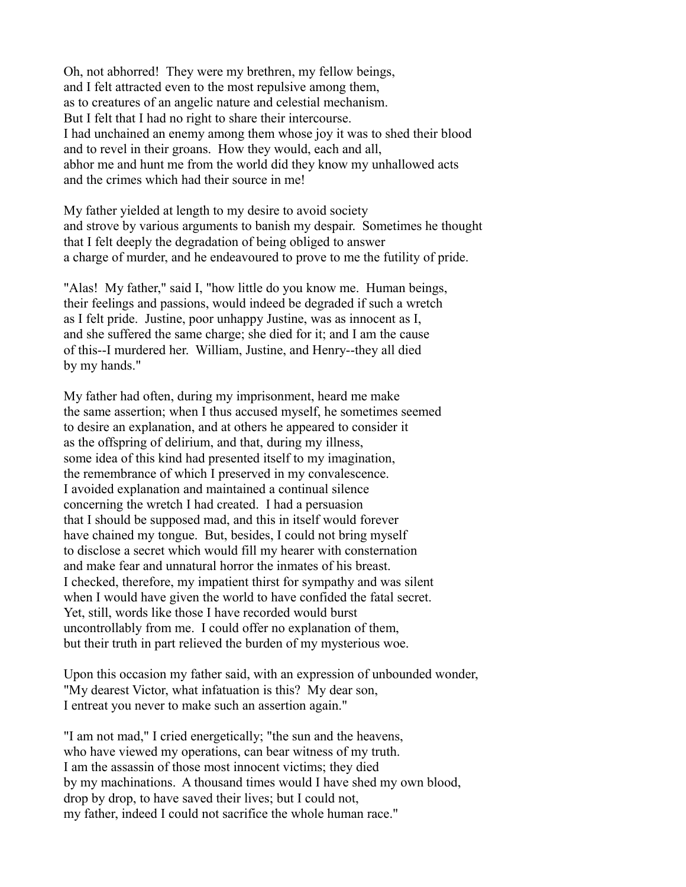Oh, not abhorred! They were my brethren, my fellow beings, and I felt attracted even to the most repulsive among them, as to creatures of an angelic nature and celestial mechanism. But I felt that I had no right to share their intercourse. I had unchained an enemy among them whose joy it was to shed their blood and to revel in their groans. How they would, each and all, abhor me and hunt me from the world did they know my unhallowed acts and the crimes which had their source in me!

My father yielded at length to my desire to avoid society and strove by various arguments to banish my despair. Sometimes he thought that I felt deeply the degradation of being obliged to answer a charge of murder, and he endeavoured to prove to me the futility of pride.

"Alas! My father," said I, "how little do you know me. Human beings, their feelings and passions, would indeed be degraded if such a wretch as I felt pride. Justine, poor unhappy Justine, was as innocent as I, and she suffered the same charge; she died for it; and I am the cause of this--I murdered her. William, Justine, and Henry--they all died by my hands."

My father had often, during my imprisonment, heard me make the same assertion; when I thus accused myself, he sometimes seemed to desire an explanation, and at others he appeared to consider it as the offspring of delirium, and that, during my illness, some idea of this kind had presented itself to my imagination, the remembrance of which I preserved in my convalescence. I avoided explanation and maintained a continual silence concerning the wretch I had created. I had a persuasion that I should be supposed mad, and this in itself would forever have chained my tongue. But, besides, I could not bring myself to disclose a secret which would fill my hearer with consternation and make fear and unnatural horror the inmates of his breast. I checked, therefore, my impatient thirst for sympathy and was silent when I would have given the world to have confided the fatal secret. Yet, still, words like those I have recorded would burst uncontrollably from me. I could offer no explanation of them, but their truth in part relieved the burden of my mysterious woe.

Upon this occasion my father said, with an expression of unbounded wonder, "My dearest Victor, what infatuation is this? My dear son, I entreat you never to make such an assertion again."

"I am not mad," I cried energetically; "the sun and the heavens, who have viewed my operations, can bear witness of my truth. I am the assassin of those most innocent victims; they died by my machinations. A thousand times would I have shed my own blood, drop by drop, to have saved their lives; but I could not, my father, indeed I could not sacrifice the whole human race."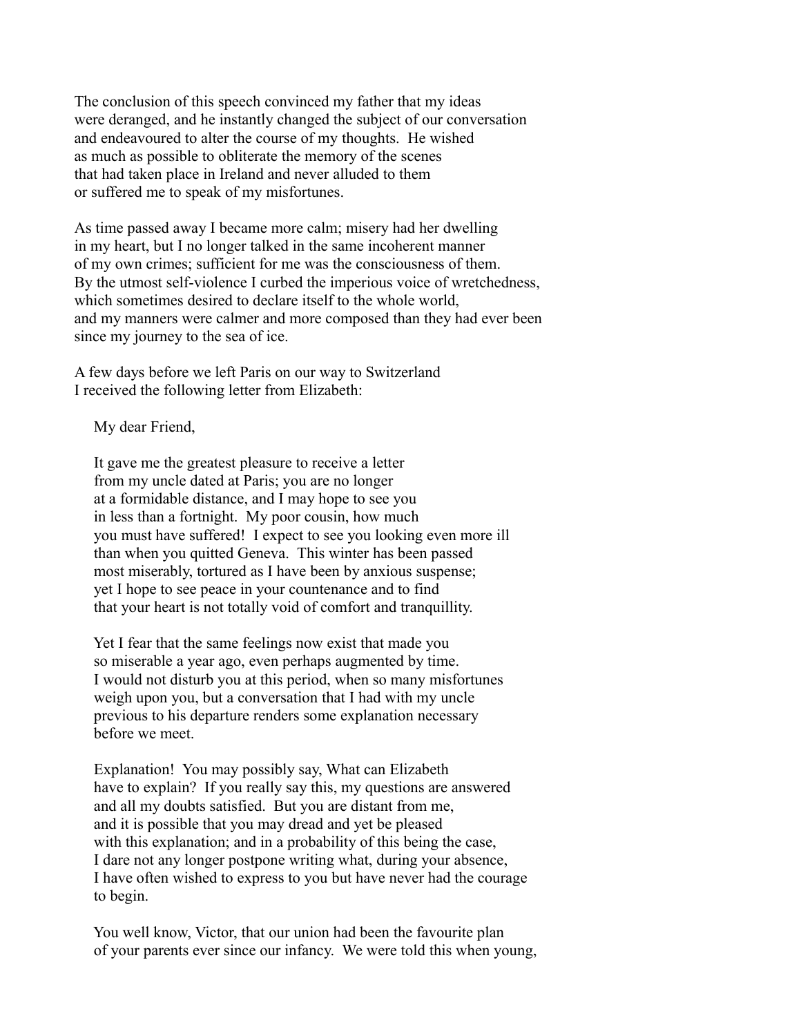The conclusion of this speech convinced my father that my ideas were deranged, and he instantly changed the subject of our conversation and endeavoured to alter the course of my thoughts. He wished as much as possible to obliterate the memory of the scenes that had taken place in Ireland and never alluded to them or suffered me to speak of my misfortunes.

As time passed away I became more calm; misery had her dwelling in my heart, but I no longer talked in the same incoherent manner of my own crimes; sufficient for me was the consciousness of them. By the utmost self-violence I curbed the imperious voice of wretchedness, which sometimes desired to declare itself to the whole world, and my manners were calmer and more composed than they had ever been since my journey to the sea of ice.

A few days before we left Paris on our way to Switzerland I received the following letter from Elizabeth:

> My dear Friend,
>
> It gave me the greatest pleasure to receive a letter from my uncle dated at Paris; you are no longer at a formidable distance, and I may hope to see you in less than a fortnight. My poor cousin, how much you must have suffered! I expect to see you looking even more ill than when you quitted Geneva. This winter has been passed most miserably, tortured as I have been by anxious suspense; yet I hope to see peace in your countenance and to find that your heart is not totally void of comfort and tranquillity.
>
> Yet I fear that the same feelings now exist that made you so miserable a year ago, even perhaps augmented by time. I would not disturb you at this period, when so many misfortunes weigh upon you, but a conversation that I had with my uncle previous to his departure renders some explanation necessary before we meet.
>
> Explanation! You may possibly say, What can Elizabeth have to explain? If you really say this, my questions are answered and all my doubts satisfied. But you are distant from me, and it is possible that you may dread and yet be pleased with this explanation; and in a probability of this being the case, I dare not any longer postpone writing what, during your absence, I have often wished to express to you but have never had the courage to begin.
>
> You well know, Victor, that our union had been the favourite plan of your parents ever since our infancy. We were told this when young,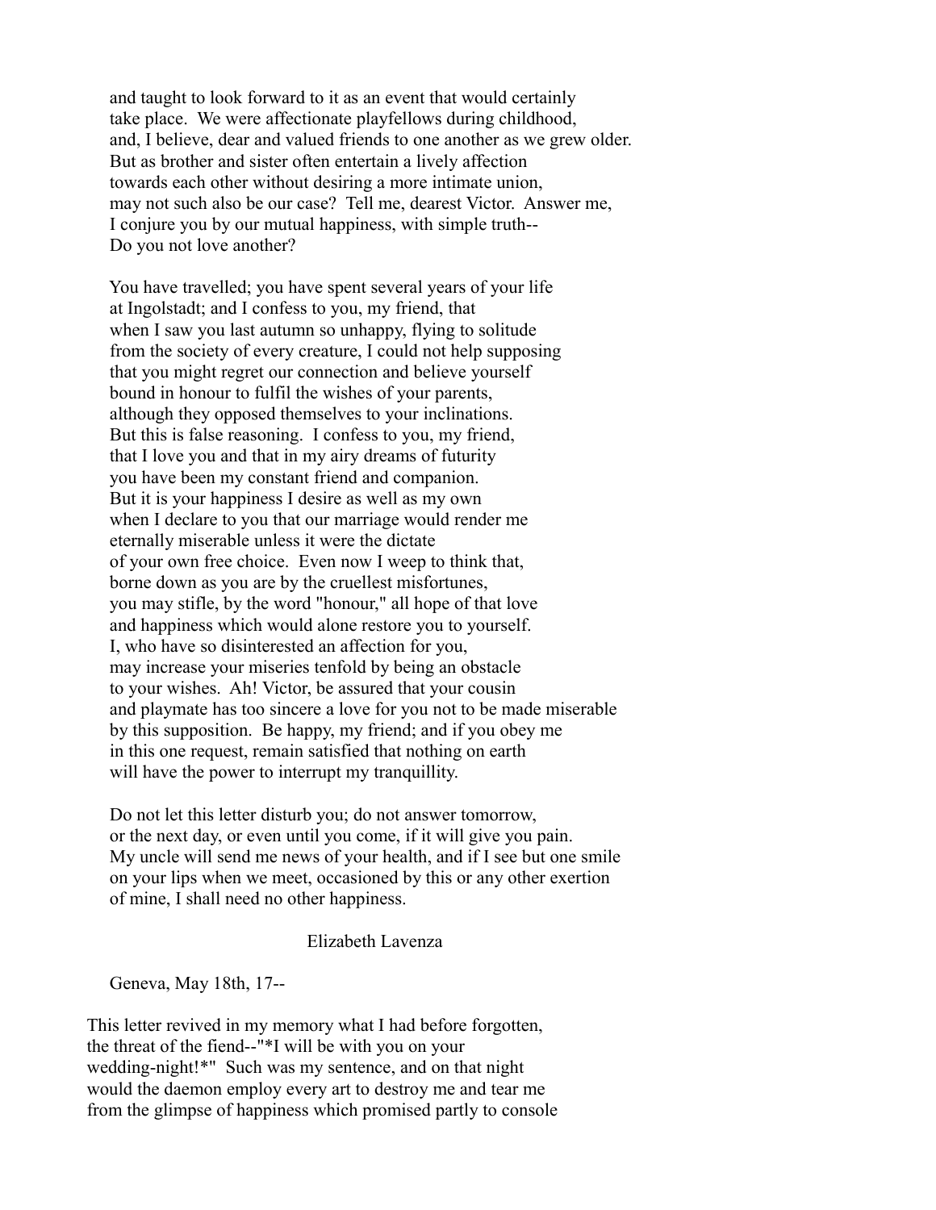and taught to look forward to it as an event that would certainly take place. We were affectionate playfellows during childhood, and, I believe, dear and valued friends to one another as we grew older. But as brother and sister often entertain a lively affection towards each other without desiring a more intimate union, may not such also be our case? Tell me, dearest Victor. Answer me, I conjure you by our mutual happiness, with simple truth-- Do you not love another?

You have travelled; you have spent several years of your life at Ingolstadt; and I confess to you, my friend, that when I saw you last autumn so unhappy, flying to solitude from the society of every creature, I could not help supposing that you might regret our connection and believe yourself bound in honour to fulfil the wishes of your parents, although they opposed themselves to your inclinations. But this is false reasoning. I confess to you, my friend, that I love you and that in my airy dreams of futurity you have been my constant friend and companion. But it is your happiness I desire as well as my own when I declare to you that our marriage would render me eternally miserable unless it were the dictate of your own free choice. Even now I weep to think that, borne down as you are by the cruellest misfortunes, you may stifle, by the word "honour," all hope of that love and happiness which would alone restore you to yourself. I, who have so disinterested an affection for you, may increase your miseries tenfold by being an obstacle to your wishes. Ah! Victor, be assured that your cousin and playmate has too sincere a love for you not to be made miserable by this supposition. Be happy, my friend; and if you obey me in this one request, remain satisfied that nothing on earth will have the power to interrupt my tranquillity.

Do not let this letter disturb you; do not answer tomorrow, or the next day, or even until you come, if it will give you pain. My uncle will send me news of your health, and if I see but one smile on your lips when we meet, occasioned by this or any other exertion of mine, I shall need no other happiness.

Elizabeth Lavenza

Geneva, May 18th, 17--

This letter revived in my memory what I had before forgotten, the threat of the fiend--"*I will be with you on your wedding-night!*" Such was my sentence, and on that night would the daemon employ every art to destroy me and tear me from the glimpse of happiness which promised partly to console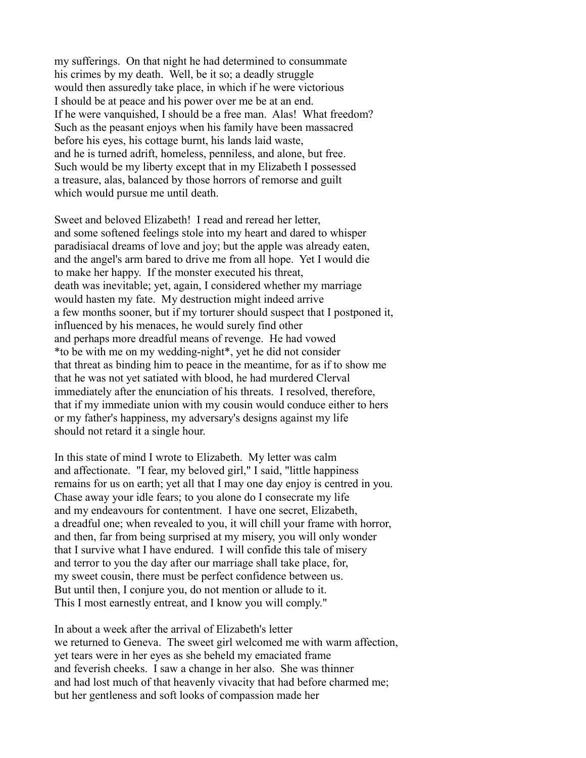my sufferings. On that night he had determined to consummate his crimes by my death. Well, be it so; a deadly struggle would then assuredly take place, in which if he were victorious I should be at peace and his power over me be at an end. If he were vanquished, I should be a free man. Alas! What freedom? Such as the peasant enjoys when his family have been massacred before his eyes, his cottage burnt, his lands laid waste, and he is turned adrift, homeless, penniless, and alone, but free. Such would be my liberty except that in my Elizabeth I possessed a treasure, alas, balanced by those horrors of remorse and guilt which would pursue me until death.

Sweet and beloved Elizabeth! I read and reread her letter, and some softened feelings stole into my heart and dared to whisper paradisiacal dreams of love and joy; but the apple was already eaten, and the angel's arm bared to drive me from all hope. Yet I would die to make her happy. If the monster executed his threat, death was inevitable; yet, again, I considered whether my marriage would hasten my fate. My destruction might indeed arrive a few months sooner, but if my torturer should suspect that I postponed it, influenced by his menaces, he would surely find other and perhaps more dreadful means of revenge. He had vowed *to be with me on my wedding-night*, yet he did not consider that threat as binding him to peace in the meantime, for as if to show me that he was not yet satiated with blood, he had murdered Clerval immediately after the enunciation of his threats. I resolved, therefore, that if my immediate union with my cousin would conduce either to hers or my father's happiness, my adversary's designs against my life should not retard it a single hour.

In this state of mind I wrote to Elizabeth. My letter was calm and affectionate. "I fear, my beloved girl," I said, "little happiness remains for us on earth; yet all that I may one day enjoy is centred in you. Chase away your idle fears; to you alone do I consecrate my life and my endeavours for contentment. I have one secret, Elizabeth, a dreadful one; when revealed to you, it will chill your frame with horror, and then, far from being surprised at my misery, you will only wonder that I survive what I have endured. I will confide this tale of misery and terror to you the day after our marriage shall take place, for, my sweet cousin, there must be perfect confidence between us. But until then, I conjure you, do not mention or allude to it. This I most earnestly entreat, and I know you will comply."

In about a week after the arrival of Elizabeth's letter we returned to Geneva. The sweet girl welcomed me with warm affection, yet tears were in her eyes as she beheld my emaciated frame and feverish cheeks. I saw a change in her also. She was thinner and had lost much of that heavenly vivacity that had before charmed me; but her gentleness and soft looks of compassion made her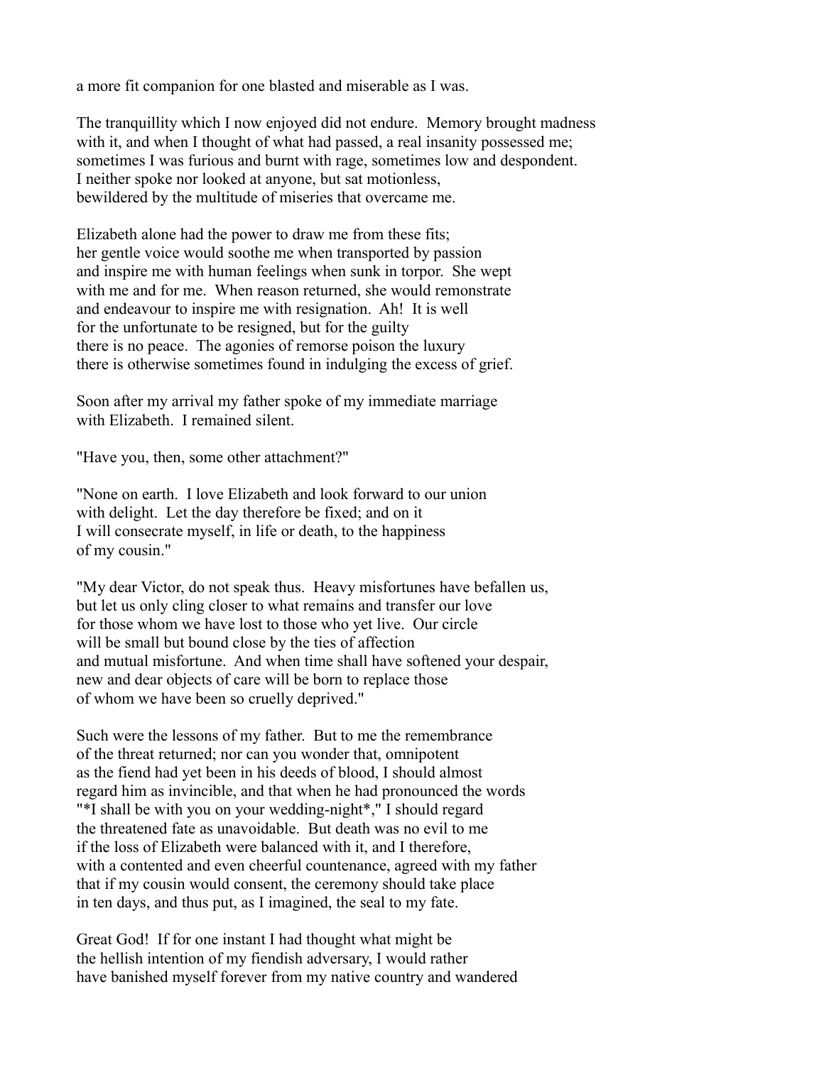a more fit companion for one blasted and miserable as I was.

The tranquillity which I now enjoyed did not endure. Memory brought madness with it, and when I thought of what had passed, a real insanity possessed me; sometimes I was furious and burnt with rage, sometimes low and despondent. I neither spoke nor looked at anyone, but sat motionless, bewildered by the multitude of miseries that overcame me.

Elizabeth alone had the power to draw me from these fits; her gentle voice would soothe me when transported by passion and inspire me with human feelings when sunk in torpor. She wept with me and for me. When reason returned, she would remonstrate and endeavour to inspire me with resignation. Ah! It is well for the unfortunate to be resigned, but for the guilty there is no peace. The agonies of remorse poison the luxury there is otherwise sometimes found in indulging the excess of grief.

Soon after my arrival my father spoke of my immediate marriage with Elizabeth. I remained silent.

"Have you, then, some other attachment?"

"None on earth. I love Elizabeth and look forward to our union with delight. Let the day therefore be fixed; and on it I will consecrate myself, in life or death, to the happiness of my cousin."

"My dear Victor, do not speak thus. Heavy misfortunes have befallen us, but let us only cling closer to what remains and transfer our love for those whom we have lost to those who yet live. Our circle will be small but bound close by the ties of affection and mutual misfortune. And when time shall have softened your despair, new and dear objects of care will be born to replace those of whom we have been so cruelly deprived."

Such were the lessons of my father. But to me the remembrance of the threat returned; nor can you wonder that, omnipotent as the fiend had yet been in his deeds of blood, I should almost regard him as invincible, and that when he had pronounced the words "*I shall be with you on your wedding-night*," I should regard the threatened fate as unavoidable. But death was no evil to me if the loss of Elizabeth were balanced with it, and I therefore, with a contented and even cheerful countenance, agreed with my father that if my cousin would consent, the ceremony should take place in ten days, and thus put, as I imagined, the seal to my fate.

Great God! If for one instant I had thought what might be the hellish intention of my fiendish adversary, I would rather have banished myself forever from my native country and wandered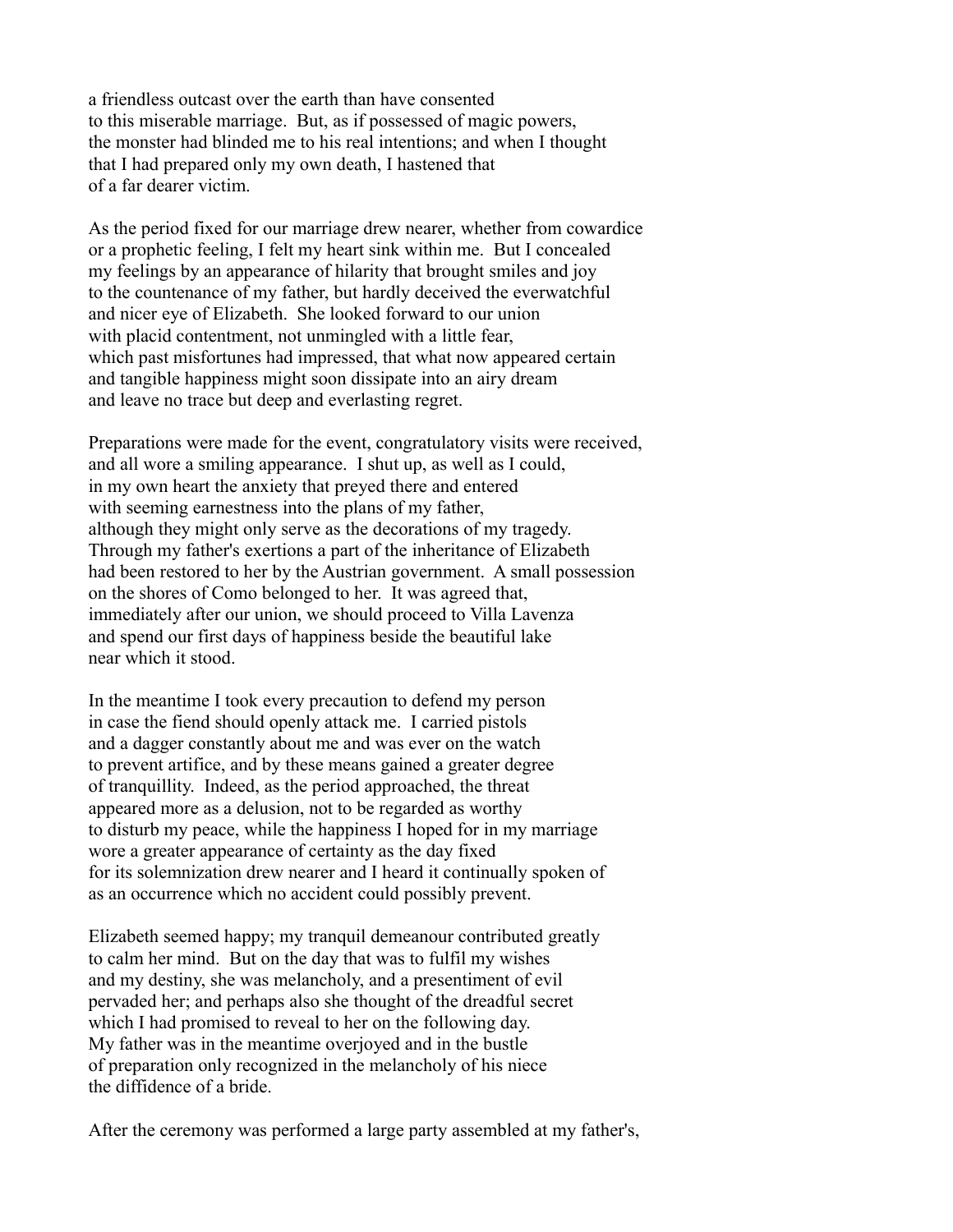a friendless outcast over the earth than have consented to this miserable marriage. But, as if possessed of magic powers, the monster had blinded me to his real intentions; and when I thought that I had prepared only my own death, I hastened that of a far dearer victim.

As the period fixed for our marriage drew nearer, whether from cowardice or a prophetic feeling, I felt my heart sink within me. But I concealed my feelings by an appearance of hilarity that brought smiles and joy to the countenance of my father, but hardly deceived the everwatchful and nicer eye of Elizabeth. She looked forward to our union with placid contentment, not unmingled with a little fear, which past misfortunes had impressed, that what now appeared certain and tangible happiness might soon dissipate into an airy dream and leave no trace but deep and everlasting regret.

Preparations were made for the event, congratulatory visits were received, and all wore a smiling appearance. I shut up, as well as I could, in my own heart the anxiety that preyed there and entered with seeming earnestness into the plans of my father, although they might only serve as the decorations of my tragedy. Through my father's exertions a part of the inheritance of Elizabeth had been restored to her by the Austrian government. A small possession on the shores of Como belonged to her. It was agreed that, immediately after our union, we should proceed to Villa Lavenza and spend our first days of happiness beside the beautiful lake near which it stood.

In the meantime I took every precaution to defend my person in case the fiend should openly attack me. I carried pistols and a dagger constantly about me and was ever on the watch to prevent artifice, and by these means gained a greater degree of tranquillity. Indeed, as the period approached, the threat appeared more as a delusion, not to be regarded as worthy to disturb my peace, while the happiness I hoped for in my marriage wore a greater appearance of certainty as the day fixed for its solemnization drew nearer and I heard it continually spoken of as an occurrence which no accident could possibly prevent.

Elizabeth seemed happy; my tranquil demeanour contributed greatly to calm her mind. But on the day that was to fulfil my wishes and my destiny, she was melancholy, and a presentiment of evil pervaded her; and perhaps also she thought of the dreadful secret which I had promised to reveal to her on the following day. My father was in the meantime overjoyed and in the bustle of preparation only recognized in the melancholy of his niece the diffidence of a bride.

After the ceremony was performed a large party assembled at my father's,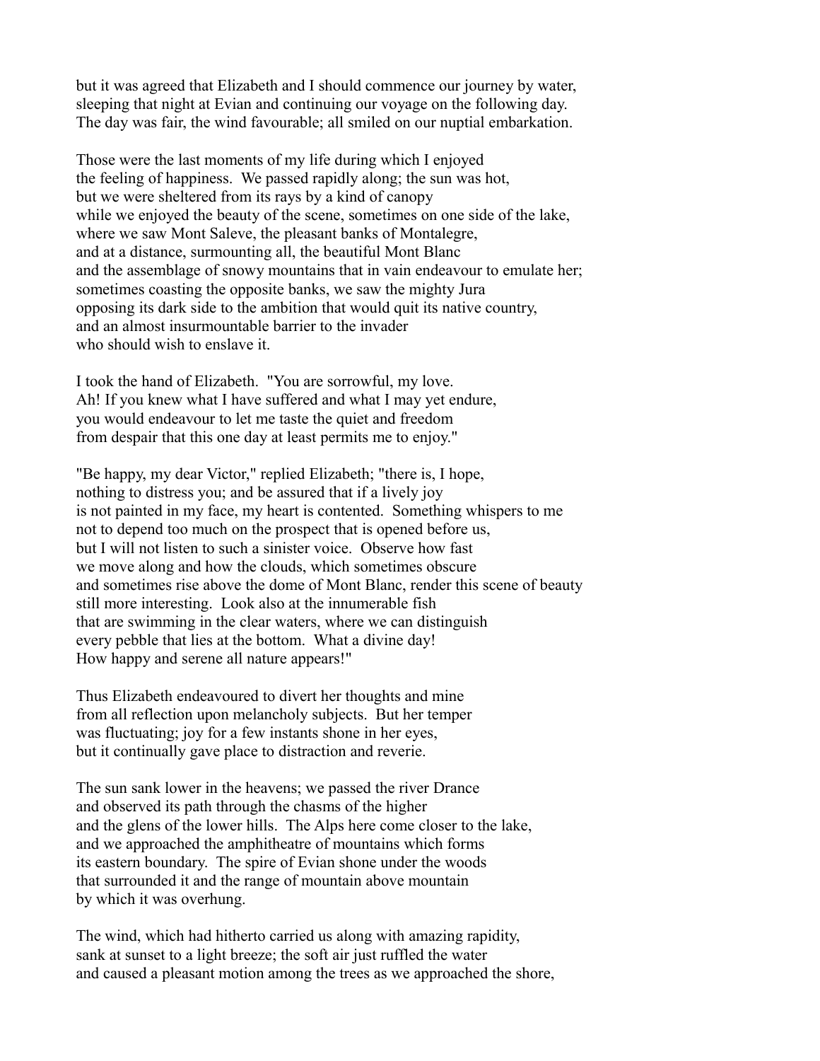but it was agreed that Elizabeth and I should commence our journey by water, sleeping that night at Evian and continuing our voyage on the following day. The day was fair, the wind favourable; all smiled on our nuptial embarkation.

Those were the last moments of my life during which I enjoyed the feeling of happiness. We passed rapidly along; the sun was hot, but we were sheltered from its rays by a kind of canopy while we enjoyed the beauty of the scene, sometimes on one side of the lake, where we saw Mont Saleve, the pleasant banks of Montalegre, and at a distance, surmounting all, the beautiful Mont Blanc and the assemblage of snowy mountains that in vain endeavour to emulate her; sometimes coasting the opposite banks, we saw the mighty Jura opposing its dark side to the ambition that would quit its native country, and an almost insurmountable barrier to the invader who should wish to enslave it.

I took the hand of Elizabeth. "You are sorrowful, my love. Ah! If you knew what I have suffered and what I may yet endure, you would endeavour to let me taste the quiet and freedom from despair that this one day at least permits me to enjoy."

"Be happy, my dear Victor," replied Elizabeth; "there is, I hope, nothing to distress you; and be assured that if a lively joy is not painted in my face, my heart is contented. Something whispers to me not to depend too much on the prospect that is opened before us, but I will not listen to such a sinister voice. Observe how fast we move along and how the clouds, which sometimes obscure and sometimes rise above the dome of Mont Blanc, render this scene of beauty still more interesting. Look also at the innumerable fish that are swimming in the clear waters, where we can distinguish every pebble that lies at the bottom. What a divine day! How happy and serene all nature appears!"

Thus Elizabeth endeavoured to divert her thoughts and mine from all reflection upon melancholy subjects. But her temper was fluctuating; joy for a few instants shone in her eyes, but it continually gave place to distraction and reverie.

The sun sank lower in the heavens; we passed the river Drance and observed its path through the chasms of the higher and the glens of the lower hills. The Alps here come closer to the lake, and we approached the amphitheatre of mountains which forms its eastern boundary. The spire of Evian shone under the woods that surrounded it and the range of mountain above mountain by which it was overhung.

The wind, which had hitherto carried us along with amazing rapidity, sank at sunset to a light breeze; the soft air just ruffled the water and caused a pleasant motion among the trees as we approached the shore,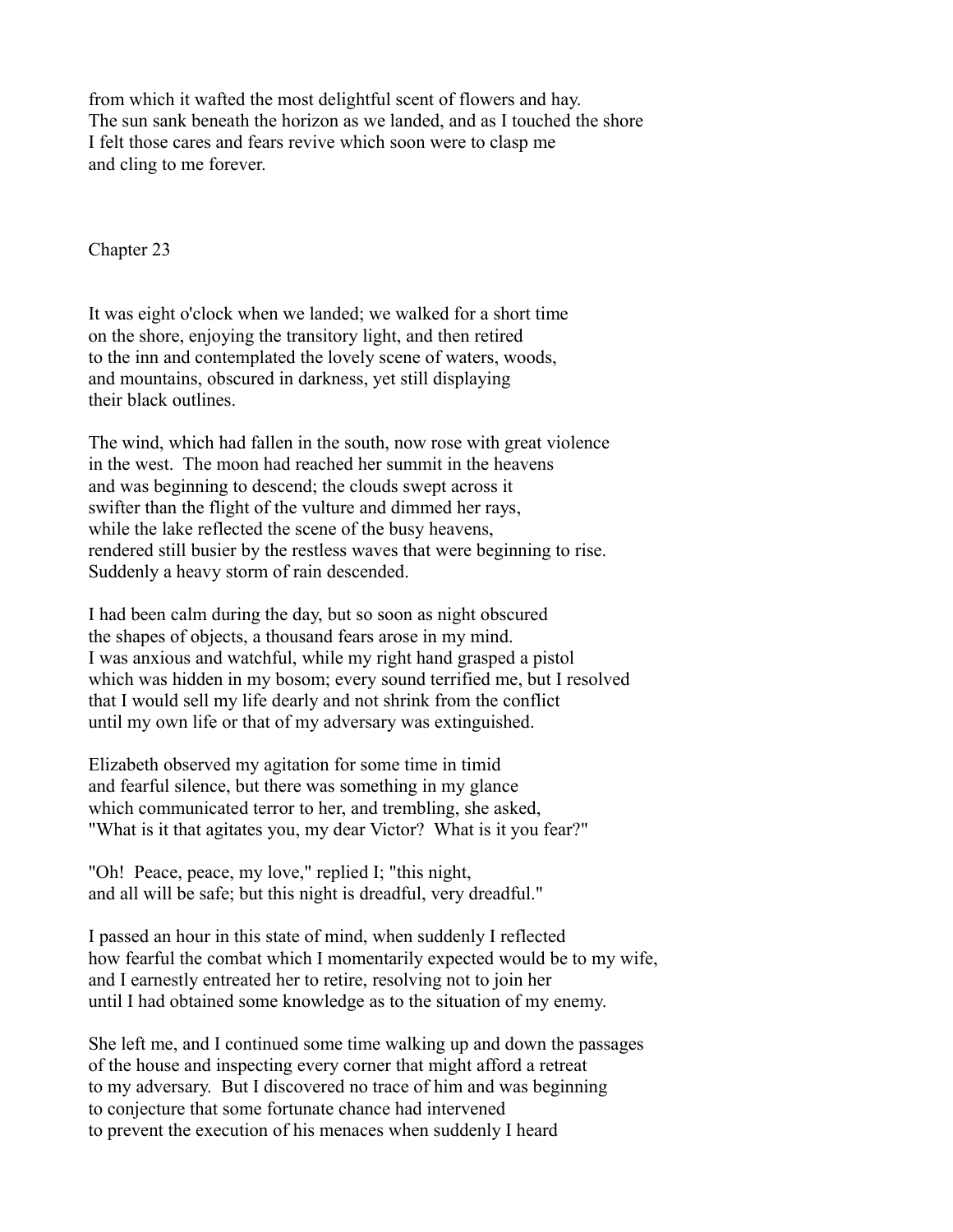from which it wafted the most delightful scent of flowers and hay. The sun sank beneath the horizon as we landed, and as I touched the shore I felt those cares and fears revive which soon were to clasp me and cling to me forever.

## Chapter 23

It was eight o'clock when we landed; we walked for a short time on the shore, enjoying the transitory light, and then retired to the inn and contemplated the lovely scene of waters, woods, and mountains, obscured in darkness, yet still displaying their black outlines.

The wind, which had fallen in the south, now rose with great violence in the west. The moon had reached her summit in the heavens and was beginning to descend; the clouds swept across it swifter than the flight of the vulture and dimmed her rays, while the lake reflected the scene of the busy heavens, rendered still busier by the restless waves that were beginning to rise. Suddenly a heavy storm of rain descended.

I had been calm during the day, but so soon as night obscured the shapes of objects, a thousand fears arose in my mind. I was anxious and watchful, while my right hand grasped a pistol which was hidden in my bosom; every sound terrified me, but I resolved that I would sell my life dearly and not shrink from the conflict until my own life or that of my adversary was extinguished.

Elizabeth observed my agitation for some time in timid and fearful silence, but there was something in my glance which communicated terror to her, and trembling, she asked, "What is it that agitates you, my dear Victor? What is it you fear?"

"Oh! Peace, peace, my love," replied I; "this night, and all will be safe; but this night is dreadful, very dreadful."

I passed an hour in this state of mind, when suddenly I reflected how fearful the combat which I momentarily expected would be to my wife, and I earnestly entreated her to retire, resolving not to join her until I had obtained some knowledge as to the situation of my enemy.

She left me, and I continued some time walking up and down the passages of the house and inspecting every corner that might afford a retreat to my adversary. But I discovered no trace of him and was beginning to conjecture that some fortunate chance had intervened to prevent the execution of his menaces when suddenly I heard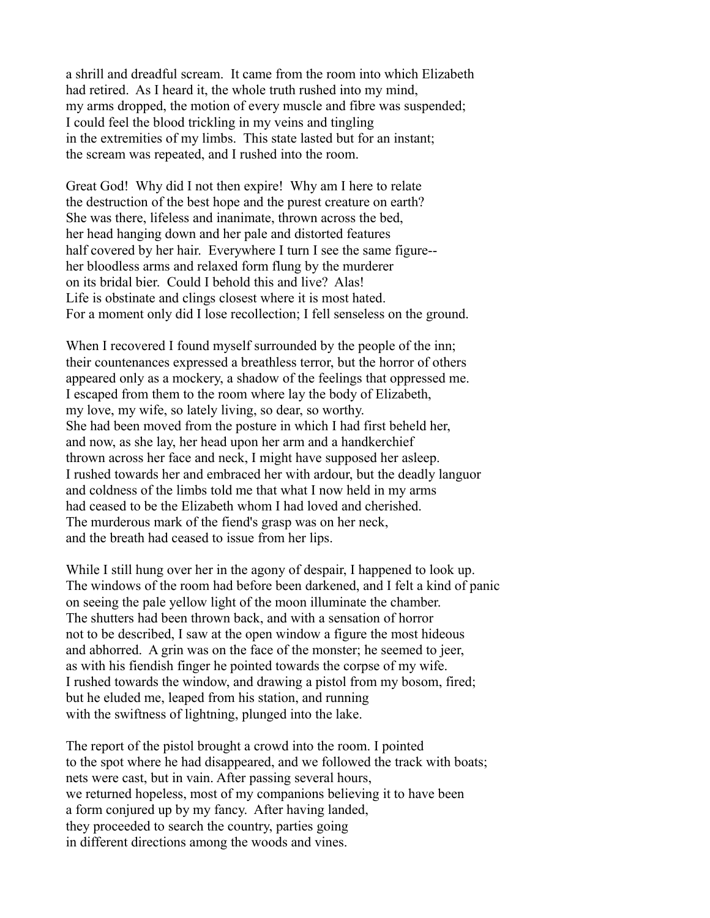a shrill and dreadful scream. It came from the room into which Elizabeth had retired. As I heard it, the whole truth rushed into my mind, my arms dropped, the motion of every muscle and fibre was suspended; I could feel the blood trickling in my veins and tingling in the extremities of my limbs. This state lasted but for an instant; the scream was repeated, and I rushed into the room.

Great God! Why did I not then expire! Why am I here to relate the destruction of the best hope and the purest creature on earth? She was there, lifeless and inanimate, thrown across the bed, her head hanging down and her pale and distorted features half covered by her hair. Everywhere I turn I see the same figure-- her bloodless arms and relaxed form flung by the murderer on its bridal bier. Could I behold this and live? Alas! Life is obstinate and clings closest where it is most hated. For a moment only did I lose recollection; I fell senseless on the ground.

When I recovered I found myself surrounded by the people of the inn; their countenances expressed a breathless terror, but the horror of others appeared only as a mockery, a shadow of the feelings that oppressed me. I escaped from them to the room where lay the body of Elizabeth, my love, my wife, so lately living, so dear, so worthy. She had been moved from the posture in which I had first beheld her, and now, as she lay, her head upon her arm and a handkerchief thrown across her face and neck, I might have supposed her asleep. I rushed towards her and embraced her with ardour, but the deadly languor and coldness of the limbs told me that what I now held in my arms had ceased to be the Elizabeth whom I had loved and cherished. The murderous mark of the fiend's grasp was on her neck, and the breath had ceased to issue from her lips.

While I still hung over her in the agony of despair, I happened to look up. The windows of the room had before been darkened, and I felt a kind of panic on seeing the pale yellow light of the moon illuminate the chamber. The shutters had been thrown back, and with a sensation of horror not to be described, I saw at the open window a figure the most hideous and abhorred. A grin was on the face of the monster; he seemed to jeer, as with his fiendish finger he pointed towards the corpse of my wife. I rushed towards the window, and drawing a pistol from my bosom, fired; but he eluded me, leaped from his station, and running with the swiftness of lightning, plunged into the lake.

The report of the pistol brought a crowd into the room. I pointed to the spot where he had disappeared, and we followed the track with boats; nets were cast, but in vain. After passing several hours, we returned hopeless, most of my companions believing it to have been a form conjured up by my fancy. After having landed, they proceeded to search the country, parties going in different directions among the woods and vines.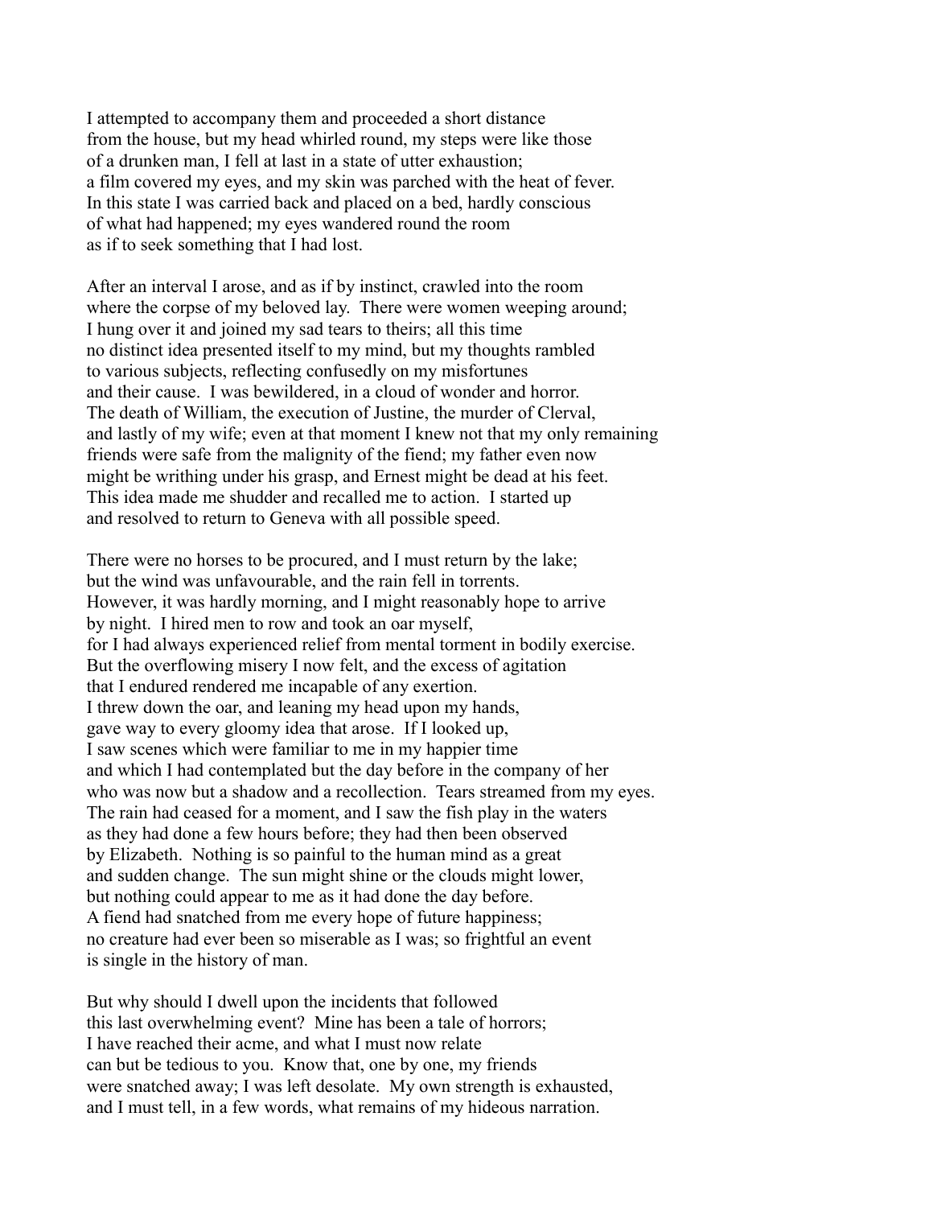I attempted to accompany them and proceeded a short distance
from the house, but my head whirled round, my steps were like those
of a drunken man, I fell at last in a state of utter exhaustion;
a film covered my eyes, and my skin was parched with the heat of fever.
In this state I was carried back and placed on a bed, hardly conscious
of what had happened; my eyes wandered round the room
as if to seek something that I had lost.

After an interval I arose, and as if by instinct, crawled into the room
where the corpse of my beloved lay. There were women weeping around;
I hung over it and joined my sad tears to theirs; all this time
no distinct idea presented itself to my mind, but my thoughts rambled
to various subjects, reflecting confusedly on my misfortunes
and their cause. I was bewildered, in a cloud of wonder and horror.
The death of William, the execution of Justine, the murder of Clerval,
and lastly of my wife; even at that moment I knew not that my only remaining
friends were safe from the malignity of the fiend; my father even now
might be writhing under his grasp, and Ernest might be dead at his feet.
This idea made me shudder and recalled me to action. I started up
and resolved to return to Geneva with all possible speed.

There were no horses to be procured, and I must return by the lake;
but the wind was unfavourable, and the rain fell in torrents.
However, it was hardly morning, and I might reasonably hope to arrive
by night. I hired men to row and took an oar myself,
for I had always experienced relief from mental torment in bodily exercise.
But the overflowing misery I now felt, and the excess of agitation
that I endured rendered me incapable of any exertion.
I threw down the oar, and leaning my head upon my hands,
gave way to every gloomy idea that arose. If I looked up,
I saw scenes which were familiar to me in my happier time
and which I had contemplated but the day before in the company of her
who was now but a shadow and a recollection. Tears streamed from my eyes.
The rain had ceased for a moment, and I saw the fish play in the waters
as they had done a few hours before; they had then been observed
by Elizabeth. Nothing is so painful to the human mind as a great
and sudden change. The sun might shine or the clouds might lower,
but nothing could appear to me as it had done the day before.
A fiend had snatched from me every hope of future happiness;
no creature had ever been so miserable as I was; so frightful an event
is single in the history of man.

But why should I dwell upon the incidents that followed
this last overwhelming event? Mine has been a tale of horrors;
I have reached their acme, and what I must now relate
can but be tedious to you. Know that, one by one, my friends
were snatched away; I was left desolate. My own strength is exhausted,
and I must tell, in a few words, what remains of my hideous narration.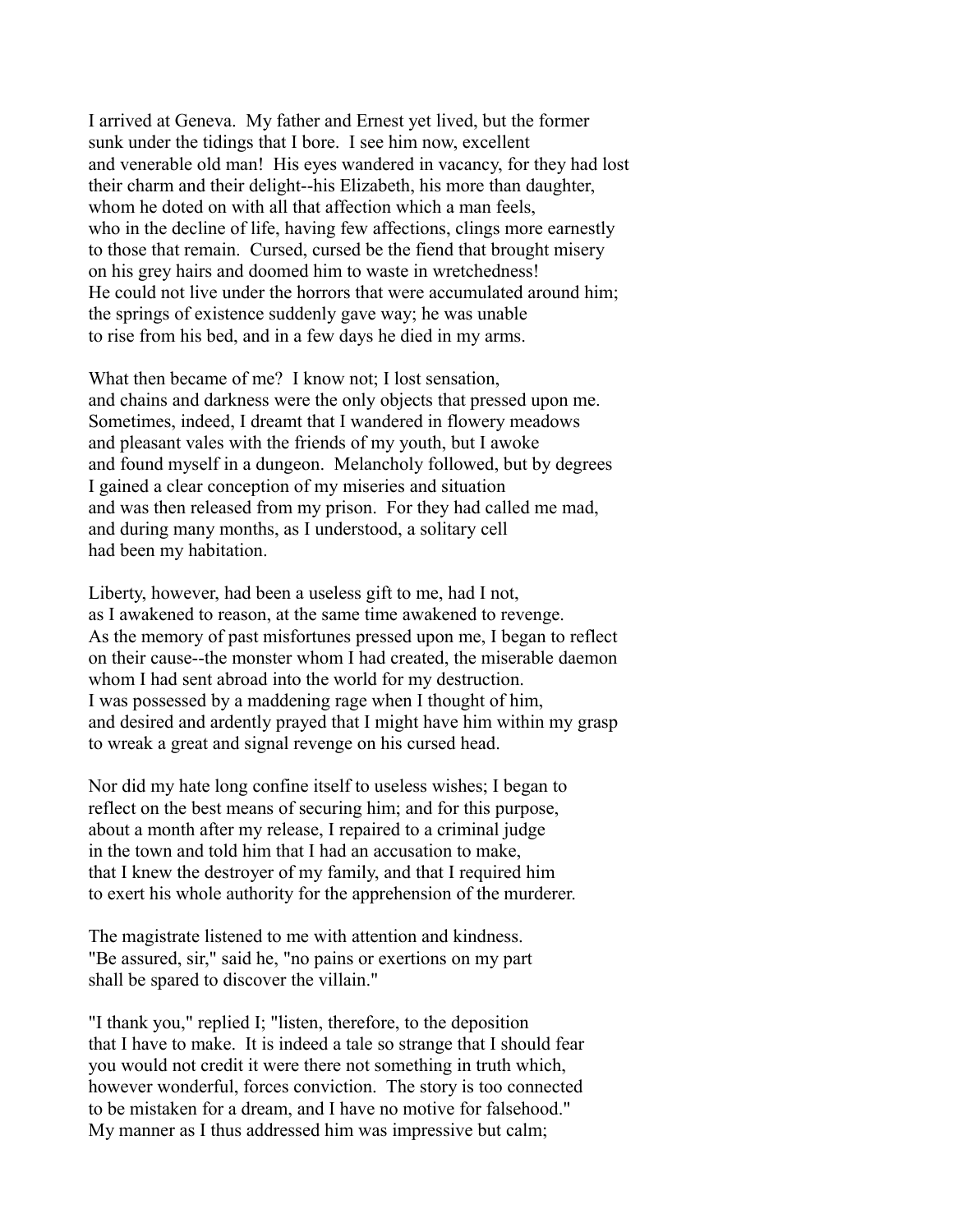I arrived at Geneva. My father and Ernest yet lived, but the former sunk under the tidings that I bore. I see him now, excellent and venerable old man! His eyes wandered in vacancy, for they had lost their charm and their delight--his Elizabeth, his more than daughter, whom he doted on with all that affection which a man feels, who in the decline of life, having few affections, clings more earnestly to those that remain. Cursed, cursed be the fiend that brought misery on his grey hairs and doomed him to waste in wretchedness! He could not live under the horrors that were accumulated around him; the springs of existence suddenly gave way; he was unable to rise from his bed, and in a few days he died in my arms.

What then became of me? I know not; I lost sensation, and chains and darkness were the only objects that pressed upon me. Sometimes, indeed, I dreamt that I wandered in flowery meadows and pleasant vales with the friends of my youth, but I awoke and found myself in a dungeon. Melancholy followed, but by degrees I gained a clear conception of my miseries and situation and was then released from my prison. For they had called me mad, and during many months, as I understood, a solitary cell had been my habitation.

Liberty, however, had been a useless gift to me, had I not, as I awakened to reason, at the same time awakened to revenge. As the memory of past misfortunes pressed upon me, I began to reflect on their cause--the monster whom I had created, the miserable daemon whom I had sent abroad into the world for my destruction. I was possessed by a maddening rage when I thought of him, and desired and ardently prayed that I might have him within my grasp to wreak a great and signal revenge on his cursed head.

Nor did my hate long confine itself to useless wishes; I began to reflect on the best means of securing him; and for this purpose, about a month after my release, I repaired to a criminal judge in the town and told him that I had an accusation to make, that I knew the destroyer of my family, and that I required him to exert his whole authority for the apprehension of the murderer.

The magistrate listened to me with attention and kindness. "Be assured, sir," said he, "no pains or exertions on my part shall be spared to discover the villain."

"I thank you," replied I; "listen, therefore, to the deposition that I have to make. It is indeed a tale so strange that I should fear you would not credit it were there not something in truth which, however wonderful, forces conviction. The story is too connected to be mistaken for a dream, and I have no motive for falsehood." My manner as I thus addressed him was impressive but calm;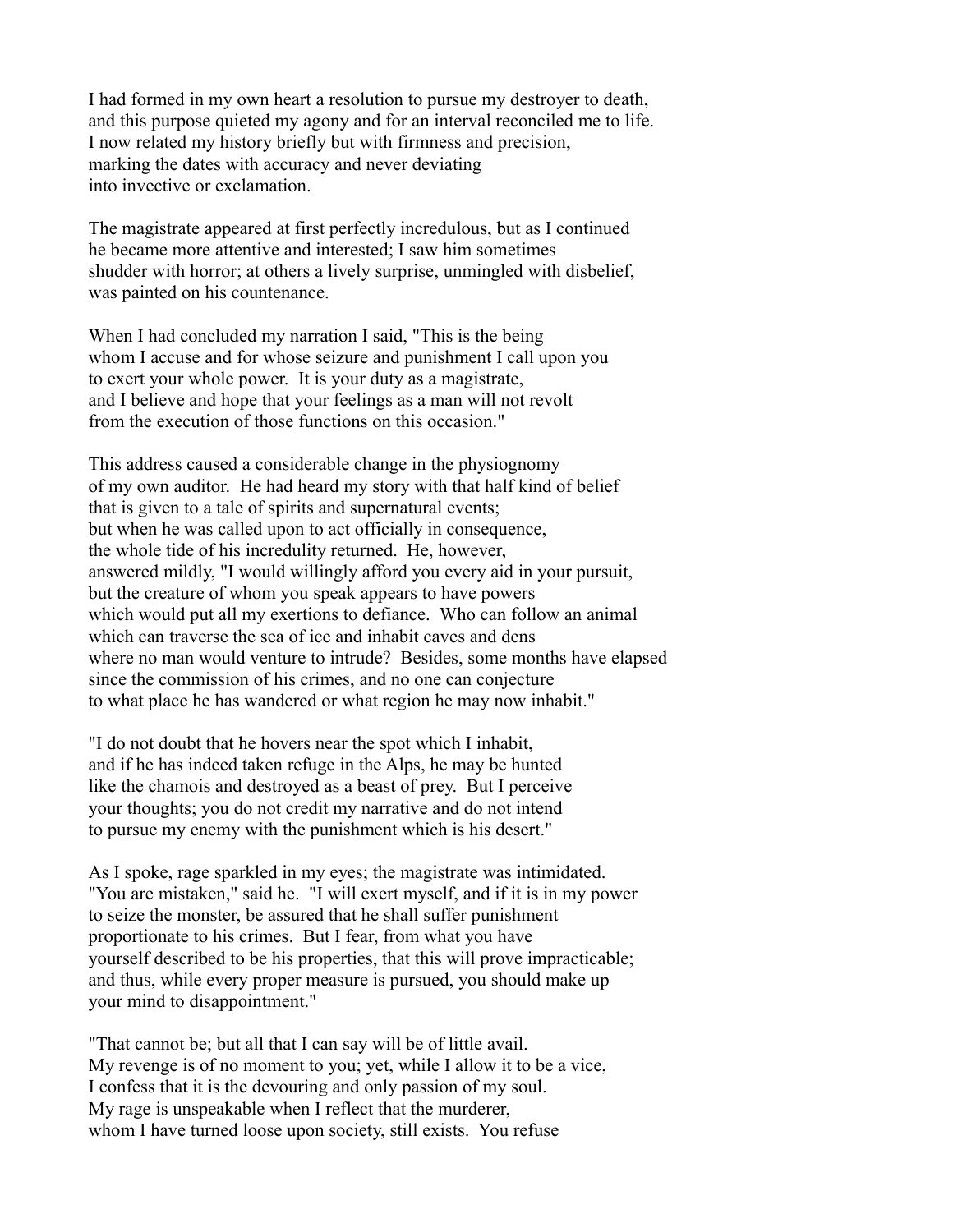I had formed in my own heart a resolution to pursue my destroyer to death, and this purpose quieted my agony and for an interval reconciled me to life. I now related my history briefly but with firmness and precision, marking the dates with accuracy and never deviating into invective or exclamation.

The magistrate appeared at first perfectly incredulous, but as I continued he became more attentive and interested; I saw him sometimes shudder with horror; at others a lively surprise, unmingled with disbelief, was painted on his countenance.

When I had concluded my narration I said, "This is the being whom I accuse and for whose seizure and punishment I call upon you to exert your whole power. It is your duty as a magistrate, and I believe and hope that your feelings as a man will not revolt from the execution of those functions on this occasion."

This address caused a considerable change in the physiognomy of my own auditor. He had heard my story with that half kind of belief that is given to a tale of spirits and supernatural events; but when he was called upon to act officially in consequence, the whole tide of his incredulity returned. He, however, answered mildly, "I would willingly afford you every aid in your pursuit, but the creature of whom you speak appears to have powers which would put all my exertions to defiance. Who can follow an animal which can traverse the sea of ice and inhabit caves and dens where no man would venture to intrude? Besides, some months have elapsed since the commission of his crimes, and no one can conjecture to what place he has wandered or what region he may now inhabit."

"I do not doubt that he hovers near the spot which I inhabit, and if he has indeed taken refuge in the Alps, he may be hunted like the chamois and destroyed as a beast of prey. But I perceive your thoughts; you do not credit my narrative and do not intend to pursue my enemy with the punishment which is his desert."

As I spoke, rage sparkled in my eyes; the magistrate was intimidated. "You are mistaken," said he. "I will exert myself, and if it is in my power to seize the monster, be assured that he shall suffer punishment proportionate to his crimes. But I fear, from what you have yourself described to be his properties, that this will prove impracticable; and thus, while every proper measure is pursued, you should make up your mind to disappointment."

"That cannot be; but all that I can say will be of little avail. My revenge is of no moment to you; yet, while I allow it to be a vice, I confess that it is the devouring and only passion of my soul. My rage is unspeakable when I reflect that the murderer, whom I have turned loose upon society, still exists. You refuse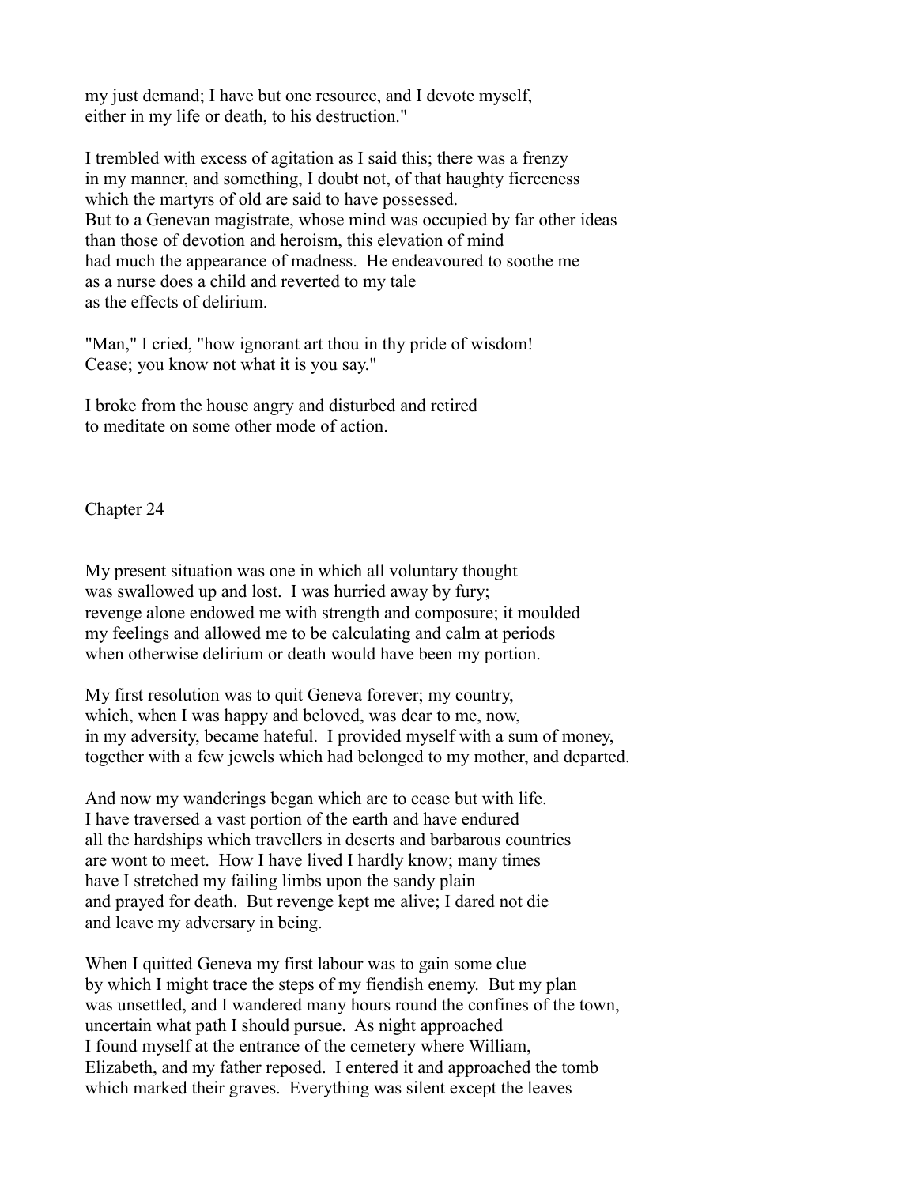my just demand; I have but one resource, and I devote myself, either in my life or death, to his destruction."

I trembled with excess of agitation as I said this; there was a frenzy in my manner, and something, I doubt not, of that haughty fierceness which the martyrs of old are said to have possessed. But to a Genevan magistrate, whose mind was occupied by far other ideas than those of devotion and heroism, this elevation of mind had much the appearance of madness. He endeavoured to soothe me as a nurse does a child and reverted to my tale as the effects of delirium.

"Man," I cried, "how ignorant art thou in thy pride of wisdom! Cease; you know not what it is you say."

I broke from the house angry and disturbed and retired to meditate on some other mode of action.

## Chapter 24

My present situation was one in which all voluntary thought was swallowed up and lost. I was hurried away by fury; revenge alone endowed me with strength and composure; it moulded my feelings and allowed me to be calculating and calm at periods when otherwise delirium or death would have been my portion.

My first resolution was to quit Geneva forever; my country, which, when I was happy and beloved, was dear to me, now, in my adversity, became hateful. I provided myself with a sum of money, together with a few jewels which had belonged to my mother, and departed.

And now my wanderings began which are to cease but with life. I have traversed a vast portion of the earth and have endured all the hardships which travellers in deserts and barbarous countries are wont to meet. How I have lived I hardly know; many times have I stretched my failing limbs upon the sandy plain and prayed for death. But revenge kept me alive; I dared not die and leave my adversary in being.

When I quitted Geneva my first labour was to gain some clue by which I might trace the steps of my fiendish enemy. But my plan was unsettled, and I wandered many hours round the confines of the town, uncertain what path I should pursue. As night approached I found myself at the entrance of the cemetery where William, Elizabeth, and my father reposed. I entered it and approached the tomb which marked their graves. Everything was silent except the leaves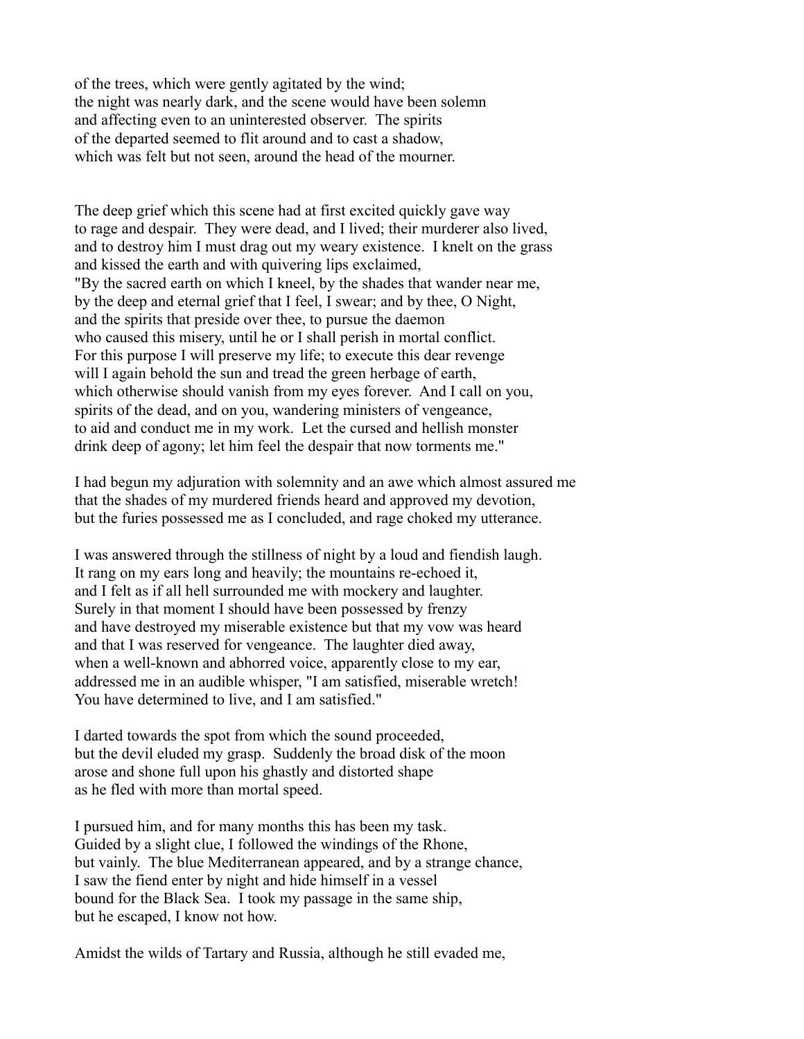of the trees, which were gently agitated by the wind;
the night was nearly dark, and the scene would have been solemn
and affecting even to an uninterested observer. The spirits
of the departed seemed to flit around and to cast a shadow,
which was felt but not seen, around the head of the mourner.

The deep grief which this scene had at first excited quickly gave way
to rage and despair. They were dead, and I lived; their murderer also lived,
and to destroy him I must drag out my weary existence. I knelt on the grass
and kissed the earth and with quivering lips exclaimed,
"By the sacred earth on which I kneel, by the shades that wander near me,
by the deep and eternal grief that I feel, I swear; and by thee, O Night,
and the spirits that preside over thee, to pursue the daemon
who caused this misery, until he or I shall perish in mortal conflict.
For this purpose I will preserve my life; to execute this dear revenge
will I again behold the sun and tread the green herbage of earth,
which otherwise should vanish from my eyes forever. And I call on you,
spirits of the dead, and on you, wandering ministers of vengeance,
to aid and conduct me in my work. Let the cursed and hellish monster
drink deep of agony; let him feel the despair that now torments me."

I had begun my adjuration with solemnity and an awe which almost assured me
that the shades of my murdered friends heard and approved my devotion,
but the furies possessed me as I concluded, and rage choked my utterance.

I was answered through the stillness of night by a loud and fiendish laugh.
It rang on my ears long and heavily; the mountains re-echoed it,
and I felt as if all hell surrounded me with mockery and laughter.
Surely in that moment I should have been possessed by frenzy
and have destroyed my miserable existence but that my vow was heard
and that I was reserved for vengeance. The laughter died away,
when a well-known and abhorred voice, apparently close to my ear,
addressed me in an audible whisper, "I am satisfied, miserable wretch!
You have determined to live, and I am satisfied."

I darted towards the spot from which the sound proceeded,
but the devil eluded my grasp. Suddenly the broad disk of the moon
arose and shone full upon his ghastly and distorted shape
as he fled with more than mortal speed.

I pursued him, and for many months this has been my task.
Guided by a slight clue, I followed the windings of the Rhone,
but vainly. The blue Mediterranean appeared, and by a strange chance,
I saw the fiend enter by night and hide himself in a vessel
bound for the Black Sea. I took my passage in the same ship,
but he escaped, I know not how.

Amidst the wilds of Tartary and Russia, although he still evaded me,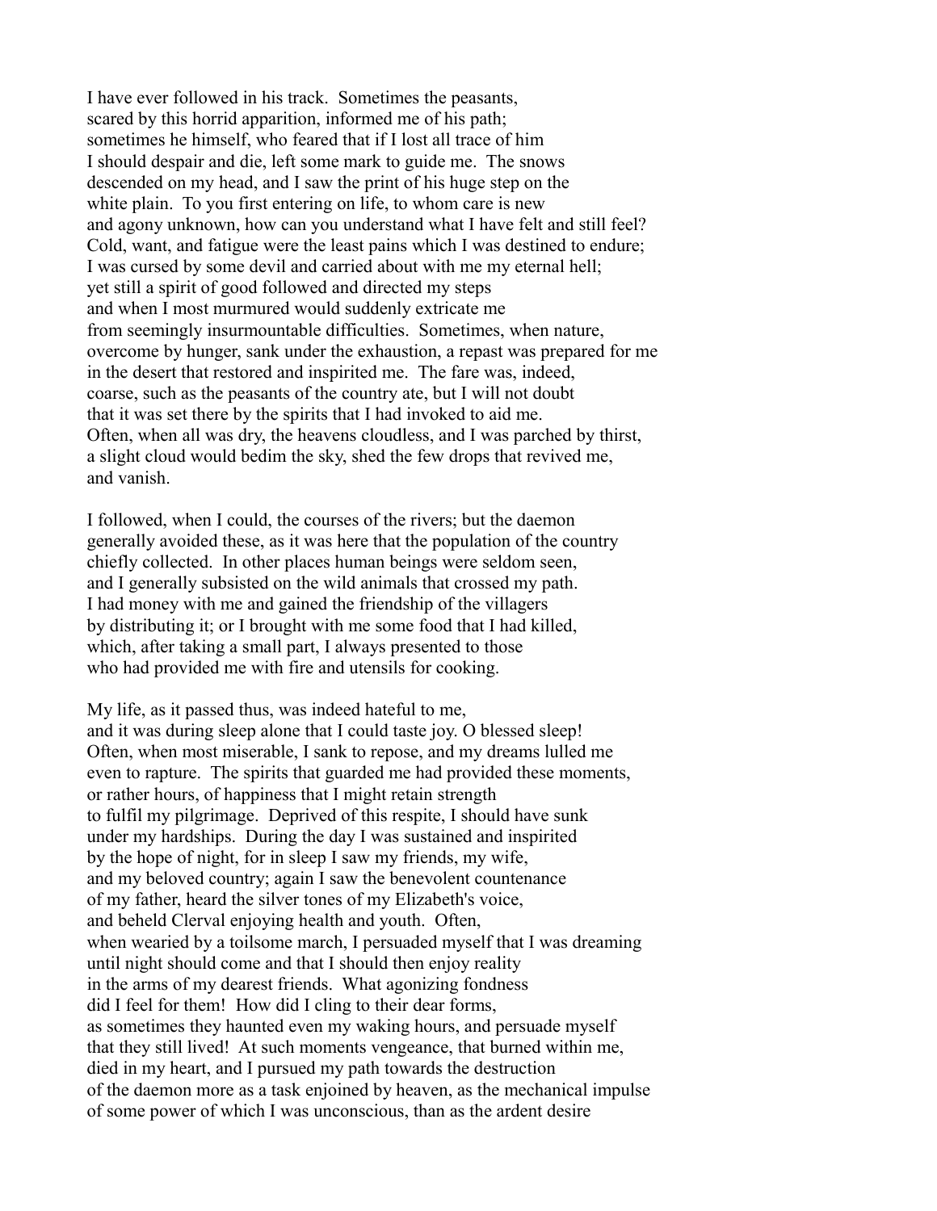I have ever followed in his track. Sometimes the peasants, scared by this horrid apparition, informed me of his path; sometimes he himself, who feared that if I lost all trace of him I should despair and die, left some mark to guide me. The snows descended on my head, and I saw the print of his huge step on the white plain. To you first entering on life, to whom care is new and agony unknown, how can you understand what I have felt and still feel? Cold, want, and fatigue were the least pains which I was destined to endure; I was cursed by some devil and carried about with me my eternal hell; yet still a spirit of good followed and directed my steps and when I most murmured would suddenly extricate me from seemingly insurmountable difficulties. Sometimes, when nature, overcome by hunger, sank under the exhaustion, a repast was prepared for me in the desert that restored and inspirited me. The fare was, indeed, coarse, such as the peasants of the country ate, but I will not doubt that it was set there by the spirits that I had invoked to aid me. Often, when all was dry, the heavens cloudless, and I was parched by thirst, a slight cloud would bedim the sky, shed the few drops that revived me, and vanish.

I followed, when I could, the courses of the rivers; but the daemon generally avoided these, as it was here that the population of the country chiefly collected. In other places human beings were seldom seen, and I generally subsisted on the wild animals that crossed my path. I had money with me and gained the friendship of the villagers by distributing it; or I brought with me some food that I had killed, which, after taking a small part, I always presented to those who had provided me with fire and utensils for cooking.

My life, as it passed thus, was indeed hateful to me, and it was during sleep alone that I could taste joy. O blessed sleep! Often, when most miserable, I sank to repose, and my dreams lulled me even to rapture. The spirits that guarded me had provided these moments, or rather hours, of happiness that I might retain strength to fulfil my pilgrimage. Deprived of this respite, I should have sunk under my hardships. During the day I was sustained and inspirited by the hope of night, for in sleep I saw my friends, my wife, and my beloved country; again I saw the benevolent countenance of my father, heard the silver tones of my Elizabeth's voice, and beheld Clerval enjoying health and youth. Often, when wearied by a toilsome march, I persuaded myself that I was dreaming until night should come and that I should then enjoy reality in the arms of my dearest friends. What agonizing fondness did I feel for them! How did I cling to their dear forms, as sometimes they haunted even my waking hours, and persuade myself that they still lived! At such moments vengeance, that burned within me, died in my heart, and I pursued my path towards the destruction of the daemon more as a task enjoined by heaven, as the mechanical impulse of some power of which I was unconscious, than as the ardent desire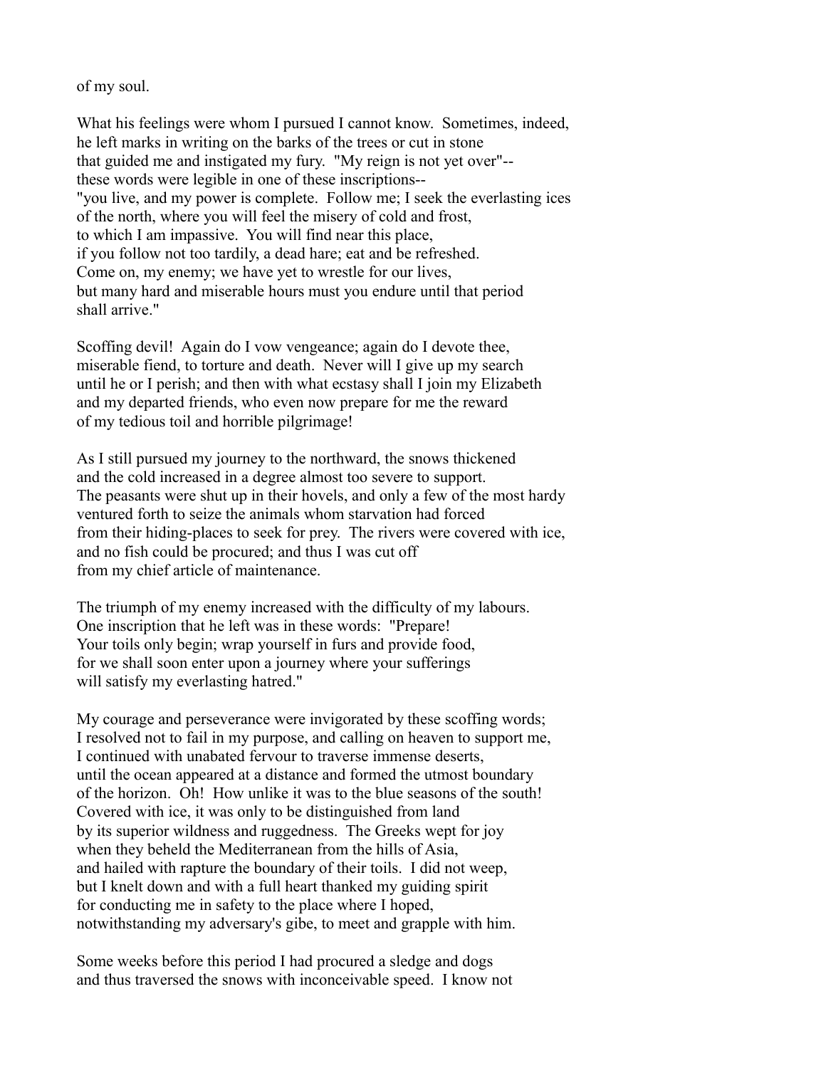of my soul.

What his feelings were whom I pursued I cannot know. Sometimes, indeed, he left marks in writing on the barks of the trees or cut in stone that guided me and instigated my fury. "My reign is not yet over"-- these words were legible in one of these inscriptions-- "you live, and my power is complete. Follow me; I seek the everlasting ices of the north, where you will feel the misery of cold and frost, to which I am impassive. You will find near this place, if you follow not too tardily, a dead hare; eat and be refreshed. Come on, my enemy; we have yet to wrestle for our lives, but many hard and miserable hours must you endure until that period shall arrive."

Scoffing devil! Again do I vow vengeance; again do I devote thee, miserable fiend, to torture and death. Never will I give up my search until he or I perish; and then with what ecstasy shall I join my Elizabeth and my departed friends, who even now prepare for me the reward of my tedious toil and horrible pilgrimage!

As I still pursued my journey to the northward, the snows thickened and the cold increased in a degree almost too severe to support. The peasants were shut up in their hovels, and only a few of the most hardy ventured forth to seize the animals whom starvation had forced from their hiding-places to seek for prey. The rivers were covered with ice, and no fish could be procured; and thus I was cut off from my chief article of maintenance.

The triumph of my enemy increased with the difficulty of my labours. One inscription that he left was in these words: "Prepare! Your toils only begin; wrap yourself in furs and provide food, for we shall soon enter upon a journey where your sufferings will satisfy my everlasting hatred."

My courage and perseverance were invigorated by these scoffing words; I resolved not to fail in my purpose, and calling on heaven to support me, I continued with unabated fervour to traverse immense deserts, until the ocean appeared at a distance and formed the utmost boundary of the horizon. Oh! How unlike it was to the blue seasons of the south! Covered with ice, it was only to be distinguished from land by its superior wildness and ruggedness. The Greeks wept for joy when they beheld the Mediterranean from the hills of Asia, and hailed with rapture the boundary of their toils. I did not weep, but I knelt down and with a full heart thanked my guiding spirit for conducting me in safety to the place where I hoped, notwithstanding my adversary's gibe, to meet and grapple with him.

Some weeks before this period I had procured a sledge and dogs and thus traversed the snows with inconceivable speed. I know not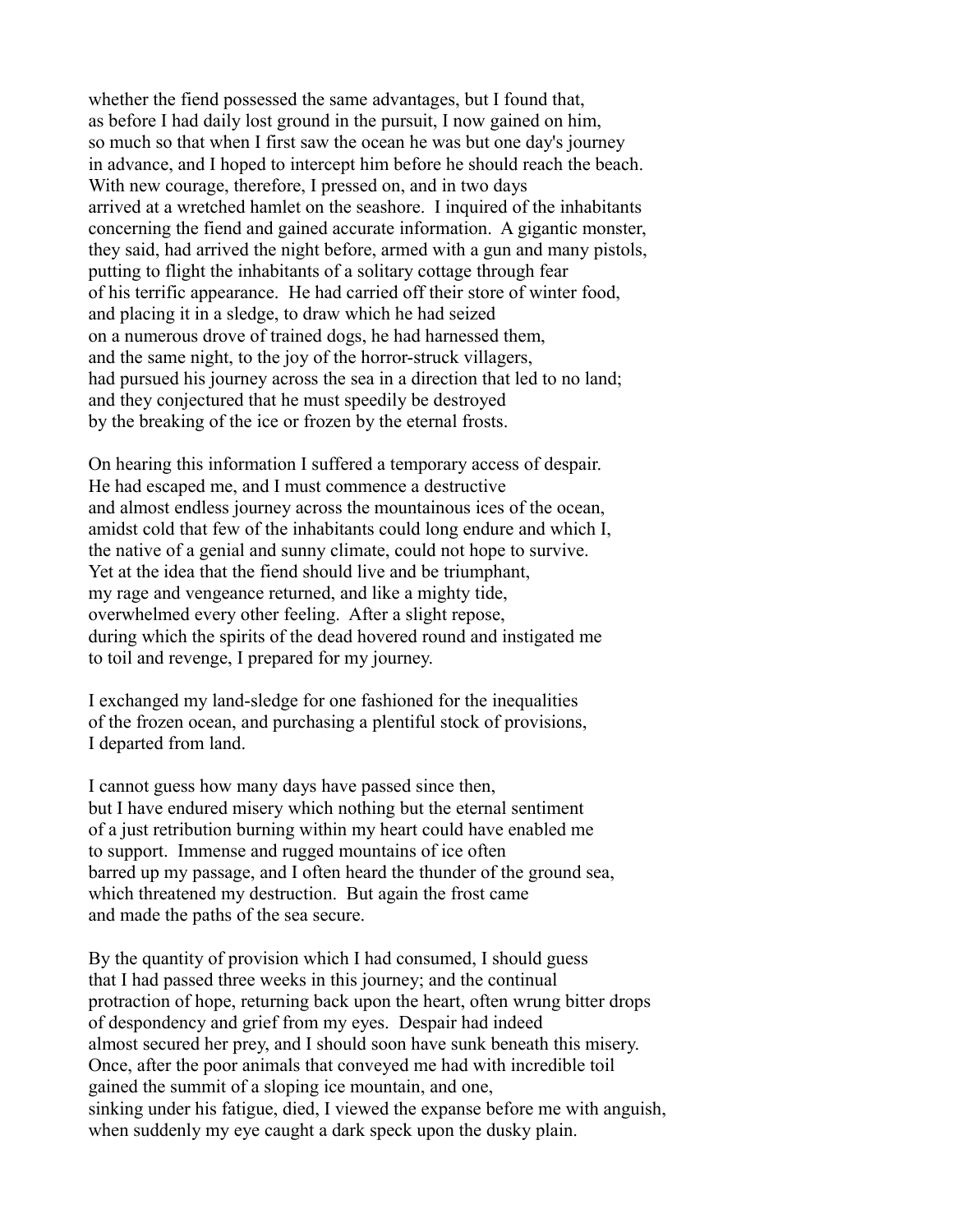whether the fiend possessed the same advantages, but I found that, as before I had daily lost ground in the pursuit, I now gained on him, so much so that when I first saw the ocean he was but one day's journey in advance, and I hoped to intercept him before he should reach the beach. With new courage, therefore, I pressed on, and in two days arrived at a wretched hamlet on the seashore. I inquired of the inhabitants concerning the fiend and gained accurate information. A gigantic monster, they said, had arrived the night before, armed with a gun and many pistols, putting to flight the inhabitants of a solitary cottage through fear of his terrific appearance. He had carried off their store of winter food, and placing it in a sledge, to draw which he had seized on a numerous drove of trained dogs, he had harnessed them, and the same night, to the joy of the horror-struck villagers, had pursued his journey across the sea in a direction that led to no land; and they conjectured that he must speedily be destroyed by the breaking of the ice or frozen by the eternal frosts.

On hearing this information I suffered a temporary access of despair. He had escaped me, and I must commence a destructive and almost endless journey across the mountainous ices of the ocean, amidst cold that few of the inhabitants could long endure and which I, the native of a genial and sunny climate, could not hope to survive. Yet at the idea that the fiend should live and be triumphant, my rage and vengeance returned, and like a mighty tide, overwhelmed every other feeling. After a slight repose, during which the spirits of the dead hovered round and instigated me to toil and revenge, I prepared for my journey.

I exchanged my land-sledge for one fashioned for the inequalities of the frozen ocean, and purchasing a plentiful stock of provisions, I departed from land.

I cannot guess how many days have passed since then, but I have endured misery which nothing but the eternal sentiment of a just retribution burning within my heart could have enabled me to support. Immense and rugged mountains of ice often barred up my passage, and I often heard the thunder of the ground sea, which threatened my destruction. But again the frost came and made the paths of the sea secure.

By the quantity of provision which I had consumed, I should guess that I had passed three weeks in this journey; and the continual protraction of hope, returning back upon the heart, often wrung bitter drops of despondency and grief from my eyes. Despair had indeed almost secured her prey, and I should soon have sunk beneath this misery. Once, after the poor animals that conveyed me had with incredible toil gained the summit of a sloping ice mountain, and one, sinking under his fatigue, died, I viewed the expanse before me with anguish, when suddenly my eye caught a dark speck upon the dusky plain.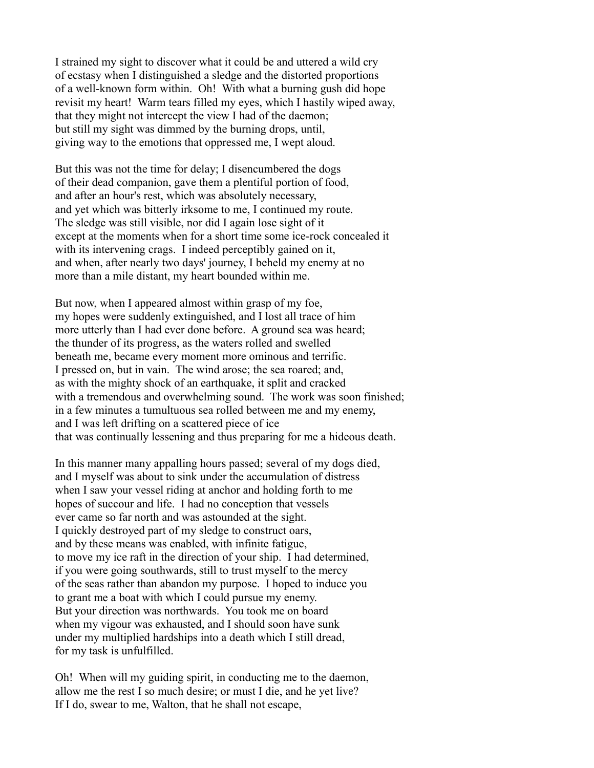I strained my sight to discover what it could be and uttered a wild cry
of ecstasy when I distinguished a sledge and the distorted proportions
of a well-known form within.  Oh!  With what a burning gush did hope
revisit my heart!  Warm tears filled my eyes, which I hastily wiped away,
that they might not intercept the view I had of the daemon;
but still my sight was dimmed by the burning drops, until,
giving way to the emotions that oppressed me, I wept aloud.

But this was not the time for delay; I disencumbered the dogs
of their dead companion, gave them a plentiful portion of food,
and after an hour's rest, which was absolutely necessary,
and yet which was bitterly irksome to me, I continued my route.
The sledge was still visible, nor did I again lose sight of it
except at the moments when for a short time some ice-rock concealed it
with its intervening crags.  I indeed perceptibly gained on it,
and when, after nearly two days' journey, I beheld my enemy at no
more than a mile distant, my heart bounded within me.

But now, when I appeared almost within grasp of my foe,
my hopes were suddenly extinguished, and I lost all trace of him
more utterly than I had ever done before.  A ground sea was heard;
the thunder of its progress, as the waters rolled and swelled
beneath me, became every moment more ominous and terrific.
I pressed on, but in vain.  The wind arose; the sea roared; and,
as with the mighty shock of an earthquake, it split and cracked
with a tremendous and overwhelming sound.  The work was soon finished;
in a few minutes a tumultuous sea rolled between me and my enemy,
and I was left drifting on a scattered piece of ice
that was continually lessening and thus preparing for me a hideous death.

In this manner many appalling hours passed; several of my dogs died,
and I myself was about to sink under the accumulation of distress
when I saw your vessel riding at anchor and holding forth to me
hopes of succour and life.  I had no conception that vessels
ever came so far north and was astounded at the sight.
I quickly destroyed part of my sledge to construct oars,
and by these means was enabled, with infinite fatigue,
to move my ice raft in the direction of your ship.  I had determined,
if you were going southwards, still to trust myself to the mercy
of the seas rather than abandon my purpose.  I hoped to induce you
to grant me a boat with which I could pursue my enemy.
But your direction was northwards.  You took me on board
when my vigour was exhausted, and I should soon have sunk
under my multiplied hardships into a death which I still dread,
for my task is unfulfilled.

Oh!  When will my guiding spirit, in conducting me to the daemon,
allow me the rest I so much desire; or must I die, and he yet live?
If I do, swear to me, Walton, that he shall not escape,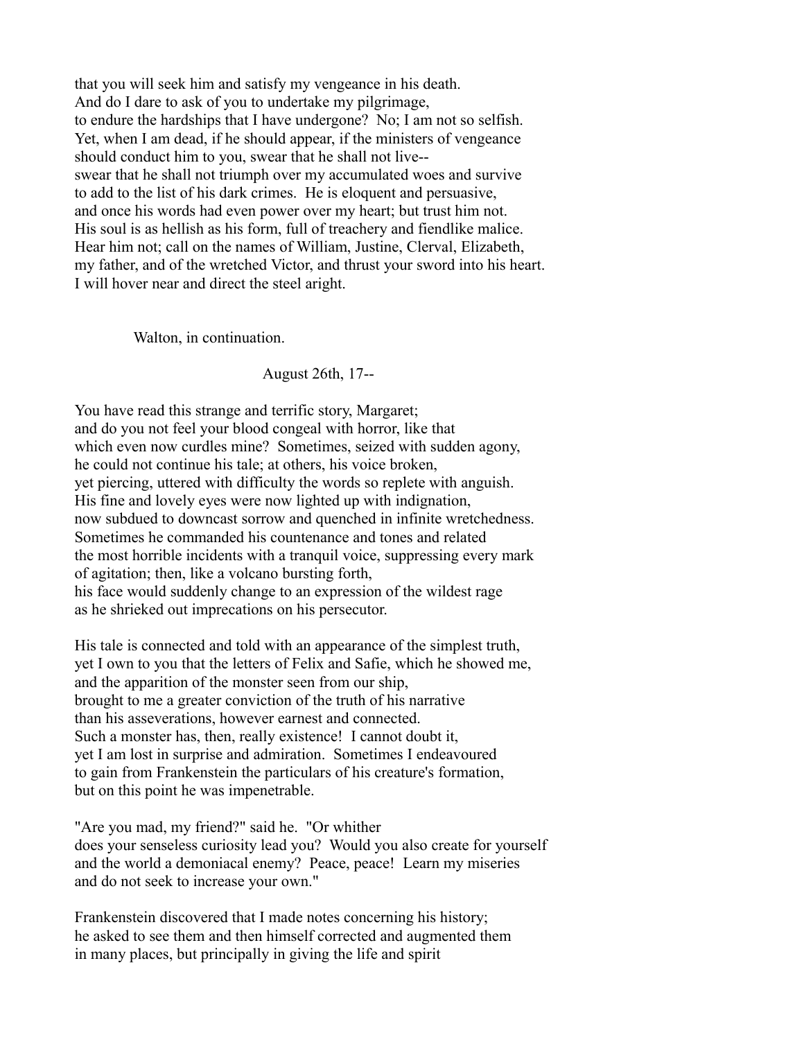that you will seek him and satisfy my vengeance in his death.
And do I dare to ask of you to undertake my pilgrimage,
to endure the hardships that I have undergone? No; I am not so selfish.
Yet, when I am dead, if he should appear, if the ministers of vengeance
should conduct him to you, swear that he shall not live--
swear that he shall not triumph over my accumulated woes and survive
to add to the list of his dark crimes. He is eloquent and persuasive,
and once his words had even power over my heart; but trust him not.
His soul is as hellish as his form, full of treachery and fiendlike malice.
Hear him not; call on the names of William, Justine, Clerval, Elizabeth,
my father, and of the wretched Victor, and thrust your sword into his heart.
I will hover near and direct the steel aright.

Walton, in continuation.

August 26th, 17--

You have read this strange and terrific story, Margaret;
and do you not feel your blood congeal with horror, like that
which even now curdles mine? Sometimes, seized with sudden agony,
he could not continue his tale; at others, his voice broken,
yet piercing, uttered with difficulty the words so replete with anguish.
His fine and lovely eyes were now lighted up with indignation,
now subdued to downcast sorrow and quenched in infinite wretchedness.
Sometimes he commanded his countenance and tones and related
the most horrible incidents with a tranquil voice, suppressing every mark
of agitation; then, like a volcano bursting forth,
his face would suddenly change to an expression of the wildest rage
as he shrieked out imprecations on his persecutor.

His tale is connected and told with an appearance of the simplest truth,
yet I own to you that the letters of Felix and Safie, which he showed me,
and the apparition of the monster seen from our ship,
brought to me a greater conviction of the truth of his narrative
than his asseverations, however earnest and connected.
Such a monster has, then, really existence! I cannot doubt it,
yet I am lost in surprise and admiration. Sometimes I endeavoured
to gain from Frankenstein the particulars of his creature's formation,
but on this point he was impenetrable.

"Are you mad, my friend?" said he. "Or whither
does your senseless curiosity lead you? Would you also create for yourself
and the world a demoniacal enemy? Peace, peace! Learn my miseries
and do not seek to increase your own."

Frankenstein discovered that I made notes concerning his history;
he asked to see them and then himself corrected and augmented them
in many places, but principally in giving the life and spirit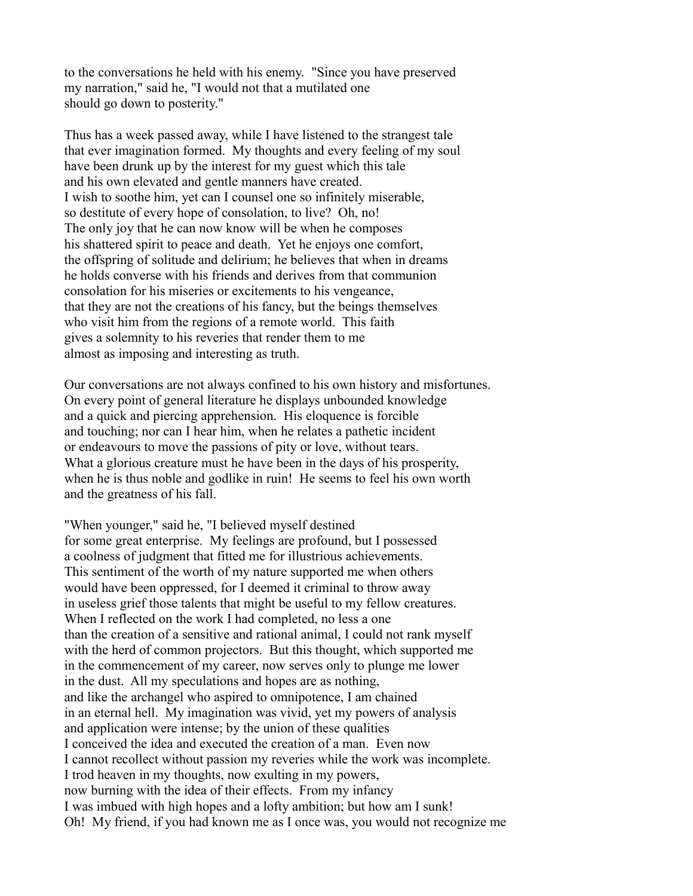to the conversations he held with his enemy. "Since you have preserved my narration," said he, "I would not that a mutilated one should go down to posterity."

Thus has a week passed away, while I have listened to the strangest tale that ever imagination formed. My thoughts and every feeling of my soul have been drunk up by the interest for my guest which this tale and his own elevated and gentle manners have created. I wish to soothe him, yet can I counsel one so infinitely miserable, so destitute of every hope of consolation, to live? Oh, no! The only joy that he can now know will be when he composes his shattered spirit to peace and death. Yet he enjoys one comfort, the offspring of solitude and delirium; he believes that when in dreams he holds converse with his friends and derives from that communion consolation for his miseries or excitements to his vengeance, that they are not the creations of his fancy, but the beings themselves who visit him from the regions of a remote world. This faith gives a solemnity to his reveries that render them to me almost as imposing and interesting as truth.

Our conversations are not always confined to his own history and misfortunes. On every point of general literature he displays unbounded knowledge and a quick and piercing apprehension. His eloquence is forcible and touching; nor can I hear him, when he relates a pathetic incident or endeavours to move the passions of pity or love, without tears. What a glorious creature must he have been in the days of his prosperity, when he is thus noble and godlike in ruin! He seems to feel his own worth and the greatness of his fall.

"When younger," said he, "I believed myself destined for some great enterprise. My feelings are profound, but I possessed a coolness of judgment that fitted me for illustrious achievements. This sentiment of the worth of my nature supported me when others would have been oppressed, for I deemed it criminal to throw away in useless grief those talents that might be useful to my fellow creatures. When I reflected on the work I had completed, no less a one than the creation of a sensitive and rational animal, I could not rank myself with the herd of common projectors. But this thought, which supported me in the commencement of my career, now serves only to plunge me lower in the dust. All my speculations and hopes are as nothing, and like the archangel who aspired to omnipotence, I am chained in an eternal hell. My imagination was vivid, yet my powers of analysis and application were intense; by the union of these qualities I conceived the idea and executed the creation of a man. Even now I cannot recollect without passion my reveries while the work was incomplete. I trod heaven in my thoughts, now exulting in my powers, now burning with the idea of their effects. From my infancy I was imbued with high hopes and a lofty ambition; but how am I sunk! Oh! My friend, if you had known me as I once was, you would not recognize me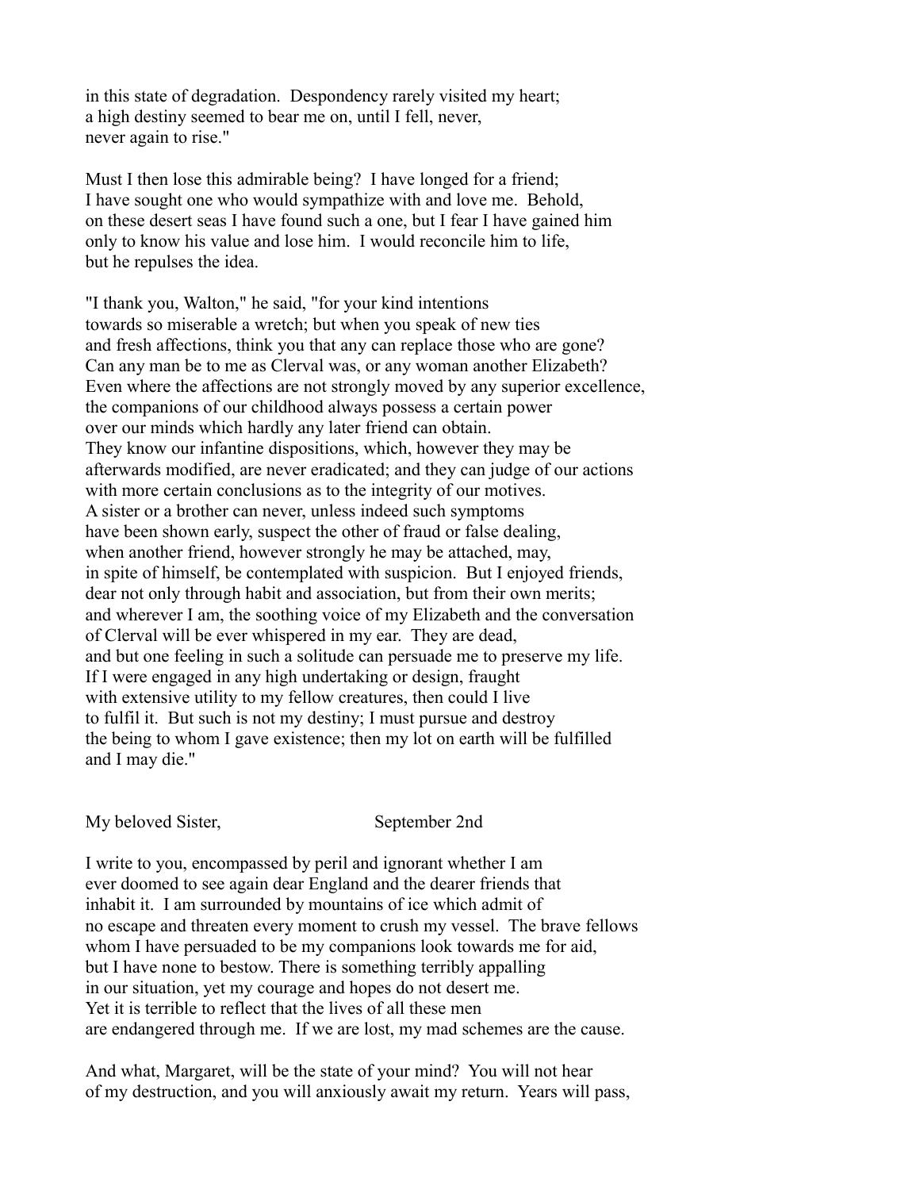in this state of degradation. Despondency rarely visited my heart; a high destiny seemed to bear me on, until I fell, never, never again to rise."

Must I then lose this admirable being? I have longed for a friend; I have sought one who would sympathize with and love me. Behold, on these desert seas I have found such a one, but I fear I have gained him only to know his value and lose him. I would reconcile him to life, but he repulses the idea.

"I thank you, Walton," he said, "for your kind intentions towards so miserable a wretch; but when you speak of new ties and fresh affections, think you that any can replace those who are gone? Can any man be to me as Clerval was, or any woman another Elizabeth? Even where the affections are not strongly moved by any superior excellence, the companions of our childhood always possess a certain power over our minds which hardly any later friend can obtain. They know our infantine dispositions, which, however they may be afterwards modified, are never eradicated; and they can judge of our actions with more certain conclusions as to the integrity of our motives. A sister or a brother can never, unless indeed such symptoms have been shown early, suspect the other of fraud or false dealing, when another friend, however strongly he may be attached, may, in spite of himself, be contemplated with suspicion. But I enjoyed friends, dear not only through habit and association, but from their own merits; and wherever I am, the soothing voice of my Elizabeth and the conversation of Clerval will be ever whispered in my ear. They are dead, and but one feeling in such a solitude can persuade me to preserve my life. If I were engaged in any high undertaking or design, fraught with extensive utility to my fellow creatures, then could I live to fulfil it. But such is not my destiny; I must pursue and destroy the being to whom I gave existence; then my lot on earth will be fulfilled and I may die."

My beloved Sister, September 2nd

I write to you, encompassed by peril and ignorant whether I am ever doomed to see again dear England and the dearer friends that inhabit it. I am surrounded by mountains of ice which admit of no escape and threaten every moment to crush my vessel. The brave fellows whom I have persuaded to be my companions look towards me for aid, but I have none to bestow. There is something terribly appalling in our situation, yet my courage and hopes do not desert me. Yet it is terrible to reflect that the lives of all these men are endangered through me. If we are lost, my mad schemes are the cause.

And what, Margaret, will be the state of your mind? You will not hear of my destruction, and you will anxiously await my return. Years will pass,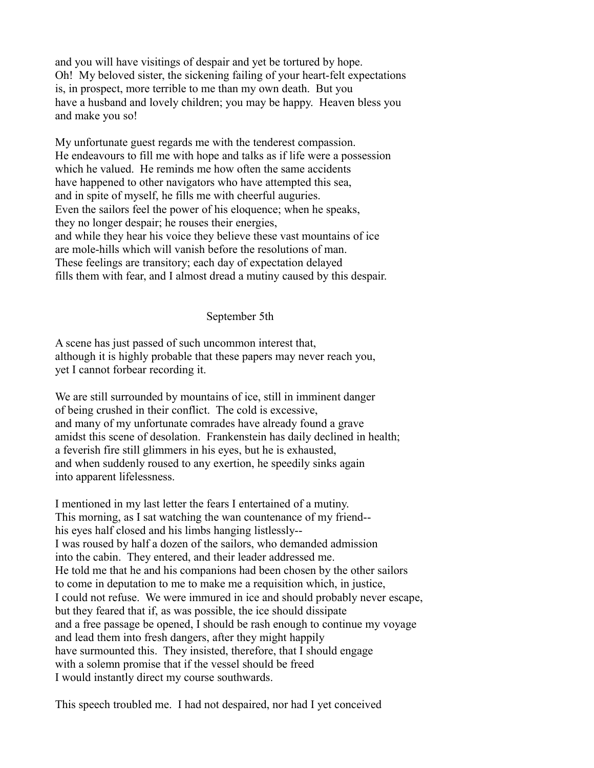and you will have visitings of despair and yet be tortured by hope.
Oh! My beloved sister, the sickening failing of your heart-felt expectations
is, in prospect, more terrible to me than my own death. But you
have a husband and lovely children; you may be happy. Heaven bless you
and make you so!

My unfortunate guest regards me with the tenderest compassion.
He endeavours to fill me with hope and talks as if life were a possession
which he valued. He reminds me how often the same accidents
have happened to other navigators who have attempted this sea,
and in spite of myself, he fills me with cheerful auguries.
Even the sailors feel the power of his eloquence; when he speaks,
they no longer despair; he rouses their energies,
and while they hear his voice they believe these vast mountains of ice
are mole-hills which will vanish before the resolutions of man.
These feelings are transitory; each day of expectation delayed
fills them with fear, and I almost dread a mutiny caused by this despair.

September 5th

A scene has just passed of such uncommon interest that,
although it is highly probable that these papers may never reach you,
yet I cannot forbear recording it.

We are still surrounded by mountains of ice, still in imminent danger
of being crushed in their conflict. The cold is excessive,
and many of my unfortunate comrades have already found a grave
amidst this scene of desolation. Frankenstein has daily declined in health;
a feverish fire still glimmers in his eyes, but he is exhausted,
and when suddenly roused to any exertion, he speedily sinks again
into apparent lifelessness.

I mentioned in my last letter the fears I entertained of a mutiny.
This morning, as I sat watching the wan countenance of my friend--
his eyes half closed and his limbs hanging listlessly--
I was roused by half a dozen of the sailors, who demanded admission
into the cabin. They entered, and their leader addressed me.
He told me that he and his companions had been chosen by the other sailors
to come in deputation to me to make me a requisition which, in justice,
I could not refuse. We were immured in ice and should probably never escape,
but they feared that if, as was possible, the ice should dissipate
and a free passage be opened, I should be rash enough to continue my voyage
and lead them into fresh dangers, after they might happily
have surmounted this. They insisted, therefore, that I should engage
with a solemn promise that if the vessel should be freed
I would instantly direct my course southwards.

This speech troubled me. I had not despaired, nor had I yet conceived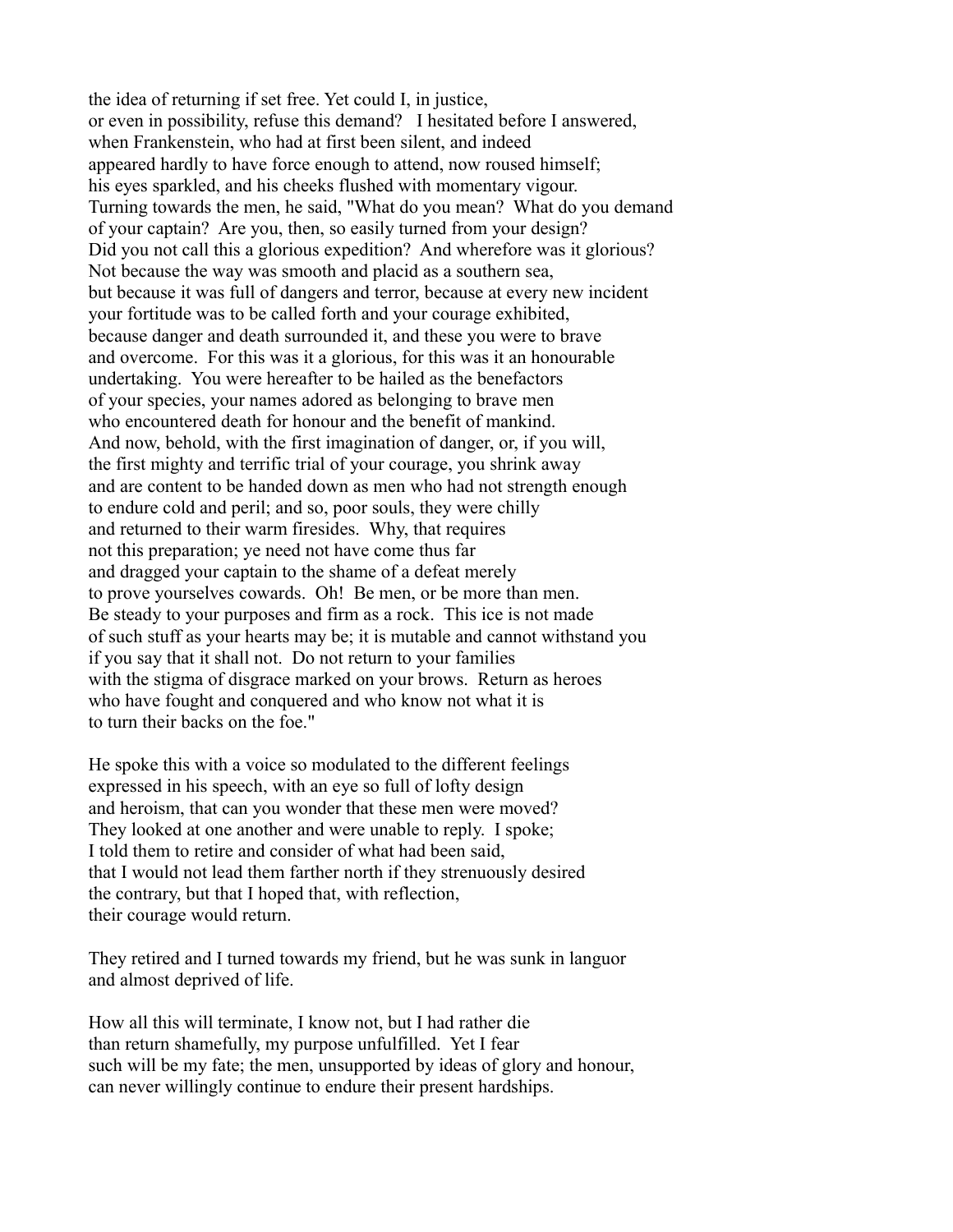the idea of returning if set free. Yet could I, in justice, or even in possibility, refuse this demand? I hesitated before I answered, when Frankenstein, who had at first been silent, and indeed appeared hardly to have force enough to attend, now roused himself; his eyes sparkled, and his cheeks flushed with momentary vigour. Turning towards the men, he said, "What do you mean? What do you demand of your captain? Are you, then, so easily turned from your design? Did you not call this a glorious expedition? And wherefore was it glorious? Not because the way was smooth and placid as a southern sea, but because it was full of dangers and terror, because at every new incident your fortitude was to be called forth and your courage exhibited, because danger and death surrounded it, and these you were to brave and overcome. For this was it a glorious, for this was it an honourable undertaking. You were hereafter to be hailed as the benefactors of your species, your names adored as belonging to brave men who encountered death for honour and the benefit of mankind. And now, behold, with the first imagination of danger, or, if you will, the first mighty and terrific trial of your courage, you shrink away and are content to be handed down as men who had not strength enough to endure cold and peril; and so, poor souls, they were chilly and returned to their warm firesides. Why, that requires not this preparation; ye need not have come thus far and dragged your captain to the shame of a defeat merely to prove yourselves cowards. Oh! Be men, or be more than men. Be steady to your purposes and firm as a rock. This ice is not made of such stuff as your hearts may be; it is mutable and cannot withstand you if you say that it shall not. Do not return to your families with the stigma of disgrace marked on your brows. Return as heroes who have fought and conquered and who know not what it is to turn their backs on the foe."

He spoke this with a voice so modulated to the different feelings expressed in his speech, with an eye so full of lofty design and heroism, that can you wonder that these men were moved? They looked at one another and were unable to reply. I spoke; I told them to retire and consider of what had been said, that I would not lead them farther north if they strenuously desired the contrary, but that I hoped that, with reflection, their courage would return.

They retired and I turned towards my friend, but he was sunk in languor and almost deprived of life.

How all this will terminate, I know not, but I had rather die than return shamefully, my purpose unfulfilled. Yet I fear such will be my fate; the men, unsupported by ideas of glory and honour, can never willingly continue to endure their present hardships.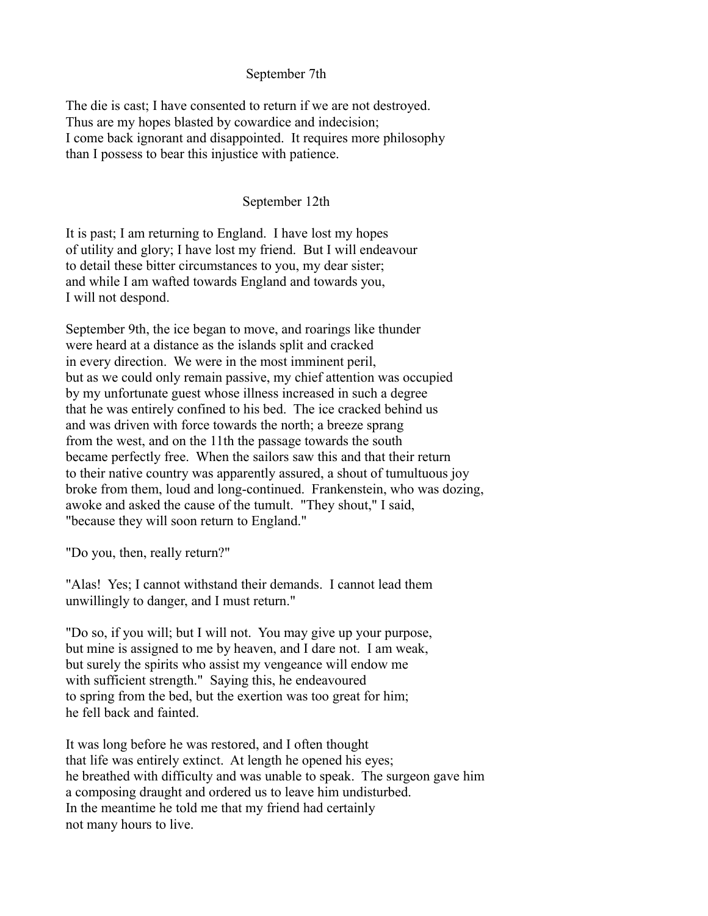September 7th

The die is cast; I have consented to return if we are not destroyed.
Thus are my hopes blasted by cowardice and indecision;
I come back ignorant and disappointed. It requires more philosophy
than I possess to bear this injustice with patience.

September 12th

It is past; I am returning to England. I have lost my hopes
of utility and glory; I have lost my friend. But I will endeavour
to detail these bitter circumstances to you, my dear sister;
and while I am wafted towards England and towards you,
I will not despond.

September 9th, the ice began to move, and roarings like thunder
were heard at a distance as the islands split and cracked
in every direction. We were in the most imminent peril,
but as we could only remain passive, my chief attention was occupied
by my unfortunate guest whose illness increased in such a degree
that he was entirely confined to his bed. The ice cracked behind us
and was driven with force towards the north; a breeze sprang
from the west, and on the 11th the passage towards the south
became perfectly free. When the sailors saw this and that their return
to their native country was apparently assured, a shout of tumultuous joy
broke from them, loud and long-continued. Frankenstein, who was dozing,
awoke and asked the cause of the tumult. "They shout," I said,
"because they will soon return to England."

"Do you, then, really return?"

"Alas! Yes; I cannot withstand their demands. I cannot lead them
unwillingly to danger, and I must return."

"Do so, if you will; but I will not. You may give up your purpose,
but mine is assigned to me by heaven, and I dare not. I am weak,
but surely the spirits who assist my vengeance will endow me
with sufficient strength." Saying this, he endeavoured
to spring from the bed, but the exertion was too great for him;
he fell back and fainted.

It was long before he was restored, and I often thought
that life was entirely extinct. At length he opened his eyes;
he breathed with difficulty and was unable to speak. The surgeon gave him
a composing draught and ordered us to leave him undisturbed.
In the meantime he told me that my friend had certainly
not many hours to live.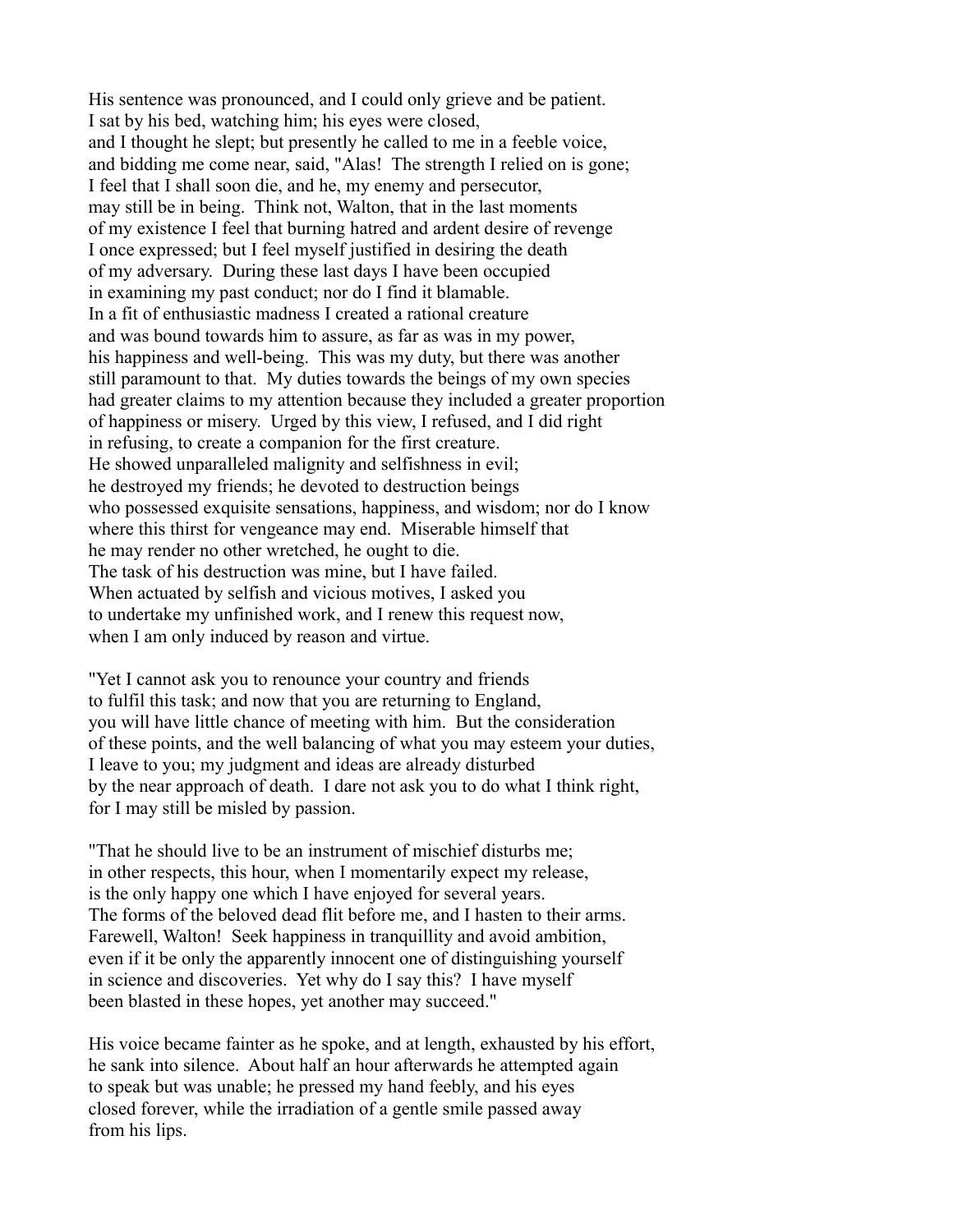His sentence was pronounced, and I could only grieve and be patient. I sat by his bed, watching him; his eyes were closed, and I thought he slept; but presently he called to me in a feeble voice, and bidding me come near, said, "Alas! The strength I relied on is gone; I feel that I shall soon die, and he, my enemy and persecutor, may still be in being. Think not, Walton, that in the last moments of my existence I feel that burning hatred and ardent desire of revenge I once expressed; but I feel myself justified in desiring the death of my adversary. During these last days I have been occupied in examining my past conduct; nor do I find it blamable. In a fit of enthusiastic madness I created a rational creature and was bound towards him to assure, as far as was in my power, his happiness and well-being. This was my duty, but there was another still paramount to that. My duties towards the beings of my own species had greater claims to my attention because they included a greater proportion of happiness or misery. Urged by this view, I refused, and I did right in refusing, to create a companion for the first creature. He showed unparalleled malignity and selfishness in evil; he destroyed my friends; he devoted to destruction beings who possessed exquisite sensations, happiness, and wisdom; nor do I know where this thirst for vengeance may end. Miserable himself that he may render no other wretched, he ought to die. The task of his destruction was mine, but I have failed. When actuated by selfish and vicious motives, I asked you to undertake my unfinished work, and I renew this request now, when I am only induced by reason and virtue.

"Yet I cannot ask you to renounce your country and friends to fulfil this task; and now that you are returning to England, you will have little chance of meeting with him. But the consideration of these points, and the well balancing of what you may esteem your duties, I leave to you; my judgment and ideas are already disturbed by the near approach of death. I dare not ask you to do what I think right, for I may still be misled by passion.

"That he should live to be an instrument of mischief disturbs me; in other respects, this hour, when I momentarily expect my release, is the only happy one which I have enjoyed for several years. The forms of the beloved dead flit before me, and I hasten to their arms. Farewell, Walton! Seek happiness in tranquillity and avoid ambition, even if it be only the apparently innocent one of distinguishing yourself in science and discoveries. Yet why do I say this? I have myself been blasted in these hopes, yet another may succeed."

His voice became fainter as he spoke, and at length, exhausted by his effort, he sank into silence. About half an hour afterwards he attempted again to speak but was unable; he pressed my hand feebly, and his eyes closed forever, while the irradiation of a gentle smile passed away from his lips.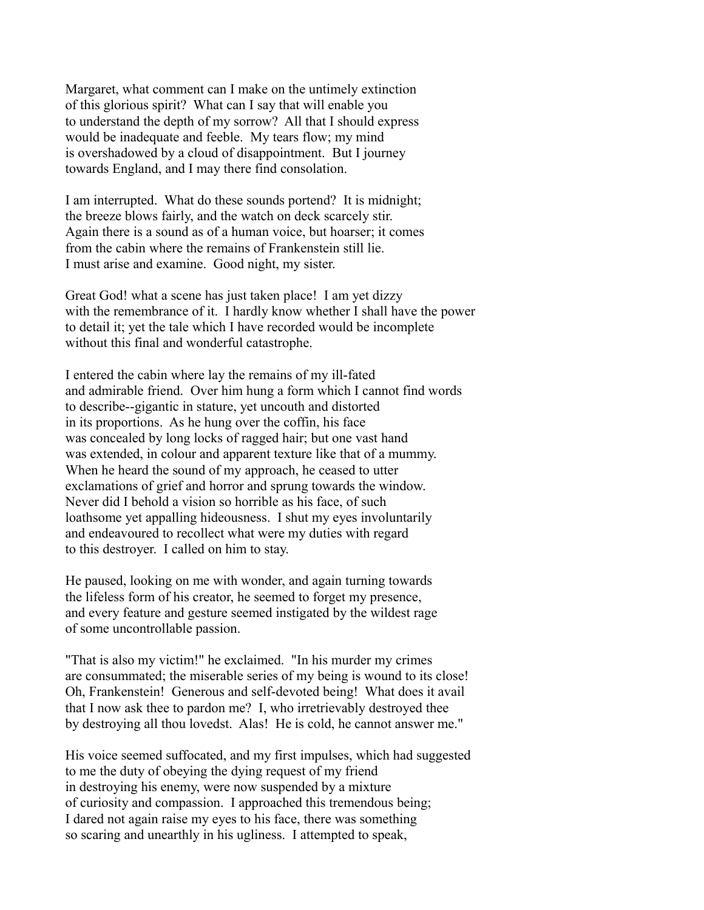Margaret, what comment can I make on the untimely extinction of this glorious spirit? What can I say that will enable you to understand the depth of my sorrow? All that I should express would be inadequate and feeble. My tears flow; my mind is overshadowed by a cloud of disappointment. But I journey towards England, and I may there find consolation.

I am interrupted. What do these sounds portend? It is midnight; the breeze blows fairly, and the watch on deck scarcely stir. Again there is a sound as of a human voice, but hoarser; it comes from the cabin where the remains of Frankenstein still lie. I must arise and examine. Good night, my sister.

Great God! what a scene has just taken place! I am yet dizzy with the remembrance of it. I hardly know whether I shall have the power to detail it; yet the tale which I have recorded would be incomplete without this final and wonderful catastrophe.

I entered the cabin where lay the remains of my ill-fated and admirable friend. Over him hung a form which I cannot find words to describe--gigantic in stature, yet uncouth and distorted in its proportions. As he hung over the coffin, his face was concealed by long locks of ragged hair; but one vast hand was extended, in colour and apparent texture like that of a mummy. When he heard the sound of my approach, he ceased to utter exclamations of grief and horror and sprung towards the window. Never did I behold a vision so horrible as his face, of such loathsome yet appalling hideousness. I shut my eyes involuntarily and endeavoured to recollect what were my duties with regard to this destroyer. I called on him to stay.

He paused, looking on me with wonder, and again turning towards the lifeless form of his creator, he seemed to forget my presence, and every feature and gesture seemed instigated by the wildest rage of some uncontrollable passion.

"That is also my victim!" he exclaimed. "In his murder my crimes are consummated; the miserable series of my being is wound to its close! Oh, Frankenstein! Generous and self-devoted being! What does it avail that I now ask thee to pardon me? I, who irretrievably destroyed thee by destroying all thou lovedst. Alas! He is cold, he cannot answer me."

His voice seemed suffocated, and my first impulses, which had suggested to me the duty of obeying the dying request of my friend in destroying his enemy, were now suspended by a mixture of curiosity and compassion. I approached this tremendous being; I dared not again raise my eyes to his face, there was something so scaring and unearthly in his ugliness. I attempted to speak,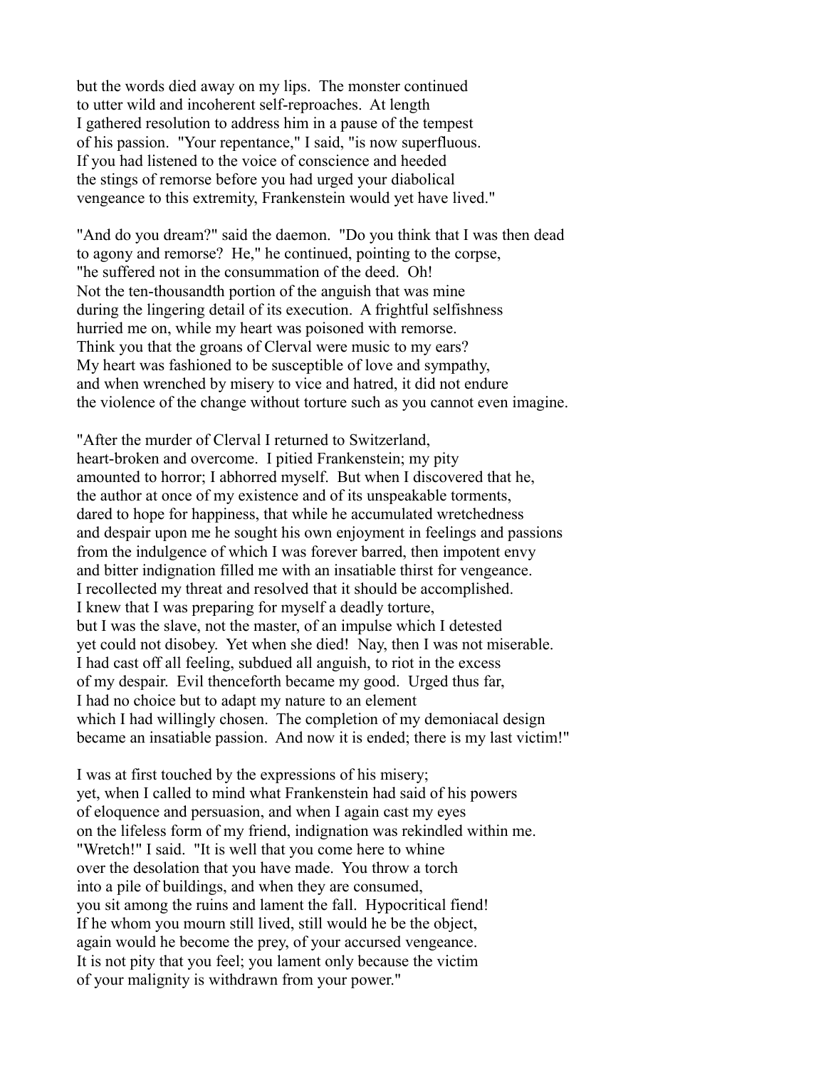but the words died away on my lips. The monster continued
to utter wild and incoherent self-reproaches. At length
I gathered resolution to address him in a pause of the tempest
of his passion. "Your repentance," I said, "is now superfluous.
If you had listened to the voice of conscience and heeded
the stings of remorse before you had urged your diabolical
vengeance to this extremity, Frankenstein would yet have lived."

"And do you dream?" said the daemon. "Do you think that I was then dead
to agony and remorse? He," he continued, pointing to the corpse,
"he suffered not in the consummation of the deed. Oh!
Not the ten-thousandth portion of the anguish that was mine
during the lingering detail of its execution. A frightful selfishness
hurried me on, while my heart was poisoned with remorse.
Think you that the groans of Clerval were music to my ears?
My heart was fashioned to be susceptible of love and sympathy,
and when wrenched by misery to vice and hatred, it did not endure
the violence of the change without torture such as you cannot even imagine.

"After the murder of Clerval I returned to Switzerland,
heart-broken and overcome. I pitied Frankenstein; my pity
amounted to horror; I abhorred myself. But when I discovered that he,
the author at once of my existence and of its unspeakable torments,
dared to hope for happiness, that while he accumulated wretchedness
and despair upon me he sought his own enjoyment in feelings and passions
from the indulgence of which I was forever barred, then impotent envy
and bitter indignation filled me with an insatiable thirst for vengeance.
I recollected my threat and resolved that it should be accomplished.
I knew that I was preparing for myself a deadly torture,
but I was the slave, not the master, of an impulse which I detested
yet could not disobey. Yet when she died! Nay, then I was not miserable.
I had cast off all feeling, subdued all anguish, to riot in the excess
of my despair. Evil thenceforth became my good. Urged thus far,
I had no choice but to adapt my nature to an element
which I had willingly chosen. The completion of my demoniacal design
became an insatiable passion. And now it is ended; there is my last victim!"

I was at first touched by the expressions of his misery;
yet, when I called to mind what Frankenstein had said of his powers
of eloquence and persuasion, and when I again cast my eyes
on the lifeless form of my friend, indignation was rekindled within me.
"Wretch!" I said. "It is well that you come here to whine
over the desolation that you have made. You throw a torch
into a pile of buildings, and when they are consumed,
you sit among the ruins and lament the fall. Hypocritical fiend!
If he whom you mourn still lived, still would he be the object,
again would he become the prey, of your accursed vengeance.
It is not pity that you feel; you lament only because the victim
of your malignity is withdrawn from your power."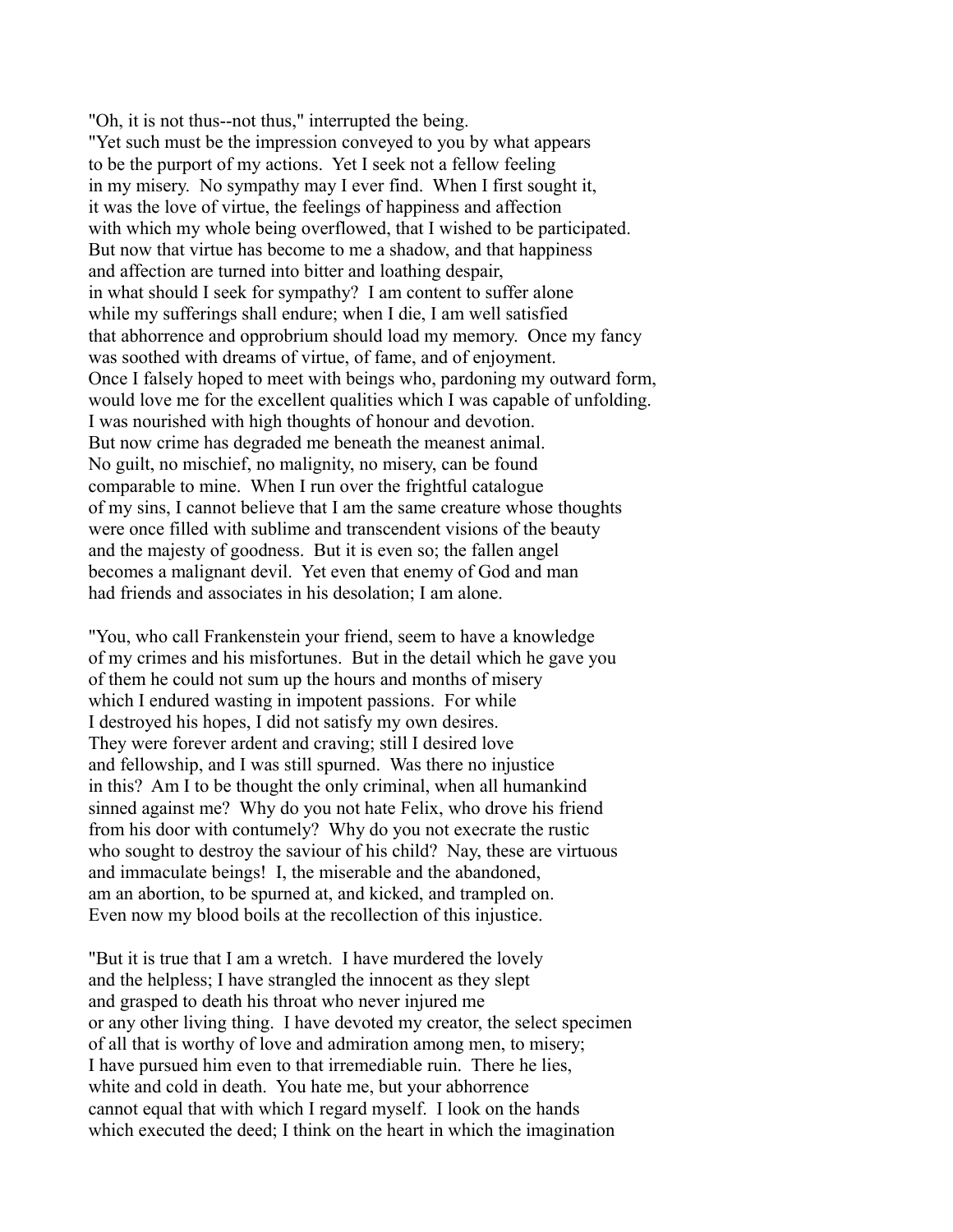"Oh, it is not thus--not thus," interrupted the being.
"Yet such must be the impression conveyed to you by what appears
to be the purport of my actions. Yet I seek not a fellow feeling
in my misery. No sympathy may I ever find. When I first sought it,
it was the love of virtue, the feelings of happiness and affection
with which my whole being overflowed, that I wished to be participated.
But now that virtue has become to me a shadow, and that happiness
and affection are turned into bitter and loathing despair,
in what should I seek for sympathy? I am content to suffer alone
while my sufferings shall endure; when I die, I am well satisfied
that abhorrence and opprobrium should load my memory. Once my fancy
was soothed with dreams of virtue, of fame, and of enjoyment.
Once I falsely hoped to meet with beings who, pardoning my outward form,
would love me for the excellent qualities which I was capable of unfolding.
I was nourished with high thoughts of honour and devotion.
But now crime has degraded me beneath the meanest animal.
No guilt, no mischief, no malignity, no misery, can be found
comparable to mine. When I run over the frightful catalogue
of my sins, I cannot believe that I am the same creature whose thoughts
were once filled with sublime and transcendent visions of the beauty
and the majesty of goodness. But it is even so; the fallen angel
becomes a malignant devil. Yet even that enemy of God and man
had friends and associates in his desolation; I am alone.

"You, who call Frankenstein your friend, seem to have a knowledge
of my crimes and his misfortunes. But in the detail which he gave you
of them he could not sum up the hours and months of misery
which I endured wasting in impotent passions. For while
I destroyed his hopes, I did not satisfy my own desires.
They were forever ardent and craving; still I desired love
and fellowship, and I was still spurned. Was there no injustice
in this? Am I to be thought the only criminal, when all humankind
sinned against me? Why do you not hate Felix, who drove his friend
from his door with contumely? Why do you not execrate the rustic
who sought to destroy the saviour of his child? Nay, these are virtuous
and immaculate beings! I, the miserable and the abandoned,
am an abortion, to be spurned at, and kicked, and trampled on.
Even now my blood boils at the recollection of this injustice.

"But it is true that I am a wretch. I have murdered the lovely
and the helpless; I have strangled the innocent as they slept
and grasped to death his throat who never injured me
or any other living thing. I have devoted my creator, the select specimen
of all that is worthy of love and admiration among men, to misery;
I have pursued him even to that irremediable ruin. There he lies,
white and cold in death. You hate me, but your abhorrence
cannot equal that with which I regard myself. I look on the hands
which executed the deed; I think on the heart in which the imagination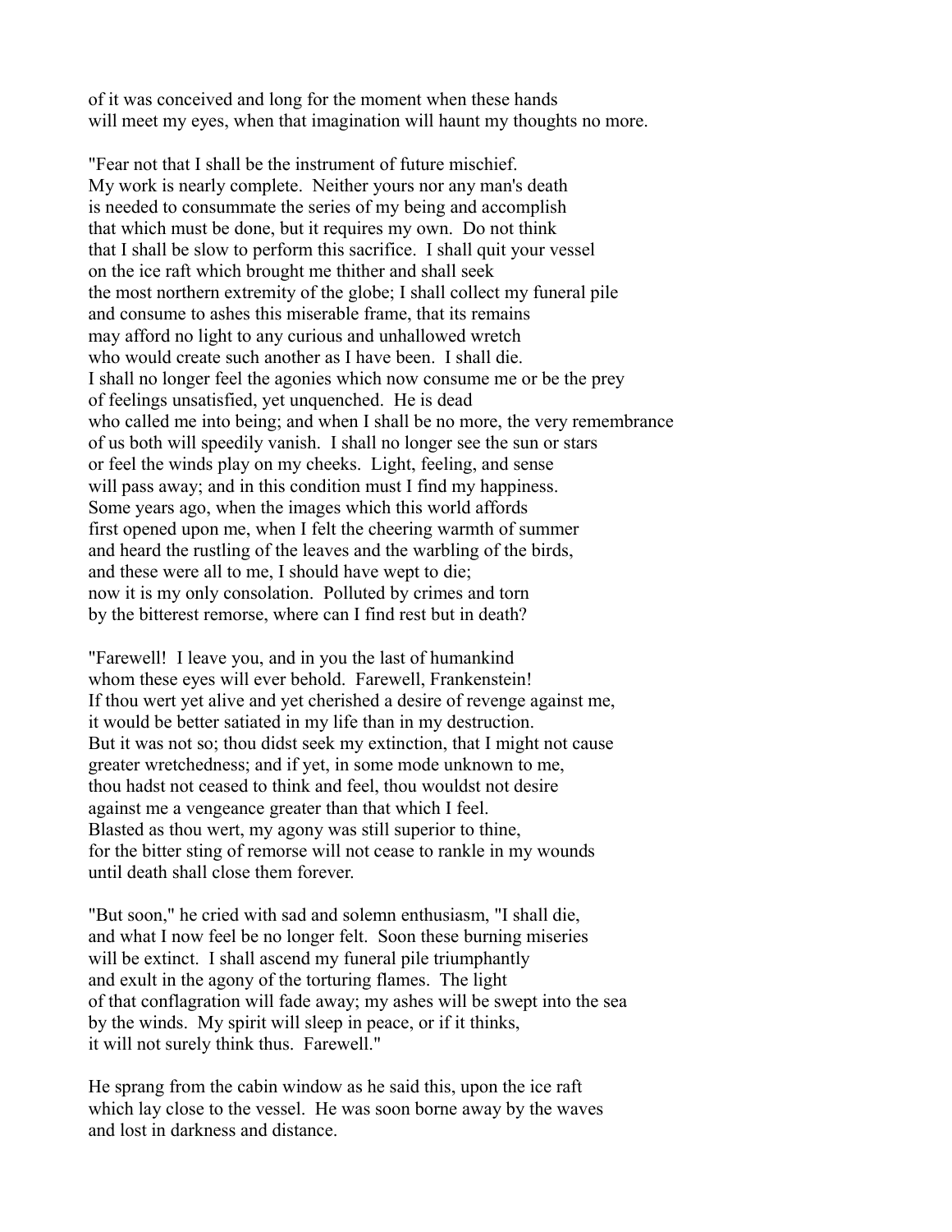of it was conceived and long for the moment when these hands
will meet my eyes, when that imagination will haunt my thoughts no more.

"Fear not that I shall be the instrument of future mischief.
My work is nearly complete. Neither yours nor any man's death
is needed to consummate the series of my being and accomplish
that which must be done, but it requires my own. Do not think
that I shall be slow to perform this sacrifice. I shall quit your vessel
on the ice raft which brought me thither and shall seek
the most northern extremity of the globe; I shall collect my funeral pile
and consume to ashes this miserable frame, that its remains
may afford no light to any curious and unhallowed wretch
who would create such another as I have been. I shall die.
I shall no longer feel the agonies which now consume me or be the prey
of feelings unsatisfied, yet unquenched. He is dead
who called me into being; and when I shall be no more, the very remembrance
of us both will speedily vanish. I shall no longer see the sun or stars
or feel the winds play on my cheeks. Light, feeling, and sense
will pass away; and in this condition must I find my happiness.
Some years ago, when the images which this world affords
first opened upon me, when I felt the cheering warmth of summer
and heard the rustling of the leaves and the warbling of the birds,
and these were all to me, I should have wept to die;
now it is my only consolation. Polluted by crimes and torn
by the bitterest remorse, where can I find rest but in death?

"Farewell! I leave you, and in you the last of humankind
whom these eyes will ever behold. Farewell, Frankenstein!
If thou wert yet alive and yet cherished a desire of revenge against me,
it would be better satiated in my life than in my destruction.
But it was not so; thou didst seek my extinction, that I might not cause
greater wretchedness; and if yet, in some mode unknown to me,
thou hadst not ceased to think and feel, thou wouldst not desire
against me a vengeance greater than that which I feel.
Blasted as thou wert, my agony was still superior to thine,
for the bitter sting of remorse will not cease to rankle in my wounds
until death shall close them forever.

"But soon," he cried with sad and solemn enthusiasm, "I shall die,
and what I now feel be no longer felt. Soon these burning miseries
will be extinct. I shall ascend my funeral pile triumphantly
and exult in the agony of the torturing flames. The light
of that conflagration will fade away; my ashes will be swept into the sea
by the winds. My spirit will sleep in peace, or if it thinks,
it will not surely think thus. Farewell."

He sprang from the cabin window as he said this, upon the ice raft
which lay close to the vessel. He was soon borne away by the waves
and lost in darkness and distance.